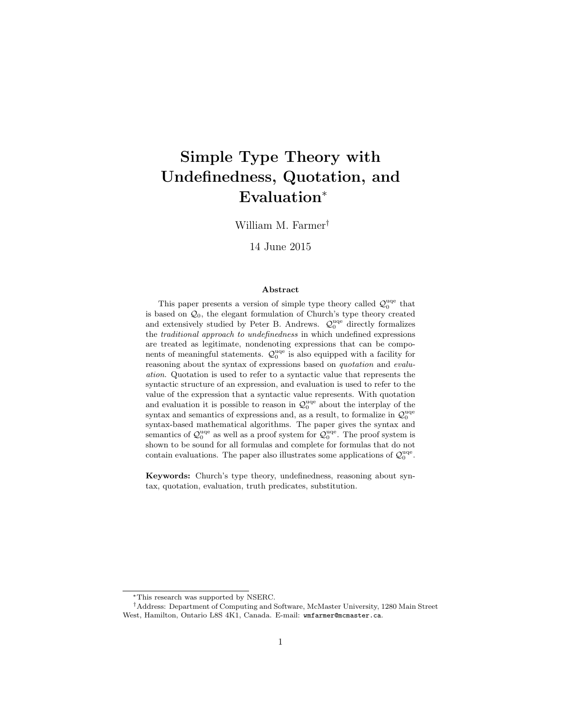# Simple Type Theory with Undefinedness, Quotation, and Evaluation*

William M. Farmer†

14 June 2015

### Abstract

This paper presents a version of simple type theory called $\mathcal{Q}_0^{\rm uqe}$ that is based on $\mathcal{Q}_0$, the elegant formulation of Church's type theory created and extensively studied by Peter B. Andrews. $\mathcal{Q}_0^{\rm uqe}$ directly formalizes the *traditional approach to undefinedness* in which undefined expressions are treated as legitimate, nondenoting expressions that can be components of meaningful statements. $\mathcal{Q}_0^{\rm uqe}$ is also equipped with a facility for reasoning about the syntax of expressions based on *quotation* and *evaluation*. Quotation is used to refer to a syntactic value that represents the syntactic structure of an expression, and evaluation is used to refer to the value of the expression that a syntactic value represents. With quotation and evaluation it is possible to reason in $\mathcal{Q}_0^{\rm uqe}$ about the interplay of the syntax and semantics of expressions and, as a result, to formalize in $\mathcal{Q}_0^{\rm uqe}$ syntax-based mathematical algorithms. The paper gives the syntax and semantics of $\mathcal{Q}_0^{\rm uqe}$ as well as a proof system for $\mathcal{Q}_0^{\rm uqe}$. The proof system is shown to be sound for all formulas and complete for formulas that do not contain evaluations. The paper also illustrates some applications of $\mathcal{Q}_0^{\rm uqe}$.

**Keywords:** Church's type theory, undefinedness, reasoning about syntax, quotation, evaluation, truth predicates, substitution.

---

*This research was supported by NSERC.

†Address: Department of Computing and Software, McMaster University, 1280 Main Street West, Hamilton, Ontario L8S 4K1, Canada. E-mail: `wmfarmer@mcmaster.ca`.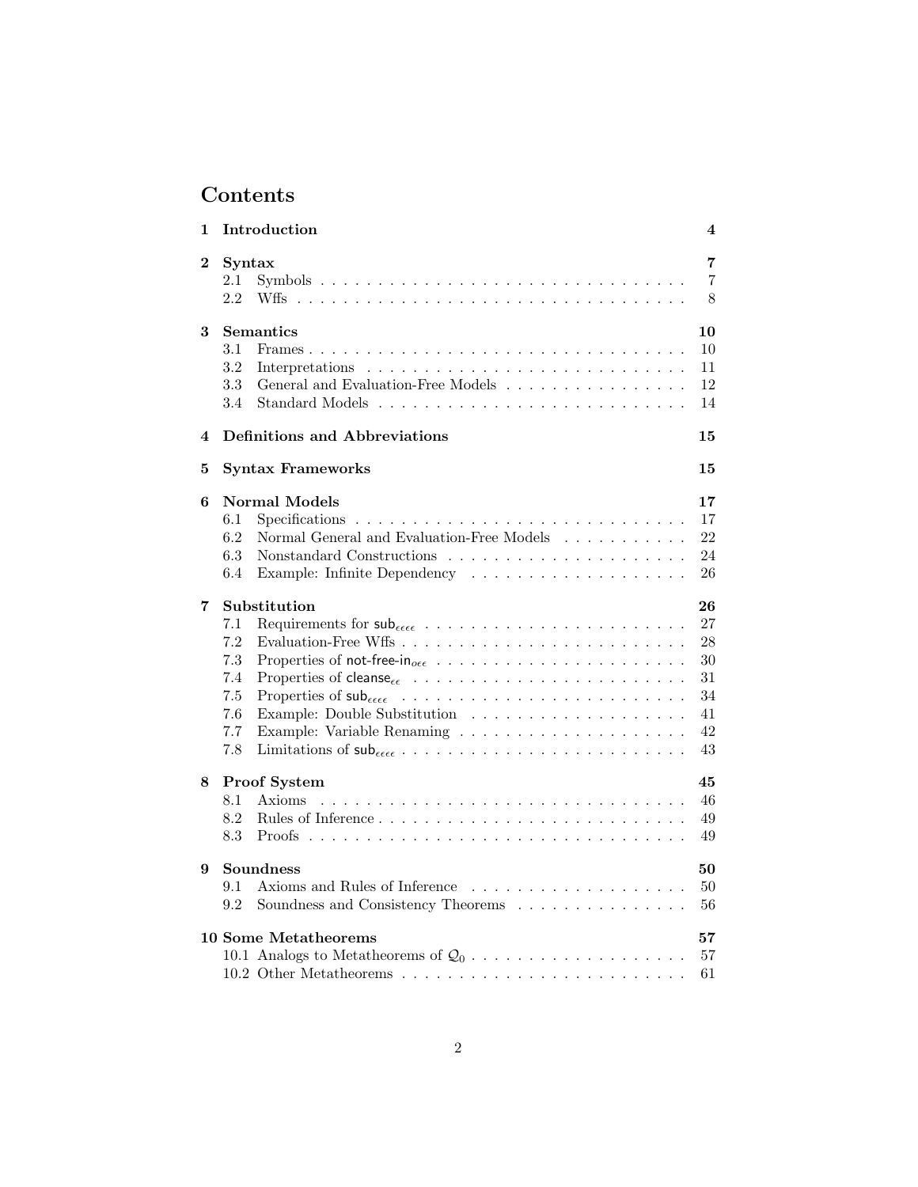# Contents

**1 Introduction** 4

**2 Syntax** 7
- 2.1 Symbols 7
- 2.2 Wffs 8

**3 Semantics** 10
- 3.1 Frames 10
- 3.2 Interpretations 11
- 3.3 General and Evaluation-Free Models 12
- 3.4 Standard Models 14

**4 Definitions and Abbreviations** 15

**5 Syntax Frameworks** 15

**6 Normal Models** 17
- 6.1 Specifications 17
- 6.2 Normal General and Evaluation-Free Models 22
- 6.3 Nonstandard Constructions 24
- 6.4 Example: Infinite Dependency 26

**7 Substitution** 26
- 7.1 Requirements for $\mathsf{sub}_{\epsilon\epsilon\epsilon\epsilon}$ 27
- 7.2 Evaluation-Free Wffs 28
- 7.3 Properties of $\mathsf{not\text{-}free\text{-}in}_{o\epsilon\epsilon}$ 30
- 7.4 Properties of $\mathsf{cleanse}_{\epsilon\epsilon}$ 31
- 7.5 Properties of $\mathsf{sub}_{\epsilon\epsilon\epsilon\epsilon}$ 34
- 7.6 Example: Double Substitution 41
- 7.7 Example: Variable Renaming 42
- 7.8 Limitations of $\mathsf{sub}_{\epsilon\epsilon\epsilon\epsilon}$ 43

**8 Proof System** 45
- 8.1 Axioms 46
- 8.2 Rules of Inference 49
- 8.3 Proofs 49

**9 Soundness** 50
- 9.1 Axioms and Rules of Inference 50
- 9.2 Soundness and Consistency Theorems 56

**10 Some Metatheorems** 57
- 10.1 Analogs to Metatheorems of $\mathcal{Q}_0$ 57
- 10.2 Other Metatheorems 61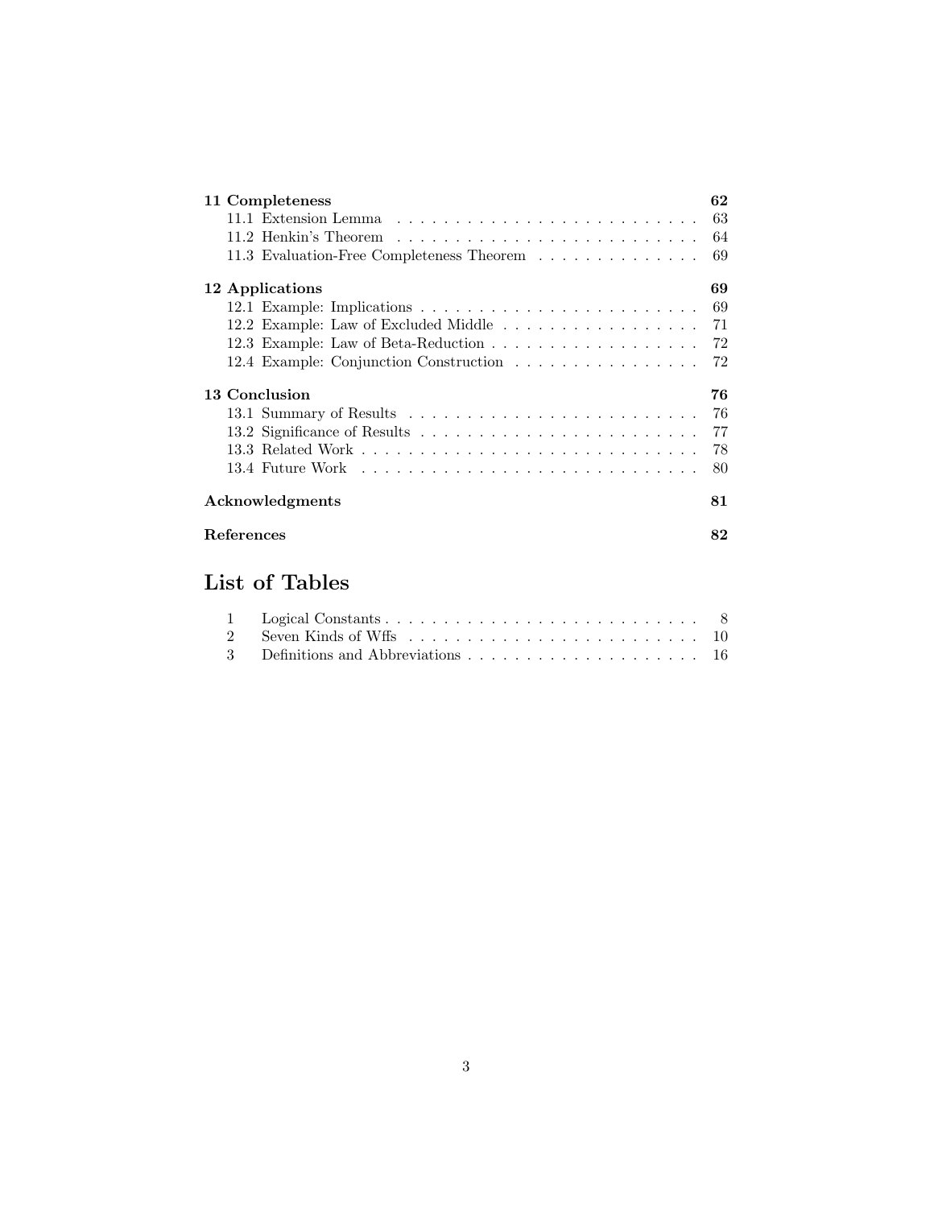**11 Completeness** 62

- 11.1 Extension Lemma . . . . . . . . . . . . . . . . . . . . . . . . . . 63
- 11.2 Henkin's Theorem . . . . . . . . . . . . . . . . . . . . . . . . . . 64
- 11.3 Evaluation-Free Completeness Theorem . . . . . . . . . . . . . . 69

**12 Applications** 69

- 12.1 Example: Implications . . . . . . . . . . . . . . . . . . . . . . . . 69
- 12.2 Example: Law of Excluded Middle . . . . . . . . . . . . . . . . . 71
- 12.3 Example: Law of Beta-Reduction . . . . . . . . . . . . . . . . . . 72
- 12.4 Example: Conjunction Construction . . . . . . . . . . . . . . . . 72

**13 Conclusion** 76

- 13.1 Summary of Results . . . . . . . . . . . . . . . . . . . . . . . . . 76
- 13.2 Significance of Results . . . . . . . . . . . . . . . . . . . . . . . . 77
- 13.3 Related Work . . . . . . . . . . . . . . . . . . . . . . . . . . . . . 78
- 13.4 Future Work . . . . . . . . . . . . . . . . . . . . . . . . . . . . . 80

**Acknowledgments** 81

**References** 82

# List of Tables

1. Logical Constants . . . . . . . . . . . . . . . . . . . . . . . . . . . 8
2. Seven Kinds of Wffs . . . . . . . . . . . . . . . . . . . . . . . . . 10
3. Definitions and Abbreviations . . . . . . . . . . . . . . . . . . . . 16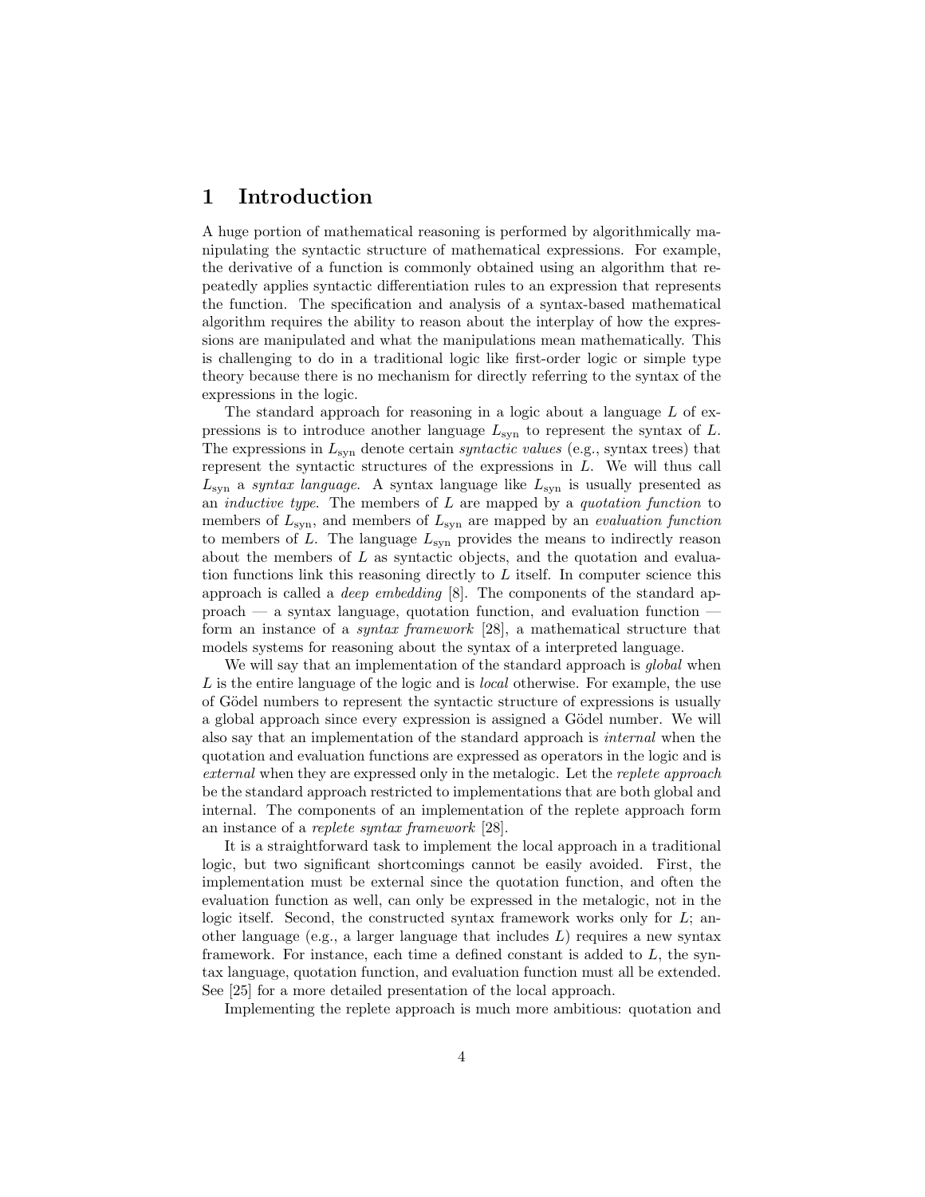# 1 Introduction

A huge portion of mathematical reasoning is performed by algorithmically manipulating the syntactic structure of mathematical expressions. For example, the derivative of a function is commonly obtained using an algorithm that repeatedly applies syntactic differentiation rules to an expression that represents the function. The specification and analysis of a syntax-based mathematical algorithm requires the ability to reason about the interplay of how the expressions are manipulated and what the manipulations mean mathematically. This is challenging to do in a traditional logic like first-order logic or simple type theory because there is no mechanism for directly referring to the syntax of the expressions in the logic.

The standard approach for reasoning in a logic about a language $L$ of expressions is to introduce another language $L_{\rm syn}$ to represent the syntax of $L$. The expressions in $L_{\rm syn}$ denote certain *syntactic values* (e.g., syntax trees) that represent the syntactic structures of the expressions in $L$. We will thus call $L_{\rm syn}$ a *syntax language*. A syntax language like $L_{\rm syn}$ is usually presented as an *inductive type*. The members of $L$ are mapped by a *quotation function* to members of $L_{\rm syn}$, and members of $L_{\rm syn}$ are mapped by an *evaluation function* to members of $L$. The language $L_{\rm syn}$ provides the means to indirectly reason about the members of $L$ as syntactic objects, and the quotation and evaluation functions link this reasoning directly to $L$ itself. In computer science this approach is called a *deep embedding* [8]. The components of the standard approach — a syntax language, quotation function, and evaluation function — form an instance of a *syntax framework* [28], a mathematical structure that models systems for reasoning about the syntax of a interpreted language.

We will say that an implementation of the standard approach is *global* when $L$ is the entire language of the logic and is *local* otherwise. For example, the use of Gödel numbers to represent the syntactic structure of expressions is usually a global approach since every expression is assigned a Gödel number. We will also say that an implementation of the standard approach is *internal* when the quotation and evaluation functions are expressed as operators in the logic and is *external* when they are expressed only in the metalogic. Let the *replete approach* be the standard approach restricted to implementations that are both global and internal. The components of an implementation of the replete approach form an instance of a *replete syntax framework* [28].

It is a straightforward task to implement the local approach in a traditional logic, but two significant shortcomings cannot be easily avoided. First, the implementation must be external since the quotation function, and often the evaluation function as well, can only be expressed in the metalogic, not in the logic itself. Second, the constructed syntax framework works only for $L$; another language (e.g., a larger language that includes $L$) requires a new syntax framework. For instance, each time a defined constant is added to $L$, the syntax language, quotation function, and evaluation function must all be extended. See [25] for a more detailed presentation of the local approach.

Implementing the replete approach is much more ambitious: quotation and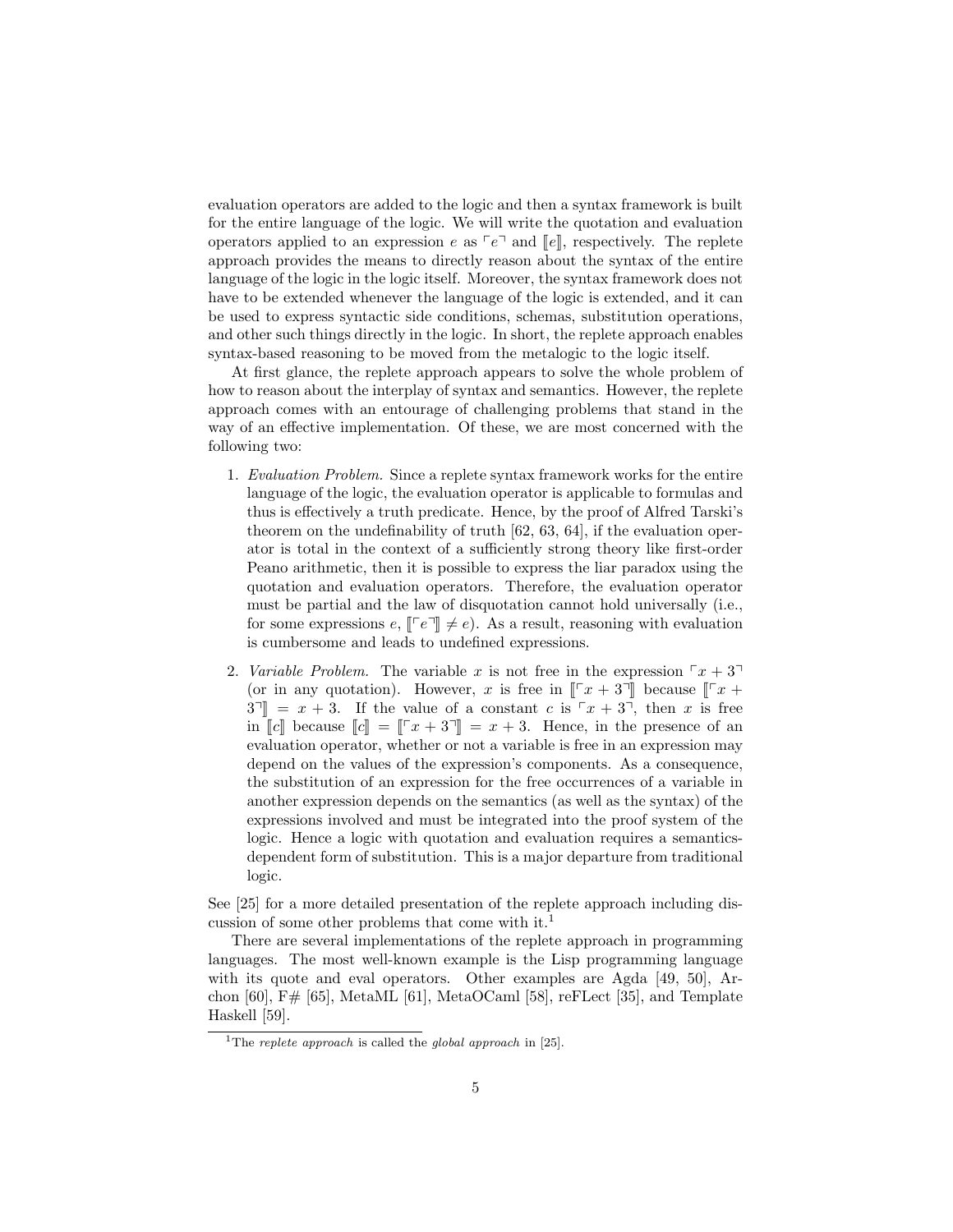evaluation operators are added to the logic and then a syntax framework is built for the entire language of the logic. We will write the quotation and evaluation operators applied to an expression $e$ as $\ulcorner e \urcorner$ and $[\![e]\!]$, respectively. The replete approach provides the means to directly reason about the syntax of the entire language of the logic in the logic itself. Moreover, the syntax framework does not have to be extended whenever the language of the logic is extended, and it can be used to express syntactic side conditions, schemas, substitution operations, and other such things directly in the logic. In short, the replete approach enables syntax-based reasoning to be moved from the metalogic to the logic itself.

At first glance, the replete approach appears to solve the whole problem of how to reason about the interplay of syntax and semantics. However, the replete approach comes with an entourage of challenging problems that stand in the way of an effective implementation. Of these, we are most concerned with the following two:

1. *Evaluation Problem.* Since a replete syntax framework works for the entire language of the logic, the evaluation operator is applicable to formulas and thus is effectively a truth predicate. Hence, by the proof of Alfred Tarski's theorem on the undefinability of truth [62, 63, 64], if the evaluation operator is total in the context of a sufficiently strong theory like first-order Peano arithmetic, then it is possible to express the liar paradox using the quotation and evaluation operators. Therefore, the evaluation operator must be partial and the law of disquotation cannot hold universally (i.e., for some expressions $e$, $[\![\ulcorner e \urcorner]\!] \neq e$). As a result, reasoning with evaluation is cumbersome and leads to undefined expressions.

2. *Variable Problem.* The variable $x$ is not free in the expression $\ulcorner x + 3 \urcorner$ (or in any quotation). However, $x$ is free in $[\![\ulcorner x + 3 \urcorner]\!]$ because $[\![\ulcorner x + 3 \urcorner]\!] = x + 3$. If the value of a constant $c$ is $\ulcorner x + 3 \urcorner$, then $x$ is free in $[\![c]\!]$ because $[\![c]\!] = [\![\ulcorner x + 3 \urcorner]\!] = x + 3$. Hence, in the presence of an evaluation operator, whether or not a variable is free in an expression may depend on the values of the expression's components. As a consequence, the substitution of an expression for the free occurrences of a variable in another expression depends on the semantics (as well as the syntax) of the expressions involved and must be integrated into the proof system of the logic. Hence a logic with quotation and evaluation requires a semantics-dependent form of substitution. This is a major departure from traditional logic.

See [25] for a more detailed presentation of the replete approach including discussion of some other problems that come with it.[1]

There are several implementations of the replete approach in programming languages. The most well-known example is the Lisp programming language with its quote and eval operators. Other examples are Agda [49, 50], Archon [60], F# [65], MetaML [61], MetaOCaml [58], reFLect [35], and Template Haskell [59].

[1] The *replete approach* is called the *global approach* in [25].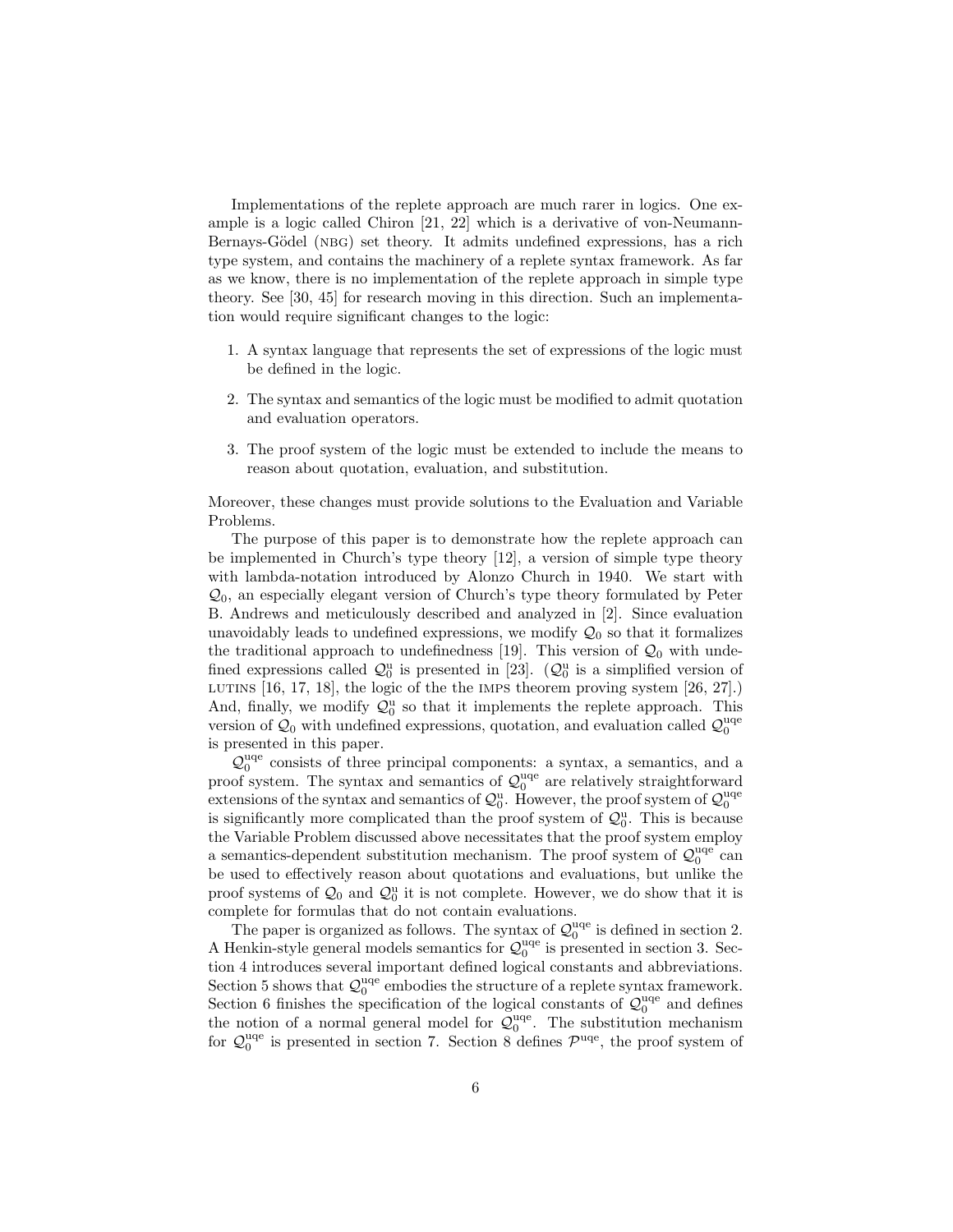Implementations of the replete approach are much rarer in logics. One example is a logic called Chiron [21, 22] which is a derivative of von-Neumann-Bernays-Gödel (NBG) set theory. It admits undefined expressions, has a rich type system, and contains the machinery of a replete syntax framework. As far as we know, there is no implementation of the replete approach in simple type theory. See [30, 45] for research moving in this direction. Such an implementation would require significant changes to the logic:

1. A syntax language that represents the set of expressions of the logic must be defined in the logic.
2. The syntax and semantics of the logic must be modified to admit quotation and evaluation operators.
3. The proof system of the logic must be extended to include the means to reason about quotation, evaluation, and substitution.

Moreover, these changes must provide solutions to the Evaluation and Variable Problems.

The purpose of this paper is to demonstrate how the replete approach can be implemented in Church's type theory [12], a version of simple type theory with lambda-notation introduced by Alonzo Church in 1940. We start with $\mathcal{Q}_0$, an especially elegant version of Church's type theory formulated by Peter B. Andrews and meticulously described and analyzed in [2]. Since evaluation unavoidably leads to undefined expressions, we modify $\mathcal{Q}_0$ so that it formalizes the traditional approach to undefinedness [19]. This version of $\mathcal{Q}_0$ with undefined expressions called $\mathcal{Q}_0^{\rm u}$ is presented in [23]. ($\mathcal{Q}_0^{\rm u}$ is a simplified version of LUTINS [16, 17, 18], the logic of the the IMPS theorem proving system [26, 27].) And, finally, we modify $\mathcal{Q}_0^{\rm u}$ so that it implements the replete approach. This version of $\mathcal{Q}_0$ with undefined expressions, quotation, and evaluation called $\mathcal{Q}_0^{\rm uqe}$ is presented in this paper.

$\mathcal{Q}_0^{\rm uqe}$ consists of three principal components: a syntax, a semantics, and a proof system. The syntax and semantics of $\mathcal{Q}_0^{\rm uqe}$ are relatively straightforward extensions of the syntax and semantics of $\mathcal{Q}_0^{\rm u}$. However, the proof system of $\mathcal{Q}_0^{\rm uqe}$ is significantly more complicated than the proof system of $\mathcal{Q}_0^{\rm u}$. This is because the Variable Problem discussed above necessitates that the proof system employ a semantics-dependent substitution mechanism. The proof system of $\mathcal{Q}_0^{\rm uqe}$ can be used to effectively reason about quotations and evaluations, but unlike the proof systems of $\mathcal{Q}_0$ and $\mathcal{Q}_0^{\rm u}$ it is not complete. However, we do show that it is complete for formulas that do not contain evaluations.

The paper is organized as follows. The syntax of $\mathcal{Q}_0^{\rm uqe}$ is defined in section 2. A Henkin-style general models semantics for $\mathcal{Q}_0^{\rm uqe}$ is presented in section 3. Section 4 introduces several important defined logical constants and abbreviations. Section 5 shows that $\mathcal{Q}_0^{\rm uqe}$ embodies the structure of a replete syntax framework. Section 6 finishes the specification of the logical constants of $\mathcal{Q}_0^{\rm uqe}$ and defines the notion of a normal general model for $\mathcal{Q}_0^{\rm uqe}$. The substitution mechanism for $\mathcal{Q}_0^{\rm uqe}$ is presented in section 7. Section 8 defines $\mathcal{P}^{\rm uqe}$, the proof system of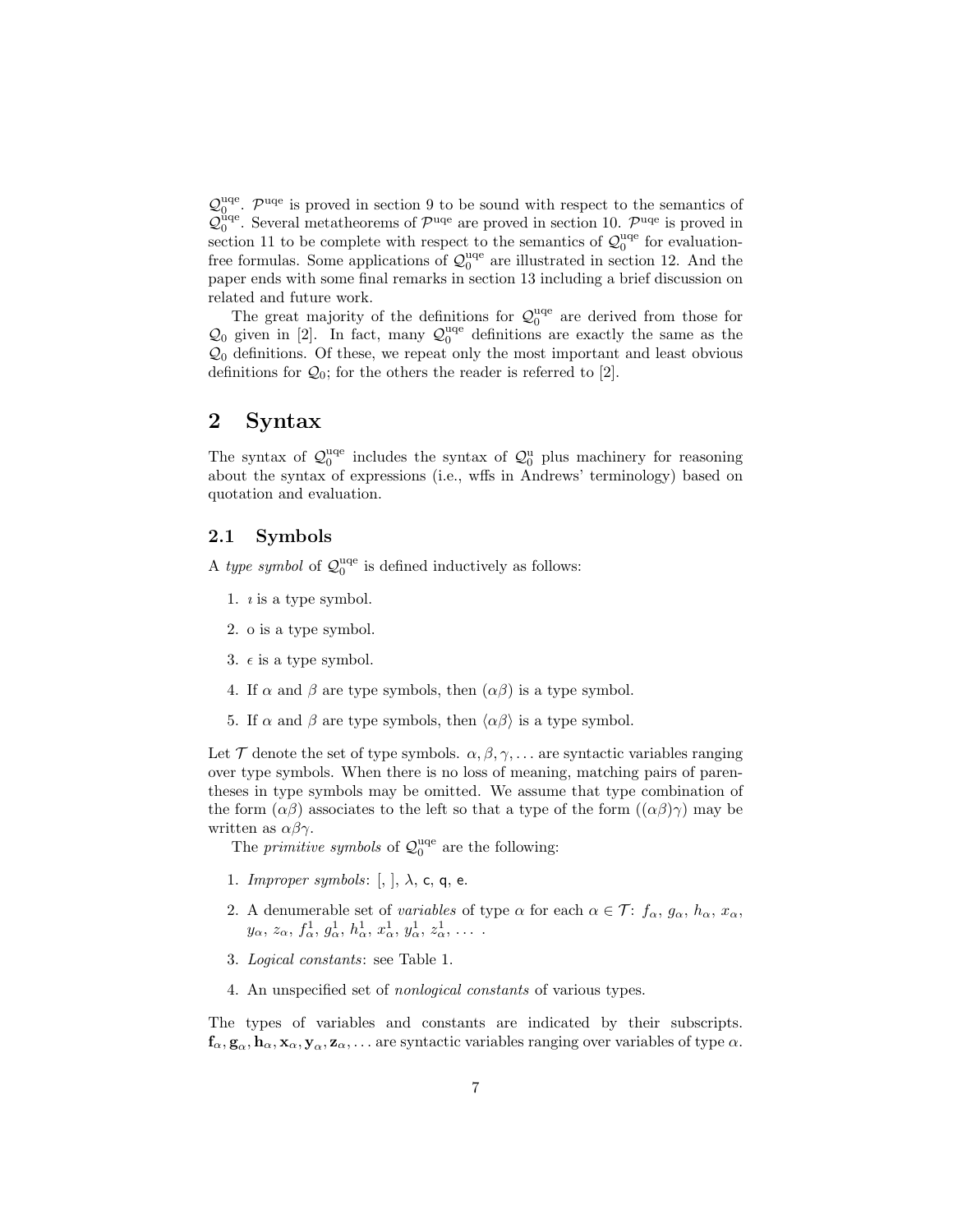$\mathcal{Q}_0^{\rm uqe}$. $\mathcal{P}^{\rm uqe}$ is proved in section 9 to be sound with respect to the semantics of $\mathcal{Q}_0^{\rm uqe}$. Several metatheorems of $\mathcal{P}^{\rm uqe}$ are proved in section 10. $\mathcal{P}^{\rm uqe}$ is proved in section 11 to be complete with respect to the semantics of $\mathcal{Q}_0^{\rm uqe}$ for evaluation-free formulas. Some applications of $\mathcal{Q}_0^{\rm uqe}$ are illustrated in section 12. And the paper ends with some final remarks in section 13 including a brief discussion on related and future work.

The great majority of the definitions for $\mathcal{Q}_0^{\rm uqe}$ are derived from those for $\mathcal{Q}_0$ given in [2]. In fact, many $\mathcal{Q}_0^{\rm uqe}$ definitions are exactly the same as the $\mathcal{Q}_0$ definitions. Of these, we repeat only the most important and least obvious definitions for $\mathcal{Q}_0$; for the others the reader is referred to [2].

# 2 Syntax

The syntax of $\mathcal{Q}_0^{\rm uqe}$ includes the syntax of $\mathcal{Q}_0^{\rm u}$ plus machinery for reasoning about the syntax of expressions (i.e., wffs in Andrews' terminology) based on quotation and evaluation.

## 2.1 Symbols

A *type symbol* of $\mathcal{Q}_0^{\rm uqe}$ is defined inductively as follows:

1. $\imath$ is a type symbol.
2. $o$ is a type symbol.
3. $\epsilon$ is a type symbol.
4. If $\alpha$ and $\beta$ are type symbols, then $(\alpha\beta)$ is a type symbol.
5. If $\alpha$ and $\beta$ are type symbols, then $\langle\alpha\beta\rangle$ is a type symbol.

Let $\mathcal{T}$ denote the set of type symbols. $\alpha, \beta, \gamma, \ldots$ are syntactic variables ranging over type symbols. When there is no loss of meaning, matching pairs of parentheses in type symbols may be omitted. We assume that type combination of the form $(\alpha\beta)$ associates to the left so that a type of the form $((\alpha\beta)\gamma)$ may be written as $\alpha\beta\gamma$.

The *primitive symbols* of $\mathcal{Q}_0^{\rm uqe}$ are the following:

1. *Improper symbols*: [, ], $\lambda$, $\mathsf{c}$, $\mathsf{q}$, $\mathsf{e}$.
2. A denumerable set of *variables* of type $\alpha$ for each $\alpha \in \mathcal{T}$: $f_\alpha$, $g_\alpha$, $h_\alpha$, $x_\alpha$, $y_\alpha$, $z_\alpha$, $f_\alpha^1$, $g_\alpha^1$, $h_\alpha^1$, $x_\alpha^1$, $y_\alpha^1$, $z_\alpha^1$, $\ldots$ .
3. *Logical constants*: see Table 1.
4. An unspecified set of *nonlogical constants* of various types.

The types of variables and constants are indicated by their subscripts. $\mathbf{f}_\alpha, \mathbf{g}_\alpha, \mathbf{h}_\alpha, \mathbf{x}_\alpha, \mathbf{y}_\alpha, \mathbf{z}_\alpha, \ldots$ are syntactic variables ranging over variables of type $\alpha$.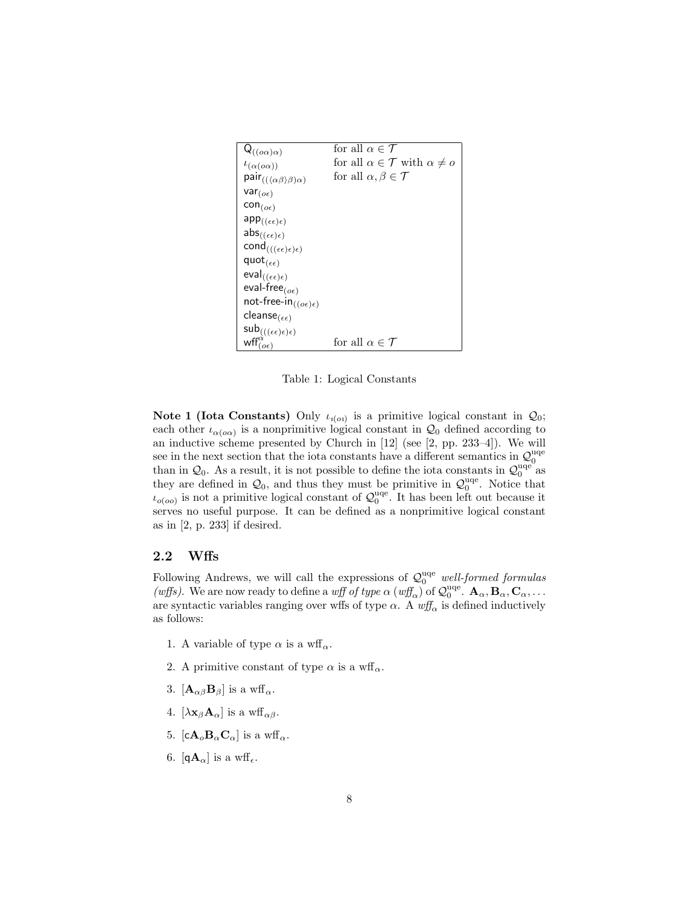| | |
|---|---|
| $\mathsf{Q}_{((o\alpha)\alpha)}$ | for all $\alpha \in \mathcal{T}$ |
| $\iota_{(\alpha(o\alpha))}$ | for all $\alpha \in \mathcal{T}$ with $\alpha \neq o$ |
| $\mathsf{pair}_{(((\langle\alpha\beta\rangle\beta)\alpha)}$ | for all $\alpha, \beta \in \mathcal{T}$ |
| $\mathsf{var}_{(o\epsilon)}$ | |
| $\mathsf{con}_{(o\epsilon)}$ | |
| $\mathsf{app}_{((\epsilon\epsilon)\epsilon)}$ | |
| $\mathsf{abs}_{((\epsilon\epsilon)\epsilon)}$ | |
| $\mathsf{cond}_{(((\epsilon\epsilon)\epsilon)\epsilon)}$ | |
| $\mathsf{quot}_{(\epsilon\epsilon)}$ | |
| $\mathsf{eval}_{((\epsilon\epsilon)\epsilon)}$ | |
| $\mathsf{eval\text{-}free}_{(o\epsilon)}$ | |
| $\mathsf{not\text{-}free\text{-}in}_{((o\epsilon)\epsilon)}$ | |
| $\mathsf{cleanse}_{(\epsilon\epsilon)}$ | |
| $\mathsf{sub}_{(((\epsilon\epsilon)\epsilon)\epsilon)}$ | |
| $\mathsf{wff}^{\alpha}_{(o\epsilon)}$ | for all $\alpha \in \mathcal{T}$ |

Table 1: Logical Constants

**Note 1 (Iota Constants)** Only $\iota_{\imath(o\imath)}$ is a primitive logical constant in $\mathcal{Q}_0$; each other $\iota_{\alpha(o\alpha)}$ is a nonprimitive logical constant in $\mathcal{Q}_0$ defined according to an inductive scheme presented by Church in [12] (see [2, pp. 233–4]). We will see in the next section that the iota constants have a different semantics in $\mathcal{Q}_0^{\rm uqe}$ than in $\mathcal{Q}_0$. As a result, it is not possible to define the iota constants in $\mathcal{Q}_0^{\rm uqe}$ as they are defined in $\mathcal{Q}_0$, and thus they must be primitive in $\mathcal{Q}_0^{\rm uqe}$. Notice that $\iota_{o(oo)}$ is not a primitive logical constant of $\mathcal{Q}_0^{\rm uqe}$. It has been left out because it serves no useful purpose. It can be defined as a nonprimitive logical constant as in [2, p. 233] if desired.

## 2.2 Wffs

Following Andrews, we will call the expressions of $\mathcal{Q}_0^{\rm uqe}$ *well-formed formulas (wffs)*. We are now ready to define a *wff of type* $\alpha$ (*wff*$_\alpha$) of $\mathcal{Q}_0^{\rm uqe}$. $\mathbf{A}_\alpha, \mathbf{B}_\alpha, \mathbf{C}_\alpha, \ldots$ are syntactic variables ranging over wffs of type $\alpha$. A *wff*$_\alpha$ is defined inductively as follows:

1. A variable of type $\alpha$ is a wff$_\alpha$.
2. A primitive constant of type $\alpha$ is a wff$_\alpha$.
3. $[\mathbf{A}_{\alpha\beta}\mathbf{B}_\beta]$ is a wff$_\alpha$.
4. $[\lambda \mathbf{x}_\beta \mathbf{A}_\alpha]$ is a wff$_{\alpha\beta}$.
5. $[\mathsf{c}\mathbf{A}_o\mathbf{B}_\alpha\mathbf{C}_\alpha]$ is a wff$_\alpha$.
6. $[\mathsf{q}\mathbf{A}_\alpha]$ is a wff$_\epsilon$.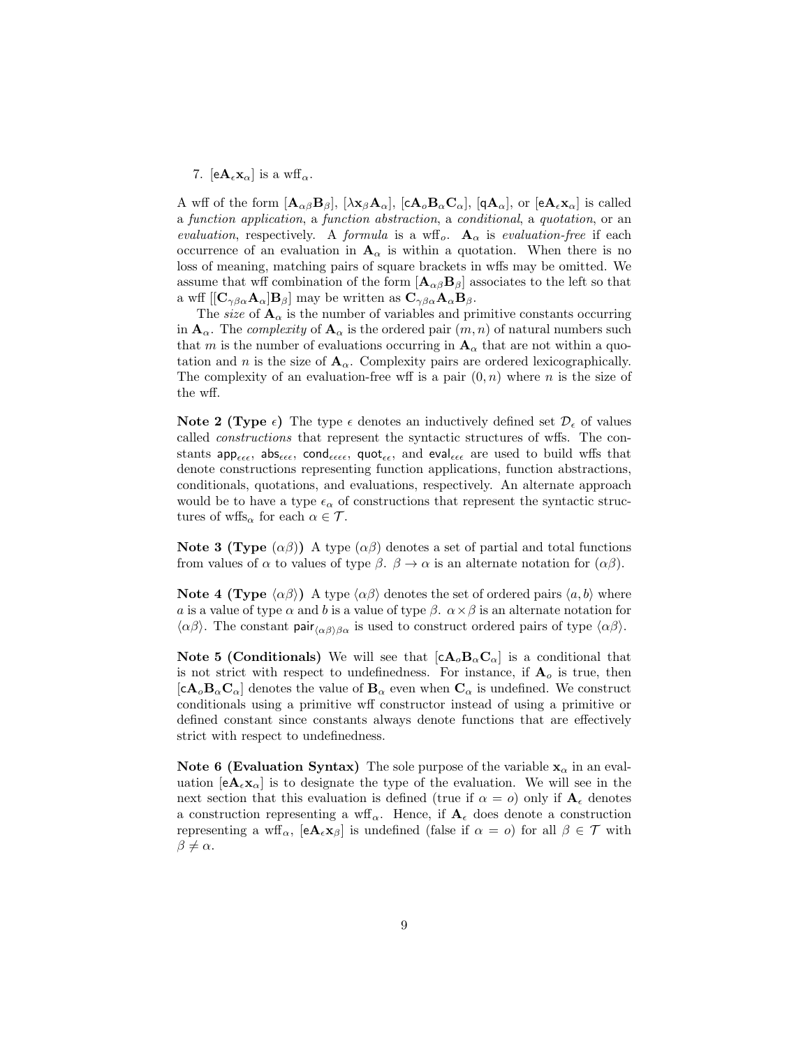7. $[\mathsf{e}\mathbf{A}_\epsilon \mathbf{x}_\alpha]$ is a wff$_\alpha$.

A wff of the form $[\mathbf{A}_{\alpha\beta}\mathbf{B}_\beta]$, $[\lambda \mathbf{x}_\beta \mathbf{A}_\alpha]$, $[\mathsf{c}\mathbf{A}_o\mathbf{B}_\alpha\mathbf{C}_\alpha]$, $[\mathsf{q}\mathbf{A}_\alpha]$, or $[\mathsf{e}\mathbf{A}_\epsilon \mathbf{x}_\alpha]$ is called a *function application*, a *function abstraction*, a *conditional*, a *quotation*, or an *evaluation*, respectively. A *formula* is a wff$_o$. $\mathbf{A}_\alpha$ is *evaluation-free* if each occurrence of an evaluation in $\mathbf{A}_\alpha$ is within a quotation. When there is no loss of meaning, matching pairs of square brackets in wffs may be omitted. We assume that wff combination of the form $[\mathbf{A}_{\alpha\beta}\mathbf{B}_\beta]$ associates to the left so that a wff $[[\mathbf{C}_{\gamma\beta\alpha}\mathbf{A}_\alpha]\mathbf{B}_\beta]$ may be written as $\mathbf{C}_{\gamma\beta\alpha}\mathbf{A}_\alpha\mathbf{B}_\beta$.

The *size* of $\mathbf{A}_\alpha$ is the number of variables and primitive constants occurring in $\mathbf{A}_\alpha$. The *complexity* of $\mathbf{A}_\alpha$ is the ordered pair $(m, n)$ of natural numbers such that $m$ is the number of evaluations occurring in $\mathbf{A}_\alpha$ that are not within a quotation and $n$ is the size of $\mathbf{A}_\alpha$. Complexity pairs are ordered lexicographically. The complexity of an evaluation-free wff is a pair $(0, n)$ where $n$ is the size of the wff.

**Note 2 (Type $\epsilon$)** The type $\epsilon$ denotes an inductively defined set $\mathcal{D}_\epsilon$ of values called *constructions* that represent the syntactic structures of wffs. The constants $\mathsf{app}_{\epsilon\epsilon\epsilon}$, $\mathsf{abs}_{\epsilon\epsilon\epsilon}$, $\mathsf{cond}_{\epsilon\epsilon\epsilon\epsilon}$, $\mathsf{quot}_{\epsilon\epsilon}$, and $\mathsf{eval}_{\epsilon\epsilon\epsilon}$ are used to build wffs that denote constructions representing function applications, function abstractions, conditionals, quotations, and evaluations, respectively. An alternate approach would be to have a type $\epsilon_\alpha$ of constructions that represent the syntactic structures of wffs$_\alpha$ for each $\alpha \in \mathcal{T}$.

**Note 3 (Type $(\alpha\beta)$)** A type $(\alpha\beta)$ denotes a set of partial and total functions from values of $\alpha$ to values of type $\beta$. $\beta \to \alpha$ is an alternate notation for $(\alpha\beta)$.

**Note 4 (Type $\langle\alpha\beta\rangle$)** A type $\langle\alpha\beta\rangle$ denotes the set of ordered pairs $\langle a, b\rangle$ where $a$ is a value of type $\alpha$ and $b$ is a value of type $\beta$. $\alpha \times \beta$ is an alternate notation for $\langle\alpha\beta\rangle$. The constant $\mathsf{pair}_{\langle\alpha\beta\rangle\beta\alpha}$ is used to construct ordered pairs of type $\langle\alpha\beta\rangle$.

**Note 5 (Conditionals)** We will see that $[\mathsf{c}\mathbf{A}_o\mathbf{B}_\alpha\mathbf{C}_\alpha]$ is a conditional that is not strict with respect to undefinedness. For instance, if $\mathbf{A}_o$ is true, then $[\mathsf{c}\mathbf{A}_o\mathbf{B}_\alpha\mathbf{C}_\alpha]$ denotes the value of $\mathbf{B}_\alpha$ even when $\mathbf{C}_\alpha$ is undefined. We construct conditionals using a primitive wff constructor instead of using a primitive or defined constant since constants always denote functions that are effectively strict with respect to undefinedness.

**Note 6 (Evaluation Syntax)** The sole purpose of the variable $\mathbf{x}_\alpha$ in an evaluation $[\mathsf{e}\mathbf{A}_\epsilon \mathbf{x}_\alpha]$ is to designate the type of the evaluation. We will see in the next section that this evaluation is defined (true if $\alpha = o$) only if $\mathbf{A}_\epsilon$ denotes a construction representing a wff$_\alpha$. Hence, if $\mathbf{A}_\epsilon$ does denote a construction representing a wff$_\alpha$, $[\mathsf{e}\mathbf{A}_\epsilon \mathbf{x}_\beta]$ is undefined (false if $\alpha = o$) for all $\beta \in \mathcal{T}$ with $\beta \neq \alpha$.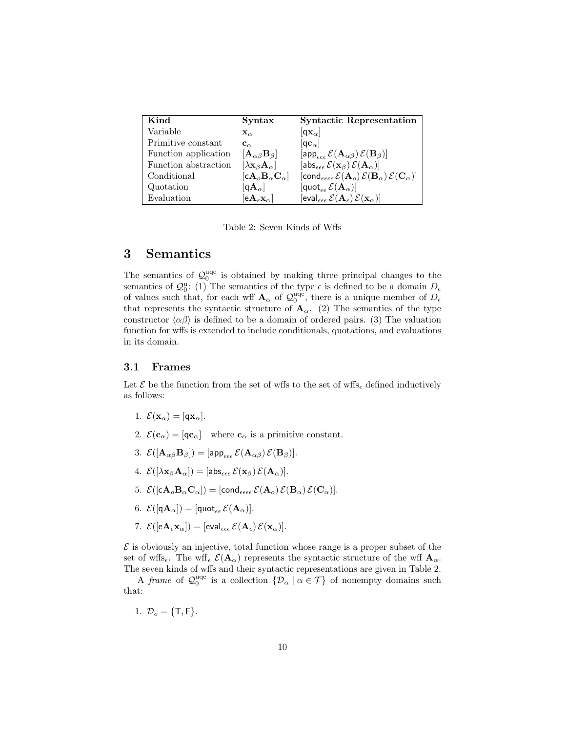| Kind | Syntax | Syntactic Representation |
| --- | --- | --- |
| Variable | $\mathbf{x}_\alpha$ | $[\mathsf{q}\mathbf{x}_\alpha]$ |
| Primitive constant | $\mathbf{c}_\alpha$ | $[\mathsf{q}\mathbf{c}_\alpha]$ |
| Function application | $[\mathbf{A}_{\alpha\beta}\mathbf{B}_\beta]$ | $[\mathsf{app}_{\epsilon\epsilon\epsilon}\,\mathcal{E}(\mathbf{A}_{\alpha\beta})\,\mathcal{E}(\mathbf{B}_\beta)]$ |
| Function abstraction | $[\lambda\mathbf{x}_\beta\mathbf{A}_\alpha]$ | $[\mathsf{abs}_{\epsilon\epsilon\epsilon}\,\mathcal{E}(\mathbf{x}_\beta)\,\mathcal{E}(\mathbf{A}_\alpha)]$ |
| Conditional | $[\mathsf{c}\mathbf{A}_o\mathbf{B}_\alpha\mathbf{C}_\alpha]$ | $[\mathsf{cond}_{\epsilon\epsilon\epsilon\epsilon}\,\mathcal{E}(\mathbf{A}_o)\,\mathcal{E}(\mathbf{B}_\alpha)\,\mathcal{E}(\mathbf{C}_\alpha)]$ |
| Quotation | $[\mathsf{q}\mathbf{A}_\alpha]$ | $[\mathsf{quot}_{\epsilon\epsilon}\,\mathcal{E}(\mathbf{A}_\alpha)]$ |
| Evaluation | $[\mathsf{e}\mathbf{A}_\epsilon\mathbf{x}_\alpha]$ | $[\mathsf{eval}_{\epsilon\epsilon\epsilon}\,\mathcal{E}(\mathbf{A}_\epsilon)\,\mathcal{E}(\mathbf{x}_\alpha)]$ |

Table 2: Seven Kinds of Wffs

# 3 Semantics

The semantics of $\mathcal{Q}_0^{\text{uqe}}$ is obtained by making three principal changes to the semantics of $\mathcal{Q}_0^{\text{u}}$: (1) The semantics of the type $\epsilon$ is defined to be a domain $D_\epsilon$ of values such that, for each wff $\mathbf{A}_\alpha$ of $\mathcal{Q}_0^{\text{uqe}}$, there is a unique member of $D_\epsilon$ that represents the syntactic structure of $\mathbf{A}_\alpha$. (2) The semantics of the type constructor $\langle\alpha\beta\rangle$ is defined to be a domain of ordered pairs. (3) The valuation function for wffs is extended to include conditionals, quotations, and evaluations in its domain.

## 3.1 Frames

Let $\mathcal{E}$ be the function from the set of wffs to the set of wffs$_\epsilon$ defined inductively as follows:

1. $\mathcal{E}(\mathbf{x}_\alpha) = [\mathsf{q}\mathbf{x}_\alpha]$.
2. $\mathcal{E}(\mathbf{c}_\alpha) = [\mathsf{q}\mathbf{c}_\alpha]$ where $\mathbf{c}_\alpha$ is a primitive constant.
3. $\mathcal{E}([\mathbf{A}_{\alpha\beta}\mathbf{B}_\beta]) = [\mathsf{app}_{\epsilon\epsilon\epsilon}\,\mathcal{E}(\mathbf{A}_{\alpha\beta})\,\mathcal{E}(\mathbf{B}_\beta)]$.
4. $\mathcal{E}([\lambda\mathbf{x}_\beta\mathbf{A}_\alpha]) = [\mathsf{abs}_{\epsilon\epsilon\epsilon}\,\mathcal{E}(\mathbf{x}_\beta)\,\mathcal{E}(\mathbf{A}_\alpha)]$.
5. $\mathcal{E}([\mathsf{c}\mathbf{A}_o\mathbf{B}_\alpha\mathbf{C}_\alpha]) = [\mathsf{cond}_{\epsilon\epsilon\epsilon\epsilon}\,\mathcal{E}(\mathbf{A}_o)\,\mathcal{E}(\mathbf{B}_\alpha)\,\mathcal{E}(\mathbf{C}_\alpha)]$.
6. $\mathcal{E}([\mathsf{q}\mathbf{A}_\alpha]) = [\mathsf{quot}_{\epsilon\epsilon}\,\mathcal{E}(\mathbf{A}_\alpha)]$.
7. $\mathcal{E}([\mathsf{e}\mathbf{A}_\epsilon\mathbf{x}_\alpha]) = [\mathsf{eval}_{\epsilon\epsilon\epsilon}\,\mathcal{E}(\mathbf{A}_\epsilon)\,\mathcal{E}(\mathbf{x}_\alpha)]$.

$\mathcal{E}$ is obviously an injective, total function whose range is a proper subset of the set of wffs$_\epsilon$. The wff$_\epsilon$ $\mathcal{E}(\mathbf{A}_\alpha)$ represents the syntactic structure of the wff $\mathbf{A}_\alpha$. The seven kinds of wffs and their syntactic representations are given in Table 2.

A *frame* of $\mathcal{Q}_0^{\text{uqe}}$ is a collection $\{\mathcal{D}_\alpha \mid \alpha \in \mathcal{T}\}$ of nonempty domains such that:

1. $\mathcal{D}_o = \{\mathsf{T}, \mathsf{F}\}$.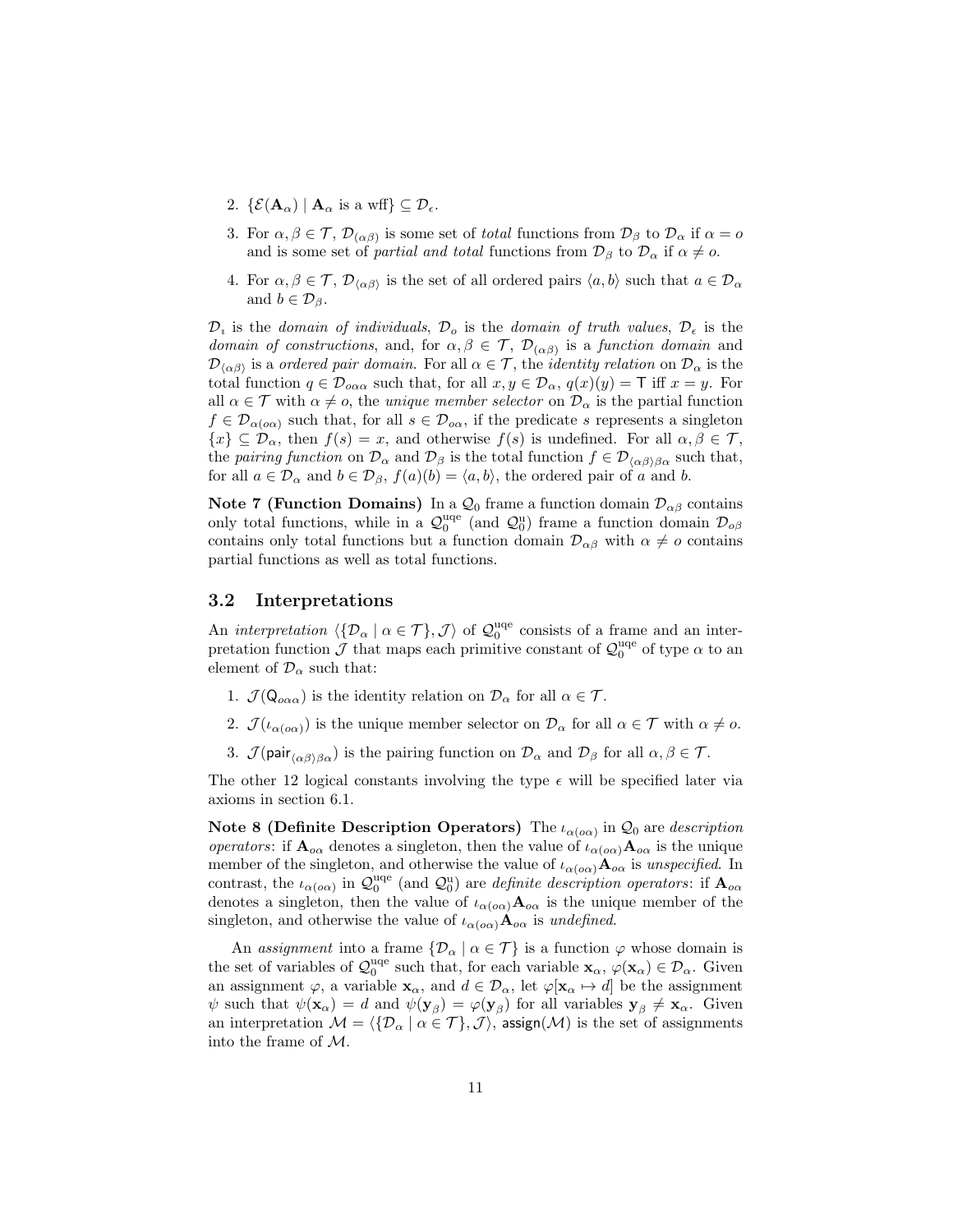2. $\{\mathcal{E}(\mathbf{A}_\alpha) \mid \mathbf{A}_\alpha \text{ is a wff}\} \subseteq \mathcal{D}_\epsilon$.

3. For $\alpha, \beta \in \mathcal{T}$, $\mathcal{D}_{(\alpha\beta)}$ is some set of *total* functions from $\mathcal{D}_\beta$ to $\mathcal{D}_\alpha$ if $\alpha = o$ and is some set of *partial and total* functions from $\mathcal{D}_\beta$ to $\mathcal{D}_\alpha$ if $\alpha \neq o$.

4. For $\alpha, \beta \in \mathcal{T}$, $\mathcal{D}_{\langle\alpha\beta\rangle}$ is the set of all ordered pairs $\langle a, b\rangle$ such that $a \in \mathcal{D}_\alpha$ and $b \in \mathcal{D}_\beta$.

$\mathcal{D}_\imath$ is the *domain of individuals*, $\mathcal{D}_o$ is the *domain of truth values*, $\mathcal{D}_\epsilon$ is the *domain of constructions*, and, for $\alpha, \beta \in \mathcal{T}$, $\mathcal{D}_{(\alpha\beta)}$ is a *function domain* and $\mathcal{D}_{\langle\alpha\beta\rangle}$ is a *ordered pair domain*. For all $\alpha \in \mathcal{T}$, the *identity relation* on $\mathcal{D}_\alpha$ is the total function $q \in \mathcal{D}_{o\alpha\alpha}$ such that, for all $x, y \in \mathcal{D}_\alpha$, $q(x)(y) = \mathsf{T}$ iff $x = y$. For all $\alpha \in \mathcal{T}$ with $\alpha \neq o$, the *unique member selector* on $\mathcal{D}_\alpha$ is the partial function $f \in \mathcal{D}_{\alpha(o\alpha)}$ such that, for all $s \in \mathcal{D}_{o\alpha}$, if the predicate $s$ represents a singleton $\{x\} \subseteq \mathcal{D}_\alpha$, then $f(s) = x$, and otherwise $f(s)$ is undefined. For all $\alpha, \beta \in \mathcal{T}$, the *pairing function* on $\mathcal{D}_\alpha$ and $\mathcal{D}_\beta$ is the total function $f \in \mathcal{D}_{\langle\alpha\beta\rangle\beta\alpha}$ such that, for all $a \in \mathcal{D}_\alpha$ and $b \in \mathcal{D}_\beta$, $f(a)(b) = \langle a, b\rangle$, the ordered pair of $a$ and $b$.

**Note 7 (Function Domains)** In a $\mathcal{Q}_0$ frame a function domain $\mathcal{D}_{\alpha\beta}$ contains only total functions, while in a $\mathcal{Q}_0^{\mathrm{uqe}}$ (and $\mathcal{Q}_0^{\mathrm{u}}$) frame a function domain $\mathcal{D}_{o\beta}$ contains only total functions but a function domain $\mathcal{D}_{\alpha\beta}$ with $\alpha \neq o$ contains partial functions as well as total functions.

## 3.2 Interpretations

An *interpretation* $\langle\{\mathcal{D}_\alpha \mid \alpha \in \mathcal{T}\}, \mathcal{J}\rangle$ of $\mathcal{Q}_0^{\mathrm{uqe}}$ consists of a frame and an interpretation function $\mathcal{J}$ that maps each primitive constant of $\mathcal{Q}_0^{\mathrm{uqe}}$ of type $\alpha$ to an element of $\mathcal{D}_\alpha$ such that:

1. $\mathcal{J}(\mathsf{Q}_{o\alpha\alpha})$ is the identity relation on $\mathcal{D}_\alpha$ for all $\alpha \in \mathcal{T}$.

2. $\mathcal{J}(\iota_{\alpha(o\alpha)})$ is the unique member selector on $\mathcal{D}_\alpha$ for all $\alpha \in \mathcal{T}$ with $\alpha \neq o$.

3. $\mathcal{J}(\mathsf{pair}_{\langle\alpha\beta\rangle\beta\alpha})$ is the pairing function on $\mathcal{D}_\alpha$ and $\mathcal{D}_\beta$ for all $\alpha, \beta \in \mathcal{T}$.

The other 12 logical constants involving the type $\epsilon$ will be specified later via axioms in section 6.1.

**Note 8 (Definite Description Operators)** The $\iota_{\alpha(o\alpha)}$ in $\mathcal{Q}_0$ are *description operators*: if $\mathbf{A}_{o\alpha}$ denotes a singleton, then the value of $\iota_{\alpha(o\alpha)}\mathbf{A}_{o\alpha}$ is the unique member of the singleton, and otherwise the value of $\iota_{\alpha(o\alpha)}\mathbf{A}_{o\alpha}$ is *unspecified*. In contrast, the $\iota_{\alpha(o\alpha)}$ in $\mathcal{Q}_0^{\mathrm{uqe}}$ (and $\mathcal{Q}_0^{\mathrm{u}}$) are *definite description operators*: if $\mathbf{A}_{o\alpha}$ denotes a singleton, then the value of $\iota_{\alpha(o\alpha)}\mathbf{A}_{o\alpha}$ is the unique member of the singleton, and otherwise the value of $\iota_{\alpha(o\alpha)}\mathbf{A}_{o\alpha}$ is *undefined*.

An *assignment* into a frame $\{\mathcal{D}_\alpha \mid \alpha \in \mathcal{T}\}$ is a function $\varphi$ whose domain is the set of variables of $\mathcal{Q}_0^{\mathrm{uqe}}$ such that, for each variable $\mathbf{x}_\alpha$, $\varphi(\mathbf{x}_\alpha) \in \mathcal{D}_\alpha$. Given an assignment $\varphi$, a variable $\mathbf{x}_\alpha$, and $d \in \mathcal{D}_\alpha$, let $\varphi[\mathbf{x}_\alpha \mapsto d]$ be the assignment $\psi$ such that $\psi(\mathbf{x}_\alpha) = d$ and $\psi(\mathbf{y}_\beta) = \varphi(\mathbf{y}_\beta)$ for all variables $\mathbf{y}_\beta \neq \mathbf{x}_\alpha$. Given an interpretation $\mathcal{M} = \langle\{\mathcal{D}_\alpha \mid \alpha \in \mathcal{T}\}, \mathcal{J}\rangle$, $\mathsf{assign}(\mathcal{M})$ is the set of assignments into the frame of $\mathcal{M}$.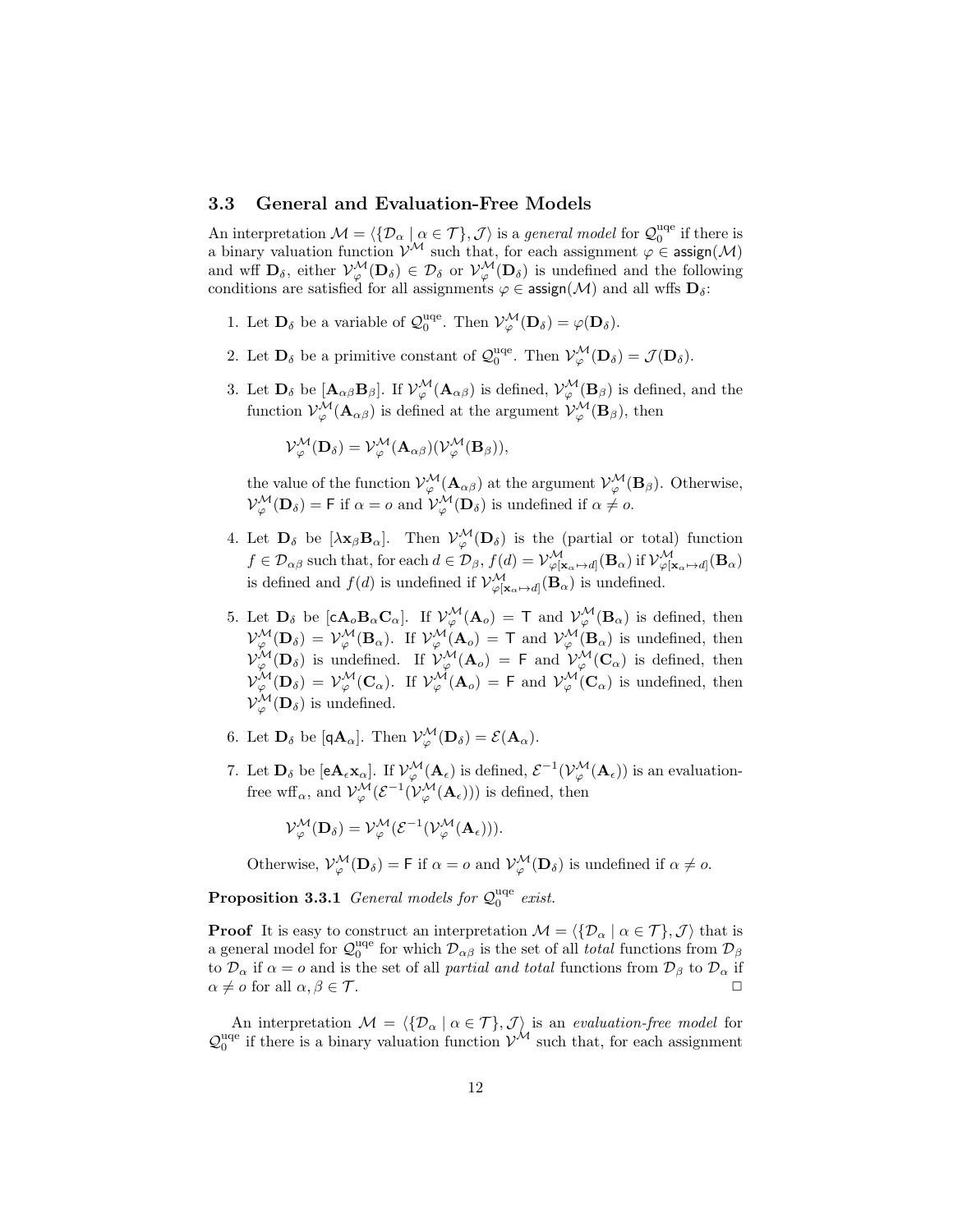### 3.3 General and Evaluation-Free Models

An interpretation $\mathcal{M} = \langle \{\mathcal{D}_\alpha \mid \alpha \in \mathcal{T}\}, \mathcal{J}\rangle$ is a *general model* for $\mathcal{Q}_0^{\rm uqe}$ if there is a binary valuation function $\mathcal{V}^\mathcal{M}$ such that, for each assignment $\varphi \in \mathsf{assign}(\mathcal{M})$ and wff $\mathbf{D}_\delta$, either $\mathcal{V}_\varphi^\mathcal{M}(\mathbf{D}_\delta) \in \mathcal{D}_\delta$ or $\mathcal{V}_\varphi^\mathcal{M}(\mathbf{D}_\delta)$ is undefined and the following conditions are satisfied for all assignments $\varphi \in \mathsf{assign}(\mathcal{M})$ and all wffs $\mathbf{D}_\delta$:

1. Let $\mathbf{D}_\delta$ be a variable of $\mathcal{Q}_0^{\rm uqe}$. Then $\mathcal{V}_\varphi^\mathcal{M}(\mathbf{D}_\delta) = \varphi(\mathbf{D}_\delta)$.

2. Let $\mathbf{D}_\delta$ be a primitive constant of $\mathcal{Q}_0^{\rm uqe}$. Then $\mathcal{V}_\varphi^\mathcal{M}(\mathbf{D}_\delta) = \mathcal{J}(\mathbf{D}_\delta)$.

3. Let $\mathbf{D}_\delta$ be $[\mathbf{A}_{\alpha\beta}\mathbf{B}_\beta]$. If $\mathcal{V}_\varphi^\mathcal{M}(\mathbf{A}_{\alpha\beta})$ is defined, $\mathcal{V}_\varphi^\mathcal{M}(\mathbf{B}_\beta)$ is defined, and the function $\mathcal{V}_\varphi^\mathcal{M}(\mathbf{A}_{\alpha\beta})$ is defined at the argument $\mathcal{V}_\varphi^\mathcal{M}(\mathbf{B}_\beta)$, then

   $$\mathcal{V}_\varphi^\mathcal{M}(\mathbf{D}_\delta) = \mathcal{V}_\varphi^\mathcal{M}(\mathbf{A}_{\alpha\beta})(\mathcal{V}_\varphi^\mathcal{M}(\mathbf{B}_\beta)),$$

   the value of the function $\mathcal{V}_\varphi^\mathcal{M}(\mathbf{A}_{\alpha\beta})$ at the argument $\mathcal{V}_\varphi^\mathcal{M}(\mathbf{B}_\beta)$. Otherwise, $\mathcal{V}_\varphi^\mathcal{M}(\mathbf{D}_\delta) = \mathsf{F}$ if $\alpha = o$ and $\mathcal{V}_\varphi^\mathcal{M}(\mathbf{D}_\delta)$ is undefined if $\alpha \neq o$.

4. Let $\mathbf{D}_\delta$ be $[\lambda \mathbf{x}_\beta \mathbf{B}_\alpha]$. Then $\mathcal{V}_\varphi^\mathcal{M}(\mathbf{D}_\delta)$ is the (partial or total) function $f \in \mathcal{D}_{\alpha\beta}$ such that, for each $d \in \mathcal{D}_\beta$, $f(d) = \mathcal{V}_{\varphi[\mathbf{x}_\alpha \mapsto d]}^\mathcal{M}(\mathbf{B}_\alpha)$ if $\mathcal{V}_{\varphi[\mathbf{x}_\alpha \mapsto d]}^\mathcal{M}(\mathbf{B}_\alpha)$ is defined and $f(d)$ is undefined if $\mathcal{V}_{\varphi[\mathbf{x}_\alpha \mapsto d]}^\mathcal{M}(\mathbf{B}_\alpha)$ is undefined.

5. Let $\mathbf{D}_\delta$ be $[\mathsf{c}\mathbf{A}_o\mathbf{B}_\alpha\mathbf{C}_\alpha]$. If $\mathcal{V}_\varphi^\mathcal{M}(\mathbf{A}_o) = \mathsf{T}$ and $\mathcal{V}_\varphi^\mathcal{M}(\mathbf{B}_\alpha)$ is defined, then $\mathcal{V}_\varphi^\mathcal{M}(\mathbf{D}_\delta) = \mathcal{V}_\varphi^\mathcal{M}(\mathbf{B}_\alpha)$. If $\mathcal{V}_\varphi^\mathcal{M}(\mathbf{A}_o) = \mathsf{T}$ and $\mathcal{V}_\varphi^\mathcal{M}(\mathbf{B}_\alpha)$ is undefined, then $\mathcal{V}_\varphi^\mathcal{M}(\mathbf{D}_\delta)$ is undefined. If $\mathcal{V}_\varphi^\mathcal{M}(\mathbf{A}_o) = \mathsf{F}$ and $\mathcal{V}_\varphi^\mathcal{M}(\mathbf{C}_\alpha)$ is defined, then $\mathcal{V}_\varphi^\mathcal{M}(\mathbf{D}_\delta) = \mathcal{V}_\varphi^\mathcal{M}(\mathbf{C}_\alpha)$. If $\mathcal{V}_\varphi^\mathcal{M}(\mathbf{A}_o) = \mathsf{F}$ and $\mathcal{V}_\varphi^\mathcal{M}(\mathbf{C}_\alpha)$ is undefined, then $\mathcal{V}_\varphi^\mathcal{M}(\mathbf{D}_\delta)$ is undefined.

6. Let $\mathbf{D}_\delta$ be $[\mathsf{q}\mathbf{A}_\alpha]$. Then $\mathcal{V}_\varphi^\mathcal{M}(\mathbf{D}_\delta) = \mathcal{E}(\mathbf{A}_\alpha)$.

7. Let $\mathbf{D}_\delta$ be $[\mathsf{e}\mathbf{A}_\epsilon\mathbf{x}_\alpha]$. If $\mathcal{V}_\varphi^\mathcal{M}(\mathbf{A}_\epsilon)$ is defined, $\mathcal{E}^{-1}(\mathcal{V}_\varphi^\mathcal{M}(\mathbf{A}_\epsilon))$ is an evaluation-free wff$_\alpha$, and $\mathcal{V}_\varphi^\mathcal{M}(\mathcal{E}^{-1}(\mathcal{V}_\varphi^\mathcal{M}(\mathbf{A}_\epsilon)))$ is defined, then

   $$\mathcal{V}_\varphi^\mathcal{M}(\mathbf{D}_\delta) = \mathcal{V}_\varphi^\mathcal{M}(\mathcal{E}^{-1}(\mathcal{V}_\varphi^\mathcal{M}(\mathbf{A}_\epsilon))).$$

   Otherwise, $\mathcal{V}_\varphi^\mathcal{M}(\mathbf{D}_\delta) = \mathsf{F}$ if $\alpha = o$ and $\mathcal{V}_\varphi^\mathcal{M}(\mathbf{D}_\delta)$ is undefined if $\alpha \neq o$.

**Proposition 3.3.1** *General models for $\mathcal{Q}_0^{\rm uqe}$ exist.*

**Proof** It is easy to construct an interpretation $\mathcal{M} = \langle \{\mathcal{D}_\alpha \mid \alpha \in \mathcal{T}\}, \mathcal{J}\rangle$ that is a general model for $\mathcal{Q}_0^{\rm uqe}$ for which $\mathcal{D}_{\alpha\beta}$ is the set of all *total* functions from $\mathcal{D}_\beta$ to $\mathcal{D}_\alpha$ if $\alpha = o$ and is the set of all *partial and total* functions from $\mathcal{D}_\beta$ to $\mathcal{D}_\alpha$ if $\alpha \neq o$ for all $\alpha, \beta \in \mathcal{T}$. □

An interpretation $\mathcal{M} = \langle \{\mathcal{D}_\alpha \mid \alpha \in \mathcal{T}\}, \mathcal{J}\rangle$ is an *evaluation-free model* for $\mathcal{Q}_0^{\rm uqe}$ if there is a binary valuation function $\mathcal{V}^\mathcal{M}$ such that, for each assignment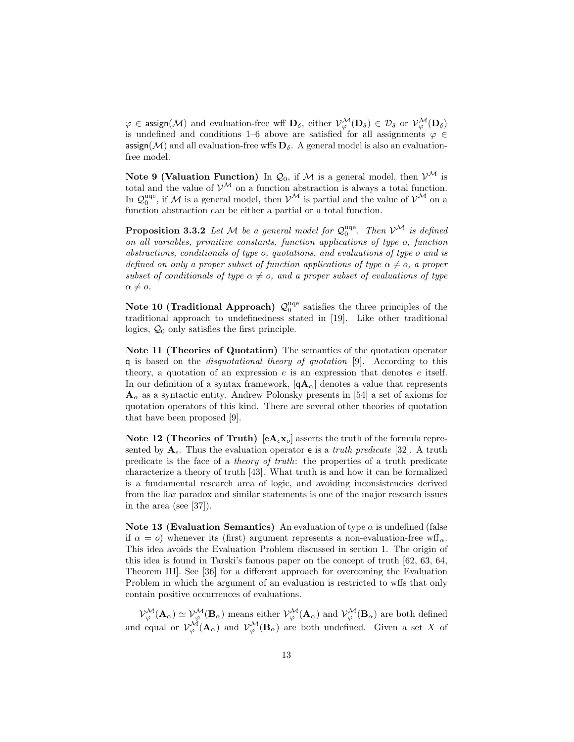$\varphi \in \mathsf{assign}(\mathcal{M})$ and evaluation-free wff $\mathbf{D}_\delta$, either $\mathcal{V}^{\mathcal{M}}_{\varphi}(\mathbf{D}_\delta) \in \mathcal{D}_\delta$ or $\mathcal{V}^{\mathcal{M}}_{\varphi}(\mathbf{D}_\delta)$ is undefined and conditions 1–6 above are satisfied for all assignments $\varphi \in \mathsf{assign}(\mathcal{M})$ and all evaluation-free wffs $\mathbf{D}_\delta$. A general model is also an evaluation-free model.

**Note 9 (Valuation Function)** In $\mathcal{Q}_0$, if $\mathcal{M}$ is a general model, then $\mathcal{V}^{\mathcal{M}}$ is total and the value of $\mathcal{V}^{\mathcal{M}}$ on a function abstraction is always a total function. In $\mathcal{Q}_0^{\mathrm{uqe}}$, if $\mathcal{M}$ is a general model, then $\mathcal{V}^{\mathcal{M}}$ is partial and the value of $\mathcal{V}^{\mathcal{M}}$ on a function abstraction can be either a partial or a total function.

**Proposition 3.3.2** *Let $\mathcal{M}$ be a general model for $\mathcal{Q}_0^{\mathrm{uqe}}$. Then $\mathcal{V}^{\mathcal{M}}$ is defined on all variables, primitive constants, function applications of type $o$, function abstractions, conditionals of type $o$, quotations, and evaluations of type $o$ and is defined on only a proper subset of function applications of type $\alpha \neq o$, a proper subset of conditionals of type $\alpha \neq o$, and a proper subset of evaluations of type $\alpha \neq o$.*

**Note 10 (Traditional Approach)** $\mathcal{Q}_0^{\mathrm{uqe}}$ satisfies the three principles of the traditional approach to undefinedness stated in [19]. Like other traditional logics, $\mathcal{Q}_0$ only satisfies the first principle.

**Note 11 (Theories of Quotation)** The semantics of the quotation operator $\mathsf{q}$ is based on the *disquotational theory of quotation* [9]. According to this theory, a quotation of an expression $e$ is an expression that denotes $e$ itself. In our definition of a syntax framework, $[\mathsf{q}\mathbf{A}_\alpha]$ denotes a value that represents $\mathbf{A}_\alpha$ as a syntactic entity. Andrew Polonsky presents in [54] a set of axioms for quotation operators of this kind. There are several other theories of quotation that have been proposed [9].

**Note 12 (Theories of Truth)** $[\mathsf{e}\mathbf{A}_\epsilon\mathbf{x}_o]$ asserts the truth of the formula represented by $\mathbf{A}_\epsilon$. Thus the evaluation operator $\mathsf{e}$ is a *truth predicate* [32]. A truth predicate is the face of a *theory of truth*: the properties of a truth predicate characterize a theory of truth [43]. What truth is and how it can be formalized is a fundamental research area of logic, and avoiding inconsistencies derived from the liar paradox and similar statements is one of the major research issues in the area (see [37]).

**Note 13 (Evaluation Semantics)** An evaluation of type $\alpha$ is undefined (false if $\alpha = o$) whenever its (first) argument represents a non-evaluation-free wff$_\alpha$. This idea avoids the Evaluation Problem discussed in section 1. The origin of this idea is found in Tarski's famous paper on the concept of truth [62, 63, 64, Theorem III]. See [36] for a different approach for overcoming the Evaluation Problem in which the argument of an evaluation is restricted to wffs that only contain positive occurrences of evaluations.

$\mathcal{V}^{\mathcal{M}}_{\varphi}(\mathbf{A}_\alpha) \simeq \mathcal{V}^{\mathcal{M}}_{\varphi}(\mathbf{B}_\alpha)$ means either $\mathcal{V}^{\mathcal{M}}_{\varphi}(\mathbf{A}_\alpha)$ and $\mathcal{V}^{\mathcal{M}}_{\varphi}(\mathbf{B}_\alpha)$ are both defined and equal or $\mathcal{V}^{\mathcal{M}}_{\varphi}(\mathbf{A}_\alpha)$ and $\mathcal{V}^{\mathcal{M}}_{\varphi}(\mathbf{B}_\alpha)$ are both undefined. Given a set $X$ of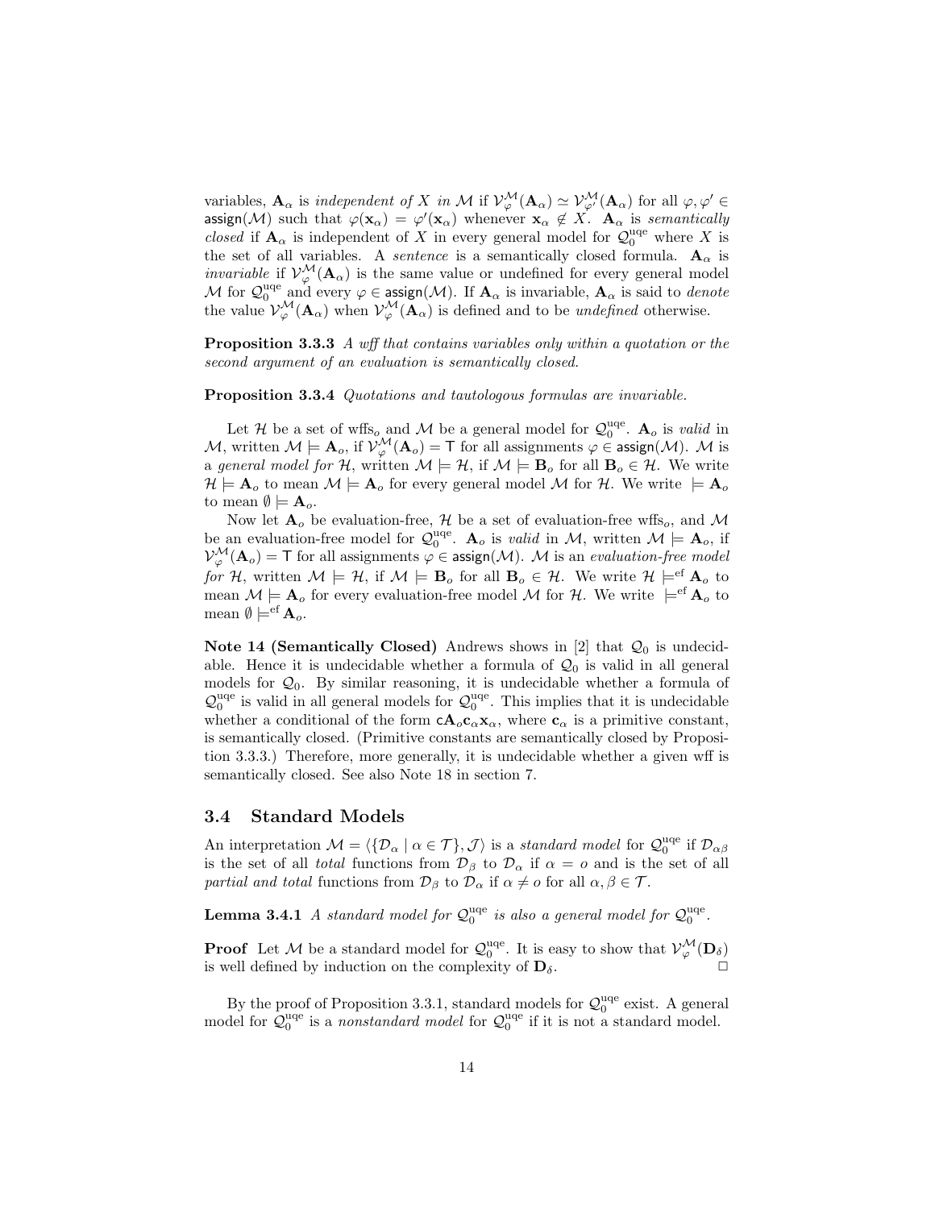variables, $\mathbf{A}_\alpha$ is *independent of* $X$ *in* $\mathcal{M}$ if $\mathcal{V}^{\mathcal{M}}_{\varphi}(\mathbf{A}_\alpha) \simeq \mathcal{V}^{\mathcal{M}}_{\varphi'}(\mathbf{A}_\alpha)$ for all $\varphi, \varphi' \in \mathsf{assign}(\mathcal{M})$ such that $\varphi(\mathbf{x}_\alpha) = \varphi'(\mathbf{x}_\alpha)$ whenever $\mathbf{x}_\alpha \notin X$. $\mathbf{A}_\alpha$ is *semantically closed* if $\mathbf{A}_\alpha$ is independent of $X$ in every general model for $\mathcal{Q}_0^{\mathrm{uqe}}$ where $X$ is the set of all variables. A *sentence* is a semantically closed formula. $\mathbf{A}_\alpha$ is *invariable* if $\mathcal{V}^{\mathcal{M}}_{\varphi}(\mathbf{A}_\alpha)$ is the same value or undefined for every general model $\mathcal{M}$ for $\mathcal{Q}_0^{\mathrm{uqe}}$ and every $\varphi \in \mathsf{assign}(\mathcal{M})$. If $\mathbf{A}_\alpha$ is invariable, $\mathbf{A}_\alpha$ is said to *denote* the value $\mathcal{V}^{\mathcal{M}}_{\varphi}(\mathbf{A}_\alpha)$ when $\mathcal{V}^{\mathcal{M}}_{\varphi}(\mathbf{A}_\alpha)$ is defined and to be *undefined* otherwise.

**Proposition 3.3.3** *A wff that contains variables only within a quotation or the second argument of an evaluation is semantically closed.*

**Proposition 3.3.4** *Quotations and tautologous formulas are invariable.*

Let $\mathcal{H}$ be a set of wffs$_o$ and $\mathcal{M}$ be a general model for $\mathcal{Q}_0^{\mathrm{uqe}}$. $\mathbf{A}_o$ is *valid* in $\mathcal{M}$, written $\mathcal{M} \models \mathbf{A}_o$, if $\mathcal{V}^{\mathcal{M}}_{\varphi}(\mathbf{A}_o) = \mathsf{T}$ for all assignments $\varphi \in \mathsf{assign}(\mathcal{M})$. $\mathcal{M}$ is a *general model for* $\mathcal{H}$, written $\mathcal{M} \models \mathcal{H}$, if $\mathcal{M} \models \mathbf{B}_o$ for all $\mathbf{B}_o \in \mathcal{H}$. We write $\mathcal{H} \models \mathbf{A}_o$ to mean $\mathcal{M} \models \mathbf{A}_o$ for every general model $\mathcal{M}$ for $\mathcal{H}$. We write $\models \mathbf{A}_o$ to mean $\emptyset \models \mathbf{A}_o$.

Now let $\mathbf{A}_o$ be evaluation-free, $\mathcal{H}$ be a set of evaluation-free wffs$_o$, and $\mathcal{M}$ be an evaluation-free model for $\mathcal{Q}_0^{\mathrm{uqe}}$. $\mathbf{A}_o$ is *valid* in $\mathcal{M}$, written $\mathcal{M} \models \mathbf{A}_o$, if $\mathcal{V}^{\mathcal{M}}_{\varphi}(\mathbf{A}_o) = \mathsf{T}$ for all assignments $\varphi \in \mathsf{assign}(\mathcal{M})$. $\mathcal{M}$ is an *evaluation-free model for* $\mathcal{H}$, written $\mathcal{M} \models \mathcal{H}$, if $\mathcal{M} \models \mathbf{B}_o$ for all $\mathbf{B}_o \in \mathcal{H}$. We write $\mathcal{H} \models^{\mathrm{ef}} \mathbf{A}_o$ to mean $\mathcal{M} \models \mathbf{A}_o$ for every evaluation-free model $\mathcal{M}$ for $\mathcal{H}$. We write $\models^{\mathrm{ef}} \mathbf{A}_o$ to mean $\emptyset \models^{\mathrm{ef}} \mathbf{A}_o$.

**Note 14 (Semantically Closed)** Andrews shows in [2] that $\mathcal{Q}_0$ is undecidable. Hence it is undecidable whether a formula of $\mathcal{Q}_0$ is valid in all general models for $\mathcal{Q}_0$. By similar reasoning, it is undecidable whether a formula of $\mathcal{Q}_0^{\mathrm{uqe}}$ is valid in all general models for $\mathcal{Q}_0^{\mathrm{uqe}}$. This implies that it is undecidable whether a conditional of the form $\mathsf{c}\mathbf{A}_o\mathbf{c}_\alpha\mathbf{x}_\alpha$, where $\mathbf{c}_\alpha$ is a primitive constant, is semantically closed. (Primitive constants are semantically closed by Proposition 3.3.3.) Therefore, more generally, it is undecidable whether a given wff is semantically closed. See also Note 18 in section 7.

## 3.4 Standard Models

An interpretation $\mathcal{M} = \langle \{\mathcal{D}_\alpha \mid \alpha \in \mathcal{T}\}, \mathcal{J}\rangle$ is a *standard model* for $\mathcal{Q}_0^{\mathrm{uqe}}$ if $\mathcal{D}_{\alpha\beta}$ is the set of all *total* functions from $\mathcal{D}_\beta$ to $\mathcal{D}_\alpha$ if $\alpha = o$ and is the set of all *partial and total* functions from $\mathcal{D}_\beta$ to $\mathcal{D}_\alpha$ if $\alpha \neq o$ for all $\alpha, \beta \in \mathcal{T}$.

**Lemma 3.4.1** *A standard model for* $\mathcal{Q}_0^{\mathrm{uqe}}$ *is also a general model for* $\mathcal{Q}_0^{\mathrm{uqe}}$.

**Proof** Let $\mathcal{M}$ be a standard model for $\mathcal{Q}_0^{\mathrm{uqe}}$. It is easy to show that $\mathcal{V}^{\mathcal{M}}_{\varphi}(\mathbf{D}_\delta)$ is well defined by induction on the complexity of $\mathbf{D}_\delta$. □

By the proof of Proposition 3.3.1, standard models for $\mathcal{Q}_0^{\mathrm{uqe}}$ exist. A general model for $\mathcal{Q}_0^{\mathrm{uqe}}$ is a *nonstandard model* for $\mathcal{Q}_0^{\mathrm{uqe}}$ if it is not a standard model.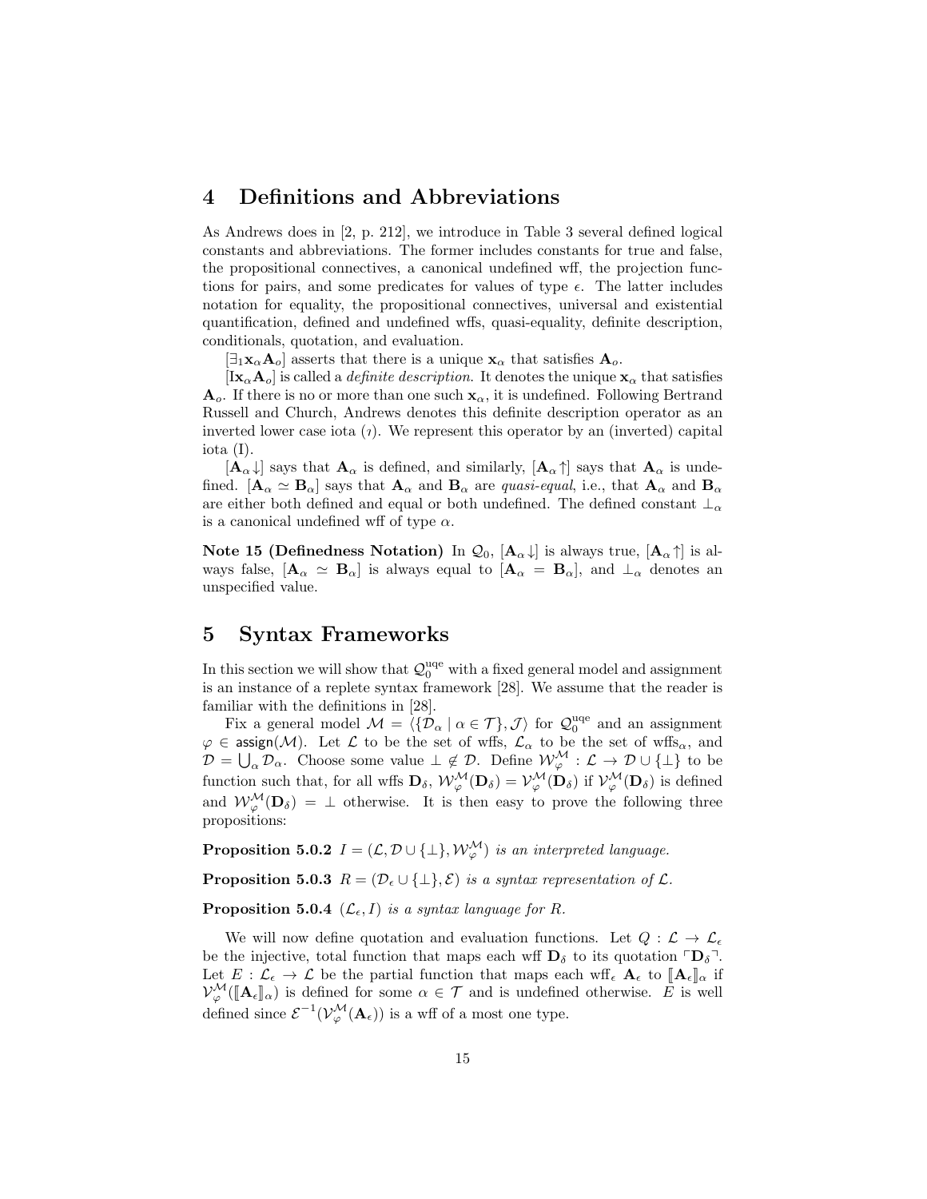## 4 Definitions and Abbreviations

As Andrews does in [2, p. 212], we introduce in Table 3 several defined logical constants and abbreviations. The former includes constants for true and false, the propositional connectives, a canonical undefined wff, the projection functions for pairs, and some predicates for values of type $\epsilon$. The latter includes notation for equality, the propositional connectives, universal and existential quantification, defined and undefined wffs, quasi-equality, definite description, conditionals, quotation, and evaluation.

$[\exists_1 \mathbf{x}_\alpha \mathbf{A}_o]$ asserts that there is a unique $\mathbf{x}_\alpha$ that satisfies $\mathbf{A}_o$.

$[\mathrm{I}\mathbf{x}_\alpha \mathbf{A}_o]$ is called a *definite description*. It denotes the unique $\mathbf{x}_\alpha$ that satisfies $\mathbf{A}_o$. If there is no or more than one such $\mathbf{x}_\alpha$, it is undefined. Following Bertrand Russell and Church, Andrews denotes this definite description operator as an inverted lower case iota ($\iota$). We represent this operator by an (inverted) capital iota (I).

$[\mathbf{A}_\alpha\!\downarrow]$ says that $\mathbf{A}_\alpha$ is defined, and similarly, $[\mathbf{A}_\alpha\!\uparrow]$ says that $\mathbf{A}_\alpha$ is undefined. $[\mathbf{A}_\alpha \simeq \mathbf{B}_\alpha]$ says that $\mathbf{A}_\alpha$ and $\mathbf{B}_\alpha$ are *quasi-equal*, i.e., that $\mathbf{A}_\alpha$ and $\mathbf{B}_\alpha$ are either both defined and equal or both undefined. The defined constant $\bot_\alpha$ is a canonical undefined wff of type $\alpha$.

**Note 15 (Definedness Notation)** In $\mathcal{Q}_0$, $[\mathbf{A}_\alpha\!\downarrow]$ is always true, $[\mathbf{A}_\alpha\!\uparrow]$ is always false, $[\mathbf{A}_\alpha \simeq \mathbf{B}_\alpha]$ is always equal to $[\mathbf{A}_\alpha = \mathbf{B}_\alpha]$, and $\bot_\alpha$ denotes an unspecified value.

## 5 Syntax Frameworks

In this section we will show that $\mathcal{Q}_0^{\mathrm{uqe}}$ with a fixed general model and assignment is an instance of a replete syntax framework [28]. We assume that the reader is familiar with the definitions in [28].

Fix a general model $\mathcal{M} = \langle \{\mathcal{D}_\alpha \mid \alpha \in \mathcal{T}\}, \mathcal{J} \rangle$ for $\mathcal{Q}_0^{\mathrm{uqe}}$ and an assignment $\varphi \in \mathsf{assign}(\mathcal{M})$. Let $\mathcal{L}$ to be the set of wffs, $\mathcal{L}_\alpha$ to be the set of wffs$_\alpha$, and $\mathcal{D} = \bigcup_\alpha \mathcal{D}_\alpha$. Choose some value $\bot \not\in \mathcal{D}$. Define $\mathcal{W}_\varphi^\mathcal{M} : \mathcal{L} \rightarrow \mathcal{D} \cup \{\bot\}$ to be function such that, for all wffs $\mathbf{D}_\delta$, $\mathcal{W}_\varphi^\mathcal{M}(\mathbf{D}_\delta) = \mathcal{V}_\varphi^\mathcal{M}(\mathbf{D}_\delta)$ if $\mathcal{V}_\varphi^\mathcal{M}(\mathbf{D}_\delta)$ is defined and $\mathcal{W}_\varphi^\mathcal{M}(\mathbf{D}_\delta) = \bot$ otherwise. It is then easy to prove the following three propositions:

**Proposition 5.0.2** *$I = (\mathcal{L}, \mathcal{D} \cup \{\bot\}, \mathcal{W}_\varphi^\mathcal{M})$ is an interpreted language.*

**Proposition 5.0.3** *$R = (\mathcal{D}_\epsilon \cup \{\bot\}, \mathcal{E})$ is a syntax representation of $\mathcal{L}$.*

**Proposition 5.0.4** *$(\mathcal{L}_\epsilon, I)$ is a syntax language for $R$.*

We will now define quotation and evaluation functions. Let $Q : \mathcal{L} \rightarrow \mathcal{L}_\epsilon$ be the injective, total function that maps each wff $\mathbf{D}_\delta$ to its quotation $\ulcorner \mathbf{D}_\delta \urcorner$. Let $E : \mathcal{L}_\epsilon \rightarrow \mathcal{L}$ be the partial function that maps each wff$_\epsilon$ $\mathbf{A}_\epsilon$ to $[\![\mathbf{A}_\epsilon]\!]_\alpha$ if $\mathcal{V}_\varphi^\mathcal{M}([\![\mathbf{A}_\epsilon]\!]_\alpha)$ is defined for some $\alpha \in \mathcal{T}$ and is undefined otherwise. $E$ is well defined since $\mathcal{E}^{-1}(\mathcal{V}_\varphi^\mathcal{M}(\mathbf{A}_\epsilon))$ is a wff of a most one type.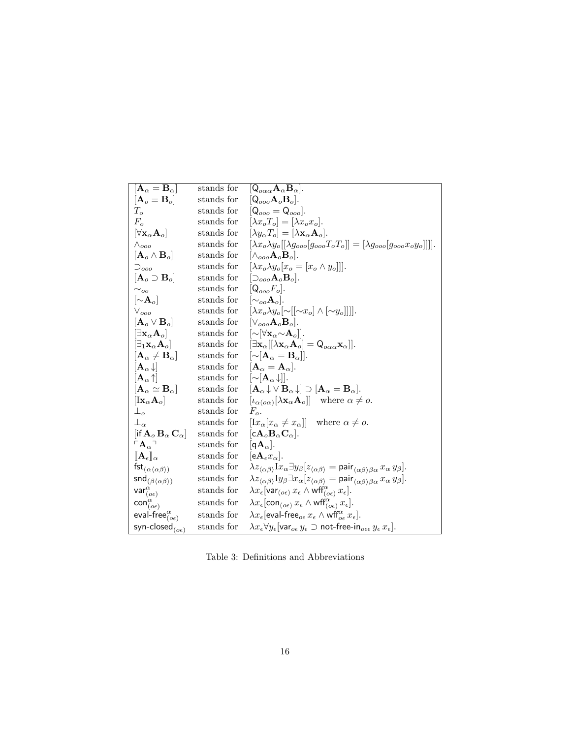| | | |
|---|---|---|
| $[\mathbf{A}_\alpha = \mathbf{B}_\alpha]$ | stands for | $[\mathsf{Q}_{o\alpha\alpha}\mathbf{A}_\alpha\mathbf{B}_\alpha]$. |
| $[\mathbf{A}_o \equiv \mathbf{B}_o]$ | stands for | $[\mathsf{Q}_{ooo}\mathbf{A}_o\mathbf{B}_o]$. |
| $T_o$ | stands for | $[\mathsf{Q}_{ooo} = \mathsf{Q}_{ooo}]$. |
| $F_o$ | stands for | $[\lambda x_o T_o] = [\lambda x_o x_o]$. |
| $[\forall \mathbf{x}_\alpha \mathbf{A}_o]$ | stands for | $[\lambda y_\alpha T_o] = [\lambda \mathbf{x}_\alpha \mathbf{A}_o]$. |
| $\wedge_{ooo}$ | stands for | $[\lambda x_o \lambda y_o [[\lambda g_{ooo}[g_{ooo} T_o T_o]] = [\lambda g_{ooo}[g_{ooo} x_o y_o]]]]$. |
| $[\mathbf{A}_o \wedge \mathbf{B}_o]$ | stands for | $[\wedge_{ooo}\mathbf{A}_o\mathbf{B}_o]$. |
| $\supset_{ooo}$ | stands for | $[\lambda x_o \lambda y_o [x_o = [x_o \wedge y_o]]]$. |
| $[\mathbf{A}_o \supset \mathbf{B}_o]$ | stands for | $[\supset_{ooo}\mathbf{A}_o\mathbf{B}_o]$. |
| $\sim_{oo}$ | stands for | $[\mathsf{Q}_{ooo}F_o]$. |
| $[\sim\mathbf{A}_o]$ | stands for | $[\sim_{oo}\mathbf{A}_o]$. |
| $\vee_{ooo}$ | stands for | $[\lambda x_o \lambda y_o [\sim[[\sim x_o] \wedge [\sim y_o]]]]$. |
| $[\mathbf{A}_o \vee \mathbf{B}_o]$ | stands for | $[\vee_{ooo}\mathbf{A}_o\mathbf{B}_o]$. |
| $[\exists \mathbf{x}_\alpha \mathbf{A}_o]$ | stands for | $[\sim[\forall \mathbf{x}_\alpha \sim\mathbf{A}_o]]$. |
| $[\exists_1 \mathbf{x}_\alpha \mathbf{A}_o]$ | stands for | $[\exists \mathbf{x}_\alpha [[\lambda \mathbf{x}_\alpha \mathbf{A}_o] = \mathsf{Q}_{o\alpha\alpha}\mathbf{x}_\alpha]]$. |
| $[\mathbf{A}_\alpha \neq \mathbf{B}_\alpha]$ | stands for | $[\sim[\mathbf{A}_\alpha = \mathbf{B}_\alpha]]$. |
| $[\mathbf{A}_\alpha\downarrow]$ | stands for | $[\mathbf{A}_\alpha = \mathbf{A}_\alpha]$. |
| $[\mathbf{A}_\alpha\uparrow]$ | stands for | $[\sim[\mathbf{A}_\alpha\downarrow]]$. |
| $[\mathbf{A}_\alpha \simeq \mathbf{B}_\alpha]$ | stands for | $[\mathbf{A}_\alpha\downarrow \vee \mathbf{B}_\alpha\downarrow] \supset [\mathbf{A}_\alpha = \mathbf{B}_\alpha]$. |
| $[\mathrm{I}\mathbf{x}_\alpha \mathbf{A}_o]$ | stands for | $[\iota_{\alpha(o\alpha)}[\lambda \mathbf{x}_\alpha \mathbf{A}_o]]$ where $\alpha \neq o$. |
| $\bot_o$ | stands for | $F_o$. |
| $\bot_\alpha$ | stands for | $[\mathrm{I}x_\alpha[x_\alpha \neq x_\alpha]]$ where $\alpha \neq o$. |
| $[\mathsf{if}\,\mathbf{A}_o\,\mathbf{B}_\alpha\,\mathbf{C}_\alpha]$ | stands for | $[\mathsf{c}\mathbf{A}_o\mathbf{B}_\alpha\mathbf{C}_\alpha]$. |
| $\ulcorner\mathbf{A}_\alpha\urcorner$ | stands for | $[\mathsf{q}\mathbf{A}_\alpha]$. |
| $[\![\mathbf{A}_\epsilon]\!]_\alpha$ | stands for | $[\mathsf{e}\mathbf{A}_\epsilon x_\alpha]$. |
| $\mathsf{fst}_{(\alpha\langle\alpha\beta\rangle)}$ | stands for | $\lambda z_{\langle\alpha\beta\rangle}\mathrm{I}x_\alpha\exists y_\beta[z_{\langle\alpha\beta\rangle} = \mathsf{pair}_{\langle\alpha\beta\rangle\beta\alpha}\,x_\alpha\,y_\beta]$. |
| $\mathsf{snd}_{(\beta\langle\alpha\beta\rangle)}$ | stands for | $\lambda z_{\langle\alpha\beta\rangle}\mathrm{I}y_\beta\exists x_\alpha[z_{\langle\alpha\beta\rangle} = \mathsf{pair}_{\langle\alpha\beta\rangle\beta\alpha}\,x_\alpha\,y_\beta]$. |
| $\mathsf{var}^\alpha_{(o\epsilon)}$ | stands for | $\lambda x_\epsilon[\mathsf{var}_{(o\epsilon)}\,x_\epsilon \wedge \mathsf{wff}^\alpha_{(o\epsilon)}\,x_\epsilon]$. |
| $\mathsf{con}^\alpha_{(o\epsilon)}$ | stands for | $\lambda x_\epsilon[\mathsf{con}_{(o\epsilon)}\,x_\epsilon \wedge \mathsf{wff}^\alpha_{(o\epsilon)}\,x_\epsilon]$. |
| $\mathsf{eval\text{-}free}^\alpha_{(o\epsilon)}$ | stands for | $\lambda x_\epsilon[\mathsf{eval\text{-}free}_{o\epsilon}\,x_\epsilon \wedge \mathsf{wff}^\alpha_{o\epsilon}\,x_\epsilon]$. |
| $\mathsf{syn\text{-}closed}_{(o\epsilon)}$ | stands for | $\lambda x_\epsilon\forall y_\epsilon[\mathsf{var}_{o\epsilon}\,y_\epsilon \supset \mathsf{not\text{-}free\text{-}in}_{o\epsilon\epsilon}\,y_\epsilon\,x_\epsilon]$. |

Table 3: Definitions and Abbreviations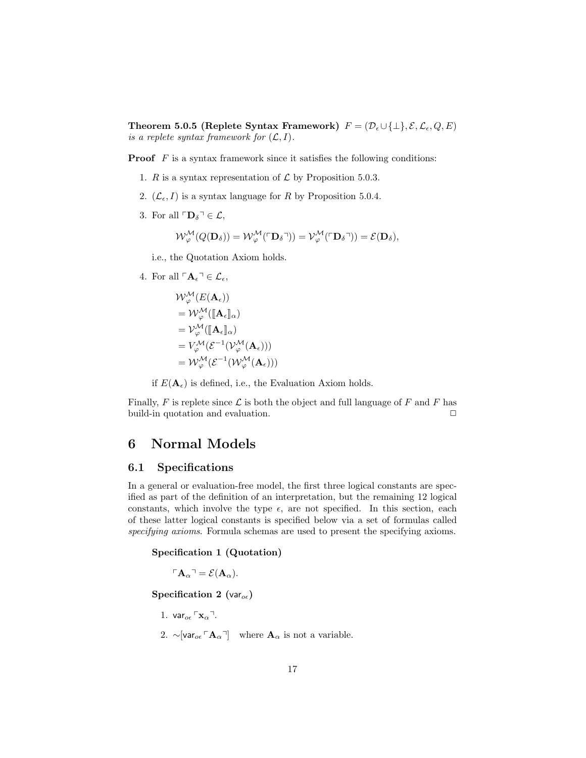**Theorem 5.0.5 (Replete Syntax Framework)** *$F = (\mathcal{D}_\epsilon \cup \{\bot\}, \mathcal{E}, \mathcal{L}_\epsilon, Q, E)$ is a replete syntax framework for $(\mathcal{L}, I)$.*

**Proof** $F$ is a syntax framework since it satisfies the following conditions:

1. $R$ is a syntax representation of $\mathcal{L}$ by Proposition 5.0.3.
2. $(\mathcal{L}_\epsilon, I)$ is a syntax language for $R$ by Proposition 5.0.4.
3. For all $\ulcorner \mathbf{D}_\delta \urcorner \in \mathcal{L}$,

   $$\mathcal{W}^{\mathcal{M}}_{\varphi}(Q(\mathbf{D}_\delta)) = \mathcal{W}^{\mathcal{M}}_{\varphi}(\ulcorner \mathbf{D}_\delta \urcorner) = \mathcal{V}^{\mathcal{M}}_{\varphi}(\ulcorner \mathbf{D}_\delta \urcorner) = \mathcal{E}(\mathbf{D}_\delta),$$

   i.e., the Quotation Axiom holds.

4. For all $\ulcorner \mathbf{A}_\epsilon \urcorner \in \mathcal{L}_\epsilon$,

   $$\begin{aligned}
   &\mathcal{W}^{\mathcal{M}}_{\varphi}(E(\mathbf{A}_\epsilon)) \\
   &= \mathcal{W}^{\mathcal{M}}_{\varphi}(\llbracket \mathbf{A}_\epsilon \rrbracket_\alpha) \\
   &= \mathcal{V}^{\mathcal{M}}_{\varphi}(\llbracket \mathbf{A}_\epsilon \rrbracket_\alpha) \\
   &= V^{\mathcal{M}}_{\varphi}(\mathcal{E}^{-1}(\mathcal{V}^{\mathcal{M}}_{\varphi}(\mathbf{A}_\epsilon))) \\
   &= \mathcal{W}^{\mathcal{M}}_{\varphi}(\mathcal{E}^{-1}(\mathcal{W}^{\mathcal{M}}_{\varphi}(\mathbf{A}_\epsilon)))
   \end{aligned}$$

   if $E(\mathbf{A}_\epsilon)$ is defined, i.e., the Evaluation Axiom holds.

Finally, $F$ is replete since $\mathcal{L}$ is both the object and full language of $F$ and $F$ has build-in quotation and evaluation. □

# 6 Normal Models

## 6.1 Specifications

In a general or evaluation-free model, the first three logical constants are specified as part of the definition of an interpretation, but the remaining 12 logical constants, which involve the type $\epsilon$, are not specified. In this section, each of these latter logical constants is specified below via a set of formulas called *specifying axioms*. Formula schemas are used to present the specifying axioms.

**Specification 1 (Quotation)**

$$\ulcorner \mathbf{A}_\alpha \urcorner = \mathcal{E}(\mathbf{A}_\alpha).$$

**Specification 2 ($\mathsf{var}_{o\epsilon}$)**

1. $\mathsf{var}_{o\epsilon} \ulcorner \mathbf{x}_\alpha \urcorner$.
2. $\sim[\mathsf{var}_{o\epsilon} \ulcorner \mathbf{A}_\alpha \urcorner]$ where $\mathbf{A}_\alpha$ is not a variable.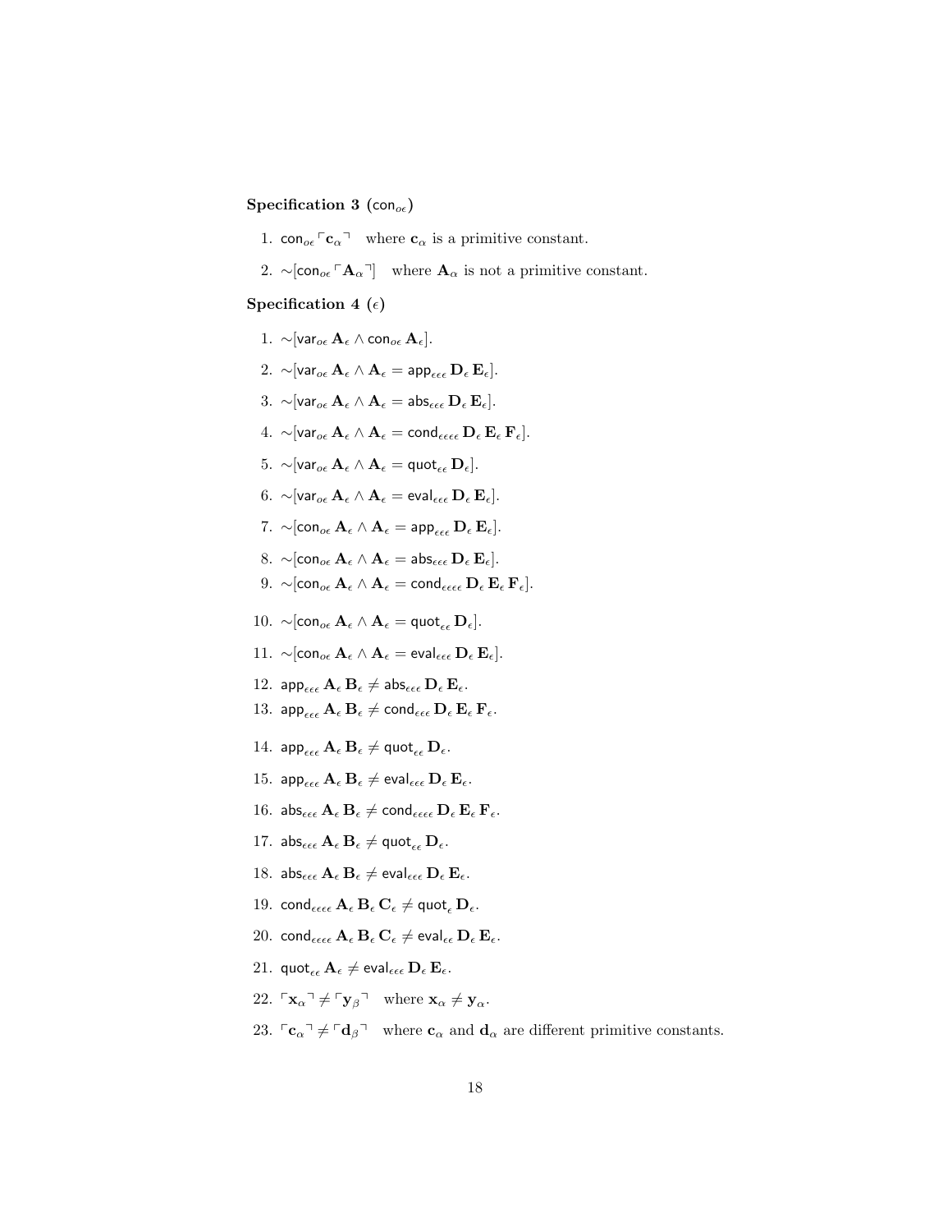**Specification 3** ($\mathsf{con}_{o\epsilon}$)

1. $\mathsf{con}_{o\epsilon} \ulcorner \mathbf{c}_\alpha \urcorner$ where $\mathbf{c}_\alpha$ is a primitive constant.

2. $\sim[\mathsf{con}_{o\epsilon} \ulcorner \mathbf{A}_\alpha \urcorner]$ where $\mathbf{A}_\alpha$ is not a primitive constant.

**Specification 4** ($\epsilon$)

1. $\sim[\mathsf{var}_{o\epsilon}\, \mathbf{A}_\epsilon \wedge \mathsf{con}_{o\epsilon}\, \mathbf{A}_\epsilon]$.

2. $\sim[\mathsf{var}_{o\epsilon}\, \mathbf{A}_\epsilon \wedge \mathbf{A}_\epsilon = \mathsf{app}_{\epsilon\epsilon\epsilon}\, \mathbf{D}_\epsilon\, \mathbf{E}_\epsilon]$.

3. $\sim[\mathsf{var}_{o\epsilon}\, \mathbf{A}_\epsilon \wedge \mathbf{A}_\epsilon = \mathsf{abs}_{\epsilon\epsilon\epsilon}\, \mathbf{D}_\epsilon\, \mathbf{E}_\epsilon]$.

4. $\sim[\mathsf{var}_{o\epsilon}\, \mathbf{A}_\epsilon \wedge \mathbf{A}_\epsilon = \mathsf{cond}_{\epsilon\epsilon\epsilon\epsilon}\, \mathbf{D}_\epsilon\, \mathbf{E}_\epsilon\, \mathbf{F}_\epsilon]$.

5. $\sim[\mathsf{var}_{o\epsilon}\, \mathbf{A}_\epsilon \wedge \mathbf{A}_\epsilon = \mathsf{quot}_{\epsilon\epsilon}\, \mathbf{D}_\epsilon]$.

6. $\sim[\mathsf{var}_{o\epsilon}\, \mathbf{A}_\epsilon \wedge \mathbf{A}_\epsilon = \mathsf{eval}_{\epsilon\epsilon\epsilon}\, \mathbf{D}_\epsilon\, \mathbf{E}_\epsilon]$.

7. $\sim[\mathsf{con}_{o\epsilon}\, \mathbf{A}_\epsilon \wedge \mathbf{A}_\epsilon = \mathsf{app}_{\epsilon\epsilon\epsilon}\, \mathbf{D}_\epsilon\, \mathbf{E}_\epsilon]$.

8. $\sim[\mathsf{con}_{o\epsilon}\, \mathbf{A}_\epsilon \wedge \mathbf{A}_\epsilon = \mathsf{abs}_{\epsilon\epsilon\epsilon}\, \mathbf{D}_\epsilon\, \mathbf{E}_\epsilon]$.

9. $\sim[\mathsf{con}_{o\epsilon}\, \mathbf{A}_\epsilon \wedge \mathbf{A}_\epsilon = \mathsf{cond}_{\epsilon\epsilon\epsilon\epsilon}\, \mathbf{D}_\epsilon\, \mathbf{E}_\epsilon\, \mathbf{F}_\epsilon]$.

10. $\sim[\mathsf{con}_{o\epsilon}\, \mathbf{A}_\epsilon \wedge \mathbf{A}_\epsilon = \mathsf{quot}_{\epsilon\epsilon}\, \mathbf{D}_\epsilon]$.

11. $\sim[\mathsf{con}_{o\epsilon}\, \mathbf{A}_\epsilon \wedge \mathbf{A}_\epsilon = \mathsf{eval}_{\epsilon\epsilon\epsilon}\, \mathbf{D}_\epsilon\, \mathbf{E}_\epsilon]$.

12. $\mathsf{app}_{\epsilon\epsilon\epsilon}\, \mathbf{A}_\epsilon\, \mathbf{B}_\epsilon \neq \mathsf{abs}_{\epsilon\epsilon\epsilon}\, \mathbf{D}_\epsilon\, \mathbf{E}_\epsilon$.

13. $\mathsf{app}_{\epsilon\epsilon\epsilon}\, \mathbf{A}_\epsilon\, \mathbf{B}_\epsilon \neq \mathsf{cond}_{\epsilon\epsilon\epsilon}\, \mathbf{D}_\epsilon\, \mathbf{E}_\epsilon\, \mathbf{F}_\epsilon$.

14. $\mathsf{app}_{\epsilon\epsilon\epsilon}\, \mathbf{A}_\epsilon\, \mathbf{B}_\epsilon \neq \mathsf{quot}_{\epsilon\epsilon}\, \mathbf{D}_\epsilon$.

15. $\mathsf{app}_{\epsilon\epsilon\epsilon}\, \mathbf{A}_\epsilon\, \mathbf{B}_\epsilon \neq \mathsf{eval}_{\epsilon\epsilon\epsilon}\, \mathbf{D}_\epsilon\, \mathbf{E}_\epsilon$.

16. $\mathsf{abs}_{\epsilon\epsilon\epsilon}\, \mathbf{A}_\epsilon\, \mathbf{B}_\epsilon \neq \mathsf{cond}_{\epsilon\epsilon\epsilon\epsilon}\, \mathbf{D}_\epsilon\, \mathbf{E}_\epsilon\, \mathbf{F}_\epsilon$.

17. $\mathsf{abs}_{\epsilon\epsilon\epsilon}\, \mathbf{A}_\epsilon\, \mathbf{B}_\epsilon \neq \mathsf{quot}_{\epsilon\epsilon}\, \mathbf{D}_\epsilon$.

18. $\mathsf{abs}_{\epsilon\epsilon\epsilon}\, \mathbf{A}_\epsilon\, \mathbf{B}_\epsilon \neq \mathsf{eval}_{\epsilon\epsilon\epsilon}\, \mathbf{D}_\epsilon\, \mathbf{E}_\epsilon$.

19. $\mathsf{cond}_{\epsilon\epsilon\epsilon\epsilon}\, \mathbf{A}_\epsilon\, \mathbf{B}_\epsilon\, \mathbf{C}_\epsilon \neq \mathsf{quot}_{\epsilon}\, \mathbf{D}_\epsilon$.

20. $\mathsf{cond}_{\epsilon\epsilon\epsilon\epsilon}\, \mathbf{A}_\epsilon\, \mathbf{B}_\epsilon\, \mathbf{C}_\epsilon \neq \mathsf{eval}_{\epsilon\epsilon}\, \mathbf{D}_\epsilon\, \mathbf{E}_\epsilon$.

21. $\mathsf{quot}_{\epsilon\epsilon}\, \mathbf{A}_\epsilon \neq \mathsf{eval}_{\epsilon\epsilon\epsilon}\, \mathbf{D}_\epsilon\, \mathbf{E}_\epsilon$.

22. $\ulcorner \mathbf{x}_\alpha \urcorner \neq \ulcorner \mathbf{y}_\beta \urcorner$ where $\mathbf{x}_\alpha \neq \mathbf{y}_\alpha$.

23. $\ulcorner \mathbf{c}_\alpha \urcorner \neq \ulcorner \mathbf{d}_\beta \urcorner$ where $\mathbf{c}_\alpha$ and $\mathbf{d}_\alpha$ are different primitive constants.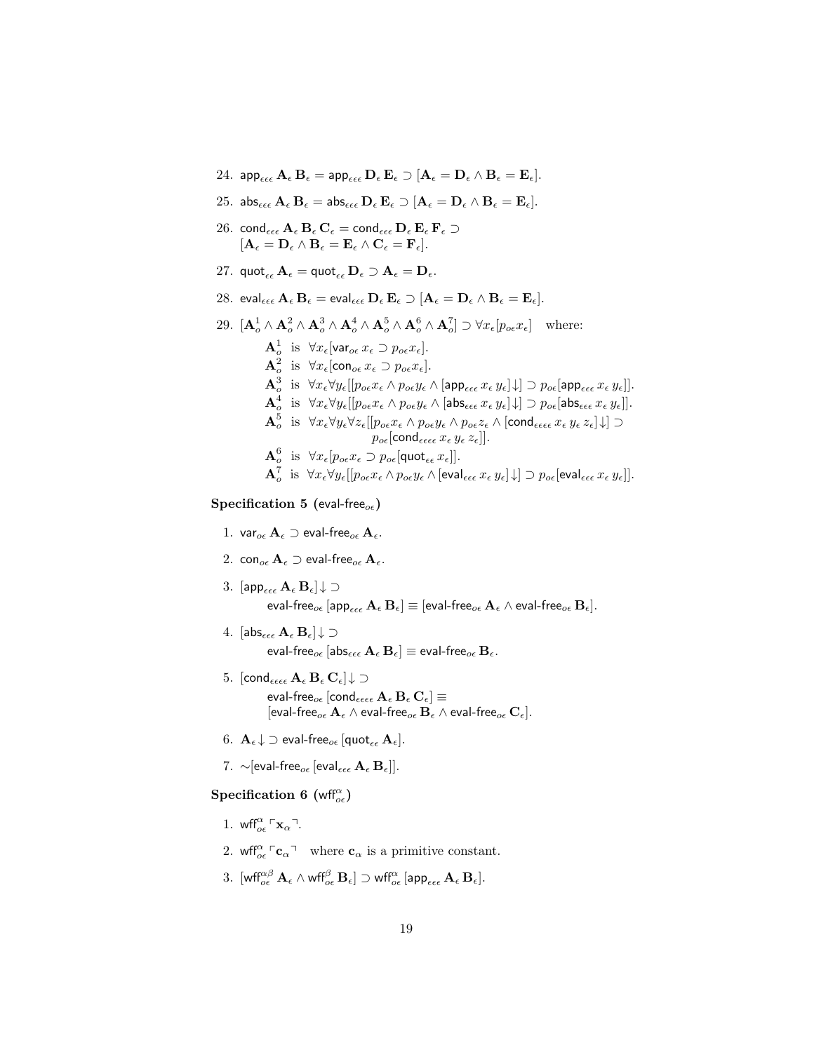24. $\mathsf{app}_{\epsilon\epsilon\epsilon}\, \mathbf{A}_\epsilon\, \mathbf{B}_\epsilon = \mathsf{app}_{\epsilon\epsilon\epsilon}\, \mathbf{D}_\epsilon\, \mathbf{E}_\epsilon \supset [\mathbf{A}_\epsilon = \mathbf{D}_\epsilon \wedge \mathbf{B}_\epsilon = \mathbf{E}_\epsilon]$.

25. $\mathsf{abs}_{\epsilon\epsilon\epsilon}\, \mathbf{A}_\epsilon\, \mathbf{B}_\epsilon = \mathsf{abs}_{\epsilon\epsilon\epsilon}\, \mathbf{D}_\epsilon\, \mathbf{E}_\epsilon \supset [\mathbf{A}_\epsilon = \mathbf{D}_\epsilon \wedge \mathbf{B}_\epsilon = \mathbf{E}_\epsilon]$.

26. $\mathsf{cond}_{\epsilon\epsilon\epsilon}\, \mathbf{A}_\epsilon\, \mathbf{B}_\epsilon\, \mathbf{C}_\epsilon = \mathsf{cond}_{\epsilon\epsilon\epsilon}\, \mathbf{D}_\epsilon\, \mathbf{E}_\epsilon\, \mathbf{F}_\epsilon \supset$
    $[\mathbf{A}_\epsilon = \mathbf{D}_\epsilon \wedge \mathbf{B}_\epsilon = \mathbf{E}_\epsilon \wedge \mathbf{C}_\epsilon = \mathbf{F}_\epsilon]$.

27. $\mathsf{quot}_{\epsilon\epsilon}\, \mathbf{A}_\epsilon = \mathsf{quot}_{\epsilon\epsilon}\, \mathbf{D}_\epsilon \supset \mathbf{A}_\epsilon = \mathbf{D}_\epsilon$.

28. $\mathsf{eval}_{\epsilon\epsilon\epsilon}\, \mathbf{A}_\epsilon\, \mathbf{B}_\epsilon = \mathsf{eval}_{\epsilon\epsilon\epsilon}\, \mathbf{D}_\epsilon\, \mathbf{E}_\epsilon \supset [\mathbf{A}_\epsilon = \mathbf{D}_\epsilon \wedge \mathbf{B}_\epsilon = \mathbf{E}_\epsilon]$.

29. $[\mathbf{A}^1_o \wedge \mathbf{A}^2_o \wedge \mathbf{A}^3_o \wedge \mathbf{A}^4_o \wedge \mathbf{A}^5_o \wedge \mathbf{A}^6_o \wedge \mathbf{A}^7_o] \supset \forall x_\epsilon [p_{o\epsilon} x_\epsilon]$ where:
    - $\mathbf{A}^1_o$ is $\forall x_\epsilon [\mathsf{var}_{o\epsilon}\, x_\epsilon \supset p_{o\epsilon} x_\epsilon]$.
    - $\mathbf{A}^2_o$ is $\forall x_\epsilon [\mathsf{con}_{o\epsilon}\, x_\epsilon \supset p_{o\epsilon} x_\epsilon]$.
    - $\mathbf{A}^3_o$ is $\forall x_\epsilon \forall y_\epsilon [[p_{o\epsilon} x_\epsilon \wedge p_{o\epsilon} y_\epsilon \wedge [\mathsf{app}_{\epsilon\epsilon\epsilon}\, x_\epsilon\, y_\epsilon]\!\downarrow] \supset p_{o\epsilon}[\mathsf{app}_{\epsilon\epsilon\epsilon}\, x_\epsilon\, y_\epsilon]]$.
    - $\mathbf{A}^4_o$ is $\forall x_\epsilon \forall y_\epsilon [[p_{o\epsilon} x_\epsilon \wedge p_{o\epsilon} y_\epsilon \wedge [\mathsf{abs}_{\epsilon\epsilon\epsilon}\, x_\epsilon\, y_\epsilon]\!\downarrow] \supset p_{o\epsilon}[\mathsf{abs}_{\epsilon\epsilon\epsilon}\, x_\epsilon\, y_\epsilon]]$.
    - $\mathbf{A}^5_o$ is $\forall x_\epsilon \forall y_\epsilon \forall z_\epsilon [[p_{o\epsilon} x_\epsilon \wedge p_{o\epsilon} y_\epsilon \wedge p_{o\epsilon} z_\epsilon \wedge [\mathsf{cond}_{\epsilon\epsilon\epsilon\epsilon}\, x_\epsilon\, y_\epsilon\, z_\epsilon]\!\downarrow] \supset$
      $p_{o\epsilon}[\mathsf{cond}_{\epsilon\epsilon\epsilon\epsilon}\, x_\epsilon\, y_\epsilon\, z_\epsilon]]$.
    - $\mathbf{A}^6_o$ is $\forall x_\epsilon [p_{o\epsilon} x_\epsilon \supset p_{o\epsilon}[\mathsf{quot}_{\epsilon\epsilon}\, x_\epsilon]]$.
    - $\mathbf{A}^7_o$ is $\forall x_\epsilon \forall y_\epsilon [[p_{o\epsilon} x_\epsilon \wedge p_{o\epsilon} y_\epsilon \wedge [\mathsf{eval}_{\epsilon\epsilon\epsilon}\, x_\epsilon\, y_\epsilon]\!\downarrow] \supset p_{o\epsilon}[\mathsf{eval}_{\epsilon\epsilon\epsilon}\, x_\epsilon\, y_\epsilon]]$.

**Specification 5** ($\mathsf{eval\text{-}free}_{o\epsilon}$)

1. $\mathsf{var}_{o\epsilon}\, \mathbf{A}_\epsilon \supset \mathsf{eval\text{-}free}_{o\epsilon}\, \mathbf{A}_\epsilon$.

2. $\mathsf{con}_{o\epsilon}\, \mathbf{A}_\epsilon \supset \mathsf{eval\text{-}free}_{o\epsilon}\, \mathbf{A}_\epsilon$.

3. $[\mathsf{app}_{\epsilon\epsilon\epsilon}\, \mathbf{A}_\epsilon\, \mathbf{B}_\epsilon]\!\downarrow \supset$
   $\mathsf{eval\text{-}free}_{o\epsilon}\, [\mathsf{app}_{\epsilon\epsilon\epsilon}\, \mathbf{A}_\epsilon\, \mathbf{B}_\epsilon] \equiv [\mathsf{eval\text{-}free}_{o\epsilon}\, \mathbf{A}_\epsilon \wedge \mathsf{eval\text{-}free}_{o\epsilon}\, \mathbf{B}_\epsilon]$.

4. $[\mathsf{abs}_{\epsilon\epsilon\epsilon}\, \mathbf{A}_\epsilon\, \mathbf{B}_\epsilon]\!\downarrow \supset$
   $\mathsf{eval\text{-}free}_{o\epsilon}\, [\mathsf{abs}_{\epsilon\epsilon\epsilon}\, \mathbf{A}_\epsilon\, \mathbf{B}_\epsilon] \equiv \mathsf{eval\text{-}free}_{o\epsilon}\, \mathbf{B}_\epsilon$.

5. $[\mathsf{cond}_{\epsilon\epsilon\epsilon\epsilon}\, \mathbf{A}_\epsilon\, \mathbf{B}_\epsilon\, \mathbf{C}_\epsilon]\!\downarrow \supset$
   $\mathsf{eval\text{-}free}_{o\epsilon}\, [\mathsf{cond}_{\epsilon\epsilon\epsilon\epsilon}\, \mathbf{A}_\epsilon\, \mathbf{B}_\epsilon\, \mathbf{C}_\epsilon] \equiv$
   $[\mathsf{eval\text{-}free}_{o\epsilon}\, \mathbf{A}_\epsilon \wedge \mathsf{eval\text{-}free}_{o\epsilon}\, \mathbf{B}_\epsilon \wedge \mathsf{eval\text{-}free}_{o\epsilon}\, \mathbf{C}_\epsilon]$.

6. $\mathbf{A}_\epsilon\!\downarrow \supset \mathsf{eval\text{-}free}_{o\epsilon}\, [\mathsf{quot}_{\epsilon\epsilon}\, \mathbf{A}_\epsilon]$.

7. $\sim[\mathsf{eval\text{-}free}_{o\epsilon}\, [\mathsf{eval}_{\epsilon\epsilon\epsilon}\, \mathbf{A}_\epsilon\, \mathbf{B}_\epsilon]]$.

**Specification 6** ($\mathsf{wff}^\alpha_{o\epsilon}$)

1. $\mathsf{wff}^\alpha_{o\epsilon}\, \ulcorner \mathbf{x}_\alpha \urcorner$.

2. $\mathsf{wff}^\alpha_{o\epsilon}\, \ulcorner \mathbf{c}_\alpha \urcorner$ where $\mathbf{c}_\alpha$ is a primitive constant.

3. $[\mathsf{wff}^{\alpha\beta}_{o\epsilon}\, \mathbf{A}_\epsilon \wedge \mathsf{wff}^\beta_{o\epsilon}\, \mathbf{B}_\epsilon] \supset \mathsf{wff}^\alpha_{o\epsilon}\, [\mathsf{app}_{\epsilon\epsilon\epsilon}\, \mathbf{A}_\epsilon\, \mathbf{B}_\epsilon]$.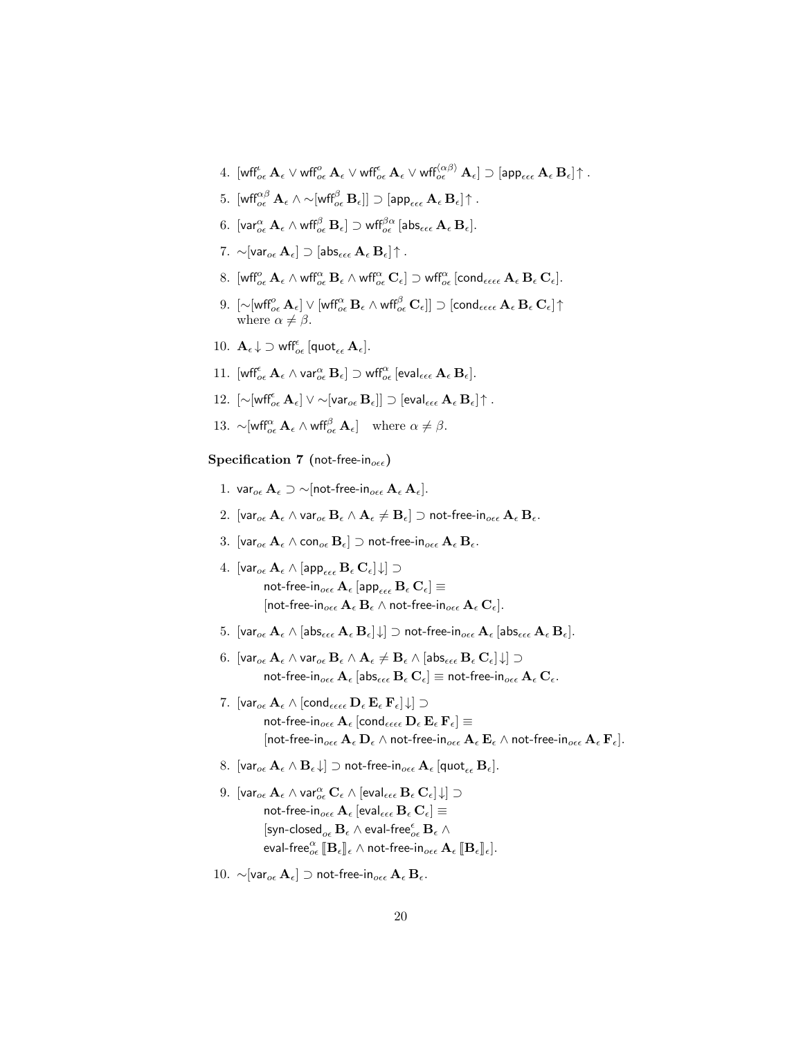4. $[\mathsf{wff}^{\iota}_{o\epsilon}\, \mathbf{A}_\epsilon \vee \mathsf{wff}^{o}_{o\epsilon}\, \mathbf{A}_\epsilon \vee \mathsf{wff}^{\epsilon}_{o\epsilon}\, \mathbf{A}_\epsilon \vee \mathsf{wff}^{\langle\alpha\beta\rangle}_{o\epsilon}\, \mathbf{A}_\epsilon] \supset [\mathsf{app}_{\epsilon\epsilon\epsilon}\, \mathbf{A}_\epsilon\, \mathbf{B}_\epsilon]\!\uparrow$ .

5. $[\mathsf{wff}^{\alpha\beta}_{o\epsilon}\, \mathbf{A}_\epsilon \wedge {\sim}[\mathsf{wff}^{\beta}_{o\epsilon}\, \mathbf{B}_\epsilon]] \supset [\mathsf{app}_{\epsilon\epsilon\epsilon}\, \mathbf{A}_\epsilon\, \mathbf{B}_\epsilon]\!\uparrow$ .

6. $[\mathsf{var}^{\alpha}_{o\epsilon}\, \mathbf{A}_\epsilon \wedge \mathsf{wff}^{\beta}_{o\epsilon}\, \mathbf{B}_\epsilon] \supset \mathsf{wff}^{\beta\alpha}_{o\epsilon}\, [\mathsf{abs}_{\epsilon\epsilon\epsilon}\, \mathbf{A}_\epsilon\, \mathbf{B}_\epsilon]$.

7. ${\sim}[\mathsf{var}_{o\epsilon}\, \mathbf{A}_\epsilon] \supset [\mathsf{abs}_{\epsilon\epsilon\epsilon}\, \mathbf{A}_\epsilon\, \mathbf{B}_\epsilon]\!\uparrow$ .

8. $[\mathsf{wff}^{o}_{o\epsilon}\, \mathbf{A}_\epsilon \wedge \mathsf{wff}^{\alpha}_{o\epsilon}\, \mathbf{B}_\epsilon \wedge \mathsf{wff}^{\alpha}_{o\epsilon}\, \mathbf{C}_\epsilon] \supset \mathsf{wff}^{\alpha}_{o\epsilon}\, [\mathsf{cond}_{\epsilon\epsilon\epsilon\epsilon}\, \mathbf{A}_\epsilon\, \mathbf{B}_\epsilon\, \mathbf{C}_\epsilon]$.

9. $[{\sim}[\mathsf{wff}^{o}_{o\epsilon}\, \mathbf{A}_\epsilon] \vee [\mathsf{wff}^{\alpha}_{o\epsilon}\, \mathbf{B}_\epsilon \wedge \mathsf{wff}^{\beta}_{o\epsilon}\, \mathbf{C}_\epsilon]] \supset [\mathsf{cond}_{\epsilon\epsilon\epsilon\epsilon}\, \mathbf{A}_\epsilon\, \mathbf{B}_\epsilon\, \mathbf{C}_\epsilon]\!\uparrow$
   where $\alpha \neq \beta$.

10. $\mathbf{A}_\epsilon\!\downarrow \supset \mathsf{wff}^{\epsilon}_{o\epsilon}\, [\mathsf{quot}_{\epsilon\epsilon}\, \mathbf{A}_\epsilon]$.

11. $[\mathsf{wff}^{\epsilon}_{o\epsilon}\, \mathbf{A}_\epsilon \wedge \mathsf{var}^{\alpha}_{o\epsilon}\, \mathbf{B}_\epsilon] \supset \mathsf{wff}^{\alpha}_{o\epsilon}\, [\mathsf{eval}_{\epsilon\epsilon\epsilon}\, \mathbf{A}_\epsilon\, \mathbf{B}_\epsilon]$.

12. $[{\sim}[\mathsf{wff}^{\epsilon}_{o\epsilon}\, \mathbf{A}_\epsilon] \vee {\sim}[\mathsf{var}_{o\epsilon}\, \mathbf{B}_\epsilon]] \supset [\mathsf{eval}_{\epsilon\epsilon\epsilon}\, \mathbf{A}_\epsilon\, \mathbf{B}_\epsilon]\!\uparrow$ .

13. ${\sim}[\mathsf{wff}^{\alpha}_{o\epsilon}\, \mathbf{A}_\epsilon \wedge \mathsf{wff}^{\beta}_{o\epsilon}\, \mathbf{A}_\epsilon]$ where $\alpha \neq \beta$.

**Specification 7** ($\mathsf{not\text{-}free\text{-}in}_{o\epsilon\epsilon}$)

1. $\mathsf{var}_{o\epsilon}\, \mathbf{A}_\epsilon \supset {\sim}[\mathsf{not\text{-}free\text{-}in}_{o\epsilon\epsilon}\, \mathbf{A}_\epsilon\, \mathbf{A}_\epsilon]$.

2. $[\mathsf{var}_{o\epsilon}\, \mathbf{A}_\epsilon \wedge \mathsf{var}_{o\epsilon}\, \mathbf{B}_\epsilon \wedge \mathbf{A}_\epsilon \neq \mathbf{B}_\epsilon] \supset \mathsf{not\text{-}free\text{-}in}_{o\epsilon\epsilon}\, \mathbf{A}_\epsilon\, \mathbf{B}_\epsilon$.

3. $[\mathsf{var}_{o\epsilon}\, \mathbf{A}_\epsilon \wedge \mathsf{con}_{o\epsilon}\, \mathbf{B}_\epsilon] \supset \mathsf{not\text{-}free\text{-}in}_{o\epsilon\epsilon}\, \mathbf{A}_\epsilon\, \mathbf{B}_\epsilon$.

4. $[\mathsf{var}_{o\epsilon}\, \mathbf{A}_\epsilon \wedge [\mathsf{app}_{\epsilon\epsilon\epsilon}\, \mathbf{B}_\epsilon\, \mathbf{C}_\epsilon]\!\downarrow] \supset$
   $\mathsf{not\text{-}free\text{-}in}_{o\epsilon\epsilon}\, \mathbf{A}_\epsilon\, [\mathsf{app}_{\epsilon\epsilon\epsilon}\, \mathbf{B}_\epsilon\, \mathbf{C}_\epsilon] \equiv$
   $[\mathsf{not\text{-}free\text{-}in}_{o\epsilon\epsilon}\, \mathbf{A}_\epsilon\, \mathbf{B}_\epsilon \wedge \mathsf{not\text{-}free\text{-}in}_{o\epsilon\epsilon}\, \mathbf{A}_\epsilon\, \mathbf{C}_\epsilon]$.

5. $[\mathsf{var}_{o\epsilon}\, \mathbf{A}_\epsilon \wedge [\mathsf{abs}_{\epsilon\epsilon\epsilon}\, \mathbf{A}_\epsilon\, \mathbf{B}_\epsilon]\!\downarrow] \supset \mathsf{not\text{-}free\text{-}in}_{o\epsilon\epsilon}\, \mathbf{A}_\epsilon\, [\mathsf{abs}_{\epsilon\epsilon\epsilon}\, \mathbf{A}_\epsilon\, \mathbf{B}_\epsilon]$.

6. $[\mathsf{var}_{o\epsilon}\, \mathbf{A}_\epsilon \wedge \mathsf{var}_{o\epsilon}\, \mathbf{B}_\epsilon \wedge \mathbf{A}_\epsilon \neq \mathbf{B}_\epsilon \wedge [\mathsf{abs}_{\epsilon\epsilon\epsilon}\, \mathbf{B}_\epsilon\, \mathbf{C}_\epsilon]\!\downarrow] \supset$
   $\mathsf{not\text{-}free\text{-}in}_{o\epsilon\epsilon}\, \mathbf{A}_\epsilon\, [\mathsf{abs}_{\epsilon\epsilon\epsilon}\, \mathbf{B}_\epsilon\, \mathbf{C}_\epsilon] \equiv \mathsf{not\text{-}free\text{-}in}_{o\epsilon\epsilon}\, \mathbf{A}_\epsilon\, \mathbf{C}_\epsilon$.

7. $[\mathsf{var}_{o\epsilon}\, \mathbf{A}_\epsilon \wedge [\mathsf{cond}_{\epsilon\epsilon\epsilon\epsilon}\, \mathbf{D}_\epsilon\, \mathbf{E}_\epsilon\, \mathbf{F}_\epsilon]\!\downarrow] \supset$
   $\mathsf{not\text{-}free\text{-}in}_{o\epsilon\epsilon}\, \mathbf{A}_\epsilon\, [\mathsf{cond}_{\epsilon\epsilon\epsilon\epsilon}\, \mathbf{D}_\epsilon\, \mathbf{E}_\epsilon\, \mathbf{F}_\epsilon] \equiv$
   $[\mathsf{not\text{-}free\text{-}in}_{o\epsilon\epsilon}\, \mathbf{A}_\epsilon\, \mathbf{D}_\epsilon \wedge \mathsf{not\text{-}free\text{-}in}_{o\epsilon\epsilon}\, \mathbf{A}_\epsilon\, \mathbf{E}_\epsilon \wedge \mathsf{not\text{-}free\text{-}in}_{o\epsilon\epsilon}\, \mathbf{A}_\epsilon\, \mathbf{F}_\epsilon]$.

8. $[\mathsf{var}_{o\epsilon}\, \mathbf{A}_\epsilon \wedge \mathbf{B}_\epsilon\!\downarrow] \supset \mathsf{not\text{-}free\text{-}in}_{o\epsilon\epsilon}\, \mathbf{A}_\epsilon\, [\mathsf{quot}_{\epsilon\epsilon}\, \mathbf{B}_\epsilon]$.

9. $[\mathsf{var}_{o\epsilon}\, \mathbf{A}_\epsilon \wedge \mathsf{var}^{\alpha}_{o\epsilon}\, \mathbf{C}_\epsilon \wedge [\mathsf{eval}_{\epsilon\epsilon\epsilon}\, \mathbf{B}_\epsilon\, \mathbf{C}_\epsilon]\!\downarrow] \supset$
   $\mathsf{not\text{-}free\text{-}in}_{o\epsilon\epsilon}\, \mathbf{A}_\epsilon\, [\mathsf{eval}_{\epsilon\epsilon\epsilon}\, \mathbf{B}_\epsilon\, \mathbf{C}_\epsilon] \equiv$
   $[\mathsf{syn\text{-}closed}_{o\epsilon}\, \mathbf{B}_\epsilon \wedge \mathsf{eval\text{-}free}^{\epsilon}_{o\epsilon}\, \mathbf{B}_\epsilon \wedge$
   $\mathsf{eval\text{-}free}^{\alpha}_{o\epsilon}\, [\![\mathbf{B}_\epsilon]\!]_\epsilon \wedge \mathsf{not\text{-}free\text{-}in}_{o\epsilon\epsilon}\, \mathbf{A}_\epsilon\, [\![\mathbf{B}_\epsilon]\!]_\epsilon]$.

10. ${\sim}[\mathsf{var}_{o\epsilon}\, \mathbf{A}_\epsilon] \supset \mathsf{not\text{-}free\text{-}in}_{o\epsilon\epsilon}\, \mathbf{A}_\epsilon\, \mathbf{B}_\epsilon$.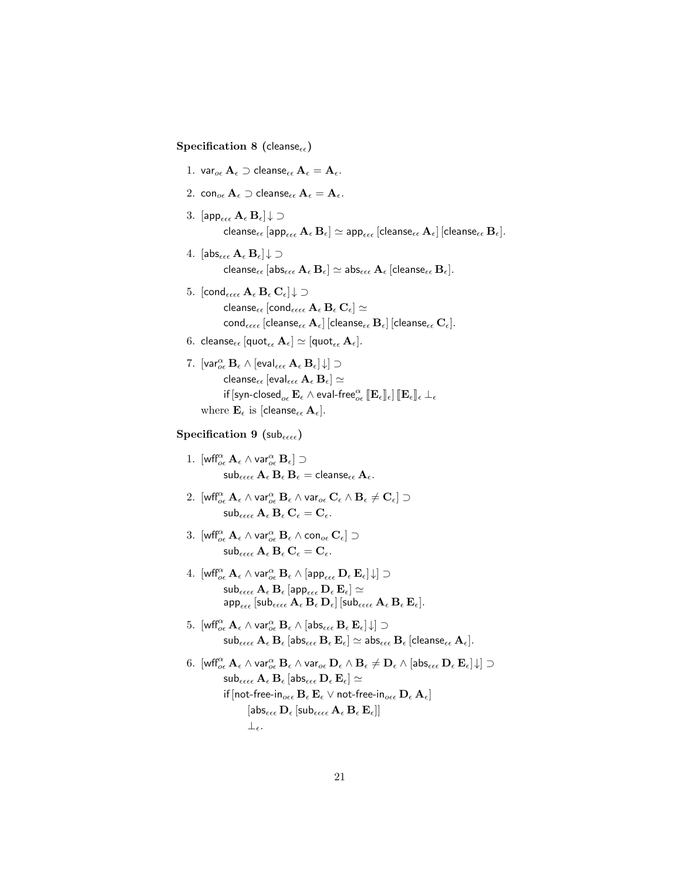**Specification 8** ($\mathsf{cleanse}_{\epsilon\epsilon}$)

1. $\mathsf{var}_{o\epsilon}\,\mathbf{A}_\epsilon \supset \mathsf{cleanse}_{\epsilon\epsilon}\,\mathbf{A}_\epsilon = \mathbf{A}_\epsilon$.

2. $\mathsf{con}_{o\epsilon}\,\mathbf{A}_\epsilon \supset \mathsf{cleanse}_{\epsilon\epsilon}\,\mathbf{A}_\epsilon = \mathbf{A}_\epsilon$.

3. $[\mathsf{app}_{\epsilon\epsilon\epsilon}\,\mathbf{A}_\epsilon\,\mathbf{B}_\epsilon]\!\downarrow \supset$
   $\mathsf{cleanse}_{\epsilon\epsilon}\,[\mathsf{app}_{\epsilon\epsilon\epsilon}\,\mathbf{A}_\epsilon\,\mathbf{B}_\epsilon] \simeq \mathsf{app}_{\epsilon\epsilon\epsilon}\,[\mathsf{cleanse}_{\epsilon\epsilon}\,\mathbf{A}_\epsilon]\,[\mathsf{cleanse}_{\epsilon\epsilon}\,\mathbf{B}_\epsilon]$.

4. $[\mathsf{abs}_{\epsilon\epsilon\epsilon}\,\mathbf{A}_\epsilon\,\mathbf{B}_\epsilon]\!\downarrow \supset$
   $\mathsf{cleanse}_{\epsilon\epsilon}\,[\mathsf{abs}_{\epsilon\epsilon\epsilon}\,\mathbf{A}_\epsilon\,\mathbf{B}_\epsilon] \simeq \mathsf{abs}_{\epsilon\epsilon\epsilon}\,\mathbf{A}_\epsilon\,[\mathsf{cleanse}_{\epsilon\epsilon}\,\mathbf{B}_\epsilon]$.

5. $[\mathsf{cond}_{\epsilon\epsilon\epsilon\epsilon}\,\mathbf{A}_\epsilon\,\mathbf{B}_\epsilon\,\mathbf{C}_\epsilon]\!\downarrow \supset$
   $\mathsf{cleanse}_{\epsilon\epsilon}\,[\mathsf{cond}_{\epsilon\epsilon\epsilon\epsilon}\,\mathbf{A}_\epsilon\,\mathbf{B}_\epsilon\,\mathbf{C}_\epsilon] \simeq$
   $\mathsf{cond}_{\epsilon\epsilon\epsilon\epsilon}\,[\mathsf{cleanse}_{\epsilon\epsilon}\,\mathbf{A}_\epsilon]\,[\mathsf{cleanse}_{\epsilon\epsilon}\,\mathbf{B}_\epsilon]\,[\mathsf{cleanse}_{\epsilon\epsilon}\,\mathbf{C}_\epsilon]$.

6. $\mathsf{cleanse}_{\epsilon\epsilon}\,[\mathsf{quot}_{\epsilon\epsilon}\,\mathbf{A}_\epsilon] \simeq [\mathsf{quot}_{\epsilon\epsilon}\,\mathbf{A}_\epsilon]$.

7. $[\mathsf{var}^\alpha_{o\epsilon}\,\mathbf{B}_\epsilon \wedge [\mathsf{eval}_{\epsilon\epsilon\epsilon}\,\mathbf{A}_\epsilon\,\mathbf{B}_\epsilon]\!\downarrow] \supset$
   $\mathsf{cleanse}_{\epsilon\epsilon}\,[\mathsf{eval}_{\epsilon\epsilon\epsilon}\,\mathbf{A}_\epsilon\,\mathbf{B}_\epsilon] \simeq$
   $\mathsf{if}\,[\mathsf{syn\text{-}closed}_{o\epsilon}\,\mathbf{E}_\epsilon \wedge \mathsf{eval\text{-}free}^\alpha_{o\epsilon}\,[\![\mathbf{E}_\epsilon]\!]_\epsilon]\,[\![\mathbf{E}_\epsilon]\!]_\epsilon\,\bot_\epsilon$

   where $\mathbf{E}_\epsilon$ is $[\mathsf{cleanse}_{\epsilon\epsilon}\,\mathbf{A}_\epsilon]$.

**Specification 9** ($\mathsf{sub}_{\epsilon\epsilon\epsilon\epsilon}$)

1. $[\mathsf{wff}^\alpha_{o\epsilon}\,\mathbf{A}_\epsilon \wedge \mathsf{var}^\alpha_{o\epsilon}\,\mathbf{B}_\epsilon] \supset$
   $\mathsf{sub}_{\epsilon\epsilon\epsilon\epsilon}\,\mathbf{A}_\epsilon\,\mathbf{B}_\epsilon\,\mathbf{B}_\epsilon = \mathsf{cleanse}_{\epsilon\epsilon}\,\mathbf{A}_\epsilon$.

2. $[\mathsf{wff}^\alpha_{o\epsilon}\,\mathbf{A}_\epsilon \wedge \mathsf{var}^\alpha_{o\epsilon}\,\mathbf{B}_\epsilon \wedge \mathsf{var}_{o\epsilon}\,\mathbf{C}_\epsilon \wedge \mathbf{B}_\epsilon \neq \mathbf{C}_\epsilon] \supset$
   $\mathsf{sub}_{\epsilon\epsilon\epsilon\epsilon}\,\mathbf{A}_\epsilon\,\mathbf{B}_\epsilon\,\mathbf{C}_\epsilon = \mathbf{C}_\epsilon$.

3. $[\mathsf{wff}^\alpha_{o\epsilon}\,\mathbf{A}_\epsilon \wedge \mathsf{var}^\alpha_{o\epsilon}\,\mathbf{B}_\epsilon \wedge \mathsf{con}_{o\epsilon}\,\mathbf{C}_\epsilon] \supset$
   $\mathsf{sub}_{\epsilon\epsilon\epsilon\epsilon}\,\mathbf{A}_\epsilon\,\mathbf{B}_\epsilon\,\mathbf{C}_\epsilon = \mathbf{C}_\epsilon$.

4. $[\mathsf{wff}^\alpha_{o\epsilon}\,\mathbf{A}_\epsilon \wedge \mathsf{var}^\alpha_{o\epsilon}\,\mathbf{B}_\epsilon \wedge [\mathsf{app}_{\epsilon\epsilon\epsilon}\,\mathbf{D}_\epsilon\,\mathbf{E}_\epsilon]\!\downarrow] \supset$
   $\mathsf{sub}_{\epsilon\epsilon\epsilon\epsilon}\,\mathbf{A}_\epsilon\,\mathbf{B}_\epsilon\,[\mathsf{app}_{\epsilon\epsilon\epsilon}\,\mathbf{D}_\epsilon\,\mathbf{E}_\epsilon] \simeq$
   $\mathsf{app}_{\epsilon\epsilon\epsilon}\,[\mathsf{sub}_{\epsilon\epsilon\epsilon\epsilon}\,\mathbf{A}_\epsilon\,\mathbf{B}_\epsilon\,\mathbf{D}_\epsilon]\,[\mathsf{sub}_{\epsilon\epsilon\epsilon\epsilon}\,\mathbf{A}_\epsilon\,\mathbf{B}_\epsilon\,\mathbf{E}_\epsilon]$.

5. $[\mathsf{wff}^\alpha_{o\epsilon}\,\mathbf{A}_\epsilon \wedge \mathsf{var}^\alpha_{o\epsilon}\,\mathbf{B}_\epsilon \wedge [\mathsf{abs}_{\epsilon\epsilon\epsilon}\,\mathbf{B}_\epsilon\,\mathbf{E}_\epsilon]\!\downarrow] \supset$
   $\mathsf{sub}_{\epsilon\epsilon\epsilon\epsilon}\,\mathbf{A}_\epsilon\,\mathbf{B}_\epsilon\,[\mathsf{abs}_{\epsilon\epsilon\epsilon}\,\mathbf{B}_\epsilon\,\mathbf{E}_\epsilon] \simeq \mathsf{abs}_{\epsilon\epsilon\epsilon}\,\mathbf{B}_\epsilon\,[\mathsf{cleanse}_{\epsilon\epsilon}\,\mathbf{A}_\epsilon]$.

6. $[\mathsf{wff}^\alpha_{o\epsilon}\,\mathbf{A}_\epsilon \wedge \mathsf{var}^\alpha_{o\epsilon}\,\mathbf{B}_\epsilon \wedge \mathsf{var}_{o\epsilon}\,\mathbf{D}_\epsilon \wedge \mathbf{B}_\epsilon \neq \mathbf{D}_\epsilon \wedge [\mathsf{abs}_{\epsilon\epsilon\epsilon}\,\mathbf{D}_\epsilon\,\mathbf{E}_\epsilon]\!\downarrow] \supset$
   $\mathsf{sub}_{\epsilon\epsilon\epsilon\epsilon}\,\mathbf{A}_\epsilon\,\mathbf{B}_\epsilon\,[\mathsf{abs}_{\epsilon\epsilon\epsilon}\,\mathbf{D}_\epsilon\,\mathbf{E}_\epsilon] \simeq$
   $\mathsf{if}\,[\mathsf{not\text{-}free\text{-}in}_{o\epsilon\epsilon}\,\mathbf{B}_\epsilon\,\mathbf{E}_\epsilon \vee \mathsf{not\text{-}free\text{-}in}_{o\epsilon\epsilon}\,\mathbf{D}_\epsilon\,\mathbf{A}_\epsilon]$
   $[\mathsf{abs}_{\epsilon\epsilon\epsilon}\,\mathbf{D}_\epsilon\,[\mathsf{sub}_{\epsilon\epsilon\epsilon\epsilon}\,\mathbf{A}_\epsilon\,\mathbf{B}_\epsilon\,\mathbf{E}_\epsilon]]$
   $\bot_\epsilon$.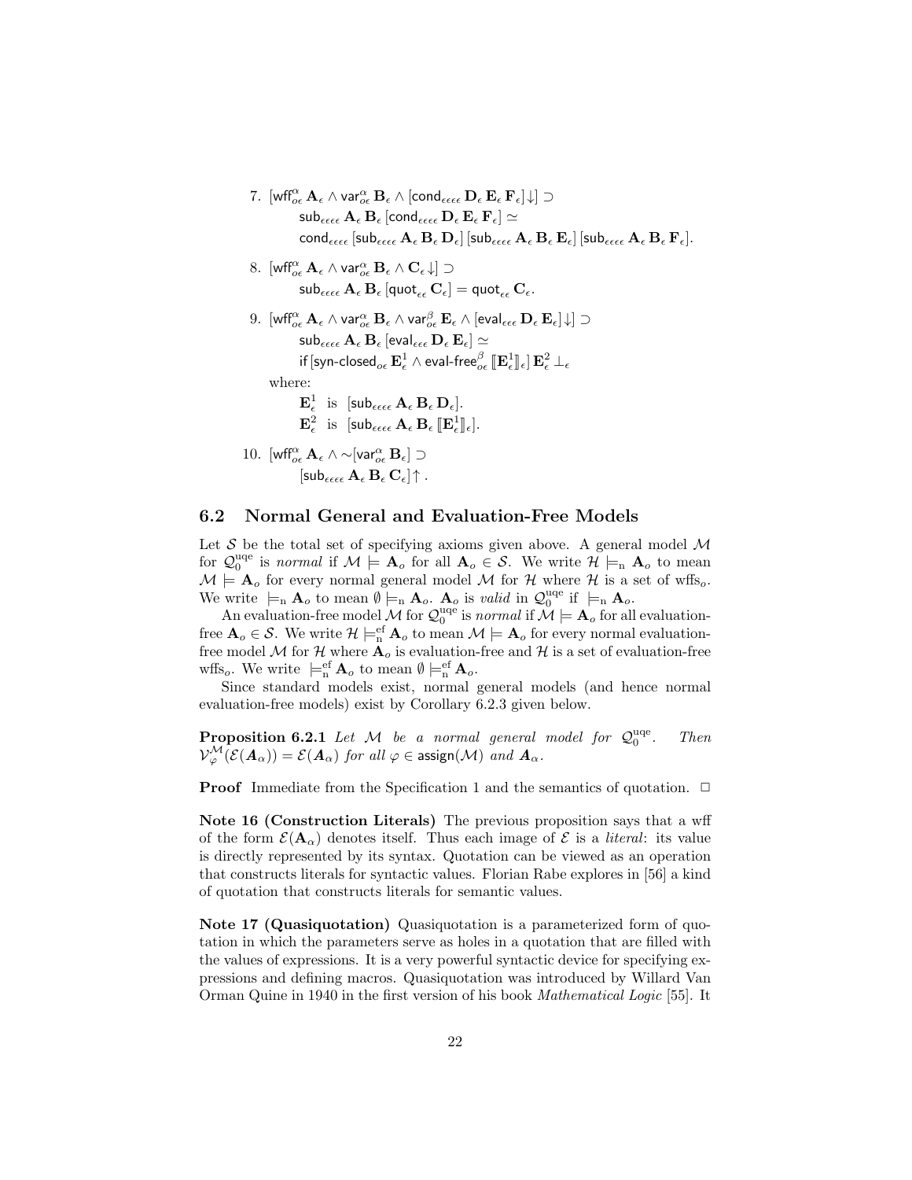7. $[\mathsf{wff}^{\alpha}_{o\epsilon}\, \mathbf{A}_\epsilon \wedge \mathsf{var}^{\alpha}_{o\epsilon}\, \mathbf{B}_\epsilon \wedge [\mathsf{cond}_{\epsilon\epsilon\epsilon\epsilon}\, \mathbf{D}_\epsilon\, \mathbf{E}_\epsilon\, \mathbf{F}_\epsilon]{\downarrow}] \supset$
   $\mathsf{sub}_{\epsilon\epsilon\epsilon\epsilon}\, \mathbf{A}_\epsilon\, \mathbf{B}_\epsilon\, [\mathsf{cond}_{\epsilon\epsilon\epsilon\epsilon}\, \mathbf{D}_\epsilon\, \mathbf{E}_\epsilon\, \mathbf{F}_\epsilon] \simeq$
   $\mathsf{cond}_{\epsilon\epsilon\epsilon\epsilon}\, [\mathsf{sub}_{\epsilon\epsilon\epsilon\epsilon}\, \mathbf{A}_\epsilon\, \mathbf{B}_\epsilon\, \mathbf{D}_\epsilon]\, [\mathsf{sub}_{\epsilon\epsilon\epsilon\epsilon}\, \mathbf{A}_\epsilon\, \mathbf{B}_\epsilon\, \mathbf{E}_\epsilon]\, [\mathsf{sub}_{\epsilon\epsilon\epsilon\epsilon}\, \mathbf{A}_\epsilon\, \mathbf{B}_\epsilon\, \mathbf{F}_\epsilon]$.

8. $[\mathsf{wff}^{\alpha}_{o\epsilon}\, \mathbf{A}_\epsilon \wedge \mathsf{var}^{\alpha}_{o\epsilon}\, \mathbf{B}_\epsilon \wedge \mathbf{C}_\epsilon{\downarrow}] \supset$
   $\mathsf{sub}_{\epsilon\epsilon\epsilon\epsilon}\, \mathbf{A}_\epsilon\, \mathbf{B}_\epsilon\, [\mathsf{quot}_{\epsilon\epsilon}\, \mathbf{C}_\epsilon] = \mathsf{quot}_{\epsilon\epsilon}\, \mathbf{C}_\epsilon$.

9. $[\mathsf{wff}^{\alpha}_{o\epsilon}\, \mathbf{A}_\epsilon \wedge \mathsf{var}^{\alpha}_{o\epsilon}\, \mathbf{B}_\epsilon \wedge \mathsf{var}^{\beta}_{o\epsilon}\, \mathbf{E}_\epsilon \wedge [\mathsf{eval}_{\epsilon\epsilon\epsilon}\, \mathbf{D}_\epsilon\, \mathbf{E}_\epsilon]{\downarrow}] \supset$
   $\mathsf{sub}_{\epsilon\epsilon\epsilon\epsilon}\, \mathbf{A}_\epsilon\, \mathbf{B}_\epsilon\, [\mathsf{eval}_{\epsilon\epsilon\epsilon}\, \mathbf{D}_\epsilon\, \mathbf{E}_\epsilon] \simeq$
   $\mathsf{if}\, [\mathsf{syn\text{-}closed}_{o\epsilon}\, \mathbf{E}^1_\epsilon \wedge \mathsf{eval\text{-}free}^{\beta}_{o\epsilon}\, [\![\mathbf{E}^1_\epsilon]\!]_\epsilon]\, \mathbf{E}^2_\epsilon\, \bot_\epsilon$

   where:

   $\mathbf{E}^1_\epsilon$ is $[\mathsf{sub}_{\epsilon\epsilon\epsilon\epsilon}\, \mathbf{A}_\epsilon\, \mathbf{B}_\epsilon\, \mathbf{D}_\epsilon]$.
   $\mathbf{E}^2_\epsilon$ is $[\mathsf{sub}_{\epsilon\epsilon\epsilon\epsilon}\, \mathbf{A}_\epsilon\, \mathbf{B}_\epsilon\, [\![\mathbf{E}^1_\epsilon]\!]_\epsilon]$.

10. $[\mathsf{wff}^{\alpha}_{o\epsilon}\, \mathbf{A}_\epsilon \wedge {\sim}[\mathsf{var}^{\alpha}_{o\epsilon}\, \mathbf{B}_\epsilon] \supset$
   $[\mathsf{sub}_{\epsilon\epsilon\epsilon\epsilon}\, \mathbf{A}_\epsilon\, \mathbf{B}_\epsilon\, \mathbf{C}_\epsilon]{\uparrow}$ .

## 6.2 Normal General and Evaluation-Free Models

Let $\mathcal{S}$ be the total set of specifying axioms given above. A general model $\mathcal{M}$ for $\mathcal{Q}_0^{\mathrm{uqe}}$ is *normal* if $\mathcal{M} \models \mathbf{A}_o$ for all $\mathbf{A}_o \in \mathcal{S}$. We write $\mathcal{H} \models_{\mathrm{n}} \mathbf{A}_o$ to mean $\mathcal{M} \models \mathbf{A}_o$ for every normal general model $\mathcal{M}$ for $\mathcal{H}$ where $\mathcal{H}$ is a set of wffs$_o$. We write $\models_{\mathrm{n}} \mathbf{A}_o$ to mean $\emptyset \models_{\mathrm{n}} \mathbf{A}_o$. $\mathbf{A}_o$ is *valid* in $\mathcal{Q}_0^{\mathrm{uqe}}$ if $\models_{\mathrm{n}} \mathbf{A}_o$.

An evaluation-free model $\mathcal{M}$ for $\mathcal{Q}_0^{\mathrm{uqe}}$ is *normal* if $\mathcal{M} \models \mathbf{A}_o$ for all evaluation-free $\mathbf{A}_o \in \mathcal{S}$. We write $\mathcal{H} \models^{\mathrm{ef}}_{\mathrm{n}} \mathbf{A}_o$ to mean $\mathcal{M} \models \mathbf{A}_o$ for every normal evaluation-free model $\mathcal{M}$ for $\mathcal{H}$ where $\mathbf{A}_o$ is evaluation-free and $\mathcal{H}$ is a set of evaluation-free wffs$_o$. We write $\models^{\mathrm{ef}}_{\mathrm{n}} \mathbf{A}_o$ to mean $\emptyset \models^{\mathrm{ef}}_{\mathrm{n}} \mathbf{A}_o$.

Since standard models exist, normal general models (and hence normal evaluation-free models) exist by Corollary 6.2.3 given below.

**Proposition 6.2.1** *Let $\mathcal{M}$ be a normal general model for $\mathcal{Q}_0^{\mathrm{uqe}}$. Then $\mathcal{V}^{\mathcal{M}}_{\varphi}(\mathcal{E}(\boldsymbol{A}_\alpha)) = \mathcal{E}(\boldsymbol{A}_\alpha)$ for all $\varphi \in \mathsf{assign}(\mathcal{M})$ and $\boldsymbol{A}_\alpha$.*

**Proof** Immediate from the Specification 1 and the semantics of quotation. $\Box$

**Note 16 (Construction Literals)** The previous proposition says that a wff of the form $\mathcal{E}(\mathbf{A}_\alpha)$ denotes itself. Thus each image of $\mathcal{E}$ is a *literal*: its value is directly represented by its syntax. Quotation can be viewed as an operation that constructs literals for syntactic values. Florian Rabe explores in [56] a kind of quotation that constructs literals for semantic values.

**Note 17 (Quasiquotation)** Quasiquotation is a parameterized form of quotation in which the parameters serve as holes in a quotation that are filled with the values of expressions. It is a very powerful syntactic device for specifying expressions and defining macros. Quasiquotation was introduced by Willard Van Orman Quine in 1940 in the first version of his book *Mathematical Logic* [55]. It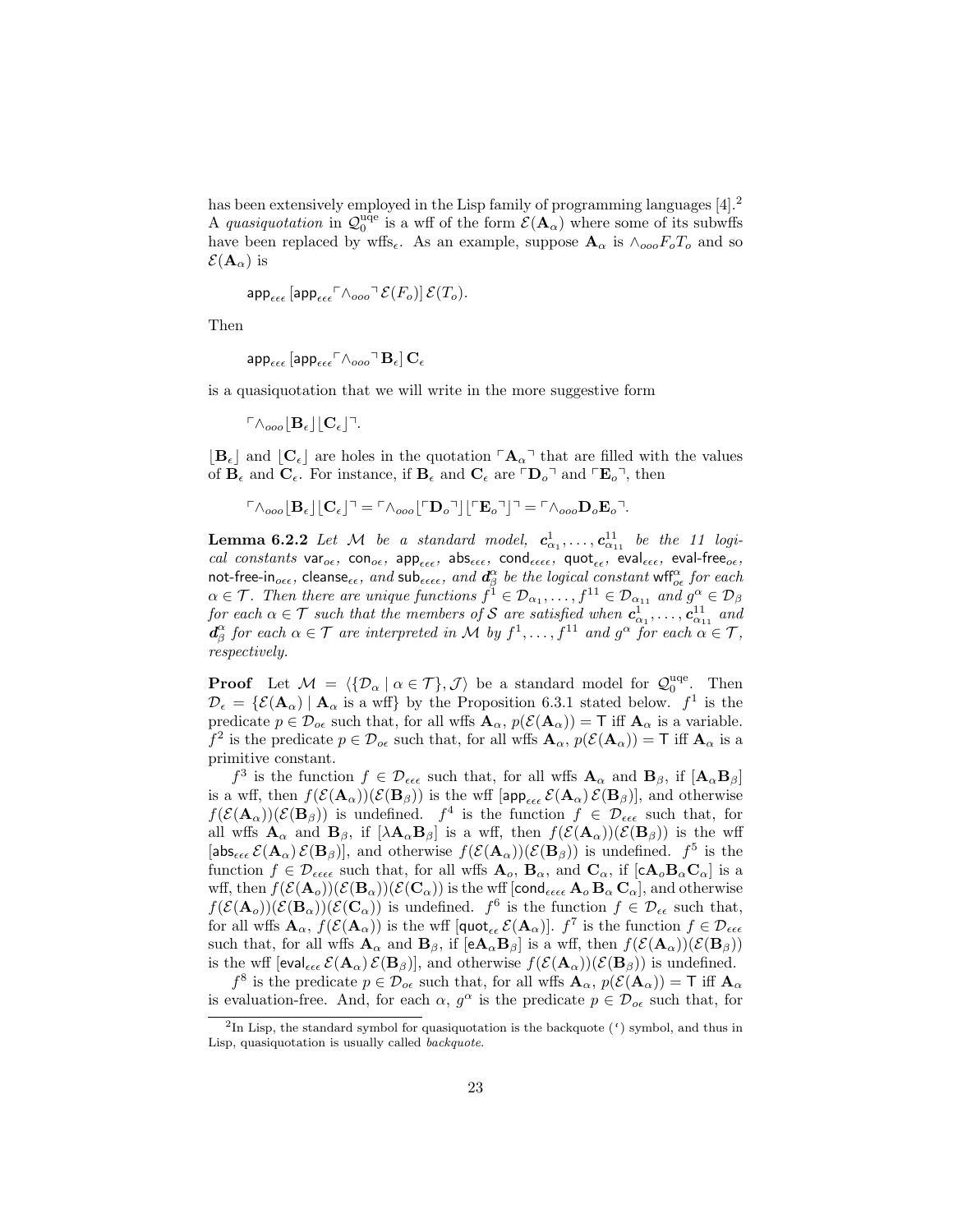has been extensively employed in the Lisp family of programming languages [4].[2] A *quasiquotation* in $\mathcal{Q}_0^{\rm uqe}$ is a wff of the form $\mathcal{E}(\mathbf{A}_\alpha)$ where some of its subwffs have been replaced by wffs$_\epsilon$. As an example, suppose $\mathbf{A}_\alpha$ is $\wedge_{ooo} F_o T_o$ and so $\mathcal{E}(\mathbf{A}_\alpha)$ is

$$\mathsf{app}_{\epsilon\epsilon\epsilon}\,[\mathsf{app}_{\epsilon\epsilon\epsilon} \ulcorner \wedge_{ooo} \urcorner\, \mathcal{E}(F_o)]\, \mathcal{E}(T_o).$$

Then

$$\mathsf{app}_{\epsilon\epsilon\epsilon}\,[\mathsf{app}_{\epsilon\epsilon\epsilon} \ulcorner \wedge_{ooo} \urcorner\, \mathbf{B}_\epsilon]\, \mathbf{C}_\epsilon$$

is a quasiquotation that we will write in the more suggestive form

$$\ulcorner \wedge_{ooo} \lfloor \mathbf{B}_\epsilon \rfloor \lfloor \mathbf{C}_\epsilon \rfloor \urcorner.$$

$\lfloor \mathbf{B}_\epsilon \rfloor$ and $\lfloor \mathbf{C}_\epsilon \rfloor$ are holes in the quotation $\ulcorner \mathbf{A}_\alpha \urcorner$ that are filled with the values of $\mathbf{B}_\epsilon$ and $\mathbf{C}_\epsilon$. For instance, if $\mathbf{B}_\epsilon$ and $\mathbf{C}_\epsilon$ are $\ulcorner \mathbf{D}_o \urcorner$ and $\ulcorner \mathbf{E}_o \urcorner$, then

$$\ulcorner \wedge_{ooo} \lfloor \mathbf{B}_\epsilon \rfloor \lfloor \mathbf{C}_\epsilon \rfloor \urcorner = \ulcorner \wedge_{ooo} \lfloor \ulcorner \mathbf{D}_o \urcorner \rfloor \lfloor \ulcorner \mathbf{E}_o \urcorner \rfloor \urcorner = \ulcorner \wedge_{ooo} \mathbf{D}_o \mathbf{E}_o \urcorner.$$

**Lemma 6.2.2** *Let $\mathcal{M}$ be a standard model, $\boldsymbol{c}^1_{\alpha_1}, \ldots, \boldsymbol{c}^{11}_{\alpha_{11}}$ be the 11 logical constants $\mathsf{var}_{o\epsilon}$, $\mathsf{con}_{o\epsilon}$, $\mathsf{app}_{\epsilon\epsilon\epsilon}$, $\mathsf{abs}_{\epsilon\epsilon\epsilon}$, $\mathsf{cond}_{\epsilon\epsilon\epsilon\epsilon}$, $\mathsf{quot}_{\epsilon\epsilon}$, $\mathsf{eval}_{\epsilon\epsilon\epsilon}$, $\mathsf{eval\text{-}free}_{o\epsilon}$, $\mathsf{not\text{-}free\text{-}in}_{o\epsilon\epsilon}$, $\mathsf{cleanse}_{\epsilon\epsilon}$, and $\mathsf{sub}_{\epsilon\epsilon\epsilon\epsilon}$, and $\boldsymbol{d}^\alpha_\beta$ be the logical constant $\mathsf{wff}^\alpha_{o\epsilon}$ for each $\alpha \in \mathcal{T}$. Then there are unique functions $f^1 \in \mathcal{D}_{\alpha_1}, \ldots, f^{11} \in \mathcal{D}_{\alpha_{11}}$ and $g^\alpha \in \mathcal{D}_\beta$ for each $\alpha \in \mathcal{T}$ such that the members of $\mathcal{S}$ are satisfied when $\boldsymbol{c}^1_{\alpha_1}, \ldots, \boldsymbol{c}^{11}_{\alpha_{11}}$ and $\boldsymbol{d}^\alpha_\beta$ for each $\alpha \in \mathcal{T}$ are interpreted in $\mathcal{M}$ by $f^1, \ldots, f^{11}$ and $g^\alpha$ for each $\alpha \in \mathcal{T}$, respectively.*

**Proof** Let $\mathcal{M} = \langle \{\mathcal{D}_\alpha \mid \alpha \in \mathcal{T}\}, \mathcal{J} \rangle$ be a standard model for $\mathcal{Q}_0^{\rm uqe}$. Then $\mathcal{D}_\epsilon = \{\mathcal{E}(\mathbf{A}_\alpha) \mid \mathbf{A}_\alpha \text{ is a wff}\}$ by the Proposition 6.3.1 stated below. $f^1$ is the predicate $p \in \mathcal{D}_{o\epsilon}$ such that, for all wffs $\mathbf{A}_\alpha$, $p(\mathcal{E}(\mathbf{A}_\alpha)) = \mathsf{T}$ iff $\mathbf{A}_\alpha$ is a variable. $f^2$ is the predicate $p \in \mathcal{D}_{o\epsilon}$ such that, for all wffs $\mathbf{A}_\alpha$, $p(\mathcal{E}(\mathbf{A}_\alpha)) = \mathsf{T}$ iff $\mathbf{A}_\alpha$ is a primitive constant.

$f^3$ is the function $f \in \mathcal{D}_{\epsilon\epsilon\epsilon}$ such that, for all wffs $\mathbf{A}_\alpha$ and $\mathbf{B}_\beta$, if $[\mathbf{A}_\alpha \mathbf{B}_\beta]$ is a wff, then $f(\mathcal{E}(\mathbf{A}_\alpha))(\mathcal{E}(\mathbf{B}_\beta))$ is the wff $[\mathsf{app}_{\epsilon\epsilon\epsilon}\, \mathcal{E}(\mathbf{A}_\alpha)\, \mathcal{E}(\mathbf{B}_\beta)]$, and otherwise $f(\mathcal{E}(\mathbf{A}_\alpha))(\mathcal{E}(\mathbf{B}_\beta))$ is undefined. $f^4$ is the function $f \in \mathcal{D}_{\epsilon\epsilon\epsilon}$ such that, for all wffs $\mathbf{A}_\alpha$ and $\mathbf{B}_\beta$, if $[\lambda \mathbf{A}_\alpha \mathbf{B}_\beta]$ is a wff, then $f(\mathcal{E}(\mathbf{A}_\alpha))(\mathcal{E}(\mathbf{B}_\beta))$ is the wff $[\mathsf{abs}_{\epsilon\epsilon\epsilon}\, \mathcal{E}(\mathbf{A}_\alpha)\, \mathcal{E}(\mathbf{B}_\beta)]$, and otherwise $f(\mathcal{E}(\mathbf{A}_\alpha))(\mathcal{E}(\mathbf{B}_\beta))$ is undefined. $f^5$ is the function $f \in \mathcal{D}_{\epsilon\epsilon\epsilon\epsilon}$ such that, for all wffs $\mathbf{A}_o$, $\mathbf{B}_\alpha$, and $\mathbf{C}_\alpha$, if $[\mathsf{c}\mathbf{A}_o \mathbf{B}_\alpha \mathbf{C}_\alpha]$ is a wff, then $f(\mathcal{E}(\mathbf{A}_o))(\mathcal{E}(\mathbf{B}_\alpha))(\mathcal{E}(\mathbf{C}_\alpha))$ is the wff $[\mathsf{cond}_{\epsilon\epsilon\epsilon\epsilon}\, \mathbf{A}_o\, \mathbf{B}_\alpha\, \mathbf{C}_\alpha]$, and otherwise $f(\mathcal{E}(\mathbf{A}_o))(\mathcal{E}(\mathbf{B}_\alpha))(\mathcal{E}(\mathbf{C}_\alpha))$ is undefined. $f^6$ is the function $f \in \mathcal{D}_{\epsilon\epsilon}$ such that, for all wffs $\mathbf{A}_\alpha$, $f(\mathcal{E}(\mathbf{A}_\alpha))$ is the wff $[\mathsf{quot}_{\epsilon\epsilon}\, \mathcal{E}(\mathbf{A}_\alpha)]$. $f^7$ is the function $f \in \mathcal{D}_{\epsilon\epsilon\epsilon}$ such that, for all wffs $\mathbf{A}_\alpha$ and $\mathbf{B}_\beta$, if $[\mathsf{e}\mathbf{A}_\alpha \mathbf{B}_\beta]$ is a wff, then $f(\mathcal{E}(\mathbf{A}_\alpha))(\mathcal{E}(\mathbf{B}_\beta))$ is the wff $[\mathsf{eval}_{\epsilon\epsilon\epsilon}\, \mathcal{E}(\mathbf{A}_\alpha)\, \mathcal{E}(\mathbf{B}_\beta)]$, and otherwise $f(\mathcal{E}(\mathbf{A}_\alpha))(\mathcal{E}(\mathbf{B}_\beta))$ is undefined.

$f^8$ is the predicate $p \in \mathcal{D}_{o\epsilon}$ such that, for all wffs $\mathbf{A}_\alpha$, $p(\mathcal{E}(\mathbf{A}_\alpha)) = \mathsf{T}$ iff $\mathbf{A}_\alpha$ is evaluation-free. And, for each $\alpha$, $g^\alpha$ is the predicate $p \in \mathcal{D}_{o\epsilon}$ such that, for

[2] In Lisp, the standard symbol for quasiquotation is the backquote (‘) symbol, and thus in Lisp, quasiquotation is usually called *backquote*.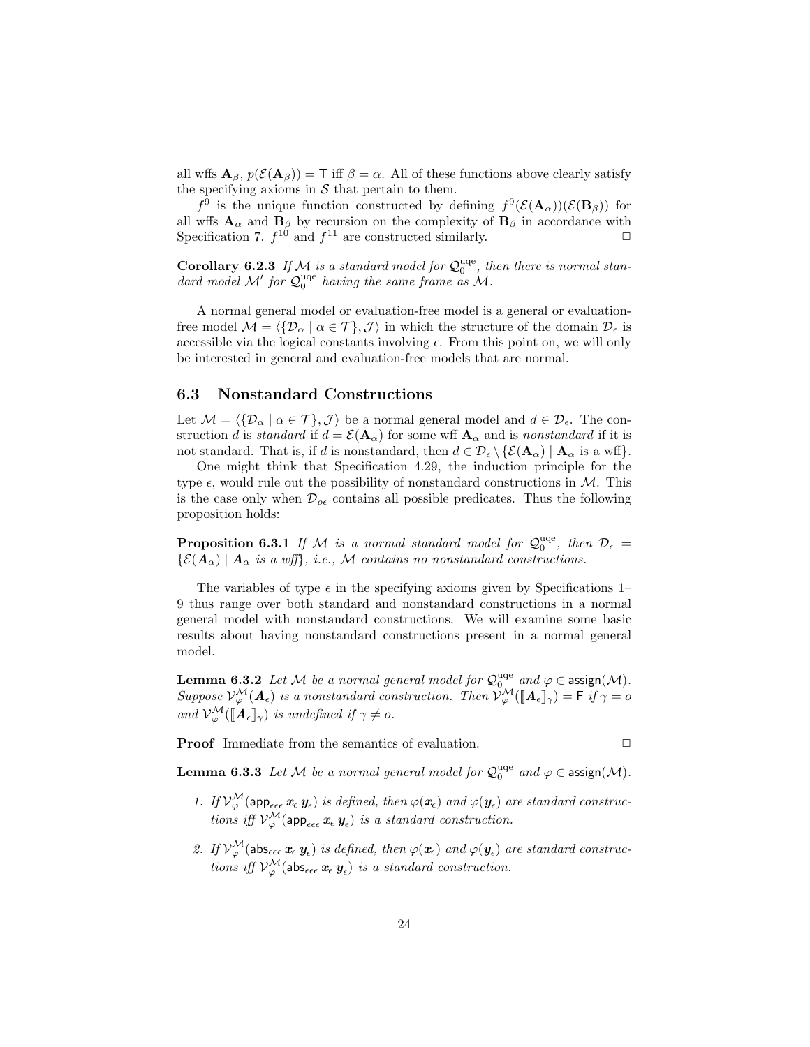all wffs $\mathbf{A}_\beta$, $p(\mathcal{E}(\mathbf{A}_\beta)) = \mathsf{T}$ iff $\beta = \alpha$. All of these functions above clearly satisfy the specifying axioms in $\mathcal{S}$ that pertain to them.

$f^9$ is the unique function constructed by defining $f^9(\mathcal{E}(\mathbf{A}_\alpha))(\mathcal{E}(\mathbf{B}_\beta))$ for all wffs $\mathbf{A}_\alpha$ and $\mathbf{B}_\beta$ by recursion on the complexity of $\mathbf{B}_\beta$ in accordance with Specification 7. $f^{10}$ and $f^{11}$ are constructed similarly. ◻

**Corollary 6.2.3** *If $\mathcal{M}$ is a standard model for $\mathcal{Q}_0^{\text{uqe}}$, then there is normal standard model $\mathcal{M}'$ for $\mathcal{Q}_0^{\text{uqe}}$ having the same frame as $\mathcal{M}$.*

A normal general model or evaluation-free model is a general or evaluation-free model $\mathcal{M} = \langle\{\mathcal{D}_\alpha \mid \alpha \in \mathcal{T}\}, \mathcal{J}\rangle$ in which the structure of the domain $\mathcal{D}_\epsilon$ is accessible via the logical constants involving $\epsilon$. From this point on, we will only be interested in general and evaluation-free models that are normal.

## 6.3 Nonstandard Constructions

Let $\mathcal{M} = \langle\{\mathcal{D}_\alpha \mid \alpha \in \mathcal{T}\}, \mathcal{J}\rangle$ be a normal general model and $d \in \mathcal{D}_\epsilon$. The construction $d$ is *standard* if $d = \mathcal{E}(\mathbf{A}_\alpha)$ for some wff $\mathbf{A}_\alpha$ and is *nonstandard* if it is not standard. That is, if $d$ is nonstandard, then $d \in \mathcal{D}_\epsilon \setminus \{\mathcal{E}(\mathbf{A}_\alpha) \mid \mathbf{A}_\alpha \text{ is a wff}\}$.

One might think that Specification 4.29, the induction principle for the type $\epsilon$, would rule out the possibility of nonstandard constructions in $\mathcal{M}$. This is the case only when $\mathcal{D}_{o\epsilon}$ contains all possible predicates. Thus the following proposition holds:

**Proposition 6.3.1** *If $\mathcal{M}$ is a normal standard model for $\mathcal{Q}_0^{\text{uqe}}$, then $\mathcal{D}_\epsilon = \{\mathcal{E}(\boldsymbol{A}_\alpha) \mid \boldsymbol{A}_\alpha \text{ is a wff}\}$, i.e., $\mathcal{M}$ contains no nonstandard constructions.*

The variables of type $\epsilon$ in the specifying axioms given by Specifications 1–9 thus range over both standard and nonstandard constructions in a normal general model with nonstandard constructions. We will examine some basic results about having nonstandard constructions present in a normal general model.

**Lemma 6.3.2** *Let $\mathcal{M}$ be a normal general model for $\mathcal{Q}_0^{\text{uqe}}$ and $\varphi \in \mathsf{assign}(\mathcal{M})$. Suppose $\mathcal{V}_\varphi^{\mathcal{M}}(\boldsymbol{A}_\epsilon)$ is a nonstandard construction. Then $\mathcal{V}_\varphi^{\mathcal{M}}(\llbracket \boldsymbol{A}_\epsilon \rrbracket_\gamma) = \mathsf{F}$ if $\gamma = o$ and $\mathcal{V}_\varphi^{\mathcal{M}}(\llbracket \boldsymbol{A}_\epsilon \rrbracket_\gamma)$ is undefined if $\gamma \neq o$.*

**Proof** Immediate from the semantics of evaluation. ◻

**Lemma 6.3.3** *Let $\mathcal{M}$ be a normal general model for $\mathcal{Q}_0^{\text{uqe}}$ and $\varphi \in \mathsf{assign}(\mathcal{M})$.*

1. *If $\mathcal{V}_\varphi^{\mathcal{M}}(\mathsf{app}_{\epsilon\epsilon\epsilon}\, \boldsymbol{x}_\epsilon\, \boldsymbol{y}_\epsilon)$ is defined, then $\varphi(\boldsymbol{x}_\epsilon)$ and $\varphi(\boldsymbol{y}_\epsilon)$ are standard constructions iff $\mathcal{V}_\varphi^{\mathcal{M}}(\mathsf{app}_{\epsilon\epsilon\epsilon}\, \boldsymbol{x}_\epsilon\, \boldsymbol{y}_\epsilon)$ is a standard construction.*

2. *If $\mathcal{V}_\varphi^{\mathcal{M}}(\mathsf{abs}_{\epsilon\epsilon\epsilon}\, \boldsymbol{x}_\epsilon\, \boldsymbol{y}_\epsilon)$ is defined, then $\varphi(\boldsymbol{x}_\epsilon)$ and $\varphi(\boldsymbol{y}_\epsilon)$ are standard constructions iff $\mathcal{V}_\varphi^{\mathcal{M}}(\mathsf{abs}_{\epsilon\epsilon\epsilon}\, \boldsymbol{x}_\epsilon\, \boldsymbol{y}_\epsilon)$ is a standard construction.*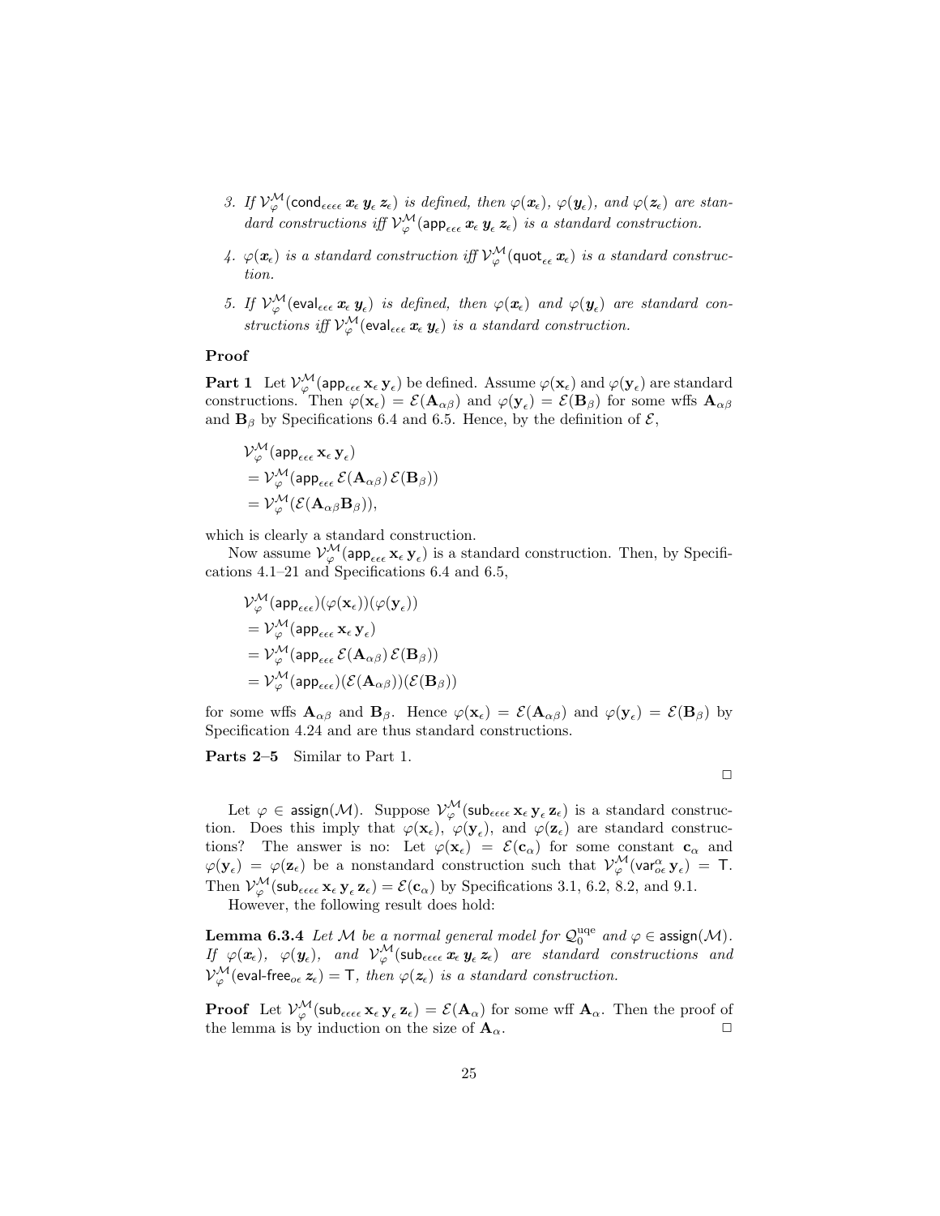3. *If* $\mathcal{V}^{\mathcal{M}}_{\varphi}(\mathsf{cond}_{\epsilon\epsilon\epsilon\epsilon}\, \boldsymbol{x}_\epsilon\, \boldsymbol{y}_\epsilon\, \boldsymbol{z}_\epsilon)$ *is defined, then* $\varphi(\boldsymbol{x}_\epsilon)$*,* $\varphi(\boldsymbol{y}_\epsilon)$*, and* $\varphi(\boldsymbol{z}_\epsilon)$ *are standard constructions iff* $\mathcal{V}^{\mathcal{M}}_{\varphi}(\mathsf{app}_{\epsilon\epsilon\epsilon}\, \boldsymbol{x}_\epsilon\, \boldsymbol{y}_\epsilon\, \boldsymbol{z}_\epsilon)$ *is a standard construction.*

4. $\varphi(\boldsymbol{x}_\epsilon)$ *is a standard construction iff* $\mathcal{V}^{\mathcal{M}}_{\varphi}(\mathsf{quot}_{\epsilon\epsilon}\, \boldsymbol{x}_\epsilon)$ *is a standard construction.*

5. *If* $\mathcal{V}^{\mathcal{M}}_{\varphi}(\mathsf{eval}_{\epsilon\epsilon\epsilon}\, \boldsymbol{x}_\epsilon\, \boldsymbol{y}_\epsilon)$ *is defined, then* $\varphi(\boldsymbol{x}_\epsilon)$ *and* $\varphi(\boldsymbol{y}_\epsilon)$ *are standard constructions iff* $\mathcal{V}^{\mathcal{M}}_{\varphi}(\mathsf{eval}_{\epsilon\epsilon\epsilon}\, \boldsymbol{x}_\epsilon\, \boldsymbol{y}_\epsilon)$ *is a standard construction.*

**Proof**

**Part 1** Let $\mathcal{V}^{\mathcal{M}}_{\varphi}(\mathsf{app}_{\epsilon\epsilon\epsilon}\, \mathbf{x}_\epsilon\, \mathbf{y}_\epsilon)$ be defined. Assume $\varphi(\mathbf{x}_\epsilon)$ and $\varphi(\mathbf{y}_\epsilon)$ are standard constructions. Then $\varphi(\mathbf{x}_\epsilon) = \mathcal{E}(\mathbf{A}_{\alpha\beta})$ and $\varphi(\mathbf{y}_\epsilon) = \mathcal{E}(\mathbf{B}_\beta)$ for some wffs $\mathbf{A}_{\alpha\beta}$ and $\mathbf{B}_\beta$ by Specifications 6.4 and 6.5. Hence, by the definition of $\mathcal{E}$,

$$
\begin{aligned}
&\mathcal{V}^{\mathcal{M}}_{\varphi}(\mathsf{app}_{\epsilon\epsilon\epsilon}\, \mathbf{x}_\epsilon\, \mathbf{y}_\epsilon)\\
&= \mathcal{V}^{\mathcal{M}}_{\varphi}(\mathsf{app}_{\epsilon\epsilon\epsilon}\, \mathcal{E}(\mathbf{A}_{\alpha\beta})\, \mathcal{E}(\mathbf{B}_\beta))\\
&= \mathcal{V}^{\mathcal{M}}_{\varphi}(\mathcal{E}(\mathbf{A}_{\alpha\beta}\mathbf{B}_\beta)),
\end{aligned}
$$

which is clearly a standard construction.

Now assume $\mathcal{V}^{\mathcal{M}}_{\varphi}(\mathsf{app}_{\epsilon\epsilon\epsilon}\, \mathbf{x}_\epsilon\, \mathbf{y}_\epsilon)$ is a standard construction. Then, by Specifications 4.1–21 and Specifications 6.4 and 6.5,

$$
\begin{aligned}
&\mathcal{V}^{\mathcal{M}}_{\varphi}(\mathsf{app}_{\epsilon\epsilon\epsilon})(\varphi(\mathbf{x}_\epsilon))(\varphi(\mathbf{y}_\epsilon))\\
&= \mathcal{V}^{\mathcal{M}}_{\varphi}(\mathsf{app}_{\epsilon\epsilon\epsilon}\, \mathbf{x}_\epsilon\, \mathbf{y}_\epsilon)\\
&= \mathcal{V}^{\mathcal{M}}_{\varphi}(\mathsf{app}_{\epsilon\epsilon\epsilon}\, \mathcal{E}(\mathbf{A}_{\alpha\beta})\, \mathcal{E}(\mathbf{B}_\beta))\\
&= \mathcal{V}^{\mathcal{M}}_{\varphi}(\mathsf{app}_{\epsilon\epsilon\epsilon})(\mathcal{E}(\mathbf{A}_{\alpha\beta}))(\mathcal{E}(\mathbf{B}_\beta))
\end{aligned}
$$

for some wffs $\mathbf{A}_{\alpha\beta}$ and $\mathbf{B}_\beta$. Hence $\varphi(\mathbf{x}_\epsilon) = \mathcal{E}(\mathbf{A}_{\alpha\beta})$ and $\varphi(\mathbf{y}_\epsilon) = \mathcal{E}(\mathbf{B}_\beta)$ by Specification 4.24 and are thus standard constructions.

**Parts 2–5** Similar to Part 1.

□

Let $\varphi \in \mathsf{assign}(\mathcal{M})$. Suppose $\mathcal{V}^{\mathcal{M}}_{\varphi}(\mathsf{sub}_{\epsilon\epsilon\epsilon\epsilon}\, \mathbf{x}_\epsilon\, \mathbf{y}_\epsilon\, \mathbf{z}_\epsilon)$ is a standard construction. Does this imply that $\varphi(\mathbf{x}_\epsilon)$, $\varphi(\mathbf{y}_\epsilon)$, and $\varphi(\mathbf{z}_\epsilon)$ are standard constructions? The answer is no: Let $\varphi(\mathbf{x}_\epsilon) = \mathcal{E}(\mathbf{c}_\alpha)$ for some constant $\mathbf{c}_\alpha$ and $\varphi(\mathbf{y}_\epsilon) = \varphi(\mathbf{z}_\epsilon)$ be a nonstandard construction such that $\mathcal{V}^{\mathcal{M}}_{\varphi}(\mathsf{var}^{\alpha}_{o\epsilon}\, \mathbf{y}_\epsilon) = \mathsf{T}$. Then $\mathcal{V}^{\mathcal{M}}_{\varphi}(\mathsf{sub}_{\epsilon\epsilon\epsilon\epsilon}\, \mathbf{x}_\epsilon\, \mathbf{y}_\epsilon\, \mathbf{z}_\epsilon) = \mathcal{E}(\mathbf{c}_\alpha)$ by Specifications 3.1, 6.2, 8.2, and 9.1.

However, the following result does hold:

**Lemma 6.3.4** *Let* $\mathcal{M}$ *be a normal general model for* $\mathcal{Q}^{\mathrm{uqe}}_0$ *and* $\varphi \in \mathsf{assign}(\mathcal{M})$*. If* $\varphi(\boldsymbol{x}_\epsilon)$*,* $\varphi(\boldsymbol{y}_\epsilon)$*, and* $\mathcal{V}^{\mathcal{M}}_{\varphi}(\mathsf{sub}_{\epsilon\epsilon\epsilon\epsilon}\, \boldsymbol{x}_\epsilon\, \boldsymbol{y}_\epsilon\, \boldsymbol{z}_\epsilon)$ *are standard constructions and* $\mathcal{V}^{\mathcal{M}}_{\varphi}(\mathsf{eval\text{-}free}_{o\epsilon}\, \boldsymbol{z}_\epsilon) = \mathsf{T}$*, then* $\varphi(\boldsymbol{z}_\epsilon)$ *is a standard construction.*

**Proof** Let $\mathcal{V}^{\mathcal{M}}_{\varphi}(\mathsf{sub}_{\epsilon\epsilon\epsilon\epsilon}\, \mathbf{x}_\epsilon\, \mathbf{y}_\epsilon\, \mathbf{z}_\epsilon) = \mathcal{E}(\mathbf{A}_\alpha)$ for some wff $\mathbf{A}_\alpha$. Then the proof of the lemma is by induction on the size of $\mathbf{A}_\alpha$. □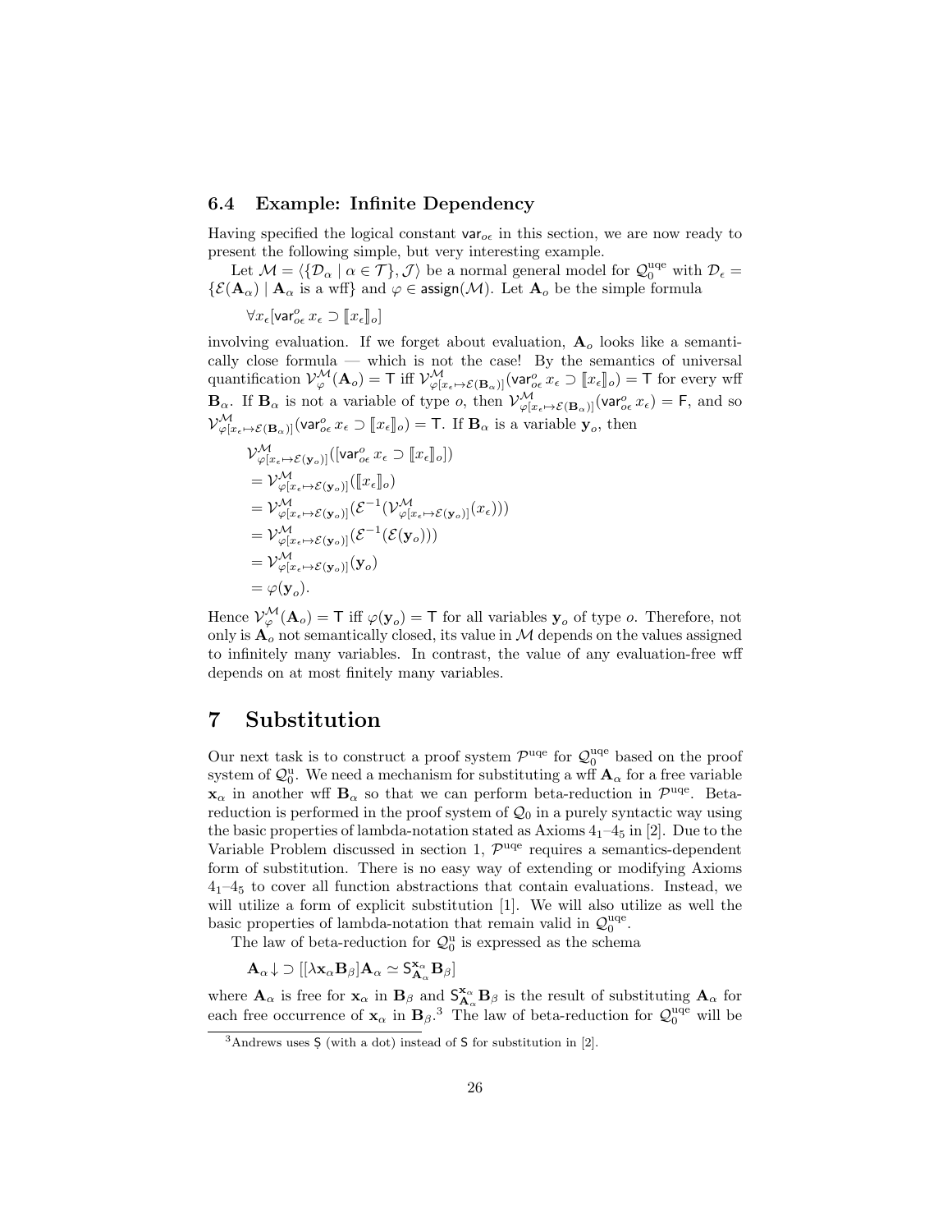### 6.4 Example: Infinite Dependency

Having specified the logical constant $\mathsf{var}_{o\epsilon}$ in this section, we are now ready to present the following simple, but very interesting example.

Let $\mathcal{M} = \langle\{\mathcal{D}_\alpha \mid \alpha \in \mathcal{T}\}, \mathcal{J}\rangle$ be a normal general model for $\mathcal{Q}_0^{\rm uqe}$ with $\mathcal{D}_\epsilon = \{\mathcal{E}(\mathbf{A}_\alpha) \mid \mathbf{A}_\alpha \text{ is a wff}\}$ and $\varphi \in \mathsf{assign}(\mathcal{M})$. Let $\mathbf{A}_o$ be the simple formula

$$\forall x_\epsilon[\mathsf{var}^o_{o\epsilon}\, x_\epsilon \supset [\![x_\epsilon]\!]_o]$$

involving evaluation. If we forget about evaluation, $\mathbf{A}_o$ looks like a semantically close formula — which is not the case! By the semantics of universal quantification $\mathcal{V}^{\mathcal{M}}_\varphi(\mathbf{A}_o) = \mathsf{T}$ iff $\mathcal{V}^{\mathcal{M}}_{\varphi[x_\epsilon \mapsto \mathcal{E}(\mathbf{B}_\alpha)]}(\mathsf{var}^o_{o\epsilon}\, x_\epsilon \supset [\![x_\epsilon]\!]_o) = \mathsf{T}$ for every wff $\mathbf{B}_\alpha$. If $\mathbf{B}_\alpha$ is not a variable of type $o$, then $\mathcal{V}^{\mathcal{M}}_{\varphi[x_\epsilon \mapsto \mathcal{E}(\mathbf{B}_\alpha)]}(\mathsf{var}^o_{o\epsilon}\, x_\epsilon) = \mathsf{F}$, and so $\mathcal{V}^{\mathcal{M}}_{\varphi[x_\epsilon \mapsto \mathcal{E}(\mathbf{B}_\alpha)]}(\mathsf{var}^o_{o\epsilon}\, x_\epsilon \supset [\![x_\epsilon]\!]_o) = \mathsf{T}$. If $\mathbf{B}_\alpha$ is a variable $\mathbf{y}_o$, then

$$
\begin{aligned}
&\mathcal{V}^{\mathcal{M}}_{\varphi[x_\epsilon \mapsto \mathcal{E}(\mathbf{y}_o)]}([\mathsf{var}^o_{o\epsilon}\, x_\epsilon \supset [\![x_\epsilon]\!]_o]) \\
&= \mathcal{V}^{\mathcal{M}}_{\varphi[x_\epsilon \mapsto \mathcal{E}(\mathbf{y}_o)]}([\![x_\epsilon]\!]_o) \\
&= \mathcal{V}^{\mathcal{M}}_{\varphi[x_\epsilon \mapsto \mathcal{E}(\mathbf{y}_o)]}(\mathcal{E}^{-1}(\mathcal{V}^{\mathcal{M}}_{\varphi[x_\epsilon \mapsto \mathcal{E}(\mathbf{y}_o)]}(x_\epsilon))) \\
&= \mathcal{V}^{\mathcal{M}}_{\varphi[x_\epsilon \mapsto \mathcal{E}(\mathbf{y}_o)]}(\mathcal{E}^{-1}(\mathcal{E}(\mathbf{y}_o))) \\
&= \mathcal{V}^{\mathcal{M}}_{\varphi[x_\epsilon \mapsto \mathcal{E}(\mathbf{y}_o)]}(\mathbf{y}_o) \\
&= \varphi(\mathbf{y}_o).
\end{aligned}
$$

Hence $\mathcal{V}^{\mathcal{M}}_\varphi(\mathbf{A}_o) = \mathsf{T}$ iff $\varphi(\mathbf{y}_o) = \mathsf{T}$ for all variables $\mathbf{y}_o$ of type $o$. Therefore, not only is $\mathbf{A}_o$ not semantically closed, its value in $\mathcal{M}$ depends on the values assigned to infinitely many variables. In contrast, the value of any evaluation-free wff depends on at most finitely many variables.

## 7 Substitution

Our next task is to construct a proof system $\mathcal{P}^{\rm uqe}$ for $\mathcal{Q}_0^{\rm uqe}$ based on the proof system of $\mathcal{Q}_0^{\rm u}$. We need a mechanism for substituting a wff $\mathbf{A}_\alpha$ for a free variable $\mathbf{x}_\alpha$ in another wff $\mathbf{B}_\alpha$ so that we can perform beta-reduction in $\mathcal{P}^{\rm uqe}$. Beta-reduction is performed in the proof system of $\mathcal{Q}_0$ in a purely syntactic way using the basic properties of lambda-notation stated as Axioms $4_1$–$4_5$ in [2]. Due to the Variable Problem discussed in section 1, $\mathcal{P}^{\rm uqe}$ requires a semantics-dependent form of substitution. There is no easy way of extending or modifying Axioms $4_1$–$4_5$ to cover all function abstractions that contain evaluations. Instead, we will utilize a form of explicit substitution [1]. We will also utilize as well the basic properties of lambda-notation that remain valid in $\mathcal{Q}_0^{\rm uqe}$.

The law of beta-reduction for $\mathcal{Q}_0^{\rm u}$ is expressed as the schema

$$\mathbf{A}_\alpha\!\downarrow\, \supset [[\lambda \mathbf{x}_\alpha \mathbf{B}_\beta]\mathbf{A}_\alpha \simeq \mathsf{S}^{\mathbf{x}_\alpha}_{\mathbf{A}_\alpha} \mathbf{B}_\beta]$$

where $\mathbf{A}_\alpha$ is free for $\mathbf{x}_\alpha$ in $\mathbf{B}_\beta$ and $\mathsf{S}^{\mathbf{x}_\alpha}_{\mathbf{A}_\alpha} \mathbf{B}_\beta$ is the result of substituting $\mathbf{A}_\alpha$ for each free occurrence of $\mathbf{x}_\alpha$ in $\mathbf{B}_\beta$.[3] The law of beta-reduction for $\mathcal{Q}_0^{\rm uqe}$ will be

[3] Andrews uses Ṣ (with a dot) instead of S for substitution in [2].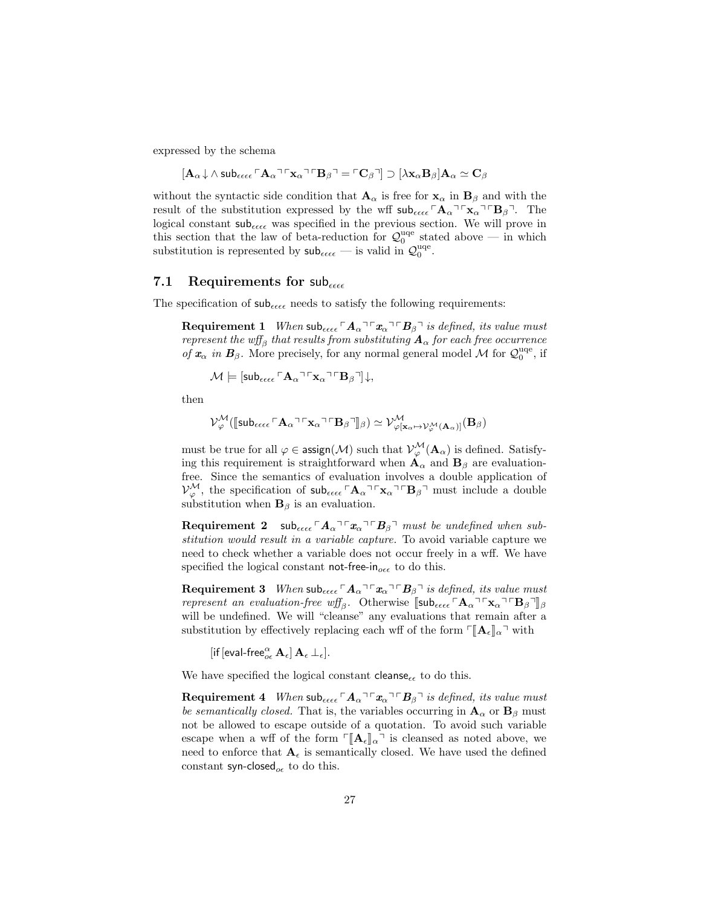expressed by the schema

$$[\mathbf{A}_\alpha\!\downarrow \wedge\ \mathsf{sub}_{\epsilon\epsilon\epsilon\epsilon} \ulcorner \mathbf{A}_\alpha \urcorner \ulcorner \mathbf{x}_\alpha \urcorner \ulcorner \mathbf{B}_\beta \urcorner = \ulcorner \mathbf{C}_\beta \urcorner] \supset [\lambda \mathbf{x}_\alpha \mathbf{B}_\beta]\mathbf{A}_\alpha \simeq \mathbf{C}_\beta$$

without the syntactic side condition that $\mathbf{A}_\alpha$ is free for $\mathbf{x}_\alpha$ in $\mathbf{B}_\beta$ and with the result of the substitution expressed by the wff $\mathsf{sub}_{\epsilon\epsilon\epsilon\epsilon} \ulcorner \mathbf{A}_\alpha \urcorner \ulcorner \mathbf{x}_\alpha \urcorner \ulcorner \mathbf{B}_\beta \urcorner$. The logical constant $\mathsf{sub}_{\epsilon\epsilon\epsilon\epsilon}$ was specified in the previous section. We will prove in this section that the law of beta-reduction for $\mathcal{Q}_0^{\mathrm{uqe}}$ stated above — in which substitution is represented by $\mathsf{sub}_{\epsilon\epsilon\epsilon\epsilon}$ — is valid in $\mathcal{Q}_0^{\mathrm{uqe}}$.

## 7.1 Requirements for $\mathsf{sub}_{\epsilon\epsilon\epsilon\epsilon}$

The specification of $\mathsf{sub}_{\epsilon\epsilon\epsilon\epsilon}$ needs to satisfy the following requirements:

**Requirement 1** *When $\mathsf{sub}_{\epsilon\epsilon\epsilon\epsilon} \ulcorner \mathbf{A}_\alpha \urcorner \ulcorner \mathbf{x}_\alpha \urcorner \ulcorner \mathbf{B}_\beta \urcorner$ is defined, its value must represent the wff$_\beta$ that results from substituting $\mathbf{A}_\alpha$ for each free occurrence of $\mathbf{x}_\alpha$ in $\mathbf{B}_\beta$.* More precisely, for any normal general model $\mathcal{M}$ for $\mathcal{Q}_0^{\mathrm{uqe}}$, if

$$\mathcal{M} \models [\mathsf{sub}_{\epsilon\epsilon\epsilon\epsilon} \ulcorner \mathbf{A}_\alpha \urcorner \ulcorner \mathbf{x}_\alpha \urcorner \ulcorner \mathbf{B}_\beta \urcorner]\!\downarrow,$$

then

$$\mathcal{V}_\varphi^{\mathcal{M}}(\llbracket \mathsf{sub}_{\epsilon\epsilon\epsilon\epsilon} \ulcorner \mathbf{A}_\alpha \urcorner \ulcorner \mathbf{x}_\alpha \urcorner \ulcorner \mathbf{B}_\beta \urcorner \rrbracket_\beta) \simeq \mathcal{V}^{\mathcal{M}}_{\varphi[\mathbf{x}_\alpha \mapsto \mathcal{V}_\varphi^{\mathcal{M}}(\mathbf{A}_\alpha)]}(\mathbf{B}_\beta)$$

must be true for all $\varphi \in \mathsf{assign}(\mathcal{M})$ such that $\mathcal{V}_\varphi^{\mathcal{M}}(\mathbf{A}_\alpha)$ is defined. Satisfying this requirement is straightforward when $\mathbf{A}_\alpha$ and $\mathbf{B}_\beta$ are evaluation-free. Since the semantics of evaluation involves a double application of $\mathcal{V}_\varphi^{\mathcal{M}}$, the specification of $\mathsf{sub}_{\epsilon\epsilon\epsilon\epsilon} \ulcorner \mathbf{A}_\alpha \urcorner \ulcorner \mathbf{x}_\alpha \urcorner \ulcorner \mathbf{B}_\beta \urcorner$ must include a double substitution when $\mathbf{B}_\beta$ is an evaluation.

**Requirement 2** *$\mathsf{sub}_{\epsilon\epsilon\epsilon\epsilon} \ulcorner \mathbf{A}_\alpha \urcorner \ulcorner \mathbf{x}_\alpha \urcorner \ulcorner \mathbf{B}_\beta \urcorner$ must be undefined when substitution would result in a variable capture.* To avoid variable capture we need to check whether a variable does not occur freely in a wff. We have specified the logical constant $\mathsf{not\text{-}free\text{-}in}_{o\epsilon\epsilon}$ to do this.

**Requirement 3** *When $\mathsf{sub}_{\epsilon\epsilon\epsilon\epsilon} \ulcorner \mathbf{A}_\alpha \urcorner \ulcorner \mathbf{x}_\alpha \urcorner \ulcorner \mathbf{B}_\beta \urcorner$ is defined, its value must represent an evaluation-free wff$_\beta$.* Otherwise $\llbracket \mathsf{sub}_{\epsilon\epsilon\epsilon\epsilon} \ulcorner \mathbf{A}_\alpha \urcorner \ulcorner \mathbf{x}_\alpha \urcorner \ulcorner \mathbf{B}_\beta \urcorner \rrbracket_\beta$ will be undefined. We will "cleanse" any evaluations that remain after a substitution by effectively replacing each wff of the form $\ulcorner \llbracket \mathbf{A}_\epsilon \rrbracket_\alpha \urcorner$ with

$$[\mathsf{if}\, [\mathsf{eval\text{-}free}^\alpha_{o\epsilon}\, \mathbf{A}_\epsilon]\, \mathbf{A}_\epsilon\, \bot_\epsilon].$$

We have specified the logical constant $\mathsf{cleanse}_{\epsilon\epsilon}$ to do this.

**Requirement 4** *When $\mathsf{sub}_{\epsilon\epsilon\epsilon\epsilon} \ulcorner \mathbf{A}_\alpha \urcorner \ulcorner \mathbf{x}_\alpha \urcorner \ulcorner \mathbf{B}_\beta \urcorner$ is defined, its value must be semantically closed.* That is, the variables occurring in $\mathbf{A}_\alpha$ or $\mathbf{B}_\beta$ must not be allowed to escape outside of a quotation. To avoid such variable escape when a wff of the form $\ulcorner \llbracket \mathbf{A}_\epsilon \rrbracket_\alpha \urcorner$ is cleansed as noted above, we need to enforce that $\mathbf{A}_\epsilon$ is semantically closed. We have used the defined constant $\mathsf{syn\text{-}closed}_{o\epsilon}$ to do this.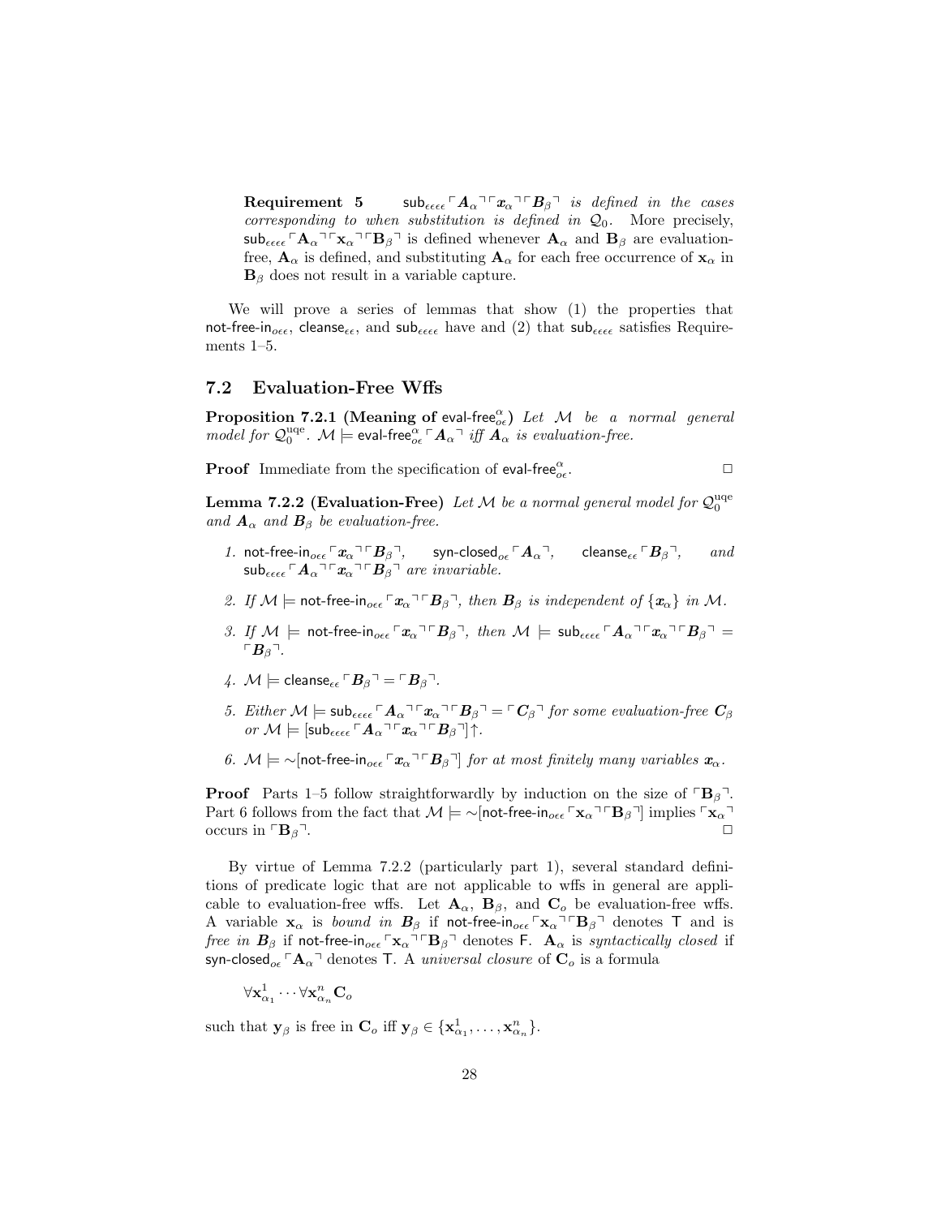**Requirement 5** $\mathsf{sub}_{\epsilon\epsilon\epsilon\epsilon} \ulcorner \boldsymbol{A}_\alpha \urcorner \ulcorner \boldsymbol{x}_\alpha \urcorner \ulcorner \boldsymbol{B}_\beta \urcorner$ *is defined in the cases corresponding to when substitution is defined in* $\mathcal{Q}_0$. More precisely, $\mathsf{sub}_{\epsilon\epsilon\epsilon\epsilon} \ulcorner \mathbf{A}_\alpha \urcorner \ulcorner \mathbf{x}_\alpha \urcorner \ulcorner \mathbf{B}_\beta \urcorner$ is defined whenever $\mathbf{A}_\alpha$ and $\mathbf{B}_\beta$ are evaluation-free, $\mathbf{A}_\alpha$ is defined, and substituting $\mathbf{A}_\alpha$ for each free occurrence of $\mathbf{x}_\alpha$ in $\mathbf{B}_\beta$ does not result in a variable capture.

We will prove a series of lemmas that show (1) the properties that $\mathsf{not\text{-}free\text{-}in}_{o\epsilon\epsilon}$, $\mathsf{cleanse}_{\epsilon\epsilon}$, and $\mathsf{sub}_{\epsilon\epsilon\epsilon\epsilon}$ have and (2) that $\mathsf{sub}_{\epsilon\epsilon\epsilon\epsilon}$ satisfies Requirements 1–5.

## 7.2 Evaluation-Free Wffs

**Proposition 7.2.1 (Meaning of $\mathsf{eval\text{-}free}^\alpha_{o\epsilon}$)** *Let $\mathcal{M}$ be a normal general model for $\mathcal{Q}_0^{\rm uqe}$. $\mathcal{M} \models \mathsf{eval\text{-}free}^\alpha_{o\epsilon} \ulcorner \boldsymbol{A}_\alpha \urcorner$ iff $\boldsymbol{A}_\alpha$ is evaluation-free.*

**Proof** Immediate from the specification of $\mathsf{eval\text{-}free}^\alpha_{o\epsilon}$. □

**Lemma 7.2.2 (Evaluation-Free)** *Let $\mathcal{M}$ be a normal general model for $\mathcal{Q}_0^{\rm uqe}$ and $\boldsymbol{A}_\alpha$ and $\boldsymbol{B}_\beta$ be evaluation-free.*

1. $\mathsf{not\text{-}free\text{-}in}_{o\epsilon\epsilon} \ulcorner \boldsymbol{x}_\alpha \urcorner \ulcorner \boldsymbol{B}_\beta \urcorner$, $\mathsf{syn\text{-}closed}_{o\epsilon} \ulcorner \boldsymbol{A}_\alpha \urcorner$, $\mathsf{cleanse}_{\epsilon\epsilon} \ulcorner \boldsymbol{B}_\beta \urcorner$, *and* $\mathsf{sub}_{\epsilon\epsilon\epsilon\epsilon} \ulcorner \boldsymbol{A}_\alpha \urcorner \ulcorner \boldsymbol{x}_\alpha \urcorner \ulcorner \boldsymbol{B}_\beta \urcorner$ *are invariable.*

2. *If $\mathcal{M} \models \mathsf{not\text{-}free\text{-}in}_{o\epsilon\epsilon} \ulcorner \boldsymbol{x}_\alpha \urcorner \ulcorner \boldsymbol{B}_\beta \urcorner$, then $\boldsymbol{B}_\beta$ is independent of $\{\boldsymbol{x}_\alpha\}$ in $\mathcal{M}$.*

3. *If $\mathcal{M} \models \mathsf{not\text{-}free\text{-}in}_{o\epsilon\epsilon} \ulcorner \boldsymbol{x}_\alpha \urcorner \ulcorner \boldsymbol{B}_\beta \urcorner$, then $\mathcal{M} \models \mathsf{sub}_{\epsilon\epsilon\epsilon\epsilon} \ulcorner \boldsymbol{A}_\alpha \urcorner \ulcorner \boldsymbol{x}_\alpha \urcorner \ulcorner \boldsymbol{B}_\beta \urcorner = \ulcorner \boldsymbol{B}_\beta \urcorner$.*

4. $\mathcal{M} \models \mathsf{cleanse}_{\epsilon\epsilon} \ulcorner \boldsymbol{B}_\beta \urcorner = \ulcorner \boldsymbol{B}_\beta \urcorner$.

5. *Either $\mathcal{M} \models \mathsf{sub}_{\epsilon\epsilon\epsilon\epsilon} \ulcorner \boldsymbol{A}_\alpha \urcorner \ulcorner \boldsymbol{x}_\alpha \urcorner \ulcorner \boldsymbol{B}_\beta \urcorner = \ulcorner \boldsymbol{C}_\beta \urcorner$ for some evaluation-free $\boldsymbol{C}_\beta$ or $\mathcal{M} \models [\mathsf{sub}_{\epsilon\epsilon\epsilon\epsilon} \ulcorner \boldsymbol{A}_\alpha \urcorner \ulcorner \boldsymbol{x}_\alpha \urcorner \ulcorner \boldsymbol{B}_\beta \urcorner]\!\uparrow$.*

6. $\mathcal{M} \models {\sim}[\mathsf{not\text{-}free\text{-}in}_{o\epsilon\epsilon} \ulcorner \boldsymbol{x}_\alpha \urcorner \ulcorner \boldsymbol{B}_\beta \urcorner]$ *for at most finitely many variables $\boldsymbol{x}_\alpha$.*

**Proof** Parts 1–5 follow straightforwardly by induction on the size of $\ulcorner \mathbf{B}_\beta \urcorner$. Part 6 follows from the fact that $\mathcal{M} \models {\sim}[\mathsf{not\text{-}free\text{-}in}_{o\epsilon\epsilon} \ulcorner \mathbf{x}_\alpha \urcorner \ulcorner \mathbf{B}_\beta \urcorner]$ implies $\ulcorner \mathbf{x}_\alpha \urcorner$ occurs in $\ulcorner \mathbf{B}_\beta \urcorner$. □

By virtue of Lemma 7.2.2 (particularly part 1), several standard definitions of predicate logic that are not applicable to wffs in general are applicable to evaluation-free wffs. Let $\mathbf{A}_\alpha$, $\mathbf{B}_\beta$, and $\mathbf{C}_o$ be evaluation-free wffs. A variable $\mathbf{x}_\alpha$ is *bound in* $\boldsymbol{B}_\beta$ if $\mathsf{not\text{-}free\text{-}in}_{o\epsilon\epsilon} \ulcorner \mathbf{x}_\alpha \urcorner \ulcorner \mathbf{B}_\beta \urcorner$ denotes $\mathsf{T}$ and is *free in* $\boldsymbol{B}_\beta$ if $\mathsf{not\text{-}free\text{-}in}_{o\epsilon\epsilon} \ulcorner \mathbf{x}_\alpha \urcorner \ulcorner \mathbf{B}_\beta \urcorner$ denotes $\mathsf{F}$. $\mathbf{A}_\alpha$ is *syntactically closed* if $\mathsf{syn\text{-}closed}_{o\epsilon} \ulcorner \mathbf{A}_\alpha \urcorner$ denotes $\mathsf{T}$. A *universal closure* of $\mathbf{C}_o$ is a formula

$$\forall \mathbf{x}^1_{\alpha_1} \cdots \forall \mathbf{x}^n_{\alpha_n} \mathbf{C}_o$$

such that $\mathbf{y}_\beta$ is free in $\mathbf{C}_o$ iff $\mathbf{y}_\beta \in \{\mathbf{x}^1_{\alpha_1}, \ldots, \mathbf{x}^n_{\alpha_n}\}$.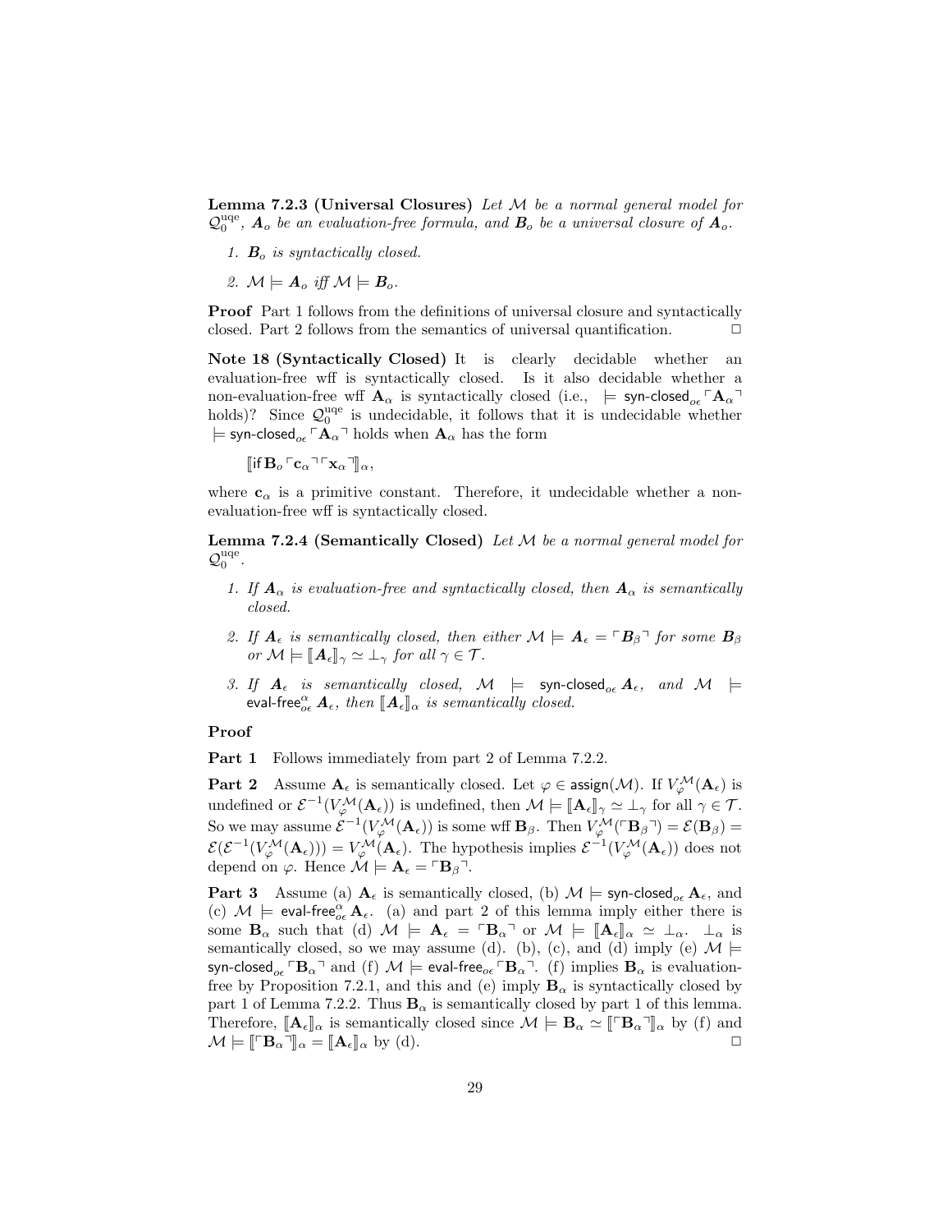**Lemma 7.2.3 (Universal Closures)** *Let $\mathcal{M}$ be a normal general model for $\mathcal{Q}_0^{\rm uqe}$, $\mathbf{A}_o$ be an evaluation-free formula, and $\mathbf{B}_o$ be a universal closure of $\mathbf{A}_o$.*

1. *$\mathbf{B}_o$ is syntactically closed.*
2. *$\mathcal{M} \models \mathbf{A}_o$ iff $\mathcal{M} \models \mathbf{B}_o$.*

**Proof** Part 1 follows from the definitions of universal closure and syntactically closed. Part 2 follows from the semantics of universal quantification. □

**Note 18 (Syntactically Closed)** It is clearly decidable whether an evaluation-free wff is syntactically closed. Is it also decidable whether a non-evaluation-free wff $\mathbf{A}_\alpha$ is syntactically closed (i.e., $\models \textsf{syn-closed}_{o\epsilon} \ulcorner \mathbf{A}_\alpha \urcorner$ holds)? Since $\mathcal{Q}_0^{\rm uqe}$ is undecidable, it follows that it is undecidable whether $\models \textsf{syn-closed}_{o\epsilon} \ulcorner \mathbf{A}_\alpha \urcorner$ holds when $\mathbf{A}_\alpha$ has the form

$$[\![\textsf{if}\, \mathbf{B}_o \ulcorner \mathbf{c}_\alpha \urcorner \ulcorner \mathbf{x}_\alpha \urcorner]\!]_\alpha,$$

where $\mathbf{c}_\alpha$ is a primitive constant. Therefore, it undecidable whether a non-evaluation-free wff is syntactically closed.

**Lemma 7.2.4 (Semantically Closed)** *Let $\mathcal{M}$ be a normal general model for $\mathcal{Q}_0^{\rm uqe}$.*

1. *If $\mathbf{A}_\alpha$ is evaluation-free and syntactically closed, then $\mathbf{A}_\alpha$ is semantically closed.*
2. *If $\mathbf{A}_\epsilon$ is semantically closed, then either $\mathcal{M} \models \mathbf{A}_\epsilon = \ulcorner \mathbf{B}_\beta \urcorner$ for some $\mathbf{B}_\beta$ or $\mathcal{M} \models [\![\mathbf{A}_\epsilon]\!]_\gamma \simeq \bot_\gamma$ for all $\gamma \in \mathcal{T}$.*
3. *If $\mathbf{A}_\epsilon$ is semantically closed, $\mathcal{M} \models \textsf{syn-closed}_{o\epsilon}\, \mathbf{A}_\epsilon$, and $\mathcal{M} \models \textsf{eval-free}^\alpha_{o\epsilon}\, \mathbf{A}_\epsilon$, then $[\![\mathbf{A}_\epsilon]\!]_\alpha$ is semantically closed.*

**Proof**

**Part 1** Follows immediately from part 2 of Lemma 7.2.2.

**Part 2** Assume $\mathbf{A}_\epsilon$ is semantically closed. Let $\varphi \in \textsf{assign}(\mathcal{M})$. If $V_\varphi^{\mathcal{M}}(\mathbf{A}_\epsilon)$ is undefined or $\mathcal{E}^{-1}(V_\varphi^{\mathcal{M}}(\mathbf{A}_\epsilon))$ is undefined, then $\mathcal{M} \models [\![\mathbf{A}_\epsilon]\!]_\gamma \simeq \bot_\gamma$ for all $\gamma \in \mathcal{T}$. So we may assume $\mathcal{E}^{-1}(V_\varphi^{\mathcal{M}}(\mathbf{A}_\epsilon))$ is some wff $\mathbf{B}_\beta$. Then $V_\varphi^{\mathcal{M}}(\ulcorner \mathbf{B}_\beta \urcorner) = \mathcal{E}(\mathbf{B}_\beta) = \mathcal{E}(\mathcal{E}^{-1}(V_\varphi^{\mathcal{M}}(\mathbf{A}_\epsilon))) = V_\varphi^{\mathcal{M}}(\mathbf{A}_\epsilon)$. The hypothesis implies $\mathcal{E}^{-1}(V_\varphi^{\mathcal{M}}(\mathbf{A}_\epsilon))$ does not depend on $\varphi$. Hence $\mathcal{M} \models \mathbf{A}_\epsilon = \ulcorner \mathbf{B}_\beta \urcorner$.

**Part 3** Assume (a) $\mathbf{A}_\epsilon$ is semantically closed, (b) $\mathcal{M} \models \textsf{syn-closed}_{o\epsilon}\, \mathbf{A}_\epsilon$, and (c) $\mathcal{M} \models \textsf{eval-free}^\alpha_{o\epsilon}\, \mathbf{A}_\epsilon$. (a) and part 2 of this lemma imply either there is some $\mathbf{B}_\alpha$ such that (d) $\mathcal{M} \models \mathbf{A}_\epsilon = \ulcorner \mathbf{B}_\alpha \urcorner$ or $\mathcal{M} \models [\![\mathbf{A}_\epsilon]\!]_\alpha \simeq \bot_\alpha$. $\bot_\alpha$ is semantically closed, so we may assume (d). (b), (c), and (d) imply (e) $\mathcal{M} \models \textsf{syn-closed}_{o\epsilon} \ulcorner \mathbf{B}_\alpha \urcorner$ and (f) $\mathcal{M} \models \textsf{eval-free}_{o\epsilon} \ulcorner \mathbf{B}_\alpha \urcorner$. (f) implies $\mathbf{B}_\alpha$ is evaluation-free by Proposition 7.2.1, and this and (e) imply $\mathbf{B}_\alpha$ is syntactically closed by part 1 of Lemma 7.2.2. Thus $\mathbf{B}_\alpha$ is semantically closed by part 1 of this lemma. Therefore, $[\![\mathbf{A}_\epsilon]\!]_\alpha$ is semantically closed since $\mathcal{M} \models \mathbf{B}_\alpha \simeq [\![\ulcorner \mathbf{B}_\alpha \urcorner]\!]_\alpha$ by (f) and $\mathcal{M} \models [\![\ulcorner \mathbf{B}_\alpha \urcorner]\!]_\alpha = [\![\mathbf{A}_\epsilon]\!]_\alpha$ by (d). □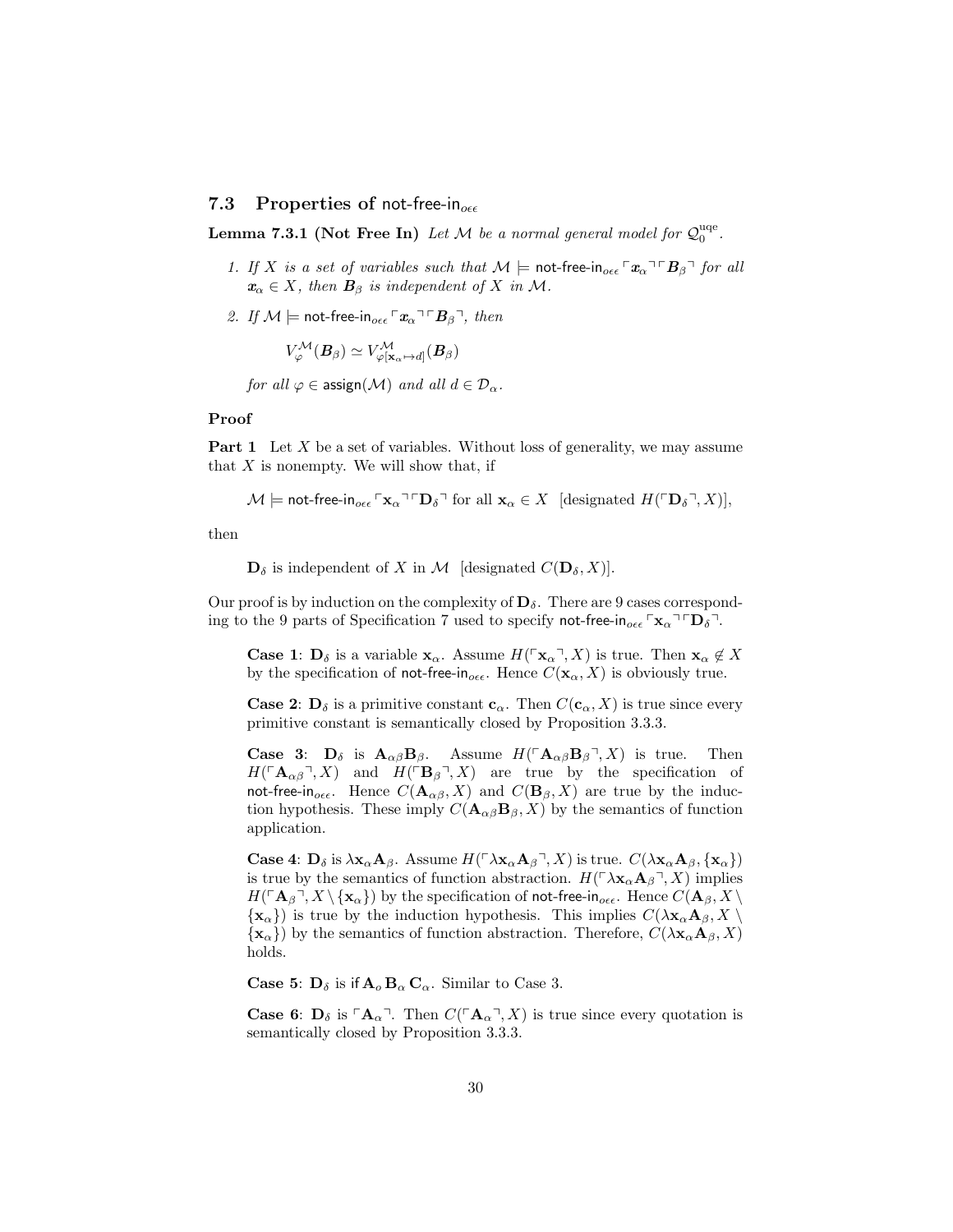### 7.3 Properties of $\textsf{not-free-in}_{o\epsilon\epsilon}$

**Lemma 7.3.1 (Not Free In)** *Let $\mathcal{M}$ be a normal general model for $\mathcal{Q}_0^{\rm uqe}$.*

1. *If $X$ is a set of variables such that $\mathcal{M} \models \textsf{not-free-in}_{o\epsilon\epsilon} \ulcorner \boldsymbol{x}_\alpha \urcorner \ulcorner \boldsymbol{B}_\beta \urcorner$ for all $\boldsymbol{x}_\alpha \in X$, then $\boldsymbol{B}_\beta$ is independent of $X$ in $\mathcal{M}$.*

2. *If $\mathcal{M} \models \textsf{not-free-in}_{o\epsilon\epsilon} \ulcorner \boldsymbol{x}_\alpha \urcorner \ulcorner \boldsymbol{B}_\beta \urcorner$, then*

   $$V_\varphi^{\mathcal{M}}(\boldsymbol{B}_\beta) \simeq V_{\varphi[\mathbf{x}_\alpha \mapsto d]}^{\mathcal{M}}(\boldsymbol{B}_\beta)$$

   *for all $\varphi \in \textsf{assign}(\mathcal{M})$ and all $d \in \mathcal{D}_\alpha$.*

**Proof**

**Part 1** Let $X$ be a set of variables. Without loss of generality, we may assume that $X$ is nonempty. We will show that, if

$\mathcal{M} \models \textsf{not-free-in}_{o\epsilon\epsilon} \ulcorner \mathbf{x}_\alpha \urcorner \ulcorner \mathbf{D}_\delta \urcorner$ for all $\mathbf{x}_\alpha \in X$ [designated $H(\ulcorner \mathbf{D}_\delta \urcorner, X)$],

then

$\mathbf{D}_\delta$ is independent of $X$ in $\mathcal{M}$ [designated $C(\mathbf{D}_\delta, X)$].

Our proof is by induction on the complexity of $\mathbf{D}_\delta$. There are 9 cases corresponding to the 9 parts of Specification 7 used to specify $\textsf{not-free-in}_{o\epsilon\epsilon} \ulcorner \mathbf{x}_\alpha \urcorner \ulcorner \mathbf{D}_\delta \urcorner$.

**Case 1**: $\mathbf{D}_\delta$ is a variable $\mathbf{x}_\alpha$. Assume $H(\ulcorner \mathbf{x}_\alpha \urcorner, X)$ is true. Then $\mathbf{x}_\alpha \not\in X$ by the specification of $\textsf{not-free-in}_{o\epsilon\epsilon}$. Hence $C(\mathbf{x}_\alpha, X)$ is obviously true.

**Case 2**: $\mathbf{D}_\delta$ is a primitive constant $\mathbf{c}_\alpha$. Then $C(\mathbf{c}_\alpha, X)$ is true since every primitive constant is semantically closed by Proposition 3.3.3.

**Case 3**: $\mathbf{D}_\delta$ is $\mathbf{A}_{\alpha\beta}\mathbf{B}_\beta$. Assume $H(\ulcorner \mathbf{A}_{\alpha\beta}\mathbf{B}_\beta \urcorner, X)$ is true. Then $H(\ulcorner \mathbf{A}_{\alpha\beta} \urcorner, X)$ and $H(\ulcorner \mathbf{B}_\beta \urcorner, X)$ are true by the specification of $\textsf{not-free-in}_{o\epsilon\epsilon}$. Hence $C(\mathbf{A}_{\alpha\beta}, X)$ and $C(\mathbf{B}_\beta, X)$ are true by the induction hypothesis. These imply $C(\mathbf{A}_{\alpha\beta}\mathbf{B}_\beta, X)$ by the semantics of function application.

**Case 4**: $\mathbf{D}_\delta$ is $\lambda \mathbf{x}_\alpha \mathbf{A}_\beta$. Assume $H(\ulcorner \lambda \mathbf{x}_\alpha \mathbf{A}_\beta \urcorner, X)$ is true. $C(\lambda \mathbf{x}_\alpha \mathbf{A}_\beta, \{\mathbf{x}_\alpha\})$ is true by the semantics of function abstraction. $H(\ulcorner \lambda \mathbf{x}_\alpha \mathbf{A}_\beta \urcorner, X)$ implies $H(\ulcorner \mathbf{A}_\beta \urcorner, X \setminus \{\mathbf{x}_\alpha\})$ by the specification of $\textsf{not-free-in}_{o\epsilon\epsilon}$. Hence $C(\mathbf{A}_\beta, X \setminus \{\mathbf{x}_\alpha\})$ is true by the induction hypothesis. This implies $C(\lambda \mathbf{x}_\alpha \mathbf{A}_\beta, X \setminus \{\mathbf{x}_\alpha\})$ by the semantics of function abstraction. Therefore, $C(\lambda \mathbf{x}_\alpha \mathbf{A}_\beta, X)$ holds.

**Case 5**: $\mathbf{D}_\delta$ is $\textsf{if}\, \mathbf{A}_o\, \mathbf{B}_\alpha\, \mathbf{C}_\alpha$. Similar to Case 3.

**Case 6**: $\mathbf{D}_\delta$ is $\ulcorner \mathbf{A}_\alpha \urcorner$. Then $C(\ulcorner \mathbf{A}_\alpha \urcorner, X)$ is true since every quotation is semantically closed by Proposition 3.3.3.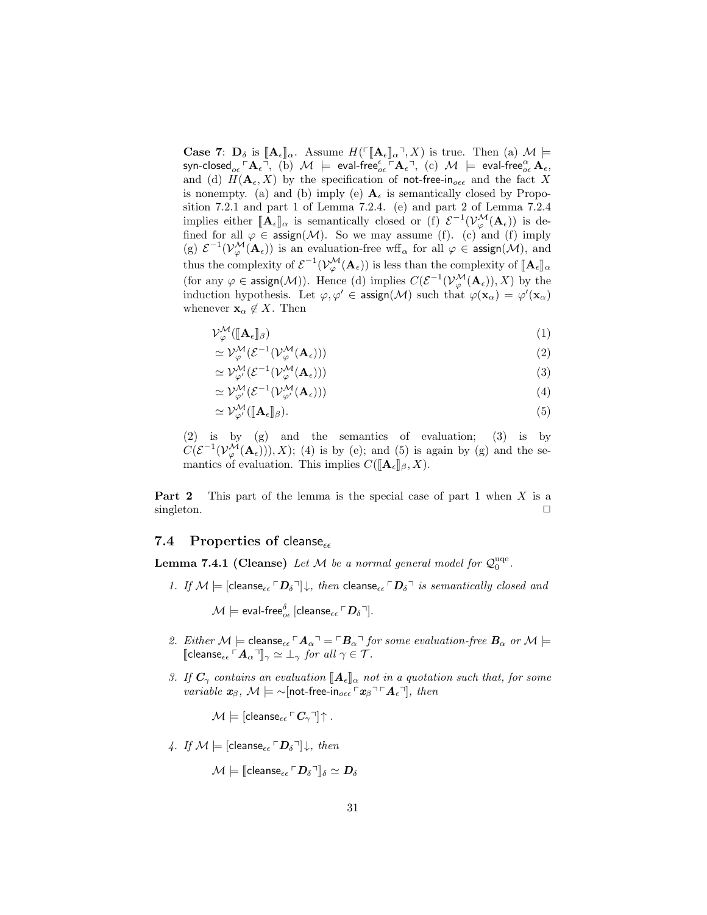**Case 7**: $\mathbf{D}_\delta$ is $[\![\mathbf{A}_\epsilon]\!]_\alpha$. Assume $H(\ulcorner [\![\mathbf{A}_\epsilon]\!]_\alpha \urcorner, X)$ is true. Then (a) $\mathcal{M} \models \textsf{syn-closed}_{o\epsilon} \ulcorner \mathbf{A}_\epsilon \urcorner$, (b) $\mathcal{M} \models \textsf{eval-free}^{\epsilon}_{o\epsilon} \ulcorner \mathbf{A}_\epsilon \urcorner$, (c) $\mathcal{M} \models \textsf{eval-free}^{\alpha}_{o\epsilon}\, \mathbf{A}_\epsilon$, and (d) $H(\mathbf{A}_\epsilon, X)$ by the specification of $\textsf{not-free-in}_{o\epsilon\epsilon}$ and the fact $X$ is nonempty. (a) and (b) imply (e) $\mathbf{A}_\epsilon$ is semantically closed by Proposition 7.2.1 and part 1 of Lemma 7.2.4. (e) and part 2 of Lemma 7.2.4 implies either $[\![\mathbf{A}_\epsilon]\!]_\alpha$ is semantically closed or (f) $\mathcal{E}^{-1}(\mathcal{V}^{\mathcal{M}}_{\varphi}(\mathbf{A}_\epsilon))$ is defined for all $\varphi \in \textsf{assign}(\mathcal{M})$. So we may assume (f). (c) and (f) imply (g) $\mathcal{E}^{-1}(\mathcal{V}^{\mathcal{M}}_{\varphi}(\mathbf{A}_\epsilon))$ is an evaluation-free wff$_\alpha$ for all $\varphi \in \textsf{assign}(\mathcal{M})$, and thus the complexity of $\mathcal{E}^{-1}(\mathcal{V}^{\mathcal{M}}_{\varphi}(\mathbf{A}_\epsilon))$ is less than the complexity of $[\![\mathbf{A}_\epsilon]\!]_\alpha$ (for any $\varphi \in \textsf{assign}(\mathcal{M})$). Hence (d) implies $C(\mathcal{E}^{-1}(\mathcal{V}^{\mathcal{M}}_{\varphi}(\mathbf{A}_\epsilon)), X)$ by the induction hypothesis. Let $\varphi, \varphi' \in \textsf{assign}(\mathcal{M})$ such that $\varphi(\mathbf{x}_\alpha) = \varphi'(\mathbf{x}_\alpha)$ whenever $\mathbf{x}_\alpha \not\in X$. Then

$$
\begin{aligned}
& \mathcal{V}^{\mathcal{M}}_{\varphi}([\![\mathbf{A}_\epsilon]\!]_\beta) & (1)\\
& \simeq \mathcal{V}^{\mathcal{M}}_{\varphi}(\mathcal{E}^{-1}(\mathcal{V}^{\mathcal{M}}_{\varphi}(\mathbf{A}_\epsilon))) & (2)\\
& \simeq \mathcal{V}^{\mathcal{M}}_{\varphi'}(\mathcal{E}^{-1}(\mathcal{V}^{\mathcal{M}}_{\varphi}(\mathbf{A}_\epsilon))) & (3)\\
& \simeq \mathcal{V}^{\mathcal{M}}_{\varphi'}(\mathcal{E}^{-1}(\mathcal{V}^{\mathcal{M}}_{\varphi'}(\mathbf{A}_\epsilon))) & (4)\\
& \simeq \mathcal{V}^{\mathcal{M}}_{\varphi'}([\![\mathbf{A}_\epsilon]\!]_\beta). & (5)
\end{aligned}
$$

(2) is by (g) and the semantics of evaluation; (3) is by $C(\mathcal{E}^{-1}(\mathcal{V}^{\mathcal{M}}_{\varphi}(\mathbf{A}_\epsilon))), X)$; (4) is by (e); and (5) is again by (g) and the semantics of evaluation. This implies $C([\![\mathbf{A}_\epsilon]\!]_\beta, X)$.

**Part 2** This part of the lemma is the special case of part 1 when $X$ is a singleton. □

### 7.4 Properties of $\textsf{cleanse}_{\epsilon\epsilon}$

**Lemma 7.4.1 (Cleanse)** *Let $\mathcal{M}$ be a normal general model for $\mathcal{Q}_0^{\rm uqe}$.*

1. *If $\mathcal{M} \models [\textsf{cleanse}_{\epsilon\epsilon} \ulcorner \boldsymbol{D}_\delta \urcorner]\!\downarrow$, then $\textsf{cleanse}_{\epsilon\epsilon} \ulcorner \boldsymbol{D}_\delta \urcorner$ is semantically closed and*

   $\mathcal{M} \models \textsf{eval-free}^{\delta}_{o\epsilon}\, [\textsf{cleanse}_{\epsilon\epsilon} \ulcorner \boldsymbol{D}_\delta \urcorner]$.

2. *Either $\mathcal{M} \models \textsf{cleanse}_{\epsilon\epsilon} \ulcorner \boldsymbol{A}_\alpha \urcorner = \ulcorner \boldsymbol{B}_\alpha \urcorner$ for some evaluation-free $\boldsymbol{B}_\alpha$ or $\mathcal{M} \models [\![\textsf{cleanse}_{\epsilon\epsilon} \ulcorner \boldsymbol{A}_\alpha \urcorner]\!]_\gamma \simeq \bot_\gamma$ for all $\gamma \in \mathcal{T}$.*

3. *If $\boldsymbol{C}_\gamma$ contains an evaluation $[\![\boldsymbol{A}_\epsilon]\!]_\alpha$ not in a quotation such that, for some variable $\boldsymbol{x}_\beta$, $\mathcal{M} \models {\sim}[\textsf{not-free-in}_{o\epsilon\epsilon} \ulcorner \boldsymbol{x}_\beta \urcorner \ulcorner \boldsymbol{A}_\epsilon \urcorner]$, then*

   $\mathcal{M} \models [\textsf{cleanse}_{\epsilon\epsilon} \ulcorner \boldsymbol{C}_\gamma \urcorner]\!\uparrow$.

4. *If $\mathcal{M} \models [\textsf{cleanse}_{\epsilon\epsilon} \ulcorner \boldsymbol{D}_\delta \urcorner]\!\downarrow$, then*

   $\mathcal{M} \models [\![\textsf{cleanse}_{\epsilon\epsilon} \ulcorner \boldsymbol{D}_\delta \urcorner]\!]_\delta \simeq \boldsymbol{D}_\delta$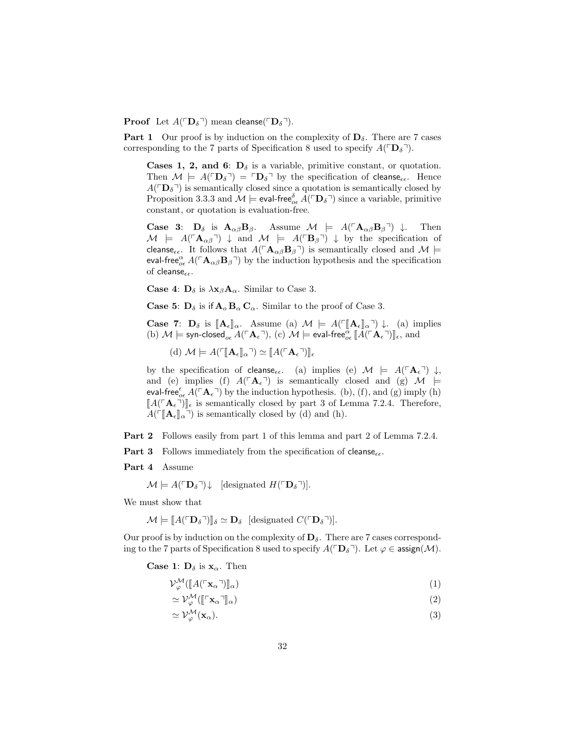**Proof** Let $A(\ulcorner \mathbf{D}_\delta \urcorner)$ mean $\mathsf{cleanse}(\ulcorner \mathbf{D}_\delta \urcorner)$.

**Part 1** Our proof is by induction on the complexity of $\mathbf{D}_\delta$. There are 7 cases corresponding to the 7 parts of Specification 8 used to specify $A(\ulcorner \mathbf{D}_\delta \urcorner)$.

> **Cases 1, 2, and 6**: $\mathbf{D}_\delta$ is a variable, primitive constant, or quotation. Then $\mathcal{M} \models A(\ulcorner \mathbf{D}_\delta \urcorner) = \ulcorner \mathbf{D}_\delta \urcorner$ by the specification of $\mathsf{cleanse}_{\epsilon\epsilon}$. Hence $A(\ulcorner \mathbf{D}_\delta \urcorner)$ is semantically closed since a quotation is semantically closed by Proposition 3.3.3 and $\mathcal{M} \models \mathsf{eval\text{-}free}^{\delta}_{o\epsilon}\, A(\ulcorner \mathbf{D}_\delta \urcorner)$ since a variable, primitive constant, or quotation is evaluation-free.
>
> **Case 3**: $\mathbf{D}_\delta$ is $\mathbf{A}_{\alpha\beta}\mathbf{B}_\beta$. Assume $\mathcal{M} \models A(\ulcorner \mathbf{A}_{\alpha\beta}\mathbf{B}_\beta \urcorner)\downarrow$. Then $\mathcal{M} \models A(\ulcorner \mathbf{A}_{\alpha\beta} \urcorner)\downarrow$ and $\mathcal{M} \models A(\ulcorner \mathbf{B}_\beta \urcorner)\downarrow$ by the specification of $\mathsf{cleanse}_{\epsilon\epsilon}$. It follows that $A(\ulcorner \mathbf{A}_{\alpha\beta}\mathbf{B}_\beta \urcorner)$ is semantically closed and $\mathcal{M} \models \mathsf{eval\text{-}free}^{\alpha}_{o\epsilon}\, A(\ulcorner \mathbf{A}_{\alpha\beta}\mathbf{B}_\beta \urcorner)$ by the induction hypothesis and the specification of $\mathsf{cleanse}_{\epsilon\epsilon}$.
>
> **Case 4**: $\mathbf{D}_\delta$ is $\lambda \mathbf{x}_\beta \mathbf{A}_\alpha$. Similar to Case 3.
>
> **Case 5**: $\mathbf{D}_\delta$ is $\mathsf{if}\, \mathbf{A}_o\, \mathbf{B}_\alpha\, \mathbf{C}_\alpha$. Similar to the proof of Case 3.
>
> **Case 7**: $\mathbf{D}_\delta$ is $[\![\mathbf{A}_\epsilon]\!]_\alpha$. Assume (a) $\mathcal{M} \models A(\ulcorner [\![\mathbf{A}_\epsilon]\!]_\alpha \urcorner)\downarrow$. (a) implies (b) $\mathcal{M} \models \mathsf{syn\text{-}closed}_{o\epsilon}\, A(\ulcorner \mathbf{A}_\epsilon \urcorner)$, (c) $\mathcal{M} \models \mathsf{eval\text{-}free}^{\alpha}_{o\epsilon}\, [\![A(\ulcorner \mathbf{A}_\epsilon \urcorner)]\!]_\epsilon$, and
>
> (d) $\mathcal{M} \models A(\ulcorner [\![\mathbf{A}_\epsilon]\!]_\alpha \urcorner) \simeq [\![A(\ulcorner \mathbf{A}_\epsilon \urcorner)]\!]_\epsilon$
>
> by the specification of $\mathsf{cleanse}_{\epsilon\epsilon}$. (a) implies (e) $\mathcal{M} \models A(\ulcorner \mathbf{A}_\epsilon \urcorner)\downarrow$, and (e) implies (f) $A(\ulcorner \mathbf{A}_\epsilon \urcorner)$ is semantically closed and (g) $\mathcal{M} \models \mathsf{eval\text{-}free}^{\epsilon}_{o\epsilon}\, A(\ulcorner \mathbf{A}_\epsilon \urcorner)$ by the induction hypothesis. (b), (f), and (g) imply (h) $[\![A(\ulcorner \mathbf{A}_\epsilon \urcorner)]\!]_\epsilon$ is semantically closed by part 3 of Lemma 7.2.4. Therefore, $A(\ulcorner [\![\mathbf{A}_\epsilon]\!]_\alpha \urcorner)$ is semantically closed by (d) and (h).

**Part 2** Follows easily from part 1 of this lemma and part 2 of Lemma 7.2.4.

**Part 3** Follows immediately from the specification of $\mathsf{cleanse}_{\epsilon\epsilon}$.

**Part 4** Assume

> $\mathcal{M} \models A(\ulcorner \mathbf{D}_\delta \urcorner)\downarrow$ [designated $H(\ulcorner \mathbf{D}_\delta \urcorner)$].

We must show that

> $\mathcal{M} \models [\![A(\ulcorner \mathbf{D}_\delta \urcorner)]\!]_\delta \simeq \mathbf{D}_\delta$ [designated $C(\ulcorner \mathbf{D}_\delta \urcorner)$].

Our proof is by induction on the complexity of $\mathbf{D}_\delta$. There are 7 cases corresponding to the 7 parts of Specification 8 used to specify $A(\ulcorner \mathbf{D}_\delta \urcorner)$. Let $\varphi \in \mathsf{assign}(\mathcal{M})$.

> **Case 1**: $\mathbf{D}_\delta$ is $\mathbf{x}_\alpha$. Then
>
> $$\mathcal{V}^{\mathcal{M}}_{\varphi}([\![A(\ulcorner \mathbf{x}_\alpha \urcorner)]\!]_\alpha) \tag{1}$$
> $$\simeq \mathcal{V}^{\mathcal{M}}_{\varphi}([\![\ulcorner \mathbf{x}_\alpha \urcorner]\!]_\alpha) \tag{2}$$
> $$\simeq \mathcal{V}^{\mathcal{M}}_{\varphi}(\mathbf{x}_\alpha). \tag{3}$$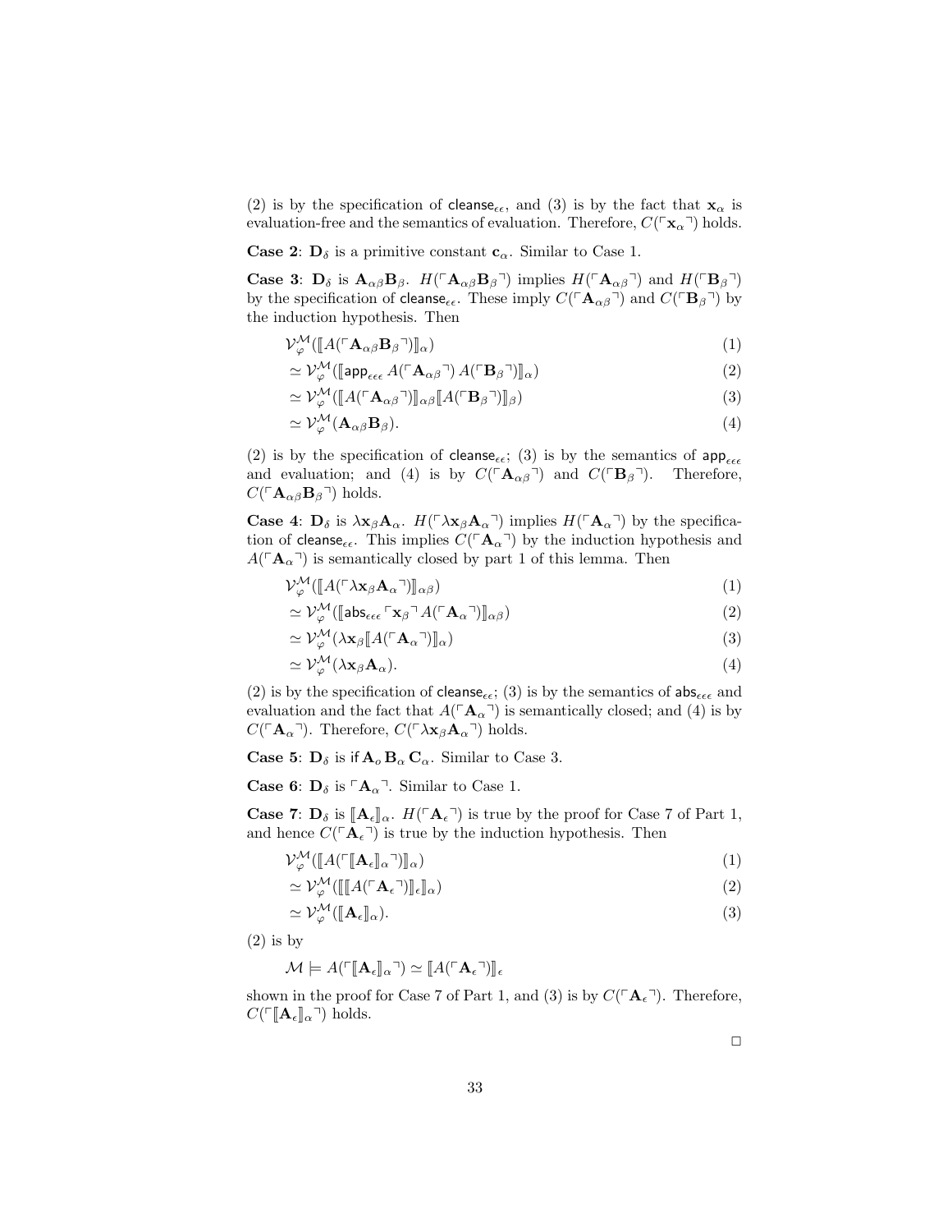(2) is by the specification of $\mathsf{cleanse}_{\epsilon\epsilon}$, and (3) is by the fact that $\mathbf{x}_\alpha$ is evaluation-free and the semantics of evaluation. Therefore, $C(\ulcorner \mathbf{x}_\alpha \urcorner)$ holds.

**Case 2**: $\mathbf{D}_\delta$ is a primitive constant $\mathbf{c}_\alpha$. Similar to Case 1.

**Case 3**: $\mathbf{D}_\delta$ is $\mathbf{A}_{\alpha\beta}\mathbf{B}_\beta$. $H(\ulcorner \mathbf{A}_{\alpha\beta}\mathbf{B}_\beta \urcorner)$ implies $H(\ulcorner \mathbf{A}_{\alpha\beta} \urcorner)$ and $H(\ulcorner \mathbf{B}_\beta \urcorner)$ by the specification of $\mathsf{cleanse}_{\epsilon\epsilon}$. These imply $C(\ulcorner \mathbf{A}_{\alpha\beta} \urcorner)$ and $C(\ulcorner \mathbf{B}_\beta \urcorner)$ by the induction hypothesis. Then

$$\mathcal{V}^{\mathcal{M}}_{\varphi}(\llbracket A(\ulcorner \mathbf{A}_{\alpha\beta}\mathbf{B}_\beta \urcorner) \rrbracket_\alpha) \tag{1}$$

$$\simeq \mathcal{V}^{\mathcal{M}}_{\varphi}(\llbracket \mathsf{app}_{\epsilon\epsilon\epsilon}\, A(\ulcorner \mathbf{A}_{\alpha\beta} \urcorner)\, A(\ulcorner \mathbf{B}_\beta \urcorner) \rrbracket_\alpha) \tag{2}$$

$$\simeq \mathcal{V}^{\mathcal{M}}_{\varphi}(\llbracket A(\ulcorner \mathbf{A}_{\alpha\beta} \urcorner) \rrbracket_{\alpha\beta} \llbracket A(\ulcorner \mathbf{B}_\beta \urcorner) \rrbracket_\beta) \tag{3}$$

$$\simeq \mathcal{V}^{\mathcal{M}}_{\varphi}(\mathbf{A}_{\alpha\beta}\mathbf{B}_\beta). \tag{4}$$

(2) is by the specification of $\mathsf{cleanse}_{\epsilon\epsilon}$; (3) is by the semantics of $\mathsf{app}_{\epsilon\epsilon\epsilon}$ and evaluation; and (4) is by $C(\ulcorner \mathbf{A}_{\alpha\beta} \urcorner)$ and $C(\ulcorner \mathbf{B}_\beta \urcorner)$. Therefore, $C(\ulcorner \mathbf{A}_{\alpha\beta}\mathbf{B}_\beta \urcorner)$ holds.

**Case 4**: $\mathbf{D}_\delta$ is $\lambda \mathbf{x}_\beta \mathbf{A}_\alpha$. $H(\ulcorner \lambda \mathbf{x}_\beta \mathbf{A}_\alpha \urcorner)$ implies $H(\ulcorner \mathbf{A}_\alpha \urcorner)$ by the specification of $\mathsf{cleanse}_{\epsilon\epsilon}$. This implies $C(\ulcorner \mathbf{A}_\alpha \urcorner)$ by the induction hypothesis and $A(\ulcorner \mathbf{A}_\alpha \urcorner)$ is semantically closed by part 1 of this lemma. Then

$$\mathcal{V}^{\mathcal{M}}_{\varphi}(\llbracket A(\ulcorner \lambda \mathbf{x}_\beta \mathbf{A}_\alpha \urcorner) \rrbracket_{\alpha\beta}) \tag{1}$$

$$\simeq \mathcal{V}^{\mathcal{M}}_{\varphi}(\llbracket \mathsf{abs}_{\epsilon\epsilon\epsilon} \ulcorner \mathbf{x}_\beta \urcorner A(\ulcorner \mathbf{A}_\alpha \urcorner) \rrbracket_{\alpha\beta}) \tag{2}$$

$$\simeq \mathcal{V}^{\mathcal{M}}_{\varphi}(\lambda \mathbf{x}_\beta \llbracket A(\ulcorner \mathbf{A}_\alpha \urcorner) \rrbracket_\alpha) \tag{3}$$

$$\simeq \mathcal{V}^{\mathcal{M}}_{\varphi}(\lambda \mathbf{x}_\beta \mathbf{A}_\alpha). \tag{4}$$

(2) is by the specification of $\mathsf{cleanse}_{\epsilon\epsilon}$; (3) is by the semantics of $\mathsf{abs}_{\epsilon\epsilon\epsilon}$ and evaluation and the fact that $A(\ulcorner \mathbf{A}_\alpha \urcorner)$ is semantically closed; and (4) is by $C(\ulcorner \mathbf{A}_\alpha \urcorner)$. Therefore, $C(\ulcorner \lambda \mathbf{x}_\beta \mathbf{A}_\alpha \urcorner)$ holds.

**Case 5**: $\mathbf{D}_\delta$ is $\mathsf{if}\, \mathbf{A}_o\, \mathbf{B}_\alpha\, \mathbf{C}_\alpha$. Similar to Case 3.

**Case 6**: $\mathbf{D}_\delta$ is $\ulcorner \mathbf{A}_\alpha \urcorner$. Similar to Case 1.

**Case 7**: $\mathbf{D}_\delta$ is $\llbracket \mathbf{A}_\epsilon \rrbracket_\alpha$. $H(\ulcorner \mathbf{A}_\epsilon \urcorner)$ is true by the proof for Case 7 of Part 1, and hence $C(\ulcorner \mathbf{A}_\epsilon \urcorner)$ is true by the induction hypothesis. Then

$$\mathcal{V}^{\mathcal{M}}_{\varphi}(\llbracket A(\ulcorner \llbracket \mathbf{A}_\epsilon \rrbracket_\alpha \urcorner) \rrbracket_\alpha) \tag{1}$$

$$\simeq \mathcal{V}^{\mathcal{M}}_{\varphi}(\llbracket \llbracket A(\ulcorner \mathbf{A}_\epsilon \urcorner) \rrbracket_\epsilon \rrbracket_\alpha) \tag{2}$$

$$\simeq \mathcal{V}^{\mathcal{M}}_{\varphi}(\llbracket \mathbf{A}_\epsilon \rrbracket_\alpha). \tag{3}$$

(2) is by

$$\mathcal{M} \models A(\ulcorner \llbracket \mathbf{A}_\epsilon \rrbracket_\alpha \urcorner) \simeq \llbracket A(\ulcorner \mathbf{A}_\epsilon \urcorner) \rrbracket_\epsilon$$

shown in the proof for Case 7 of Part 1, and (3) is by $C(\ulcorner \mathbf{A}_\epsilon \urcorner)$. Therefore, $C(\ulcorner \llbracket \mathbf{A}_\epsilon \rrbracket_\alpha \urcorner)$ holds.

□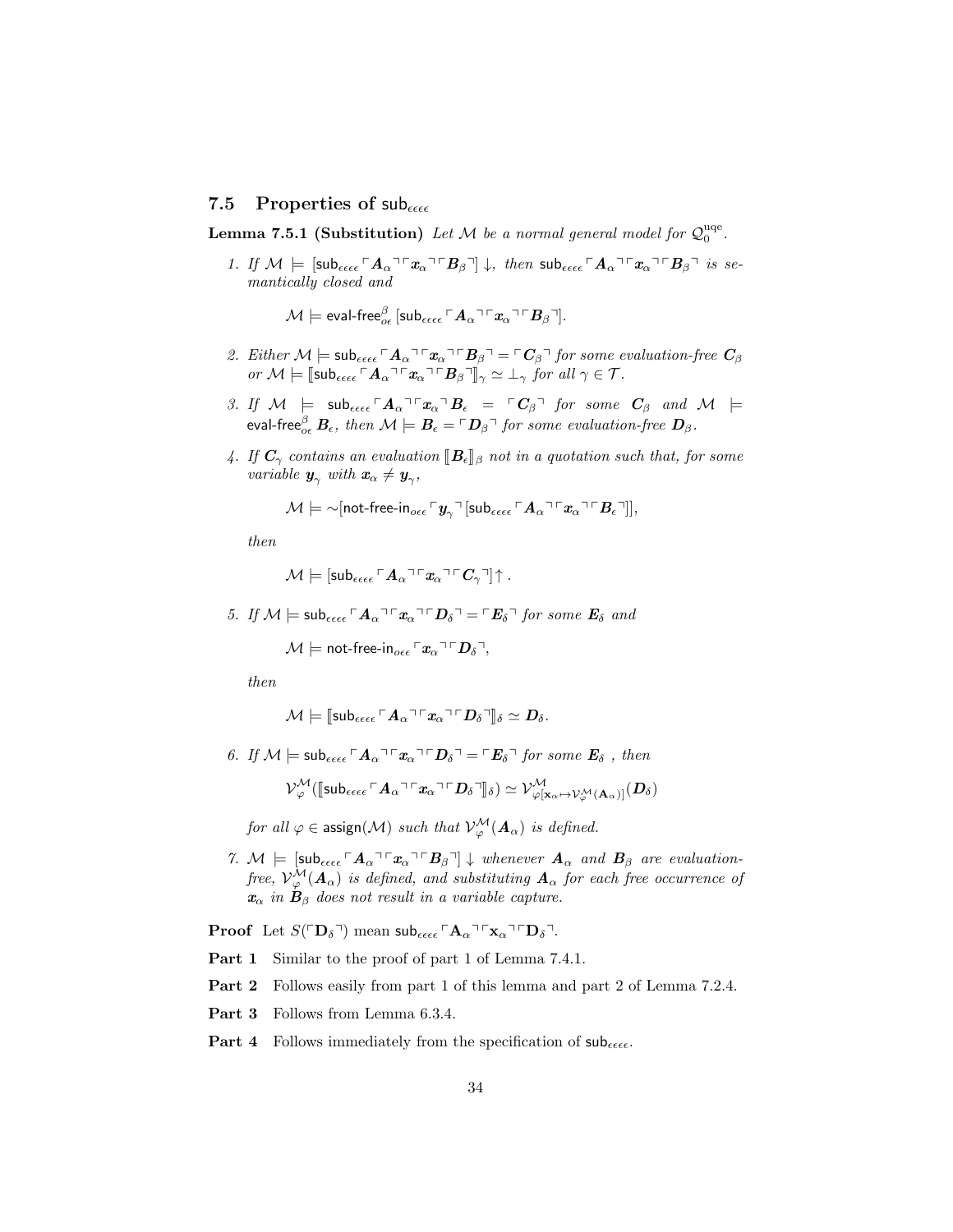### 7.5 Properties of $\mathsf{sub}_{\epsilon\epsilon\epsilon\epsilon}$

**Lemma 7.5.1 (Substitution)** *Let $\mathcal{M}$ be a normal general model for $\mathcal{Q}_0^{\rm uqe}$.*

1. *If $\mathcal{M} \models [\mathsf{sub}_{\epsilon\epsilon\epsilon\epsilon} \ulcorner \mathbf{A}_\alpha \urcorner \ulcorner \mathbf{x}_\alpha \urcorner \ulcorner \mathbf{B}_\beta \urcorner] \downarrow$, then $\mathsf{sub}_{\epsilon\epsilon\epsilon\epsilon} \ulcorner \mathbf{A}_\alpha \urcorner \ulcorner \mathbf{x}_\alpha \urcorner \ulcorner \mathbf{B}_\beta \urcorner$ is semantically closed and*

   $$\mathcal{M} \models \mathsf{eval\text{-}free}^{\beta}_{o\epsilon}\, [\mathsf{sub}_{\epsilon\epsilon\epsilon\epsilon} \ulcorner \mathbf{A}_\alpha \urcorner \ulcorner \mathbf{x}_\alpha \urcorner \ulcorner \mathbf{B}_\beta \urcorner].$$

2. *Either $\mathcal{M} \models \mathsf{sub}_{\epsilon\epsilon\epsilon\epsilon} \ulcorner \mathbf{A}_\alpha \urcorner \ulcorner \mathbf{x}_\alpha \urcorner \ulcorner \mathbf{B}_\beta \urcorner = \ulcorner \mathbf{C}_\beta \urcorner$ for some evaluation-free $\mathbf{C}_\beta$ or $\mathcal{M} \models [\![\mathsf{sub}_{\epsilon\epsilon\epsilon\epsilon} \ulcorner \mathbf{A}_\alpha \urcorner \ulcorner \mathbf{x}_\alpha \urcorner \ulcorner \mathbf{B}_\beta \urcorner]\!]_\gamma \simeq \bot_\gamma$ for all $\gamma \in \mathcal{T}$.*

3. *If $\mathcal{M} \models \mathsf{sub}_{\epsilon\epsilon\epsilon\epsilon} \ulcorner \mathbf{A}_\alpha \urcorner \ulcorner \mathbf{x}_\alpha \urcorner \mathbf{B}_\epsilon = \ulcorner \mathbf{C}_\beta \urcorner$ for some $\mathbf{C}_\beta$ and $\mathcal{M} \models \mathsf{eval\text{-}free}^{\beta}_{o\epsilon}\, \mathbf{B}_\epsilon$, then $\mathcal{M} \models \mathbf{B}_\epsilon = \ulcorner \mathbf{D}_\beta \urcorner$ for some evaluation-free $\mathbf{D}_\beta$.*

4. *If $\mathbf{C}_\gamma$ contains an evaluation $[\![\mathbf{B}_\epsilon]\!]_\beta$ not in a quotation such that, for some variable $\mathbf{y}_\gamma$ with $\mathbf{x}_\alpha \neq \mathbf{y}_\gamma$,*

   $$\mathcal{M} \models {\sim}[\mathsf{not\text{-}free\text{-}in}_{o\epsilon\epsilon} \ulcorner \mathbf{y}_\gamma \urcorner [\mathsf{sub}_{\epsilon\epsilon\epsilon\epsilon} \ulcorner \mathbf{A}_\alpha \urcorner \ulcorner \mathbf{x}_\alpha \urcorner \ulcorner \mathbf{B}_\epsilon \urcorner]],$$

   *then*

   $$\mathcal{M} \models [\mathsf{sub}_{\epsilon\epsilon\epsilon\epsilon} \ulcorner \mathbf{A}_\alpha \urcorner \ulcorner \mathbf{x}_\alpha \urcorner \ulcorner \mathbf{C}_\gamma \urcorner] \uparrow.$$

5. *If $\mathcal{M} \models \mathsf{sub}_{\epsilon\epsilon\epsilon\epsilon} \ulcorner \mathbf{A}_\alpha \urcorner \ulcorner \mathbf{x}_\alpha \urcorner \ulcorner \mathbf{D}_\delta \urcorner = \ulcorner \mathbf{E}_\delta \urcorner$ for some $\mathbf{E}_\delta$ and*

   $$\mathcal{M} \models \mathsf{not\text{-}free\text{-}in}_{o\epsilon\epsilon} \ulcorner \mathbf{x}_\alpha \urcorner \ulcorner \mathbf{D}_\delta \urcorner,$$

   *then*

   $$\mathcal{M} \models [\![\mathsf{sub}_{\epsilon\epsilon\epsilon\epsilon} \ulcorner \mathbf{A}_\alpha \urcorner \ulcorner \mathbf{x}_\alpha \urcorner \ulcorner \mathbf{D}_\delta \urcorner]\!]_\delta \simeq \mathbf{D}_\delta.$$

6. *If $\mathcal{M} \models \mathsf{sub}_{\epsilon\epsilon\epsilon\epsilon} \ulcorner \mathbf{A}_\alpha \urcorner \ulcorner \mathbf{x}_\alpha \urcorner \ulcorner \mathbf{D}_\delta \urcorner = \ulcorner \mathbf{E}_\delta \urcorner$ for some $\mathbf{E}_\delta$ , then*

   $$\mathcal{V}^{\mathcal{M}}_{\varphi}([\![\mathsf{sub}_{\epsilon\epsilon\epsilon\epsilon} \ulcorner \mathbf{A}_\alpha \urcorner \ulcorner \mathbf{x}_\alpha \urcorner \ulcorner \mathbf{D}_\delta \urcorner]\!]_\delta) \simeq \mathcal{V}^{\mathcal{M}}_{\varphi[\mathbf{x}_\alpha \mapsto \mathcal{V}^{\mathcal{M}}_{\varphi}(\mathbf{A}_\alpha)]}(\mathbf{D}_\delta)$$

   *for all $\varphi \in \mathsf{assign}(\mathcal{M})$ such that $\mathcal{V}^{\mathcal{M}}_{\varphi}(\mathbf{A}_\alpha)$ is defined.*

7. *$\mathcal{M} \models [\mathsf{sub}_{\epsilon\epsilon\epsilon\epsilon} \ulcorner \mathbf{A}_\alpha \urcorner \ulcorner \mathbf{x}_\alpha \urcorner \ulcorner \mathbf{B}_\beta \urcorner] \downarrow$ whenever $\mathbf{A}_\alpha$ and $\mathbf{B}_\beta$ are evaluation-free, $\mathcal{V}^{\mathcal{M}}_{\varphi}(\mathbf{A}_\alpha)$ is defined, and substituting $\mathbf{A}_\alpha$ for each free occurrence of $\mathbf{x}_\alpha$ in $\mathbf{B}_\beta$ does not result in a variable capture.*

**Proof** Let $S(\ulcorner \mathbf{D}_\delta \urcorner)$ mean $\mathsf{sub}_{\epsilon\epsilon\epsilon\epsilon} \ulcorner \mathbf{A}_\alpha \urcorner \ulcorner \mathbf{x}_\alpha \urcorner \ulcorner \mathbf{D}_\delta \urcorner$.

**Part 1** Similar to the proof of part 1 of Lemma 7.4.1.

**Part 2** Follows easily from part 1 of this lemma and part 2 of Lemma 7.2.4.

**Part 3** Follows from Lemma 6.3.4.

**Part 4** Follows immediately from the specification of $\mathsf{sub}_{\epsilon\epsilon\epsilon\epsilon}$.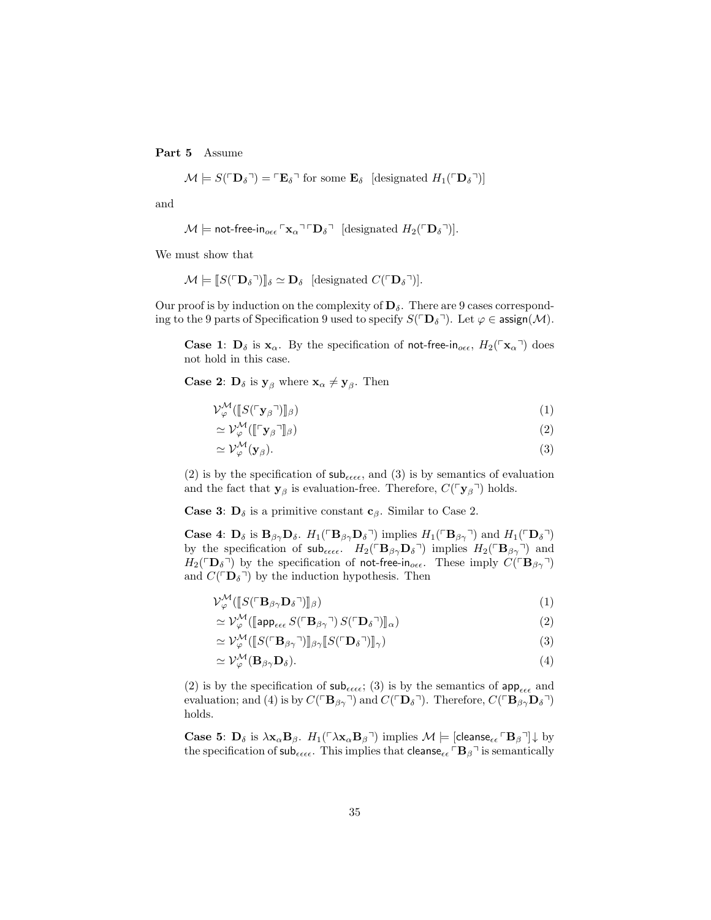**Part 5** Assume

$$\mathcal{M} \models S(\ulcorner \mathbf{D}_\delta \urcorner) = \ulcorner \mathbf{E}_\delta \urcorner \text{ for some } \mathbf{E}_\delta \quad [\text{designated } H_1(\ulcorner \mathbf{D}_\delta \urcorner)]$$

and

$$\mathcal{M} \models \mathsf{not\text{-}free\text{-}in}_{o\epsilon\epsilon} \ulcorner \mathbf{x}_\alpha \urcorner \ulcorner \mathbf{D}_\delta \urcorner \quad [\text{designated } H_2(\ulcorner \mathbf{D}_\delta \urcorner)].$$

We must show that

$$\mathcal{M} \models \llbracket S(\ulcorner \mathbf{D}_\delta \urcorner) \rrbracket_\delta \simeq \mathbf{D}_\delta \quad [\text{designated } C(\ulcorner \mathbf{D}_\delta \urcorner)].$$

Our proof is by induction on the complexity of $\mathbf{D}_\delta$. There are 9 cases corresponding to the 9 parts of Specification 9 used to specify $S(\ulcorner \mathbf{D}_\delta \urcorner)$. Let $\varphi \in \mathsf{assign}(\mathcal{M})$.

**Case 1**: $\mathbf{D}_\delta$ is $\mathbf{x}_\alpha$. By the specification of $\mathsf{not\text{-}free\text{-}in}_{o\epsilon\epsilon}$, $H_2(\ulcorner \mathbf{x}_\alpha \urcorner)$ does not hold in this case.

**Case 2**: $\mathbf{D}_\delta$ is $\mathbf{y}_\beta$ where $\mathbf{x}_\alpha \neq \mathbf{y}_\beta$. Then

$$\begin{aligned}
&\mathcal{V}^{\mathcal{M}}_\varphi(\llbracket S(\ulcorner \mathbf{y}_\beta \urcorner) \rrbracket_\beta) && (1)\\
&\simeq \mathcal{V}^{\mathcal{M}}_\varphi(\llbracket \ulcorner \mathbf{y}_\beta \urcorner \rrbracket_\beta) && (2)\\
&\simeq \mathcal{V}^{\mathcal{M}}_\varphi(\mathbf{y}_\beta). && (3)
\end{aligned}$$

(2) is by the specification of $\mathsf{sub}_{\epsilon\epsilon\epsilon\epsilon}$, and (3) is by semantics of evaluation and the fact that $\mathbf{y}_\beta$ is evaluation-free. Therefore, $C(\ulcorner \mathbf{y}_\beta \urcorner)$ holds.

**Case 3**: $\mathbf{D}_\delta$ is a primitive constant $\mathbf{c}_\beta$. Similar to Case 2.

**Case 4**: $\mathbf{D}_\delta$ is $\mathbf{B}_{\beta\gamma}\mathbf{D}_\delta$. $H_1(\ulcorner \mathbf{B}_{\beta\gamma}\mathbf{D}_\delta \urcorner)$ implies $H_1(\ulcorner \mathbf{B}_{\beta\gamma} \urcorner)$ and $H_1(\ulcorner \mathbf{D}_\delta \urcorner)$ by the specification of $\mathsf{sub}_{\epsilon\epsilon\epsilon\epsilon}$. $H_2(\ulcorner \mathbf{B}_{\beta\gamma}\mathbf{D}_\delta \urcorner)$ implies $H_2(\ulcorner \mathbf{B}_{\beta\gamma} \urcorner)$ and $H_2(\ulcorner \mathbf{D}_\delta \urcorner)$ by the specification of $\mathsf{not\text{-}free\text{-}in}_{o\epsilon\epsilon}$. These imply $C(\ulcorner \mathbf{B}_{\beta\gamma} \urcorner)$ and $C(\ulcorner \mathbf{D}_\delta \urcorner)$ by the induction hypothesis. Then

$$\begin{aligned}
&\mathcal{V}^{\mathcal{M}}_\varphi(\llbracket S(\ulcorner \mathbf{B}_{\beta\gamma}\mathbf{D}_\delta \urcorner) \rrbracket_\beta) && (1)\\
&\simeq \mathcal{V}^{\mathcal{M}}_\varphi(\llbracket \mathsf{app}_{\epsilon\epsilon\epsilon}\, S(\ulcorner \mathbf{B}_{\beta\gamma} \urcorner)\, S(\ulcorner \mathbf{D}_\delta \urcorner) \rrbracket_\alpha) && (2)\\
&\simeq \mathcal{V}^{\mathcal{M}}_\varphi(\llbracket S(\ulcorner \mathbf{B}_{\beta\gamma} \urcorner) \rrbracket_{\beta\gamma} \llbracket S(\ulcorner \mathbf{D}_\delta \urcorner) \rrbracket_\gamma) && (3)\\
&\simeq \mathcal{V}^{\mathcal{M}}_\varphi(\mathbf{B}_{\beta\gamma}\mathbf{D}_\delta). && (4)
\end{aligned}$$

(2) is by the specification of $\mathsf{sub}_{\epsilon\epsilon\epsilon\epsilon}$; (3) is by the semantics of $\mathsf{app}_{\epsilon\epsilon\epsilon}$ and evaluation; and (4) is by $C(\ulcorner \mathbf{B}_{\beta\gamma} \urcorner)$ and $C(\ulcorner \mathbf{D}_\delta \urcorner)$. Therefore, $C(\ulcorner \mathbf{B}_{\beta\gamma}\mathbf{D}_\delta \urcorner)$ holds.

**Case 5**: $\mathbf{D}_\delta$ is $\lambda \mathbf{x}_\alpha \mathbf{B}_\beta$. $H_1(\ulcorner \lambda \mathbf{x}_\alpha \mathbf{B}_\beta \urcorner)$ implies $\mathcal{M} \models [\mathsf{cleanse}_{\epsilon\epsilon} \ulcorner \mathbf{B}_\beta \urcorner]\!\downarrow$ by the specification of $\mathsf{sub}_{\epsilon\epsilon\epsilon\epsilon}$. This implies that $\mathsf{cleanse}_{\epsilon\epsilon} \ulcorner \mathbf{B}_\beta \urcorner$ is semantically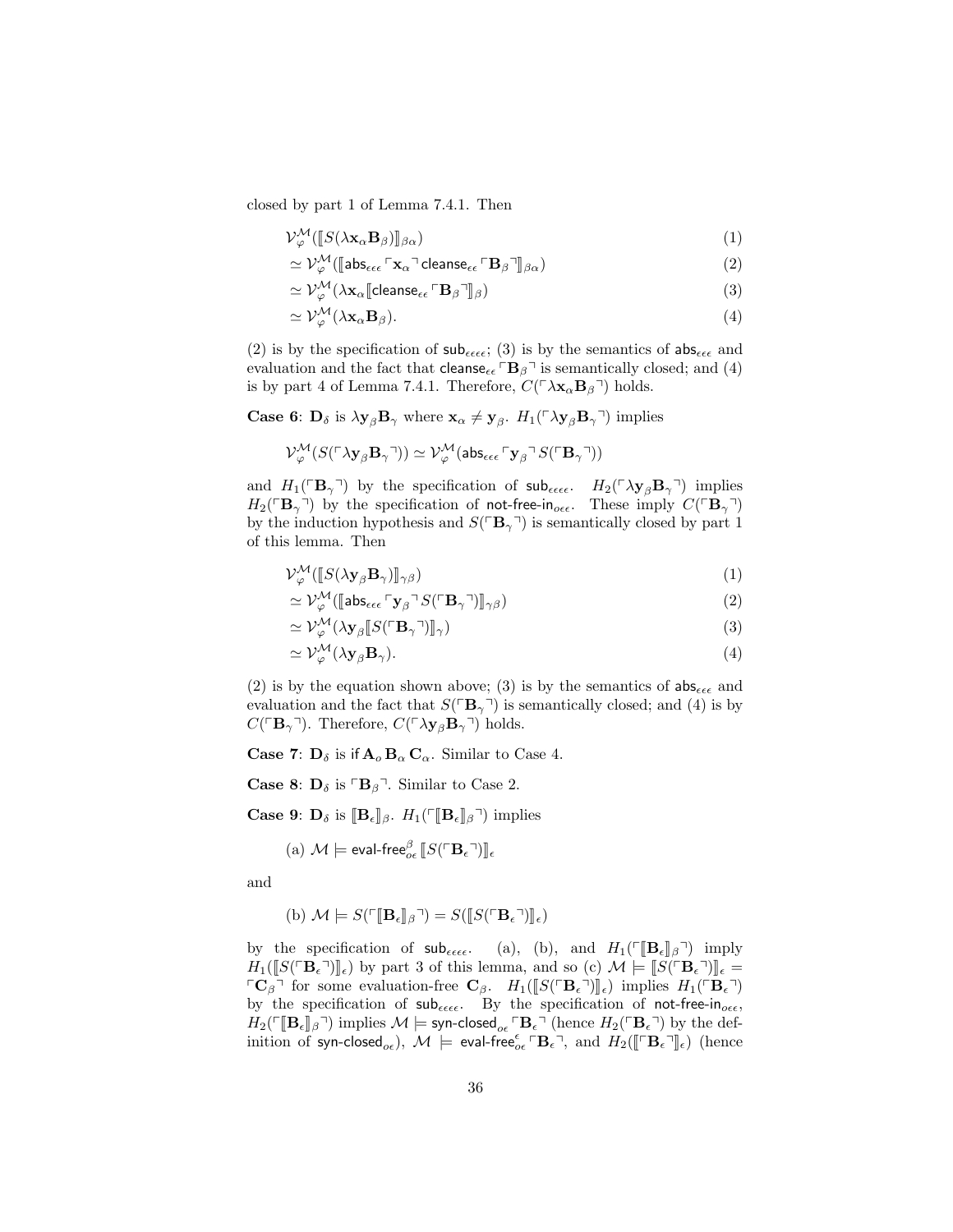closed by part 1 of Lemma 7.4.1. Then

$$\mathcal{V}^{\mathcal{M}}_{\varphi}(\llbracket S(\lambda \mathbf{x}_\alpha \mathbf{B}_\beta)\rrbracket_{\beta\alpha}) \tag{1}$$
$$\simeq \mathcal{V}^{\mathcal{M}}_{\varphi}(\llbracket \mathsf{abs}_{\epsilon\epsilon\epsilon} \ulcorner \mathbf{x}_\alpha \urcorner \, \mathsf{cleanse}_{\epsilon\epsilon} \ulcorner \mathbf{B}_\beta \urcorner \rrbracket_{\beta\alpha}) \tag{2}$$
$$\simeq \mathcal{V}^{\mathcal{M}}_{\varphi}(\lambda \mathbf{x}_\alpha \llbracket \mathsf{cleanse}_{\epsilon\epsilon} \ulcorner \mathbf{B}_\beta \urcorner \rrbracket_{\beta}) \tag{3}$$
$$\simeq \mathcal{V}^{\mathcal{M}}_{\varphi}(\lambda \mathbf{x}_\alpha \mathbf{B}_\beta). \tag{4}$$

(2) is by the specification of $\mathsf{sub}_{\epsilon\epsilon\epsilon\epsilon}$; (3) is by the semantics of $\mathsf{abs}_{\epsilon\epsilon\epsilon}$ and evaluation and the fact that $\mathsf{cleanse}_{\epsilon\epsilon} \ulcorner \mathbf{B}_\beta \urcorner$ is semantically closed; and (4) is by part 4 of Lemma 7.4.1. Therefore, $C(\ulcorner \lambda \mathbf{x}_\alpha \mathbf{B}_\beta \urcorner)$ holds.

**Case 6**: $\mathbf{D}_\delta$ is $\lambda \mathbf{y}_\beta \mathbf{B}_\gamma$ where $\mathbf{x}_\alpha \neq \mathbf{y}_\beta$. $H_1(\ulcorner \lambda \mathbf{y}_\beta \mathbf{B}_\gamma \urcorner)$ implies

$$\mathcal{V}^{\mathcal{M}}_{\varphi}(S(\ulcorner \lambda \mathbf{y}_\beta \mathbf{B}_\gamma \urcorner)) \simeq \mathcal{V}^{\mathcal{M}}_{\varphi}(\mathsf{abs}_{\epsilon\epsilon\epsilon} \ulcorner \mathbf{y}_\beta \urcorner \, S(\ulcorner \mathbf{B}_\gamma \urcorner))$$

and $H_1(\ulcorner \mathbf{B}_\gamma \urcorner)$ by the specification of $\mathsf{sub}_{\epsilon\epsilon\epsilon\epsilon}$. $H_2(\ulcorner \lambda \mathbf{y}_\beta \mathbf{B}_\gamma \urcorner)$ implies $H_2(\ulcorner \mathbf{B}_\gamma \urcorner)$ by the specification of $\mathsf{not\text{-}free\text{-}in}_{o\epsilon\epsilon}$. These imply $C(\ulcorner \mathbf{B}_\gamma \urcorner)$ by the induction hypothesis and $S(\ulcorner \mathbf{B}_\gamma \urcorner)$ is semantically closed by part 1 of this lemma. Then

$$\mathcal{V}^{\mathcal{M}}_{\varphi}(\llbracket S(\lambda \mathbf{y}_\beta \mathbf{B}_\gamma)\rrbracket_{\gamma\beta}) \tag{1}$$
$$\simeq \mathcal{V}^{\mathcal{M}}_{\varphi}(\llbracket \mathsf{abs}_{\epsilon\epsilon\epsilon} \ulcorner \mathbf{y}_\beta \urcorner \, S(\ulcorner \mathbf{B}_\gamma \urcorner) \rrbracket_{\gamma\beta}) \tag{2}$$
$$\simeq \mathcal{V}^{\mathcal{M}}_{\varphi}(\lambda \mathbf{y}_\beta \llbracket S(\ulcorner \mathbf{B}_\gamma \urcorner) \rrbracket_{\gamma}) \tag{3}$$
$$\simeq \mathcal{V}^{\mathcal{M}}_{\varphi}(\lambda \mathbf{y}_\beta \mathbf{B}_\gamma). \tag{4}$$

(2) is by the equation shown above; (3) is by the semantics of $\mathsf{abs}_{\epsilon\epsilon\epsilon}$ and evaluation and the fact that $S(\ulcorner \mathbf{B}_\gamma \urcorner)$ is semantically closed; and (4) is by $C(\ulcorner \mathbf{B}_\gamma \urcorner)$. Therefore, $C(\ulcorner \lambda \mathbf{y}_\beta \mathbf{B}_\gamma \urcorner)$ holds.

**Case 7**: $\mathbf{D}_\delta$ is $\mathsf{if}\, \mathbf{A}_o \, \mathbf{B}_\alpha \, \mathbf{C}_\alpha$. Similar to Case 4.

**Case 8**: $\mathbf{D}_\delta$ is $\ulcorner \mathbf{B}_\beta \urcorner$. Similar to Case 2.

**Case 9**: $\mathbf{D}_\delta$ is $\llbracket \mathbf{B}_\epsilon \rrbracket_\beta$. $H_1(\ulcorner \llbracket \mathbf{B}_\epsilon \rrbracket_\beta \urcorner)$ implies

(a) $\mathcal{M} \models \mathsf{eval\text{-}free}^{\beta}_{o\epsilon} \llbracket S(\ulcorner \mathbf{B}_\epsilon \urcorner) \rrbracket_\epsilon$

and

(b) $\mathcal{M} \models S(\ulcorner \llbracket \mathbf{B}_\epsilon \rrbracket_\beta \urcorner) = S(\llbracket S(\ulcorner \mathbf{B}_\epsilon \urcorner) \rrbracket_\epsilon)$

by the specification of $\mathsf{sub}_{\epsilon\epsilon\epsilon\epsilon}$. (a), (b), and $H_1(\ulcorner \llbracket \mathbf{B}_\epsilon \rrbracket_\beta \urcorner)$ imply $H_1(\llbracket S(\ulcorner \mathbf{B}_\epsilon \urcorner) \rrbracket_\epsilon)$ by part 3 of this lemma, and so (c) $\mathcal{M} \models \llbracket S(\ulcorner \mathbf{B}_\epsilon \urcorner) \rrbracket_\epsilon = \ulcorner \mathbf{C}_\beta \urcorner$ for some evaluation-free $\mathbf{C}_\beta$. $H_1(\llbracket S(\ulcorner \mathbf{B}_\epsilon \urcorner) \rrbracket_\epsilon)$ implies $H_1(\ulcorner \mathbf{B}_\epsilon \urcorner)$ by the specification of $\mathsf{sub}_{\epsilon\epsilon\epsilon\epsilon}$. By the specification of $\mathsf{not\text{-}free\text{-}in}_{o\epsilon\epsilon}$, $H_2(\ulcorner \llbracket \mathbf{B}_\epsilon \rrbracket_\beta \urcorner)$ implies $\mathcal{M} \models \mathsf{syn\text{-}closed}_{o\epsilon} \ulcorner \mathbf{B}_\epsilon \urcorner$ (hence $H_2(\ulcorner \mathbf{B}_\epsilon \urcorner)$ by the definition of $\mathsf{syn\text{-}closed}_{o\epsilon}$), $\mathcal{M} \models \mathsf{eval\text{-}free}^{\epsilon}_{o\epsilon} \ulcorner \mathbf{B}_\epsilon \urcorner$, and $H_2(\llbracket \ulcorner \mathbf{B}_\epsilon \urcorner \rrbracket_\epsilon)$ (hence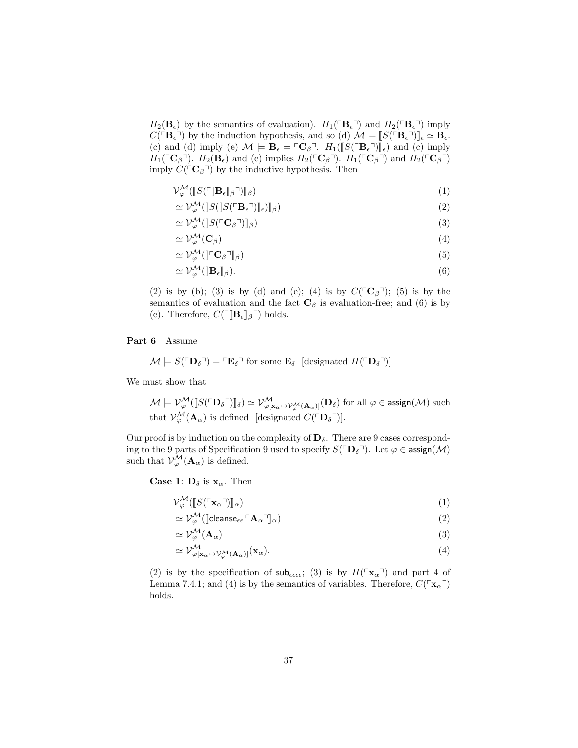$H_2(\mathbf{B}_\epsilon)$ by the semantics of evaluation). $H_1(\ulcorner \mathbf{B}_\epsilon \urcorner)$ and $H_2(\ulcorner \mathbf{B}_\epsilon \urcorner)$ imply $C(\ulcorner \mathbf{B}_\epsilon \urcorner)$ by the induction hypothesis, and so (d) $\mathcal{M} \models [\![ S(\ulcorner \mathbf{B}_\epsilon \urcorner) ]\!]_\epsilon \simeq \mathbf{B}_\epsilon$. (c) and (d) imply (e) $\mathcal{M} \models \mathbf{B}_\epsilon = \ulcorner \mathbf{C}_\beta \urcorner$. $H_1([\![ S(\ulcorner \mathbf{B}_\epsilon \urcorner) ]\!]_\epsilon)$ and (c) imply $H_1(\ulcorner \mathbf{C}_\beta \urcorner)$. $H_2(\mathbf{B}_\epsilon)$ and (e) implies $H_2(\ulcorner \mathbf{C}_\beta \urcorner)$. $H_1(\ulcorner \mathbf{C}_\beta \urcorner)$ and $H_2(\ulcorner \mathbf{C}_\beta \urcorner)$ imply $C(\ulcorner \mathbf{C}_\beta \urcorner)$ by the inductive hypothesis. Then

$$\mathcal{V}^{\mathcal{M}}_\varphi([\![ S(\ulcorner [\![ \mathbf{B}_\epsilon ]\!]_\beta \urcorner) ]\!]_\beta) \tag{1}$$
$$\simeq \mathcal{V}^{\mathcal{M}}_\varphi([\![ S([\![ S(\ulcorner \mathbf{B}_\epsilon \urcorner) ]\!]_\epsilon) ]\!]_\beta) \tag{2}$$
$$\simeq \mathcal{V}^{\mathcal{M}}_\varphi([\![ S(\ulcorner \mathbf{C}_\beta \urcorner) ]\!]_\beta) \tag{3}$$
$$\simeq \mathcal{V}^{\mathcal{M}}_\varphi(\mathbf{C}_\beta) \tag{4}$$
$$\simeq \mathcal{V}^{\mathcal{M}}_\varphi([\![ \ulcorner \mathbf{C}_\beta \urcorner ]\!]_\beta) \tag{5}$$
$$\simeq \mathcal{V}^{\mathcal{M}}_\varphi([\![ \mathbf{B}_\epsilon ]\!]_\beta). \tag{6}$$

(2) is by (b); (3) is by (d) and (e); (4) is by $C(\ulcorner \mathbf{C}_\beta \urcorner)$; (5) is by the semantics of evaluation and the fact $\mathbf{C}_\beta$ is evaluation-free; and (6) is by (e). Therefore, $C(\ulcorner [\![ \mathbf{B}_\epsilon ]\!]_\beta \urcorner)$ holds.

**Part 6** Assume

$\mathcal{M} \models S(\ulcorner \mathbf{D}_\delta \urcorner) = \ulcorner \mathbf{E}_\delta \urcorner$ for some $\mathbf{E}_\delta$ [designated $H(\ulcorner \mathbf{D}_\delta \urcorner)$]

We must show that

$\mathcal{M} \models \mathcal{V}^{\mathcal{M}}_\varphi([\![ S(\ulcorner \mathbf{D}_\delta \urcorner) ]\!]_\delta) \simeq \mathcal{V}^{\mathcal{M}}_{\varphi[\mathbf{x}_\alpha \mapsto \mathcal{V}^{\mathcal{M}}_\varphi(\mathbf{A}_\alpha)]}(\mathbf{D}_\delta)$ for all $\varphi \in \mathsf{assign}(\mathcal{M})$ such that $\mathcal{V}^{\mathcal{M}}_\varphi(\mathbf{A}_\alpha)$ is defined [designated $C(\ulcorner \mathbf{D}_\delta \urcorner)$].

Our proof is by induction on the complexity of $\mathbf{D}_\delta$. There are 9 cases corresponding to the 9 parts of Specification 9 used to specify $S(\ulcorner \mathbf{D}_\delta \urcorner)$. Let $\varphi \in \mathsf{assign}(\mathcal{M})$ such that $\mathcal{V}^{\mathcal{M}}_\varphi(\mathbf{A}_\alpha)$ is defined.

**Case 1**: $\mathbf{D}_\delta$ is $\mathbf{x}_\alpha$. Then

$$\mathcal{V}^{\mathcal{M}}_\varphi([\![ S(\ulcorner \mathbf{x}_\alpha \urcorner) ]\!]_\alpha) \tag{1}$$
$$\simeq \mathcal{V}^{\mathcal{M}}_\varphi([\![ \mathsf{cleanse}_{\epsilon\epsilon} \ulcorner \mathbf{A}_\alpha \urcorner ]\!]_\alpha) \tag{2}$$
$$\simeq \mathcal{V}^{\mathcal{M}}_\varphi(\mathbf{A}_\alpha) \tag{3}$$
$$\simeq \mathcal{V}^{\mathcal{M}}_{\varphi[\mathbf{x}_\alpha \mapsto \mathcal{V}^{\mathcal{M}}_\varphi(\mathbf{A}_\alpha)]}(\mathbf{x}_\alpha). \tag{4}$$

(2) is by the specification of $\mathsf{sub}_{\epsilon\epsilon\epsilon\epsilon}$; (3) is by $H(\ulcorner \mathbf{x}_\alpha \urcorner)$ and part 4 of Lemma 7.4.1; and (4) is by the semantics of variables. Therefore, $C(\ulcorner \mathbf{x}_\alpha \urcorner)$ holds.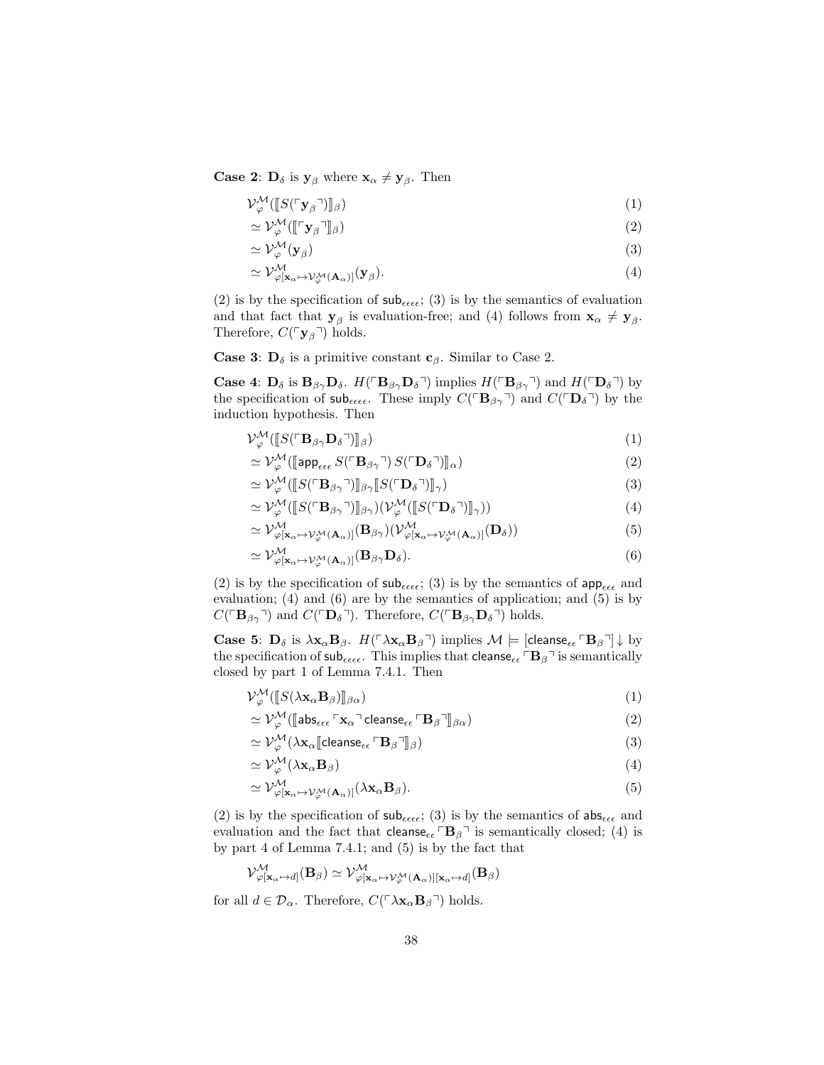**Case 2**: $\mathbf{D}_\delta$ is $\mathbf{y}_\beta$ where $\mathbf{x}_\alpha \neq \mathbf{y}_\beta$. Then

$$
\begin{aligned}
&\mathcal{V}^{\mathcal{M}}_{\varphi}(\llbracket S(\ulcorner \mathbf{y}_\beta \urcorner) \rrbracket_\beta) && (1)\\
&\simeq \mathcal{V}^{\mathcal{M}}_{\varphi}(\llbracket \ulcorner \mathbf{y}_\beta \urcorner \rrbracket_\beta) && (2)\\
&\simeq \mathcal{V}^{\mathcal{M}}_{\varphi}(\mathbf{y}_\beta) && (3)\\
&\simeq \mathcal{V}^{\mathcal{M}}_{\varphi[\mathbf{x}_\alpha \mapsto \mathcal{V}^{\mathcal{M}}_{\varphi}(\mathbf{A}_\alpha)]}(\mathbf{y}_\beta). && (4)
\end{aligned}
$$

(2) is by the specification of $\mathsf{sub}_{\epsilon\epsilon\epsilon\epsilon}$; (3) is by the semantics of evaluation and that fact that $\mathbf{y}_\beta$ is evaluation-free; and (4) follows from $\mathbf{x}_\alpha \neq \mathbf{y}_\beta$. Therefore, $C(\ulcorner \mathbf{y}_\beta \urcorner)$ holds.

**Case 3**: $\mathbf{D}_\delta$ is a primitive constant $\mathbf{c}_\beta$. Similar to Case 2.

**Case 4**: $\mathbf{D}_\delta$ is $\mathbf{B}_{\beta\gamma}\mathbf{D}_\delta$. $H(\ulcorner \mathbf{B}_{\beta\gamma}\mathbf{D}_\delta \urcorner)$ implies $H(\ulcorner \mathbf{B}_{\beta\gamma} \urcorner)$ and $H(\ulcorner \mathbf{D}_\delta \urcorner)$ by the specification of $\mathsf{sub}_{\epsilon\epsilon\epsilon\epsilon}$. These imply $C(\ulcorner \mathbf{B}_{\beta\gamma} \urcorner)$ and $C(\ulcorner \mathbf{D}_\delta \urcorner)$ by the induction hypothesis. Then

$$
\begin{aligned}
&\mathcal{V}^{\mathcal{M}}_{\varphi}(\llbracket S(\ulcorner \mathbf{B}_{\beta\gamma}\mathbf{D}_\delta \urcorner) \rrbracket_\beta) && (1)\\
&\simeq \mathcal{V}^{\mathcal{M}}_{\varphi}(\llbracket \mathsf{app}_{\epsilon\epsilon\epsilon}\, S(\ulcorner \mathbf{B}_{\beta\gamma} \urcorner)\, S(\ulcorner \mathbf{D}_\delta \urcorner) \rrbracket_\alpha) && (2)\\
&\simeq \mathcal{V}^{\mathcal{M}}_{\varphi}(\llbracket S(\ulcorner \mathbf{B}_{\beta\gamma} \urcorner) \rrbracket_{\beta\gamma} \llbracket S(\ulcorner \mathbf{D}_\delta \urcorner) \rrbracket_\gamma) && (3)\\
&\simeq \mathcal{V}^{\mathcal{M}}_{\varphi}(\llbracket S(\ulcorner \mathbf{B}_{\beta\gamma} \urcorner) \rrbracket_{\beta\gamma})(\mathcal{V}^{\mathcal{M}}_{\varphi}(\llbracket S(\ulcorner \mathbf{D}_\delta \urcorner) \rrbracket_\gamma)) && (4)\\
&\simeq \mathcal{V}^{\mathcal{M}}_{\varphi[\mathbf{x}_\alpha \mapsto \mathcal{V}^{\mathcal{M}}_{\varphi}(\mathbf{A}_\alpha)]}(\mathbf{B}_{\beta\gamma})(\mathcal{V}^{\mathcal{M}}_{\varphi[\mathbf{x}_\alpha \mapsto \mathcal{V}^{\mathcal{M}}_{\varphi}(\mathbf{A}_\alpha)]}(\mathbf{D}_\delta)) && (5)\\
&\simeq \mathcal{V}^{\mathcal{M}}_{\varphi[\mathbf{x}_\alpha \mapsto \mathcal{V}^{\mathcal{M}}_{\varphi}(\mathbf{A}_\alpha)]}(\mathbf{B}_{\beta\gamma}\mathbf{D}_\delta). && (6)
\end{aligned}
$$

(2) is by the specification of $\mathsf{sub}_{\epsilon\epsilon\epsilon\epsilon}$; (3) is by the semantics of $\mathsf{app}_{\epsilon\epsilon\epsilon}$ and evaluation; (4) and (6) are by the semantics of application; and (5) is by $C(\ulcorner \mathbf{B}_{\beta\gamma} \urcorner)$ and $C(\ulcorner \mathbf{D}_\delta \urcorner)$. Therefore, $C(\ulcorner \mathbf{B}_{\beta\gamma}\mathbf{D}_\delta \urcorner)$ holds.

**Case 5**: $\mathbf{D}_\delta$ is $\lambda \mathbf{x}_\alpha \mathbf{B}_\beta$. $H(\ulcorner \lambda \mathbf{x}_\alpha \mathbf{B}_\beta \urcorner)$ implies $\mathcal{M} \models [\mathsf{cleanse}_{\epsilon\epsilon} \ulcorner \mathbf{B}_\beta \urcorner]\!\downarrow$ by the specification of $\mathsf{sub}_{\epsilon\epsilon\epsilon\epsilon}$. This implies that $\mathsf{cleanse}_{\epsilon\epsilon} \ulcorner \mathbf{B}_\beta \urcorner$ is semantically closed by part 1 of Lemma 7.4.1. Then

$$
\begin{aligned}
&\mathcal{V}^{\mathcal{M}}_{\varphi}(\llbracket S(\lambda \mathbf{x}_\alpha \mathbf{B}_\beta) \rrbracket_{\beta\alpha}) && (1)\\
&\simeq \mathcal{V}^{\mathcal{M}}_{\varphi}(\llbracket \mathsf{abs}_{\epsilon\epsilon\epsilon} \ulcorner \mathbf{x}_\alpha \urcorner\, \mathsf{cleanse}_{\epsilon\epsilon} \ulcorner \mathbf{B}_\beta \urcorner \rrbracket_{\beta\alpha}) && (2)\\
&\simeq \mathcal{V}^{\mathcal{M}}_{\varphi}(\lambda \mathbf{x}_\alpha \llbracket \mathsf{cleanse}_{\epsilon\epsilon} \ulcorner \mathbf{B}_\beta \urcorner \rrbracket_\beta) && (3)\\
&\simeq \mathcal{V}^{\mathcal{M}}_{\varphi}(\lambda \mathbf{x}_\alpha \mathbf{B}_\beta) && (4)\\
&\simeq \mathcal{V}^{\mathcal{M}}_{\varphi[\mathbf{x}_\alpha \mapsto \mathcal{V}^{\mathcal{M}}_{\varphi}(\mathbf{A}_\alpha)]}(\lambda \mathbf{x}_\alpha \mathbf{B}_\beta). && (5)
\end{aligned}
$$

(2) is by the specification of $\mathsf{sub}_{\epsilon\epsilon\epsilon\epsilon}$; (3) is by the semantics of $\mathsf{abs}_{\epsilon\epsilon\epsilon}$ and evaluation and the fact that $\mathsf{cleanse}_{\epsilon\epsilon} \ulcorner \mathbf{B}_\beta \urcorner$ is semantically closed; (4) is by part 4 of Lemma 7.4.1; and (5) is by the fact that

$$\mathcal{V}^{\mathcal{M}}_{\varphi[\mathbf{x}_\alpha \mapsto d]}(\mathbf{B}_\beta) \simeq \mathcal{V}^{\mathcal{M}}_{\varphi[\mathbf{x}_\alpha \mapsto \mathcal{V}^{\mathcal{M}}_{\varphi}(\mathbf{A}_\alpha)][\mathbf{x}_\alpha \mapsto d]}(\mathbf{B}_\beta)$$

for all $d \in \mathcal{D}_\alpha$. Therefore, $C(\ulcorner \lambda \mathbf{x}_\alpha \mathbf{B}_\beta \urcorner)$ holds.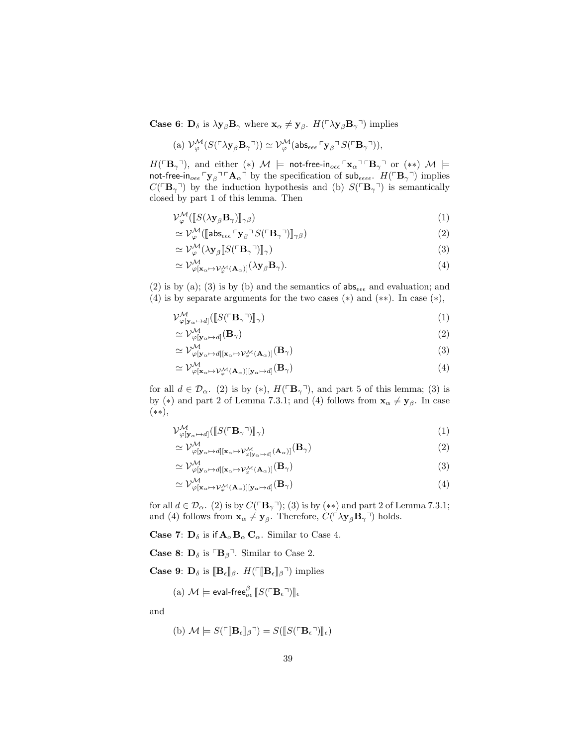**Case 6**: $\mathbf{D}_\delta$ is $\lambda \mathbf{y}_\beta \mathbf{B}_\gamma$ where $\mathbf{x}_\alpha \neq \mathbf{y}_\beta$. $H(\ulcorner \lambda \mathbf{y}_\beta \mathbf{B}_\gamma \urcorner)$ implies

$$\text{(a) } \mathcal{V}^{\mathcal{M}}_\varphi(S(\ulcorner \lambda \mathbf{y}_\beta \mathbf{B}_\gamma \urcorner)) \simeq \mathcal{V}^{\mathcal{M}}_\varphi(\mathsf{abs}_{\epsilon\epsilon\epsilon} \ulcorner \mathbf{y}_\beta \urcorner S(\ulcorner \mathbf{B}_\gamma \urcorner)),$$

$H(\ulcorner \mathbf{B}_\gamma \urcorner)$, and either $(*)$ $\mathcal{M} \models \mathsf{not\text{-}free\text{-}in}_{o\epsilon\epsilon} \ulcorner \mathbf{x}_\alpha \urcorner \ulcorner \mathbf{B}_\gamma \urcorner$ or $(**)$ $\mathcal{M} \models \mathsf{not\text{-}free\text{-}in}_{o\epsilon\epsilon} \ulcorner \mathbf{y}_\beta \urcorner \ulcorner \mathbf{A}_\alpha \urcorner$ by the specification of $\mathsf{sub}_{\epsilon\epsilon\epsilon\epsilon}$. $H(\ulcorner \mathbf{B}_\gamma \urcorner)$ implies $C(\ulcorner \mathbf{B}_\gamma \urcorner)$ by the induction hypothesis and (b) $S(\ulcorner \mathbf{B}_\gamma \urcorner)$ is semantically closed by part 1 of this lemma. Then

$$
\begin{aligned}
&\mathcal{V}^{\mathcal{M}}_\varphi(\llbracket S(\lambda \mathbf{y}_\beta \mathbf{B}_\gamma) \rrbracket_{\gamma\beta}) && (1)\\
&\simeq \mathcal{V}^{\mathcal{M}}_\varphi(\llbracket \mathsf{abs}_{\epsilon\epsilon\epsilon} \ulcorner \mathbf{y}_\beta \urcorner S(\ulcorner \mathbf{B}_\gamma \urcorner) \rrbracket_{\gamma\beta}) && (2)\\
&\simeq \mathcal{V}^{\mathcal{M}}_\varphi(\lambda \mathbf{y}_\beta \llbracket S(\ulcorner \mathbf{B}_\gamma \urcorner) \rrbracket_\gamma) && (3)\\
&\simeq \mathcal{V}^{\mathcal{M}}_{\varphi[\mathbf{x}_\alpha \mapsto \mathcal{V}^{\mathcal{M}}_\varphi(\mathbf{A}_\alpha)]}(\lambda \mathbf{y}_\beta \mathbf{B}_\gamma). && (4)
\end{aligned}
$$

(2) is by (a); (3) is by (b) and the semantics of $\mathsf{abs}_{\epsilon\epsilon\epsilon}$ and evaluation; and (4) is by separate arguments for the two cases $(*)$ and $(**)$. In case $(*)$,

$$
\begin{aligned}
&\mathcal{V}^{\mathcal{M}}_{\varphi[\mathbf{y}_\alpha \mapsto d]}(\llbracket S(\ulcorner \mathbf{B}_\gamma \urcorner) \rrbracket_\gamma) && (1)\\
&\simeq \mathcal{V}^{\mathcal{M}}_{\varphi[\mathbf{y}_\alpha \mapsto d]}(\mathbf{B}_\gamma) && (2)\\
&\simeq \mathcal{V}^{\mathcal{M}}_{\varphi[\mathbf{y}_\alpha \mapsto d][\mathbf{x}_\alpha \mapsto \mathcal{V}^{\mathcal{M}}_\varphi(\mathbf{A}_\alpha)]}(\mathbf{B}_\gamma) && (3)\\
&\simeq \mathcal{V}^{\mathcal{M}}_{\varphi[\mathbf{x}_\alpha \mapsto \mathcal{V}^{\mathcal{M}}_\varphi(\mathbf{A}_\alpha)][\mathbf{y}_\alpha \mapsto d]}(\mathbf{B}_\gamma) && (4)
\end{aligned}
$$

for all $d \in \mathcal{D}_\alpha$. (2) is by $(*)$, $H(\ulcorner \mathbf{B}_\gamma \urcorner)$, and part 5 of this lemma; (3) is by $(*)$ and part 2 of Lemma 7.3.1; and (4) follows from $\mathbf{x}_\alpha \neq \mathbf{y}_\beta$. In case $(**)$,

$$
\begin{aligned}
&\mathcal{V}^{\mathcal{M}}_{\varphi[\mathbf{y}_\alpha \mapsto d]}(\llbracket S(\ulcorner \mathbf{B}_\gamma \urcorner) \rrbracket_\gamma) && (1)\\
&\simeq \mathcal{V}^{\mathcal{M}}_{\varphi[\mathbf{y}_\alpha \mapsto d][\mathbf{x}_\alpha \mapsto \mathcal{V}^{\mathcal{M}}_{\varphi[\mathbf{y}_\alpha \mapsto d]}(\mathbf{A}_\alpha)]}(\mathbf{B}_\gamma) && (2)\\
&\simeq \mathcal{V}^{\mathcal{M}}_{\varphi[\mathbf{y}_\alpha \mapsto d][\mathbf{x}_\alpha \mapsto \mathcal{V}^{\mathcal{M}}_\varphi(\mathbf{A}_\alpha)]}(\mathbf{B}_\gamma) && (3)\\
&\simeq \mathcal{V}^{\mathcal{M}}_{\varphi[\mathbf{x}_\alpha \mapsto \mathcal{V}^{\mathcal{M}}_\varphi(\mathbf{A}_\alpha)][\mathbf{y}_\alpha \mapsto d]}(\mathbf{B}_\gamma) && (4)
\end{aligned}
$$

for all $d \in \mathcal{D}_\alpha$. (2) is by $C(\ulcorner \mathbf{B}_\gamma \urcorner)$; (3) is by $(**)$ and part 2 of Lemma 7.3.1; and (4) follows from $\mathbf{x}_\alpha \neq \mathbf{y}_\beta$. Therefore, $C(\ulcorner \lambda \mathbf{y}_\beta \mathbf{B}_\gamma \urcorner)$ holds.

**Case 7**: $\mathbf{D}_\delta$ is $\mathsf{if}\, \mathbf{A}_o \, \mathbf{B}_\alpha \, \mathbf{C}_\alpha$. Similar to Case 4.

**Case 8**: $\mathbf{D}_\delta$ is $\ulcorner \mathbf{B}_\beta \urcorner$. Similar to Case 2.

**Case 9**: $\mathbf{D}_\delta$ is $\llbracket \mathbf{B}_\epsilon \rrbracket_\beta$. $H(\ulcorner \llbracket \mathbf{B}_\epsilon \rrbracket_\beta \urcorner)$ implies

$$\text{(a) } \mathcal{M} \models \mathsf{eval\text{-}free}^\beta_{o\epsilon} \llbracket S(\ulcorner \mathbf{B}_\epsilon \urcorner) \rrbracket_\epsilon$$

and

$$\text{(b) } \mathcal{M} \models S(\ulcorner \llbracket \mathbf{B}_\epsilon \rrbracket_\beta \urcorner) = S(\llbracket S(\ulcorner \mathbf{B}_\epsilon \urcorner) \rrbracket_\epsilon)$$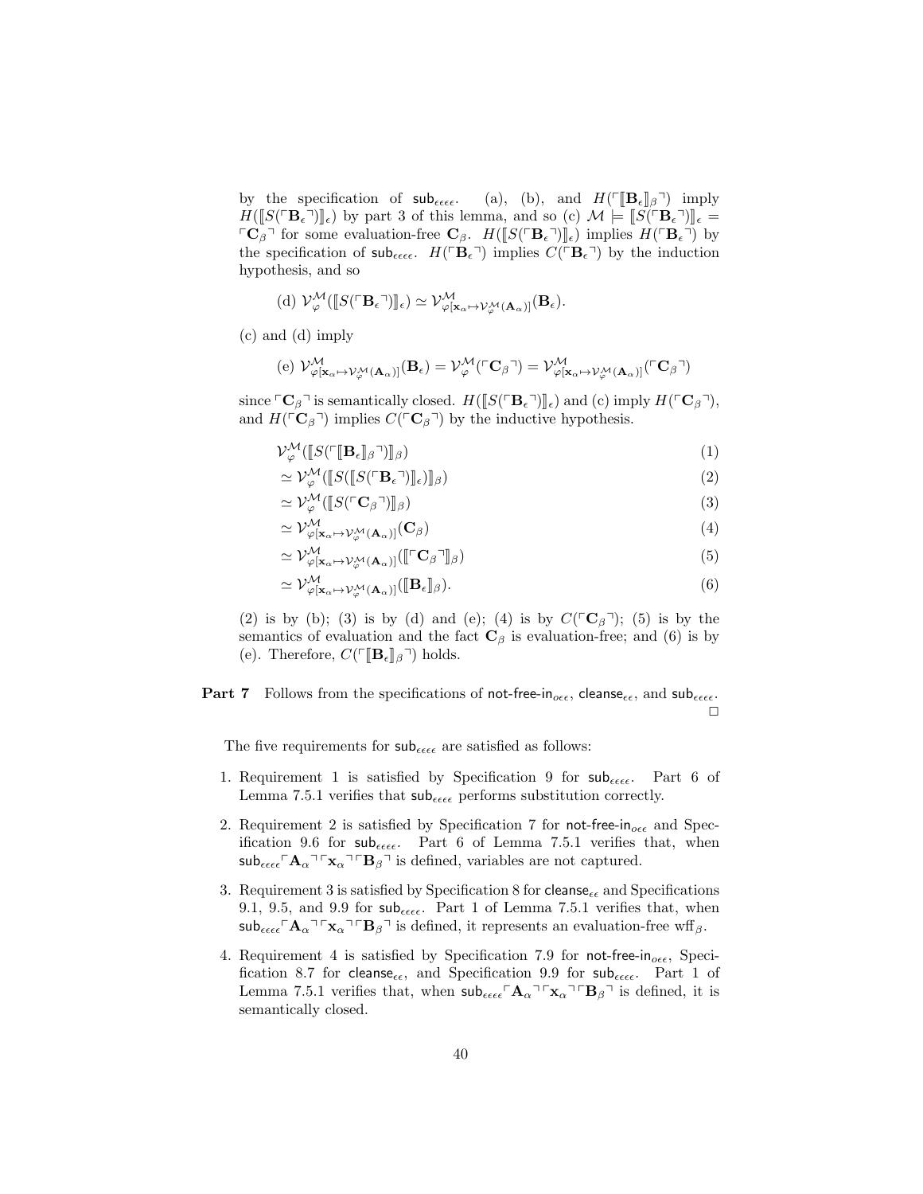by the specification of $\textsf{sub}_{\epsilon\epsilon\epsilon\epsilon}$. (a), (b), and $H(\ulcorner [\![\mathbf{B}_\epsilon]\!]_\beta \urcorner)$ imply $H([\![S(\ulcorner \mathbf{B}_\epsilon \urcorner)]\!]_\epsilon)$ by part 3 of this lemma, and so (c) $\mathcal{M} \models [\![S(\ulcorner \mathbf{B}_\epsilon \urcorner)]\!]_\epsilon = \ulcorner \mathbf{C}_\beta \urcorner$ for some evaluation-free $\mathbf{C}_\beta$. $H([\![S(\ulcorner \mathbf{B}_\epsilon \urcorner)]\!]_\epsilon)$ implies $H(\ulcorner \mathbf{B}_\epsilon \urcorner)$ by the specification of $\textsf{sub}_{\epsilon\epsilon\epsilon\epsilon}$. $H(\ulcorner \mathbf{B}_\epsilon \urcorner)$ implies $C(\ulcorner \mathbf{B}_\epsilon \urcorner)$ by the induction hypothesis, and so

(d) $\mathcal{V}^{\mathcal{M}}_{\varphi}([\![S(\ulcorner \mathbf{B}_\epsilon \urcorner)]\!]_\epsilon) \simeq \mathcal{V}^{\mathcal{M}}_{\varphi[\mathbf{x}_\alpha \mapsto \mathcal{V}^{\mathcal{M}}_{\varphi}(\mathbf{A}_\alpha)]}(\mathbf{B}_\epsilon)$.

(c) and (d) imply

(e) $\mathcal{V}^{\mathcal{M}}_{\varphi[\mathbf{x}_\alpha \mapsto \mathcal{V}^{\mathcal{M}}_{\varphi}(\mathbf{A}_\alpha)]}(\mathbf{B}_\epsilon) = \mathcal{V}^{\mathcal{M}}_{\varphi}(\ulcorner \mathbf{C}_\beta \urcorner) = \mathcal{V}^{\mathcal{M}}_{\varphi[\mathbf{x}_\alpha \mapsto \mathcal{V}^{\mathcal{M}}_{\varphi}(\mathbf{A}_\alpha)]}(\ulcorner \mathbf{C}_\beta \urcorner)$

since $\ulcorner \mathbf{C}_\beta \urcorner$ is semantically closed. $H([\![S(\ulcorner \mathbf{B}_\epsilon \urcorner)]\!]_\epsilon)$ and (c) imply $H(\ulcorner \mathbf{C}_\beta \urcorner)$, and $H(\ulcorner \mathbf{C}_\beta \urcorner)$ implies $C(\ulcorner \mathbf{C}_\beta \urcorner)$ by the inductive hypothesis.

$$
\begin{aligned}
&\mathcal{V}^{\mathcal{M}}_{\varphi}([\![S(\ulcorner [\![\mathbf{B}_\epsilon]\!]_\beta \urcorner)]\!]_\beta) && (1)\\
&\simeq \mathcal{V}^{\mathcal{M}}_{\varphi}([\![S([\![S(\ulcorner \mathbf{B}_\epsilon \urcorner)]\!]_\epsilon)]\!]_\beta) && (2)\\
&\simeq \mathcal{V}^{\mathcal{M}}_{\varphi}([\![S(\ulcorner \mathbf{C}_\beta \urcorner)]\!]_\beta) && (3)\\
&\simeq \mathcal{V}^{\mathcal{M}}_{\varphi[\mathbf{x}_\alpha \mapsto \mathcal{V}^{\mathcal{M}}_{\varphi}(\mathbf{A}_\alpha)]}(\mathbf{C}_\beta) && (4)\\
&\simeq \mathcal{V}^{\mathcal{M}}_{\varphi[\mathbf{x}_\alpha \mapsto \mathcal{V}^{\mathcal{M}}_{\varphi}(\mathbf{A}_\alpha)]}([\![\ulcorner \mathbf{C}_\beta \urcorner]\!]_\beta) && (5)\\
&\simeq \mathcal{V}^{\mathcal{M}}_{\varphi[\mathbf{x}_\alpha \mapsto \mathcal{V}^{\mathcal{M}}_{\varphi}(\mathbf{A}_\alpha)]}([\![\mathbf{B}_\epsilon]\!]_\beta). && (6)
\end{aligned}
$$

(2) is by (b); (3) is by (d) and (e); (4) is by $C(\ulcorner \mathbf{C}_\beta \urcorner)$; (5) is by the semantics of evaluation and the fact $\mathbf{C}_\beta$ is evaluation-free; and (6) is by (e). Therefore, $C(\ulcorner [\![\mathbf{B}_\epsilon]\!]_\beta \urcorner)$ holds.

**Part 7** Follows from the specifications of $\textsf{not-free-in}_{o\epsilon\epsilon}$, $\textsf{cleanse}_{\epsilon\epsilon}$, and $\textsf{sub}_{\epsilon\epsilon\epsilon\epsilon}$. □

The five requirements for $\textsf{sub}_{\epsilon\epsilon\epsilon\epsilon}$ are satisfied as follows:

1. Requirement 1 is satisfied by Specification 9 for $\textsf{sub}_{\epsilon\epsilon\epsilon\epsilon}$. Part 6 of Lemma 7.5.1 verifies that $\textsf{sub}_{\epsilon\epsilon\epsilon\epsilon}$ performs substitution correctly.
2. Requirement 2 is satisfied by Specification 7 for $\textsf{not-free-in}_{o\epsilon\epsilon}$ and Specification 9.6 for $\textsf{sub}_{\epsilon\epsilon\epsilon\epsilon}$. Part 6 of Lemma 7.5.1 verifies that, when $\textsf{sub}_{\epsilon\epsilon\epsilon\epsilon}\ulcorner \mathbf{A}_\alpha \urcorner \ulcorner \mathbf{x}_\alpha \urcorner \ulcorner \mathbf{B}_\beta \urcorner$ is defined, variables are not captured.
3. Requirement 3 is satisfied by Specification 8 for $\textsf{cleanse}_{\epsilon\epsilon}$ and Specifications 9.1, 9.5, and 9.9 for $\textsf{sub}_{\epsilon\epsilon\epsilon\epsilon}$. Part 1 of Lemma 7.5.1 verifies that, when $\textsf{sub}_{\epsilon\epsilon\epsilon\epsilon}\ulcorner \mathbf{A}_\alpha \urcorner \ulcorner \mathbf{x}_\alpha \urcorner \ulcorner \mathbf{B}_\beta \urcorner$ is defined, it represents an evaluation-free wff$_\beta$.
4. Requirement 4 is satisfied by Specification 7.9 for $\textsf{not-free-in}_{o\epsilon\epsilon}$, Specification 8.7 for $\textsf{cleanse}_{\epsilon\epsilon}$, and Specification 9.9 for $\textsf{sub}_{\epsilon\epsilon\epsilon\epsilon}$. Part 1 of Lemma 7.5.1 verifies that, when $\textsf{sub}_{\epsilon\epsilon\epsilon\epsilon}\ulcorner \mathbf{A}_\alpha \urcorner \ulcorner \mathbf{x}_\alpha \urcorner \ulcorner \mathbf{B}_\beta \urcorner$ is defined, it is semantically closed.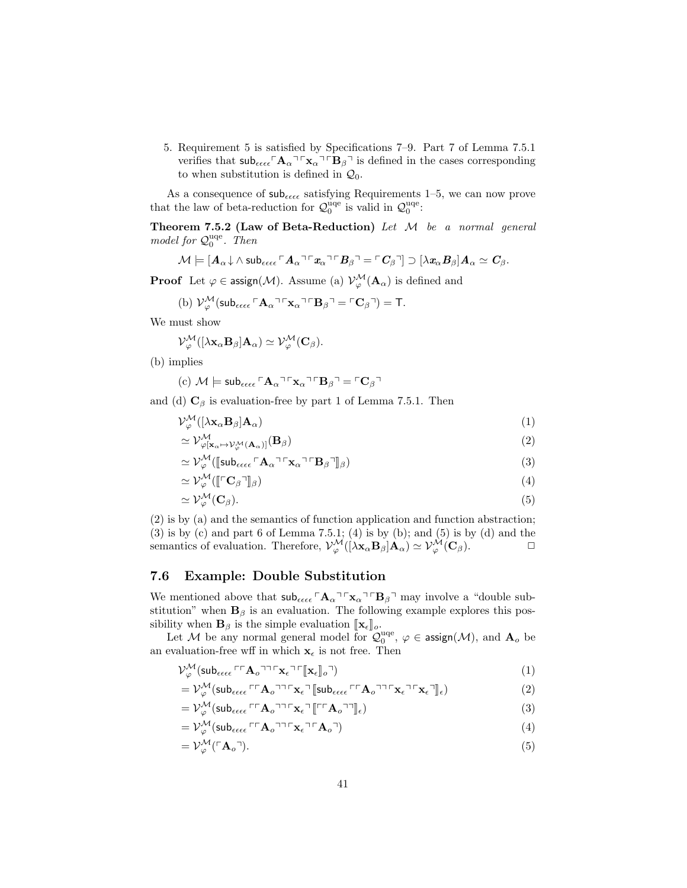5. Requirement 5 is satisfied by Specifications 7–9. Part 7 of Lemma 7.5.1 verifies that $\mathsf{sub}_{\epsilon\epsilon\epsilon\epsilon}\ulcorner\mathbf{A}_\alpha\urcorner\ulcorner\mathbf{x}_\alpha\urcorner\ulcorner\mathbf{B}_\beta\urcorner$ is defined in the cases corresponding to when substitution is defined in $\mathcal{Q}_0$.

As a consequence of $\mathsf{sub}_{\epsilon\epsilon\epsilon\epsilon}$ satisfying Requirements 1–5, we can now prove that the law of beta-reduction for $\mathcal{Q}_0^{\rm uqe}$ is valid in $\mathcal{Q}_0^{\rm uqe}$:

**Theorem 7.5.2 (Law of Beta-Reduction)** *Let $\mathcal{M}$ be a normal general model for $\mathcal{Q}_0^{\rm uqe}$. Then*

$$\mathcal{M} \models [\boldsymbol{A}_\alpha\!\downarrow \wedge\, \mathsf{sub}_{\epsilon\epsilon\epsilon\epsilon}\ulcorner\boldsymbol{A}_\alpha\urcorner\ulcorner\boldsymbol{x}_\alpha\urcorner\ulcorner\boldsymbol{B}_\beta\urcorner = \ulcorner\boldsymbol{C}_\beta\urcorner] \supset [\lambda\boldsymbol{x}_\alpha\boldsymbol{B}_\beta]\boldsymbol{A}_\alpha \simeq \boldsymbol{C}_\beta.$$

**Proof** Let $\varphi \in \mathsf{assign}(\mathcal{M})$. Assume (a) $\mathcal{V}_\varphi^\mathcal{M}(\mathbf{A}_\alpha)$ is defined and

(b) $\mathcal{V}_\varphi^\mathcal{M}(\mathsf{sub}_{\epsilon\epsilon\epsilon\epsilon}\ulcorner\mathbf{A}_\alpha\urcorner\ulcorner\mathbf{x}_\alpha\urcorner\ulcorner\mathbf{B}_\beta\urcorner = \ulcorner\mathbf{C}_\beta\urcorner) = \mathsf{T}$.

We must show

$$\mathcal{V}_\varphi^\mathcal{M}([\lambda\mathbf{x}_\alpha\mathbf{B}_\beta]\mathbf{A}_\alpha) \simeq \mathcal{V}_\varphi^\mathcal{M}(\mathbf{C}_\beta).$$

(b) implies

(c) $\mathcal{M} \models \mathsf{sub}_{\epsilon\epsilon\epsilon\epsilon}\ulcorner\mathbf{A}_\alpha\urcorner\ulcorner\mathbf{x}_\alpha\urcorner\ulcorner\mathbf{B}_\beta\urcorner = \ulcorner\mathbf{C}_\beta\urcorner$

and (d) $\mathbf{C}_\beta$ is evaluation-free by part 1 of Lemma 7.5.1. Then

$$\mathcal{V}_\varphi^\mathcal{M}([\lambda\mathbf{x}_\alpha\mathbf{B}_\beta]\mathbf{A}_\alpha) \tag{1}$$
$$\simeq \mathcal{V}_{\varphi[\mathbf{x}_\alpha\mapsto\mathcal{V}_\varphi^\mathcal{M}(\mathbf{A}_\alpha)]}^\mathcal{M}(\mathbf{B}_\beta) \tag{2}$$
$$\simeq \mathcal{V}_\varphi^\mathcal{M}([\![\mathsf{sub}_{\epsilon\epsilon\epsilon\epsilon}\ulcorner\mathbf{A}_\alpha\urcorner\ulcorner\mathbf{x}_\alpha\urcorner\ulcorner\mathbf{B}_\beta\urcorner]\!]_\beta) \tag{3}$$
$$\simeq \mathcal{V}_\varphi^\mathcal{M}([\![\ulcorner\mathbf{C}_\beta\urcorner]\!]_\beta) \tag{4}$$
$$\simeq \mathcal{V}_\varphi^\mathcal{M}(\mathbf{C}_\beta). \tag{5}$$

(2) is by (a) and the semantics of function application and function abstraction; (3) is by (c) and part 6 of Lemma 7.5.1; (4) is by (b); and (5) is by (d) and the semantics of evaluation. Therefore, $\mathcal{V}_\varphi^\mathcal{M}([\lambda\mathbf{x}_\alpha\mathbf{B}_\beta]\mathbf{A}_\alpha) \simeq \mathcal{V}_\varphi^\mathcal{M}(\mathbf{C}_\beta)$. □

## 7.6 Example: Double Substitution

We mentioned above that $\mathsf{sub}_{\epsilon\epsilon\epsilon\epsilon}\ulcorner\mathbf{A}_\alpha\urcorner\ulcorner\mathbf{x}_\alpha\urcorner\ulcorner\mathbf{B}_\beta\urcorner$ may involve a "double substitution" when $\mathbf{B}_\beta$ is an evaluation. The following example explores this possibility when $\mathbf{B}_\beta$ is the simple evaluation $[\![\mathbf{x}_\epsilon]\!]_o$.

Let $\mathcal{M}$ be any normal general model for $\mathcal{Q}_0^{\rm uqe}$, $\varphi \in \mathsf{assign}(\mathcal{M})$, and $\mathbf{A}_o$ be an evaluation-free wff in which $\mathbf{x}_\epsilon$ is not free. Then

$$\mathcal{V}_\varphi^\mathcal{M}(\mathsf{sub}_{\epsilon\epsilon\epsilon\epsilon}\ulcorner\ulcorner\mathbf{A}_o\urcorner\urcorner\ulcorner\mathbf{x}_\epsilon\urcorner\ulcorner[\![\mathbf{x}_\epsilon]\!]_o\urcorner) \tag{1}$$
$$= \mathcal{V}_\varphi^\mathcal{M}(\mathsf{sub}_{\epsilon\epsilon\epsilon\epsilon}\ulcorner\ulcorner\mathbf{A}_o\urcorner\urcorner\ulcorner\mathbf{x}_\epsilon\urcorner[\![\mathsf{sub}_{\epsilon\epsilon\epsilon\epsilon}\ulcorner\ulcorner\mathbf{A}_o\urcorner\urcorner\ulcorner\mathbf{x}_\epsilon\urcorner\ulcorner\mathbf{x}_\epsilon\urcorner]\!]_\epsilon) \tag{2}$$
$$= \mathcal{V}_\varphi^\mathcal{M}(\mathsf{sub}_{\epsilon\epsilon\epsilon\epsilon}\ulcorner\ulcorner\mathbf{A}_o\urcorner\urcorner\ulcorner\mathbf{x}_\epsilon\urcorner[\![\ulcorner\ulcorner\mathbf{A}_o\urcorner\urcorner]\!]_\epsilon) \tag{3}$$
$$= \mathcal{V}_\varphi^\mathcal{M}(\mathsf{sub}_{\epsilon\epsilon\epsilon\epsilon}\ulcorner\ulcorner\mathbf{A}_o\urcorner\urcorner\ulcorner\mathbf{x}_\epsilon\urcorner\ulcorner\mathbf{A}_o\urcorner) \tag{4}$$
$$= \mathcal{V}_\varphi^\mathcal{M}(\ulcorner\mathbf{A}_o\urcorner). \tag{5}$$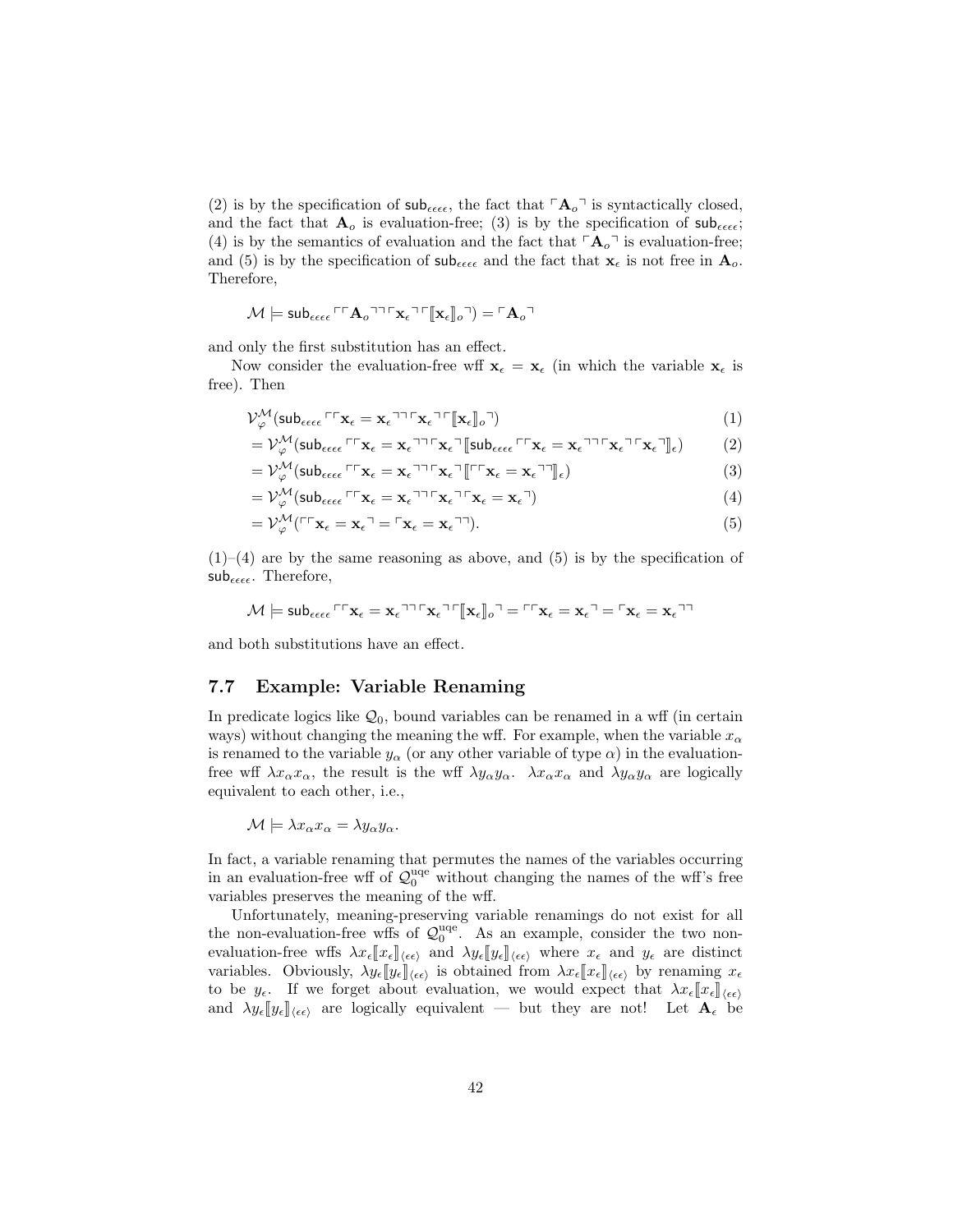(2) is by the specification of $\mathsf{sub}_{\epsilon\epsilon\epsilon\epsilon}$, the fact that $\ulcorner \mathbf{A}_o \urcorner$ is syntactically closed, and the fact that $\mathbf{A}_o$ is evaluation-free; (3) is by the specification of $\mathsf{sub}_{\epsilon\epsilon\epsilon\epsilon}$; (4) is by the semantics of evaluation and the fact that $\ulcorner \mathbf{A}_o \urcorner$ is evaluation-free; and (5) is by the specification of $\mathsf{sub}_{\epsilon\epsilon\epsilon\epsilon}$ and the fact that $\mathbf{x}_\epsilon$ is not free in $\mathbf{A}_o$. Therefore,

$$\mathcal{M} \models \mathsf{sub}_{\epsilon\epsilon\epsilon\epsilon} \ulcorner\ulcorner \mathbf{A}_o \urcorner\urcorner \ulcorner \mathbf{x}_\epsilon \urcorner \ulcorner [\![ \mathbf{x}_\epsilon ]\!]_o \urcorner) = \ulcorner \mathbf{A}_o \urcorner$$

and only the first substitution has an effect.

Now consider the evaluation-free wff $\mathbf{x}_\epsilon = \mathbf{x}_\epsilon$ (in which the variable $\mathbf{x}_\epsilon$ is free). Then

$$\begin{aligned}
&\mathcal{V}^{\mathcal{M}}_\varphi(\mathsf{sub}_{\epsilon\epsilon\epsilon\epsilon} \ulcorner\ulcorner \mathbf{x}_\epsilon = \mathbf{x}_\epsilon \urcorner\urcorner \ulcorner \mathbf{x}_\epsilon \urcorner \ulcorner [\![ \mathbf{x}_\epsilon ]\!]_o \urcorner) && (1)\\
&= \mathcal{V}^{\mathcal{M}}_\varphi(\mathsf{sub}_{\epsilon\epsilon\epsilon\epsilon} \ulcorner\ulcorner \mathbf{x}_\epsilon = \mathbf{x}_\epsilon \urcorner\urcorner \ulcorner \mathbf{x}_\epsilon \urcorner [\![ \mathsf{sub}_{\epsilon\epsilon\epsilon\epsilon} \ulcorner\ulcorner \mathbf{x}_\epsilon = \mathbf{x}_\epsilon \urcorner\urcorner \ulcorner \mathbf{x}_\epsilon \urcorner \ulcorner \mathbf{x}_\epsilon \urcorner ]\!]_\epsilon) && (2)\\
&= \mathcal{V}^{\mathcal{M}}_\varphi(\mathsf{sub}_{\epsilon\epsilon\epsilon\epsilon} \ulcorner\ulcorner \mathbf{x}_\epsilon = \mathbf{x}_\epsilon \urcorner\urcorner \ulcorner \mathbf{x}_\epsilon \urcorner [\![ \ulcorner\ulcorner \mathbf{x}_\epsilon = \mathbf{x}_\epsilon \urcorner\urcorner ]\!]_\epsilon) && (3)\\
&= \mathcal{V}^{\mathcal{M}}_\varphi(\mathsf{sub}_{\epsilon\epsilon\epsilon\epsilon} \ulcorner\ulcorner \mathbf{x}_\epsilon = \mathbf{x}_\epsilon \urcorner\urcorner \ulcorner \mathbf{x}_\epsilon \urcorner \ulcorner \mathbf{x}_\epsilon = \mathbf{x}_\epsilon \urcorner) && (4)\\
&= \mathcal{V}^{\mathcal{M}}_\varphi(\ulcorner\ulcorner \mathbf{x}_\epsilon = \mathbf{x}_\epsilon \urcorner = \ulcorner \mathbf{x}_\epsilon = \mathbf{x}_\epsilon \urcorner\urcorner). && (5)
\end{aligned}$$

(1)–(4) are by the same reasoning as above, and (5) is by the specification of $\mathsf{sub}_{\epsilon\epsilon\epsilon\epsilon}$. Therefore,

$$\mathcal{M} \models \mathsf{sub}_{\epsilon\epsilon\epsilon\epsilon} \ulcorner\ulcorner \mathbf{x}_\epsilon = \mathbf{x}_\epsilon \urcorner\urcorner \ulcorner \mathbf{x}_\epsilon \urcorner \ulcorner [\![ \mathbf{x}_\epsilon ]\!]_o \urcorner = \ulcorner\ulcorner \mathbf{x}_\epsilon = \mathbf{x}_\epsilon \urcorner = \ulcorner \mathbf{x}_\epsilon = \mathbf{x}_\epsilon \urcorner\urcorner$$

and both substitutions have an effect.

### 7.7 Example: Variable Renaming

In predicate logics like $\mathcal{Q}_0$, bound variables can be renamed in a wff (in certain ways) without changing the meaning the wff. For example, when the variable $x_\alpha$ is renamed to the variable $y_\alpha$ (or any other variable of type $\alpha$) in the evaluation-free wff $\lambda x_\alpha x_\alpha$, the result is the wff $\lambda y_\alpha y_\alpha$. $\lambda x_\alpha x_\alpha$ and $\lambda y_\alpha y_\alpha$ are logically equivalent to each other, i.e.,

$$\mathcal{M} \models \lambda x_\alpha x_\alpha = \lambda y_\alpha y_\alpha.$$

In fact, a variable renaming that permutes the names of the variables occurring in an evaluation-free wff of $\mathcal{Q}_0^{\mathrm{uqe}}$ without changing the names of the wff's free variables preserves the meaning of the wff.

Unfortunately, meaning-preserving variable renamings do not exist for all the non-evaluation-free wffs of $\mathcal{Q}_0^{\mathrm{uqe}}$. As an example, consider the two non-evaluation-free wffs $\lambda x_\epsilon [\![ x_\epsilon ]\!]_{\langle\epsilon\epsilon\rangle}$ and $\lambda y_\epsilon [\![ y_\epsilon ]\!]_{\langle\epsilon\epsilon\rangle}$ where $x_\epsilon$ and $y_\epsilon$ are distinct variables. Obviously, $\lambda y_\epsilon [\![ y_\epsilon ]\!]_{\langle\epsilon\epsilon\rangle}$ is obtained from $\lambda x_\epsilon [\![ x_\epsilon ]\!]_{\langle\epsilon\epsilon\rangle}$ by renaming $x_\epsilon$ to be $y_\epsilon$. If we forget about evaluation, we would expect that $\lambda x_\epsilon [\![ x_\epsilon ]\!]_{\langle\epsilon\epsilon\rangle}$ and $\lambda y_\epsilon [\![ y_\epsilon ]\!]_{\langle\epsilon\epsilon\rangle}$ are logically equivalent — but they are not! Let $\mathbf{A}_\epsilon$ be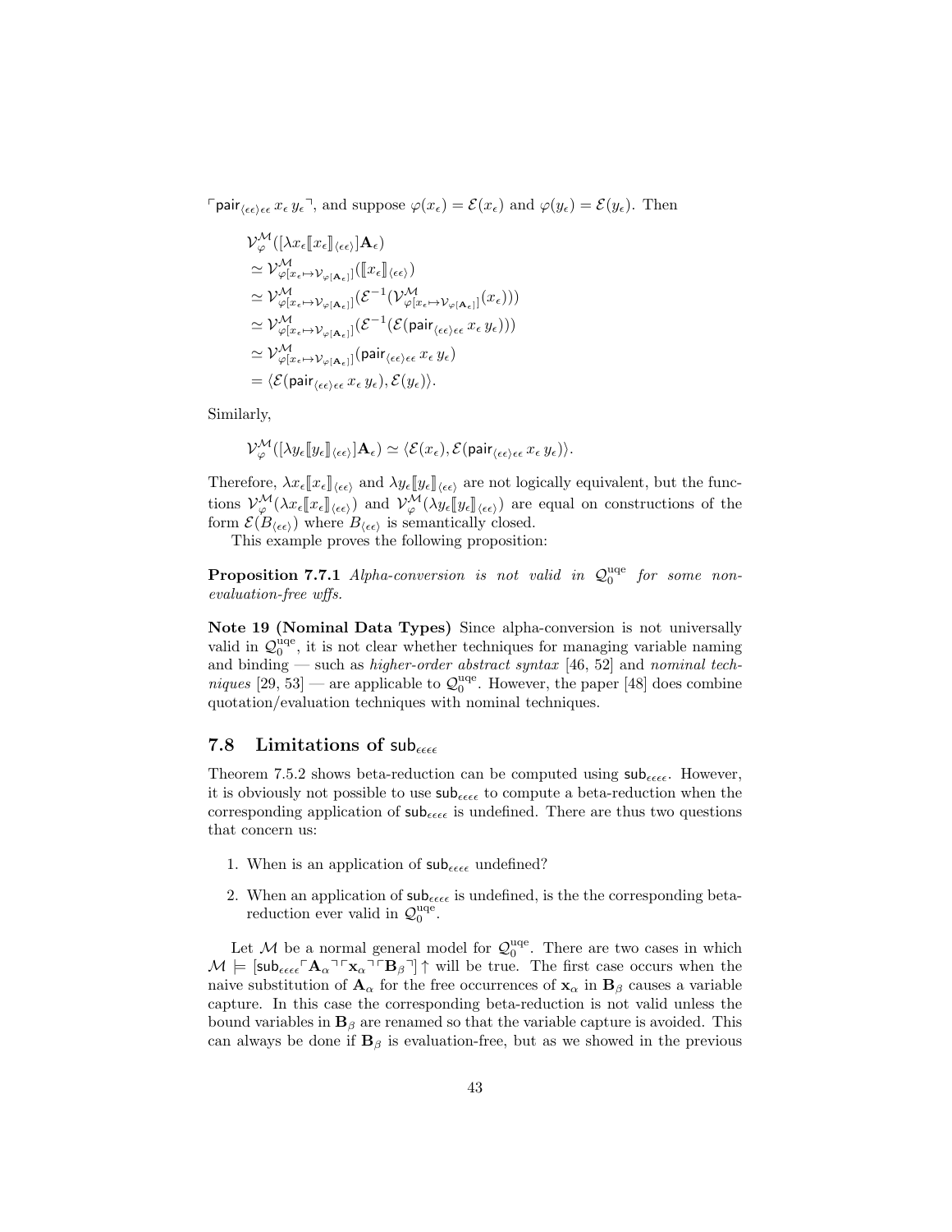$\ulcorner \mathsf{pair}_{\langle\epsilon\epsilon\rangle\epsilon\epsilon}\, x_\epsilon\, y_\epsilon \urcorner$, and suppose $\varphi(x_\epsilon) = \mathcal{E}(x_\epsilon)$ and $\varphi(y_\epsilon) = \mathcal{E}(y_\epsilon)$. Then

$$
\begin{aligned}
& \mathcal{V}^{\mathcal{M}}_{\varphi}([\lambda x_\epsilon [\![x_\epsilon]\!]_{\langle\epsilon\epsilon\rangle}]\mathbf{A}_\epsilon) \\
& \simeq \mathcal{V}^{\mathcal{M}}_{\varphi[x_\epsilon \mapsto \mathcal{V}_{\varphi}[\mathbf{A}_\epsilon]]}([\![x_\epsilon]\!]_{\langle\epsilon\epsilon\rangle}) \\
& \simeq \mathcal{V}^{\mathcal{M}}_{\varphi[x_\epsilon \mapsto \mathcal{V}_{\varphi}[\mathbf{A}_\epsilon]]}(\mathcal{E}^{-1}(\mathcal{V}^{\mathcal{M}}_{\varphi[x_\epsilon \mapsto \mathcal{V}_{\varphi}[\mathbf{A}_\epsilon]]}(x_\epsilon))) \\
& \simeq \mathcal{V}^{\mathcal{M}}_{\varphi[x_\epsilon \mapsto \mathcal{V}_{\varphi}[\mathbf{A}_\epsilon]]}(\mathcal{E}^{-1}(\mathcal{E}(\mathsf{pair}_{\langle\epsilon\epsilon\rangle\epsilon\epsilon}\, x_\epsilon\, y_\epsilon))) \\
& \simeq \mathcal{V}^{\mathcal{M}}_{\varphi[x_\epsilon \mapsto \mathcal{V}_{\varphi}[\mathbf{A}_\epsilon]]}(\mathsf{pair}_{\langle\epsilon\epsilon\rangle\epsilon\epsilon}\, x_\epsilon\, y_\epsilon) \\
& = \langle \mathcal{E}(\mathsf{pair}_{\langle\epsilon\epsilon\rangle\epsilon\epsilon}\, x_\epsilon\, y_\epsilon), \mathcal{E}(y_\epsilon) \rangle.
\end{aligned}
$$

Similarly,

$$
\mathcal{V}^{\mathcal{M}}_{\varphi}([\lambda y_\epsilon [\![y_\epsilon]\!]_{\langle\epsilon\epsilon\rangle}]\mathbf{A}_\epsilon) \simeq \langle \mathcal{E}(x_\epsilon), \mathcal{E}(\mathsf{pair}_{\langle\epsilon\epsilon\rangle\epsilon\epsilon}\, x_\epsilon\, y_\epsilon) \rangle.
$$

Therefore, $\lambda x_\epsilon [\![x_\epsilon]\!]_{\langle\epsilon\epsilon\rangle}$ and $\lambda y_\epsilon [\![y_\epsilon]\!]_{\langle\epsilon\epsilon\rangle}$ are not logically equivalent, but the functions $\mathcal{V}^{\mathcal{M}}_{\varphi}(\lambda x_\epsilon [\![x_\epsilon]\!]_{\langle\epsilon\epsilon\rangle})$ and $\mathcal{V}^{\mathcal{M}}_{\varphi}(\lambda y_\epsilon [\![y_\epsilon]\!]_{\langle\epsilon\epsilon\rangle})$ are equal on constructions of the form $\mathcal{E}(B_{\langle\epsilon\epsilon\rangle})$ where $B_{\langle\epsilon\epsilon\rangle}$ is semantically closed.

This example proves the following proposition:

**Proposition 7.7.1** *Alpha-conversion is not valid in $\mathcal{Q}_0^{\mathrm{uqe}}$ for some non-evaluation-free wffs.*

**Note 19 (Nominal Data Types)** Since alpha-conversion is not universally valid in $\mathcal{Q}_0^{\mathrm{uqe}}$, it is not clear whether techniques for managing variable naming and binding — such as *higher-order abstract syntax* [46, 52] and *nominal techniques* [29, 53] — are applicable to $\mathcal{Q}_0^{\mathrm{uqe}}$. However, the paper [48] does combine quotation/evaluation techniques with nominal techniques.

## 7.8 Limitations of $\mathsf{sub}_{\epsilon\epsilon\epsilon\epsilon}$

Theorem 7.5.2 shows beta-reduction can be computed using $\mathsf{sub}_{\epsilon\epsilon\epsilon\epsilon}$. However, it is obviously not possible to use $\mathsf{sub}_{\epsilon\epsilon\epsilon\epsilon}$ to compute a beta-reduction when the corresponding application of $\mathsf{sub}_{\epsilon\epsilon\epsilon\epsilon}$ is undefined. There are thus two questions that concern us:

1. When is an application of $\mathsf{sub}_{\epsilon\epsilon\epsilon\epsilon}$ undefined?
2. When an application of $\mathsf{sub}_{\epsilon\epsilon\epsilon\epsilon}$ is undefined, is the the corresponding beta-reduction ever valid in $\mathcal{Q}_0^{\mathrm{uqe}}$.

Let $\mathcal{M}$ be a normal general model for $\mathcal{Q}_0^{\mathrm{uqe}}$. There are two cases in which $\mathcal{M} \models [\mathsf{sub}_{\epsilon\epsilon\epsilon\epsilon} \ulcorner \mathbf{A}_\alpha \urcorner \ulcorner \mathbf{x}_\alpha \urcorner \ulcorner \mathbf{B}_\beta \urcorner]\!\uparrow$ will be true. The first case occurs when the naive substitution of $\mathbf{A}_\alpha$ for the free occurrences of $\mathbf{x}_\alpha$ in $\mathbf{B}_\beta$ causes a variable capture. In this case the corresponding beta-reduction is not valid unless the bound variables in $\mathbf{B}_\beta$ are renamed so that the variable capture is avoided. This can always be done if $\mathbf{B}_\beta$ is evaluation-free, but as we showed in the previous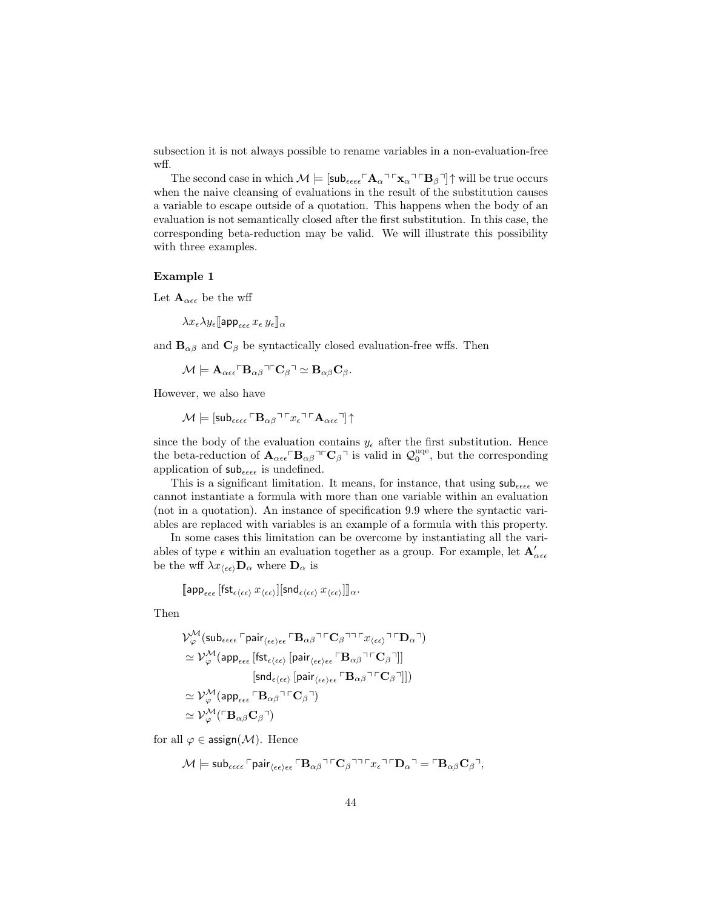subsection it is not always possible to rename variables in a non-evaluation-free wff.

The second case in which $\mathcal{M} \models [\mathsf{sub}_{\epsilon\epsilon\epsilon\epsilon} \ulcorner \mathbf{A}_\alpha \urcorner \ulcorner \mathbf{x}_\alpha \urcorner \ulcorner \mathbf{B}_\beta \urcorner]\!\uparrow$ will be true occurs when the naive cleansing of evaluations in the result of the substitution causes a variable to escape outside of a quotation. This happens when the body of an evaluation is not semantically closed after the first substitution. In this case, the corresponding beta-reduction may be valid. We will illustrate this possibility with three examples.

**Example 1**

Let $\mathbf{A}_{\alpha\epsilon\epsilon}$ be the wff

$$\lambda x_\epsilon \lambda y_\epsilon [\![\mathsf{app}_{\epsilon\epsilon\epsilon}\, x_\epsilon\, y_\epsilon]\!]_\alpha$$

and $\mathbf{B}_{\alpha\beta}$ and $\mathbf{C}_\beta$ be syntactically closed evaluation-free wffs. Then

$$\mathcal{M} \models \mathbf{A}_{\alpha\epsilon\epsilon} \ulcorner \mathbf{B}_{\alpha\beta} \urcorner \ulcorner \mathbf{C}_\beta \urcorner \simeq \mathbf{B}_{\alpha\beta} \mathbf{C}_\beta.$$

However, we also have

$$\mathcal{M} \models [\mathsf{sub}_{\epsilon\epsilon\epsilon\epsilon} \ulcorner \mathbf{B}_{\alpha\beta} \urcorner \ulcorner x_\epsilon \urcorner \ulcorner \mathbf{A}_{\alpha\epsilon\epsilon} \urcorner]\!\uparrow$$

since the body of the evaluation contains $y_\epsilon$ after the first substitution. Hence the beta-reduction of $\mathbf{A}_{\alpha\epsilon\epsilon} \ulcorner \mathbf{B}_{\alpha\beta} \urcorner \ulcorner \mathbf{C}_\beta \urcorner$ is valid in $\mathcal{Q}_0^{\mathrm{uqe}}$, but the corresponding application of $\mathsf{sub}_{\epsilon\epsilon\epsilon\epsilon}$ is undefined.

This is a significant limitation. It means, for instance, that using $\mathsf{sub}_{\epsilon\epsilon\epsilon\epsilon}$ we cannot instantiate a formula with more than one variable within an evaluation (not in a quotation). An instance of specification 9.9 where the syntactic variables are replaced with variables is an example of a formula with this property.

In some cases this limitation can be overcome by instantiating all the variables of type $\epsilon$ within an evaluation together as a group. For example, let $\mathbf{A}'_{\alpha\epsilon\epsilon}$ be the wff $\lambda x_{\langle\epsilon\epsilon\rangle} \mathbf{D}_\alpha$ where $\mathbf{D}_\alpha$ is

$$[\![\mathsf{app}_{\epsilon\epsilon\epsilon}\, [\mathsf{fst}_{\epsilon\langle\epsilon\epsilon\rangle}\, x_{\langle\epsilon\epsilon\rangle}][\mathsf{snd}_{\epsilon\langle\epsilon\epsilon\rangle}\, x_{\langle\epsilon\epsilon\rangle}]]\!]_\alpha.$$

Then

$$\begin{aligned}
&\mathcal{V}^{\mathcal{M}}_\varphi(\mathsf{sub}_{\epsilon\epsilon\epsilon\epsilon} \ulcorner \mathsf{pair}_{\langle\epsilon\epsilon\rangle\epsilon\epsilon} \ulcorner \mathbf{B}_{\alpha\beta} \urcorner \ulcorner \mathbf{C}_\beta \urcorner \urcorner \ulcorner x_{\langle\epsilon\epsilon\rangle} \urcorner \ulcorner \mathbf{D}_\alpha \urcorner) \\
&\simeq \mathcal{V}^{\mathcal{M}}_\varphi(\mathsf{app}_{\epsilon\epsilon\epsilon}\, [\mathsf{fst}_{\epsilon\langle\epsilon\epsilon\rangle}\, [\mathsf{pair}_{\langle\epsilon\epsilon\rangle\epsilon\epsilon} \ulcorner \mathbf{B}_{\alpha\beta} \urcorner \ulcorner \mathbf{C}_\beta \urcorner]] \\
&\qquad\qquad\quad [\mathsf{snd}_{\epsilon\langle\epsilon\epsilon\rangle}\, [\mathsf{pair}_{\langle\epsilon\epsilon\rangle\epsilon\epsilon} \ulcorner \mathbf{B}_{\alpha\beta} \urcorner \ulcorner \mathbf{C}_\beta \urcorner]]) \\
&\simeq \mathcal{V}^{\mathcal{M}}_\varphi(\mathsf{app}_{\epsilon\epsilon\epsilon} \ulcorner \mathbf{B}_{\alpha\beta} \urcorner \ulcorner \mathbf{C}_\beta \urcorner) \\
&\simeq \mathcal{V}^{\mathcal{M}}_\varphi(\ulcorner \mathbf{B}_{\alpha\beta} \mathbf{C}_\beta \urcorner)
\end{aligned}$$

for all $\varphi \in \mathsf{assign}(\mathcal{M})$. Hence

$$\mathcal{M} \models \mathsf{sub}_{\epsilon\epsilon\epsilon\epsilon} \ulcorner \mathsf{pair}_{\langle\epsilon\epsilon\rangle\epsilon\epsilon} \ulcorner \mathbf{B}_{\alpha\beta} \urcorner \ulcorner \mathbf{C}_\beta \urcorner \urcorner \ulcorner x_\epsilon \urcorner \ulcorner \mathbf{D}_\alpha \urcorner = \ulcorner \mathbf{B}_{\alpha\beta} \mathbf{C}_\beta \urcorner,$$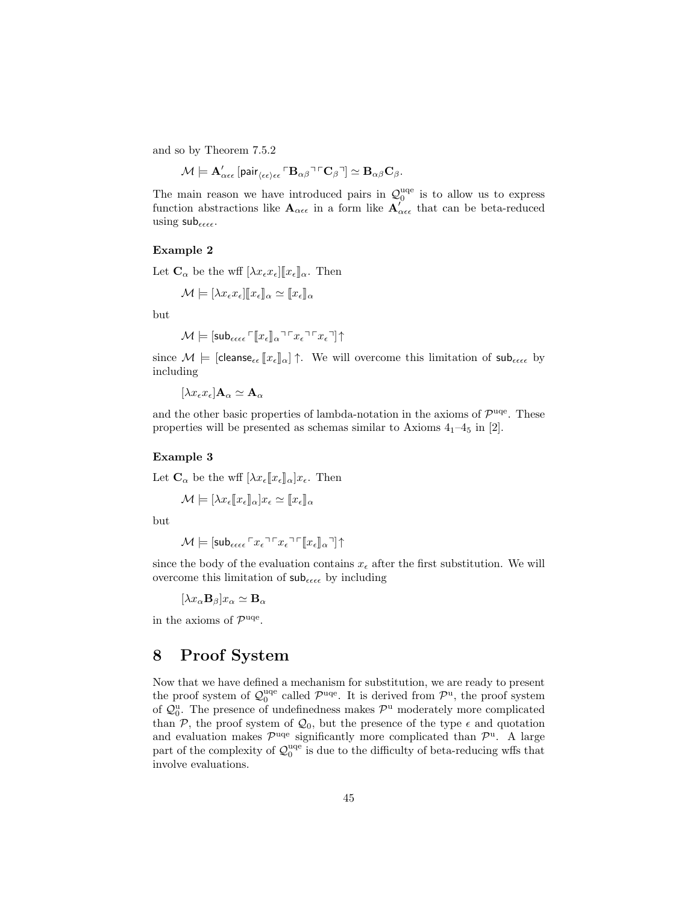and so by Theorem 7.5.2

$$\mathcal{M} \models \mathbf{A}'_{\alpha\epsilon\epsilon}\,[\mathsf{pair}_{\langle\epsilon\epsilon\rangle\epsilon\epsilon}\,\ulcorner\mathbf{B}_{\alpha\beta}\urcorner\ulcorner\mathbf{C}_{\beta}\urcorner] \simeq \mathbf{B}_{\alpha\beta}\mathbf{C}_{\beta}.$$

The main reason we have introduced pairs in $\mathcal{Q}_0^{\mathrm{uqe}}$ is to allow us to express function abstractions like $\mathbf{A}_{\alpha\epsilon\epsilon}$ in a form like $\mathbf{A}'_{\alpha\epsilon\epsilon}$ that can be beta-reduced using $\mathsf{sub}_{\epsilon\epsilon\epsilon\epsilon}$.

### Example 2

Let $\mathbf{C}_\alpha$ be the wff $[\lambda x_\epsilon x_\epsilon]\llbracket x_\epsilon \rrbracket_\alpha$. Then

$$\mathcal{M} \models [\lambda x_\epsilon x_\epsilon]\llbracket x_\epsilon \rrbracket_\alpha \simeq \llbracket x_\epsilon \rrbracket_\alpha$$

but

$$\mathcal{M} \models [\mathsf{sub}_{\epsilon\epsilon\epsilon\epsilon}\,\ulcorner\llbracket x_\epsilon \rrbracket_\alpha\urcorner\ulcorner x_\epsilon\urcorner\ulcorner x_\epsilon\urcorner]\!\uparrow$$

since $\mathcal{M} \models [\mathsf{cleanse}_{\epsilon\epsilon}\,\llbracket x_\epsilon \rrbracket_\alpha]\!\uparrow$. We will overcome this limitation of $\mathsf{sub}_{\epsilon\epsilon\epsilon\epsilon}$ by including

$$[\lambda x_\epsilon x_\epsilon]\mathbf{A}_\alpha \simeq \mathbf{A}_\alpha$$

and the other basic properties of lambda-notation in the axioms of $\mathcal{P}^{\mathrm{uqe}}$. These properties will be presented as schemas similar to Axioms $4_1$–$4_5$ in [2].

### Example 3

Let $\mathbf{C}_\alpha$ be the wff $[\lambda x_\epsilon \llbracket x_\epsilon \rrbracket_\alpha] x_\epsilon$. Then

$$\mathcal{M} \models [\lambda x_\epsilon \llbracket x_\epsilon \rrbracket_\alpha] x_\epsilon \simeq \llbracket x_\epsilon \rrbracket_\alpha$$

but

$$\mathcal{M} \models [\mathsf{sub}_{\epsilon\epsilon\epsilon\epsilon}\,\ulcorner x_\epsilon\urcorner\ulcorner x_\epsilon\urcorner\ulcorner\llbracket x_\epsilon \rrbracket_\alpha\urcorner]\!\uparrow$$

since the body of the evaluation contains $x_\epsilon$ after the first substitution. We will overcome this limitation of $\mathsf{sub}_{\epsilon\epsilon\epsilon\epsilon}$ by including

$$[\lambda x_\alpha \mathbf{B}_\beta] x_\alpha \simeq \mathbf{B}_\alpha$$

in the axioms of $\mathcal{P}^{\mathrm{uqe}}$.

# 8 Proof System

Now that we have defined a mechanism for substitution, we are ready to present the proof system of $\mathcal{Q}_0^{\mathrm{uqe}}$ called $\mathcal{P}^{\mathrm{uqe}}$. It is derived from $\mathcal{P}^{\mathrm{u}}$, the proof system of $\mathcal{Q}_0^{\mathrm{u}}$. The presence of undefinedness makes $\mathcal{P}^{\mathrm{u}}$ moderately more complicated than $\mathcal{P}$, the proof system of $\mathcal{Q}_0$, but the presence of the type $\epsilon$ and quotation and evaluation makes $\mathcal{P}^{\mathrm{uqe}}$ significantly more complicated than $\mathcal{P}^{\mathrm{u}}$. A large part of the complexity of $\mathcal{Q}_0^{\mathrm{uqe}}$ is due to the difficulty of beta-reducing wffs that involve evaluations.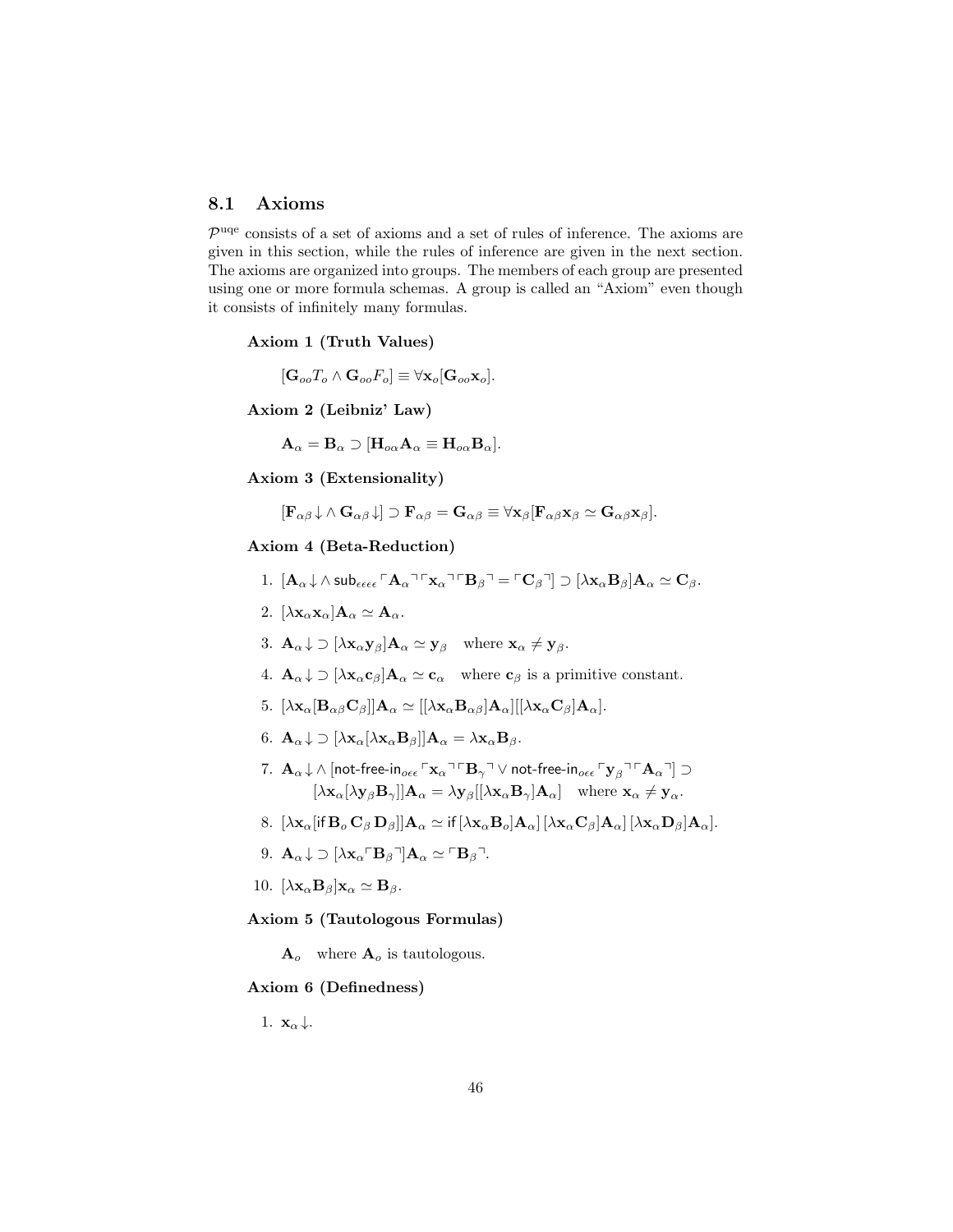## 8.1 Axioms

$\mathcal{P}^{\text{uqe}}$ consists of a set of axioms and a set of rules of inference. The axioms are given in this section, while the rules of inference are given in the next section. The axioms are organized into groups. The members of each group are presented using one or more formula schemas. A group is called an "Axiom" even though it consists of infinitely many formulas.

**Axiom 1 (Truth Values)**

$$[\mathbf{G}_{oo}T_o \wedge \mathbf{G}_{oo}F_o] \equiv \forall \mathbf{x}_o[\mathbf{G}_{oo}\mathbf{x}_o].$$

**Axiom 2 (Leibniz' Law)**

$$\mathbf{A}_\alpha = \mathbf{B}_\alpha \supset [\mathbf{H}_{o\alpha}\mathbf{A}_\alpha \equiv \mathbf{H}_{o\alpha}\mathbf{B}_\alpha].$$

**Axiom 3 (Extensionality)**

$$[\mathbf{F}_{\alpha\beta}\!\downarrow \wedge\, \mathbf{G}_{\alpha\beta}\!\downarrow] \supset \mathbf{F}_{\alpha\beta} = \mathbf{G}_{\alpha\beta} \equiv \forall \mathbf{x}_\beta[\mathbf{F}_{\alpha\beta}\mathbf{x}_\beta \simeq \mathbf{G}_{\alpha\beta}\mathbf{x}_\beta].$$

**Axiom 4 (Beta-Reduction)**

1. $[\mathbf{A}_\alpha\!\downarrow \wedge\, \mathsf{sub}_{\epsilon\epsilon\epsilon\epsilon} \ulcorner \mathbf{A}_\alpha \urcorner \ulcorner \mathbf{x}_\alpha \urcorner \ulcorner \mathbf{B}_\beta \urcorner = \ulcorner \mathbf{C}_\beta \urcorner] \supset [\lambda \mathbf{x}_\alpha \mathbf{B}_\beta]\mathbf{A}_\alpha \simeq \mathbf{C}_\beta$.
2. $[\lambda \mathbf{x}_\alpha \mathbf{x}_\alpha]\mathbf{A}_\alpha \simeq \mathbf{A}_\alpha$.
3. $\mathbf{A}_\alpha\!\downarrow \supset [\lambda \mathbf{x}_\alpha \mathbf{y}_\beta]\mathbf{A}_\alpha \simeq \mathbf{y}_\beta$ where $\mathbf{x}_\alpha \neq \mathbf{y}_\beta$.
4. $\mathbf{A}_\alpha\!\downarrow \supset [\lambda \mathbf{x}_\alpha \mathbf{c}_\beta]\mathbf{A}_\alpha \simeq \mathbf{c}_\alpha$ where $\mathbf{c}_\beta$ is a primitive constant.
5. $[\lambda \mathbf{x}_\alpha[\mathbf{B}_{\alpha\beta}\mathbf{C}_\beta]]\mathbf{A}_\alpha \simeq [[\lambda \mathbf{x}_\alpha \mathbf{B}_{\alpha\beta}]\mathbf{A}_\alpha][[\lambda \mathbf{x}_\alpha \mathbf{C}_\beta]\mathbf{A}_\alpha]$.
6. $\mathbf{A}_\alpha\!\downarrow \supset [\lambda \mathbf{x}_\alpha[\lambda \mathbf{x}_\alpha \mathbf{B}_\beta]]\mathbf{A}_\alpha = \lambda \mathbf{x}_\alpha \mathbf{B}_\beta$.
7. $\mathbf{A}_\alpha\!\downarrow \wedge\, [\mathsf{not\text{-}free\text{-}in}_{o\epsilon\epsilon} \ulcorner \mathbf{x}_\alpha \urcorner \ulcorner \mathbf{B}_\gamma \urcorner \vee \mathsf{not\text{-}free\text{-}in}_{o\epsilon\epsilon} \ulcorner \mathbf{y}_\beta \urcorner \ulcorner \mathbf{A}_\alpha \urcorner] \supset$
   $[\lambda \mathbf{x}_\alpha[\lambda \mathbf{y}_\beta \mathbf{B}_\gamma]]\mathbf{A}_\alpha = \lambda \mathbf{y}_\beta[[\lambda \mathbf{x}_\alpha \mathbf{B}_\gamma]\mathbf{A}_\alpha]$ where $\mathbf{x}_\alpha \neq \mathbf{y}_\alpha$.
8. $[\lambda \mathbf{x}_\alpha[\mathsf{if}\, \mathbf{B}_o\, \mathbf{C}_\beta\, \mathbf{D}_\beta]]\mathbf{A}_\alpha \simeq \mathsf{if}\, [\lambda \mathbf{x}_\alpha \mathbf{B}_o]\mathbf{A}_\alpha]\, [\lambda \mathbf{x}_\alpha \mathbf{C}_\beta]\mathbf{A}_\alpha]\, [\lambda \mathbf{x}_\alpha \mathbf{D}_\beta]\mathbf{A}_\alpha]$.
9. $\mathbf{A}_\alpha\!\downarrow \supset [\lambda \mathbf{x}_\alpha \ulcorner \mathbf{B}_\beta \urcorner]\mathbf{A}_\alpha \simeq \ulcorner \mathbf{B}_\beta \urcorner$.
10. $[\lambda \mathbf{x}_\alpha \mathbf{B}_\beta]\mathbf{x}_\alpha \simeq \mathbf{B}_\beta$.

**Axiom 5 (Tautologous Formulas)**

$\mathbf{A}_o$ where $\mathbf{A}_o$ is tautologous.

**Axiom 6 (Definedness)**

1. $\mathbf{x}_\alpha\!\downarrow$.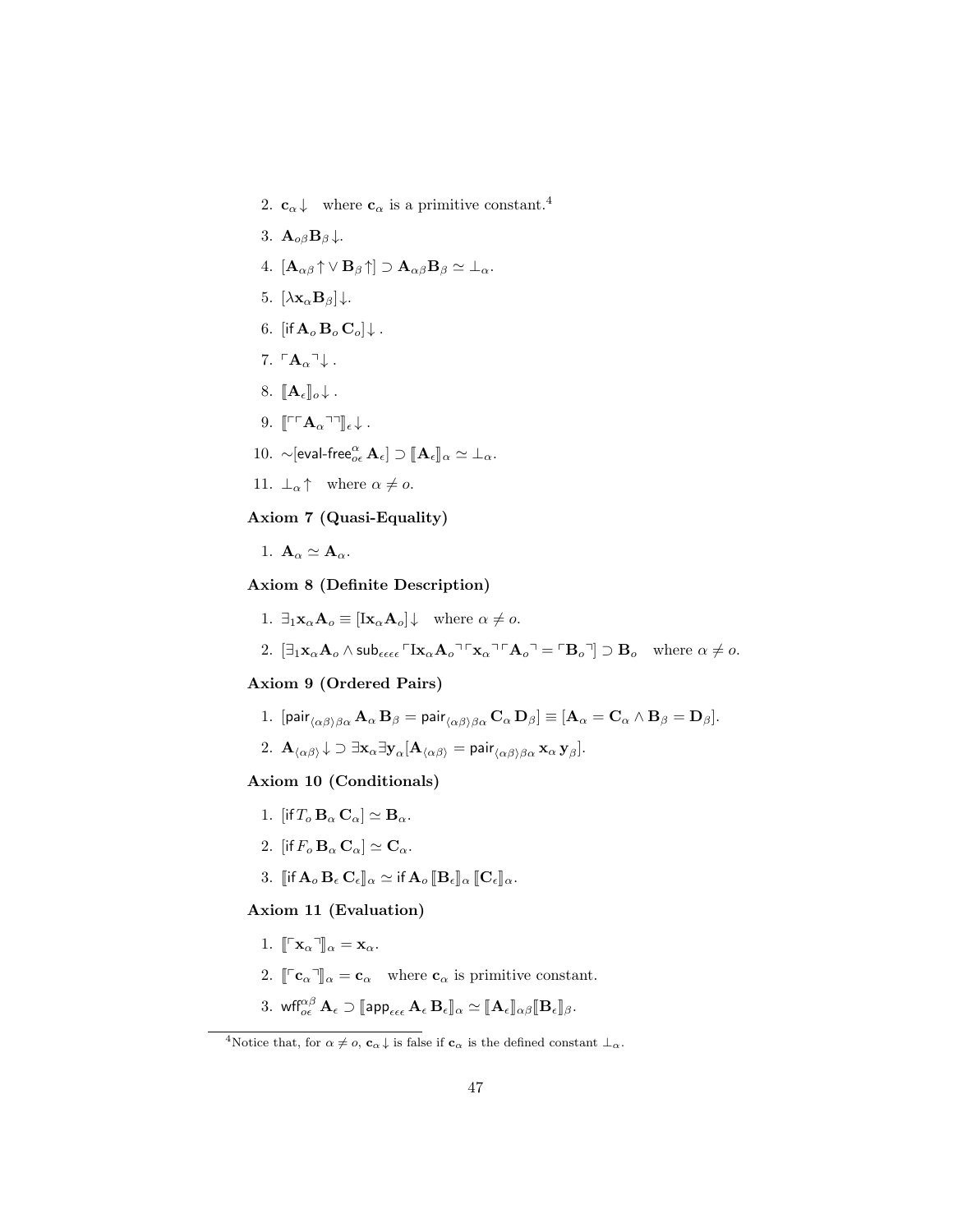2. $\mathbf{c}_\alpha\!\downarrow$ where $\mathbf{c}_\alpha$ is a primitive constant.[4]

3. $\mathbf{A}_{o\beta}\mathbf{B}_\beta\!\downarrow$.

4. $[\mathbf{A}_{\alpha\beta}\!\uparrow \vee \mathbf{B}_\beta\!\uparrow] \supset \mathbf{A}_{\alpha\beta}\mathbf{B}_\beta \simeq \bot_\alpha$.

5. $[\lambda \mathbf{x}_\alpha \mathbf{B}_\beta]\!\downarrow$.

6. $[\mathsf{if}\, \mathbf{A}_o\, \mathbf{B}_o\, \mathbf{C}_o]\!\downarrow$.

7. $\ulcorner \mathbf{A}_\alpha \urcorner\!\downarrow$.

8. $[\![\mathbf{A}_\epsilon]\!]_o\!\downarrow$.

9. $[\![\ulcorner\ulcorner \mathbf{A}_\alpha \urcorner\urcorner]\!]_\epsilon\!\downarrow$.

10. $\sim[\mathsf{eval\text{-}free}^{\alpha}_{o\epsilon}\, \mathbf{A}_\epsilon] \supset [\![\mathbf{A}_\epsilon]\!]_\alpha \simeq \bot_\alpha$.

11. $\bot_\alpha\!\uparrow$ where $\alpha \neq o$.

**Axiom 7 (Quasi-Equality)**

1. $\mathbf{A}_\alpha \simeq \mathbf{A}_\alpha$.

**Axiom 8 (Definite Description)**

1. $\exists_1 \mathbf{x}_\alpha \mathbf{A}_o \equiv [\mathrm{I}\mathbf{x}_\alpha \mathbf{A}_o]\!\downarrow$ where $\alpha \neq o$.

2. $[\exists_1 \mathbf{x}_\alpha \mathbf{A}_o \wedge \mathsf{sub}_{\epsilon\epsilon\epsilon\epsilon}\, \ulcorner \mathrm{I}\mathbf{x}_\alpha \mathbf{A}_o \urcorner \ulcorner \mathbf{x}_\alpha \urcorner \ulcorner \mathbf{A}_o \urcorner = \ulcorner \mathbf{B}_o \urcorner] \supset \mathbf{B}_o$ where $\alpha \neq o$.

**Axiom 9 (Ordered Pairs)**

1. $[\mathsf{pair}_{\langle\alpha\beta\rangle\beta\alpha}\, \mathbf{A}_\alpha\, \mathbf{B}_\beta = \mathsf{pair}_{\langle\alpha\beta\rangle\beta\alpha}\, \mathbf{C}_\alpha\, \mathbf{D}_\beta] \equiv [\mathbf{A}_\alpha = \mathbf{C}_\alpha \wedge \mathbf{B}_\beta = \mathbf{D}_\beta]$.

2. $\mathbf{A}_{\langle\alpha\beta\rangle}\!\downarrow \supset \exists \mathbf{x}_\alpha \exists \mathbf{y}_\alpha [\mathbf{A}_{\langle\alpha\beta\rangle} = \mathsf{pair}_{\langle\alpha\beta\rangle\beta\alpha}\, \mathbf{x}_\alpha\, \mathbf{y}_\beta]$.

**Axiom 10 (Conditionals)**

1. $[\mathsf{if}\, T_o\, \mathbf{B}_\alpha\, \mathbf{C}_\alpha] \simeq \mathbf{B}_\alpha$.

2. $[\mathsf{if}\, F_o\, \mathbf{B}_\alpha\, \mathbf{C}_\alpha] \simeq \mathbf{C}_\alpha$.

3. $[\![\mathsf{if}\, \mathbf{A}_o\, \mathbf{B}_\epsilon\, \mathbf{C}_\epsilon]\!]_\alpha \simeq \mathsf{if}\, \mathbf{A}_o\, [\![\mathbf{B}_\epsilon]\!]_\alpha\, [\![\mathbf{C}_\epsilon]\!]_\alpha$.

**Axiom 11 (Evaluation)**

1. $[\![\ulcorner \mathbf{x}_\alpha \urcorner]\!]_\alpha = \mathbf{x}_\alpha$.

2. $[\![\ulcorner \mathbf{c}_\alpha \urcorner]\!]_\alpha = \mathbf{c}_\alpha$ where $\mathbf{c}_\alpha$ is primitive constant.

3. $\mathsf{wff}^{\alpha\beta}_{o\epsilon}\, \mathbf{A}_\epsilon \supset [\![\mathsf{app}_{\epsilon\epsilon\epsilon}\, \mathbf{A}_\epsilon\, \mathbf{B}_\epsilon]\!]_\alpha \simeq [\![\mathbf{A}_\epsilon]\!]_{\alpha\beta} [\![\mathbf{B}_\epsilon]\!]_\beta$.

---

[4] Notice that, for $\alpha \neq o$, $\mathbf{c}_\alpha\!\downarrow$ is false if $\mathbf{c}_\alpha$ is the defined constant $\bot_\alpha$.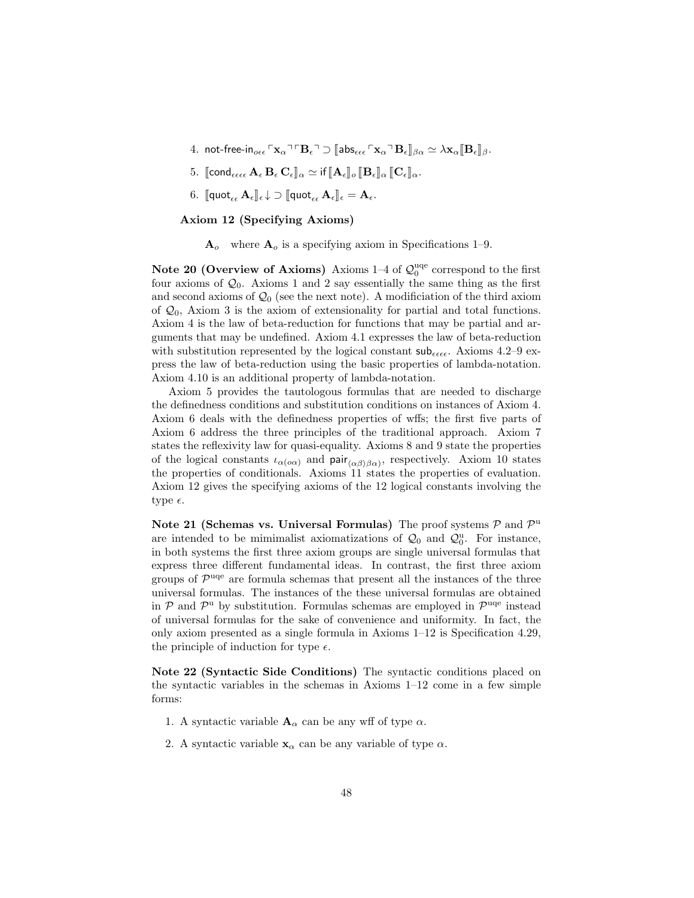4. $\textsf{not-free-in}_{o\epsilon\epsilon} \ulcorner \mathbf{x}_\alpha \urcorner \ulcorner \mathbf{B}_\epsilon \urcorner \supset [\![\textsf{abs}_{\epsilon\epsilon\epsilon} \ulcorner \mathbf{x}_\alpha \urcorner \mathbf{B}_\epsilon]\!]_{\beta\alpha} \simeq \lambda \mathbf{x}_\alpha [\![\mathbf{B}_\epsilon]\!]_\beta$.

5. $[\![\textsf{cond}_{\epsilon\epsilon\epsilon\epsilon}\, \mathbf{A}_\epsilon\, \mathbf{B}_\epsilon\, \mathbf{C}_\epsilon]\!]_\alpha \simeq \textsf{if}\, [\![\mathbf{A}_\epsilon]\!]_o\, [\![\mathbf{B}_\epsilon]\!]_\alpha\, [\![\mathbf{C}_\epsilon]\!]_\alpha$.

6. $[\![\textsf{quot}_{\epsilon\epsilon}\, \mathbf{A}_\epsilon]\!]_\epsilon\!\downarrow\, \supset [\![\textsf{quot}_{\epsilon\epsilon}\, \mathbf{A}_\epsilon]\!]_\epsilon = \mathbf{A}_\epsilon$.

**Axiom 12 (Specifying Axioms)**

$\mathbf{A}_o$ where $\mathbf{A}_o$ is a specifying axiom in Specifications 1–9.

**Note 20 (Overview of Axioms)** Axioms 1–4 of $\mathcal{Q}_0^{\rm uqe}$ correspond to the first four axioms of $\mathcal{Q}_0$. Axioms 1 and 2 say essentially the same thing as the first and second axioms of $\mathcal{Q}_0$ (see the next note). A modificiation of the third axiom of $\mathcal{Q}_0$, Axiom 3 is the axiom of extensionality for partial and total functions. Axiom 4 is the law of beta-reduction for functions that may be partial and arguments that may be undefined. Axiom 4.1 expresses the law of beta-reduction with substitution represented by the logical constant $\textsf{sub}_{\epsilon\epsilon\epsilon\epsilon}$. Axioms 4.2–9 express the law of beta-reduction using the basic properties of lambda-notation. Axiom 4.10 is an additional property of lambda-notation.

Axiom 5 provides the tautologous formulas that are needed to discharge the definedness conditions and substitution conditions on instances of Axiom 4. Axiom 6 deals with the definedness properties of wffs; the first five parts of Axiom 6 address the three principles of the traditional approach. Axiom 7 states the reflexivity law for quasi-equality. Axioms 8 and 9 state the properties of the logical constants $\iota_{\alpha(o\alpha)}$ and $\textsf{pair}_{\langle\alpha\beta\rangle\beta\alpha)}$, respectively. Axiom 10 states the properties of conditionals. Axioms 11 states the properties of evaluation. Axiom 12 gives the specifying axioms of the 12 logical constants involving the type $\epsilon$.

**Note 21 (Schemas vs. Universal Formulas)** The proof systems $\mathcal{P}$ and $\mathcal{P}^{\rm u}$ are intended to be mimimalist axiomatizations of $\mathcal{Q}_0$ and $\mathcal{Q}_0^{\rm u}$. For instance, in both systems the first three axiom groups are single universal formulas that express three different fundamental ideas. In contrast, the first three axiom groups of $\mathcal{P}^{\rm uqe}$ are formula schemas that present all the instances of the three universal formulas. The instances of the these universal formulas are obtained in $\mathcal{P}$ and $\mathcal{P}^{\rm u}$ by substitution. Formulas schemas are employed in $\mathcal{P}^{\rm uqe}$ instead of universal formulas for the sake of convenience and uniformity. In fact, the only axiom presented as a single formula in Axioms 1–12 is Specification 4.29, the principle of induction for type $\epsilon$.

**Note 22 (Syntactic Side Conditions)** The syntactic conditions placed on the syntactic variables in the schemas in Axioms 1–12 come in a few simple forms:

1. A syntactic variable $\mathbf{A}_\alpha$ can be any wff of type $\alpha$.
2. A syntactic variable $\mathbf{x}_\alpha$ can be any variable of type $\alpha$.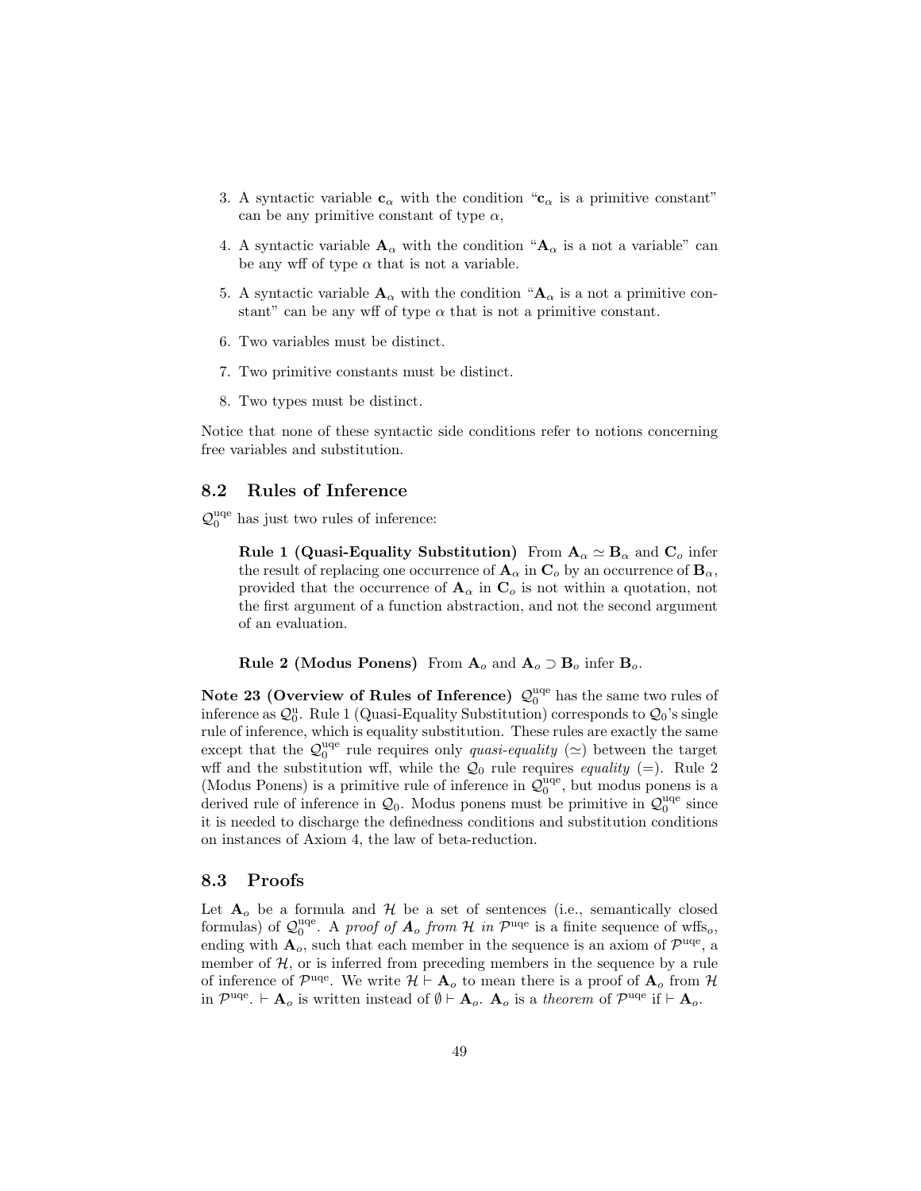3. A syntactic variable $\mathbf{c}_\alpha$ with the condition "$\mathbf{c}_\alpha$ is a primitive constant" can be any primitive constant of type $\alpha$,

4. A syntactic variable $\mathbf{A}_\alpha$ with the condition "$\mathbf{A}_\alpha$ is a not a variable" can be any wff of type $\alpha$ that is not a variable.

5. A syntactic variable $\mathbf{A}_\alpha$ with the condition "$\mathbf{A}_\alpha$ is a not a primitive constant" can be any wff of type $\alpha$ that is not a primitive constant.

6. Two variables must be distinct.

7. Two primitive constants must be distinct.

8. Two types must be distinct.

Notice that none of these syntactic side conditions refer to notions concerning free variables and substitution.

## 8.2 Rules of Inference

$\mathcal{Q}_0^{\text{uqe}}$ has just two rules of inference:

> **Rule 1 (Quasi-Equality Substitution)** From $\mathbf{A}_\alpha \simeq \mathbf{B}_\alpha$ and $\mathbf{C}_o$ infer the result of replacing one occurrence of $\mathbf{A}_\alpha$ in $\mathbf{C}_o$ by an occurrence of $\mathbf{B}_\alpha$, provided that the occurrence of $\mathbf{A}_\alpha$ in $\mathbf{C}_o$ is not within a quotation, not the first argument of a function abstraction, and not the second argument of an evaluation.
>
> **Rule 2 (Modus Ponens)** From $\mathbf{A}_o$ and $\mathbf{A}_o \supset \mathbf{B}_o$ infer $\mathbf{B}_o$.

**Note 23 (Overview of Rules of Inference)** $\mathcal{Q}_0^{\text{uqe}}$ has the same two rules of inference as $\mathcal{Q}_0^{\text{u}}$. Rule 1 (Quasi-Equality Substitution) corresponds to $\mathcal{Q}_0$'s single rule of inference, which is equality substitution. These rules are exactly the same except that the $\mathcal{Q}_0^{\text{uqe}}$ rule requires only *quasi-equality* ($\simeq$) between the target wff and the substitution wff, while the $\mathcal{Q}_0$ rule requires *equality* ($=$). Rule 2 (Modus Ponens) is a primitive rule of inference in $\mathcal{Q}_0^{\text{uqe}}$, but modus ponens is a derived rule of inference in $\mathcal{Q}_0$. Modus ponens must be primitive in $\mathcal{Q}_0^{\text{uqe}}$ since it is needed to discharge the definedness conditions and substitution conditions on instances of Axiom 4, the law of beta-reduction.

## 8.3 Proofs

Let $\mathbf{A}_o$ be a formula and $\mathcal{H}$ be a set of sentences (i.e., semantically closed formulas) of $\mathcal{Q}_0^{\text{uqe}}$. A *proof of* $\mathbf{A}_o$ *from* $\mathcal{H}$ *in* $\mathcal{P}^{\text{uqe}}$ is a finite sequence of wffs$_o$, ending with $\mathbf{A}_o$, such that each member in the sequence is an axiom of $\mathcal{P}^{\text{uqe}}$, a member of $\mathcal{H}$, or is inferred from preceding members in the sequence by a rule of inference of $\mathcal{P}^{\text{uqe}}$. We write $\mathcal{H} \vdash \mathbf{A}_o$ to mean there is a proof of $\mathbf{A}_o$ from $\mathcal{H}$ in $\mathcal{P}^{\text{uqe}}$. $\vdash \mathbf{A}_o$ is written instead of $\emptyset \vdash \mathbf{A}_o$. $\mathbf{A}_o$ is a *theorem* of $\mathcal{P}^{\text{uqe}}$ if $\vdash \mathbf{A}_o$.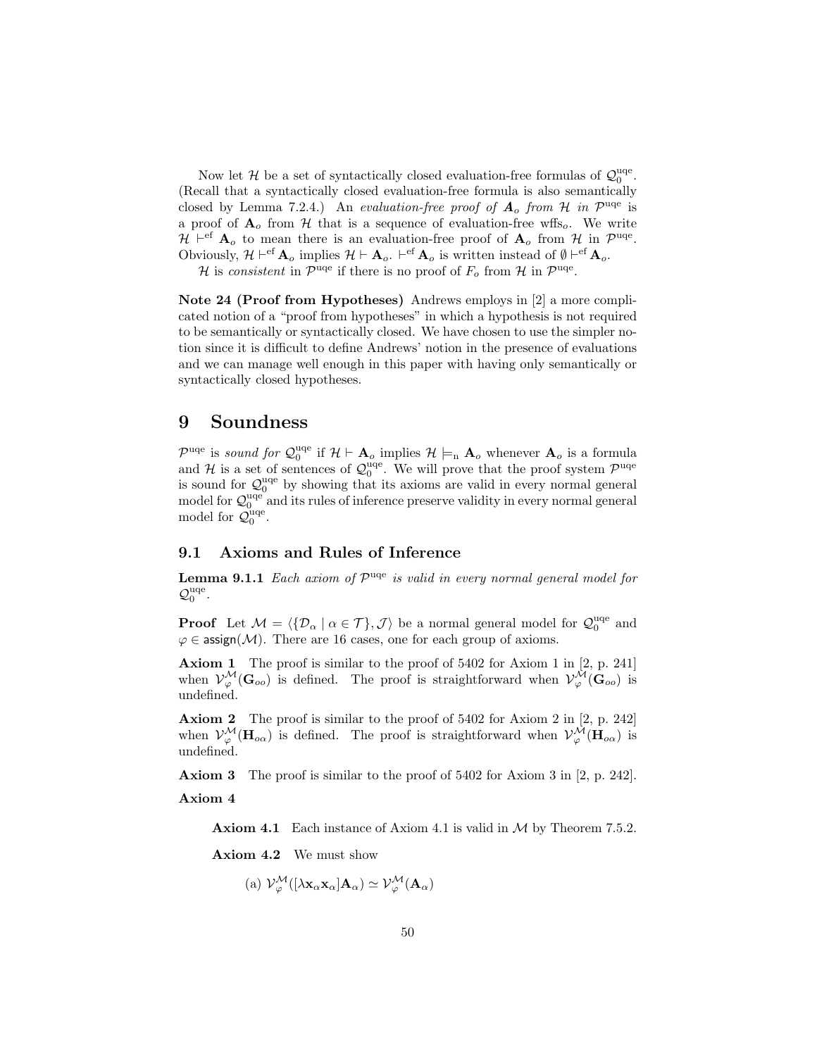Now let $\mathcal{H}$ be a set of syntactically closed evaluation-free formulas of $\mathcal{Q}_0^{\rm uqe}$. (Recall that a syntactically closed evaluation-free formula is also semantically closed by Lemma 7.2.4.) An *evaluation-free proof of $\mathbf{A}_o$ from $\mathcal{H}$ in $\mathcal{P}^{\rm uqe}$* is a proof of $\mathbf{A}_o$ from $\mathcal{H}$ that is a sequence of evaluation-free wffs$_o$. We write $\mathcal{H} \vdash^{\rm ef} \mathbf{A}_o$ to mean there is an evaluation-free proof of $\mathbf{A}_o$ from $\mathcal{H}$ in $\mathcal{P}^{\rm uqe}$. Obviously, $\mathcal{H} \vdash^{\rm ef} \mathbf{A}_o$ implies $\mathcal{H} \vdash \mathbf{A}_o$. $\vdash^{\rm ef} \mathbf{A}_o$ is written instead of $\emptyset \vdash^{\rm ef} \mathbf{A}_o$.

$\mathcal{H}$ is *consistent* in $\mathcal{P}^{\rm uqe}$ if there is no proof of $F_o$ from $\mathcal{H}$ in $\mathcal{P}^{\rm uqe}$.

**Note 24 (Proof from Hypotheses)** Andrews employs in [2] a more complicated notion of a "proof from hypotheses" in which a hypothesis is not required to be semantically or syntactically closed. We have chosen to use the simpler notion since it is difficult to define Andrews' notion in the presence of evaluations and we can manage well enough in this paper with having only semantically or syntactically closed hypotheses.

# 9 Soundness

$\mathcal{P}^{\rm uqe}$ is *sound for* $\mathcal{Q}_0^{\rm uqe}$ if $\mathcal{H} \vdash \mathbf{A}_o$ implies $\mathcal{H} \models_{\rm n} \mathbf{A}_o$ whenever $\mathbf{A}_o$ is a formula and $\mathcal{H}$ is a set of sentences of $\mathcal{Q}_0^{\rm uqe}$. We will prove that the proof system $\mathcal{P}^{\rm uqe}$ is sound for $\mathcal{Q}_0^{\rm uqe}$ by showing that its axioms are valid in every normal general model for $\mathcal{Q}_0^{\rm uqe}$ and its rules of inference preserve validity in every normal general model for $\mathcal{Q}_0^{\rm uqe}$.

## 9.1 Axioms and Rules of Inference

**Lemma 9.1.1** *Each axiom of $\mathcal{P}^{\rm uqe}$ is valid in every normal general model for $\mathcal{Q}_0^{\rm uqe}$.*

**Proof** Let $\mathcal{M} = \langle \{\mathcal{D}_\alpha \mid \alpha \in \mathcal{T}\}, \mathcal{J}\rangle$ be a normal general model for $\mathcal{Q}_0^{\rm uqe}$ and $\varphi \in \mathsf{assign}(\mathcal{M})$. There are 16 cases, one for each group of axioms.

**Axiom 1** The proof is similar to the proof of 5402 for Axiom 1 in [2, p. 241] when $\mathcal{V}_\varphi^{\mathcal{M}}(\mathbf{G}_{oo})$ is defined. The proof is straightforward when $\mathcal{V}_\varphi^{\mathcal{M}}(\mathbf{G}_{oo})$ is undefined.

**Axiom 2** The proof is similar to the proof of 5402 for Axiom 2 in [2, p. 242] when $\mathcal{V}_\varphi^{\mathcal{M}}(\mathbf{H}_{o\alpha})$ is defined. The proof is straightforward when $\mathcal{V}_\varphi^{\mathcal{M}}(\mathbf{H}_{o\alpha})$ is undefined.

**Axiom 3** The proof is similar to the proof of 5402 for Axiom 3 in [2, p. 242].

**Axiom 4**

> **Axiom 4.1** Each instance of Axiom 4.1 is valid in $\mathcal{M}$ by Theorem 7.5.2.
>
> **Axiom 4.2** We must show
>
> (a) $\mathcal{V}_\varphi^{\mathcal{M}}([\lambda \mathbf{x}_\alpha \mathbf{x}_\alpha]\mathbf{A}_\alpha) \simeq \mathcal{V}_\varphi^{\mathcal{M}}(\mathbf{A}_\alpha)$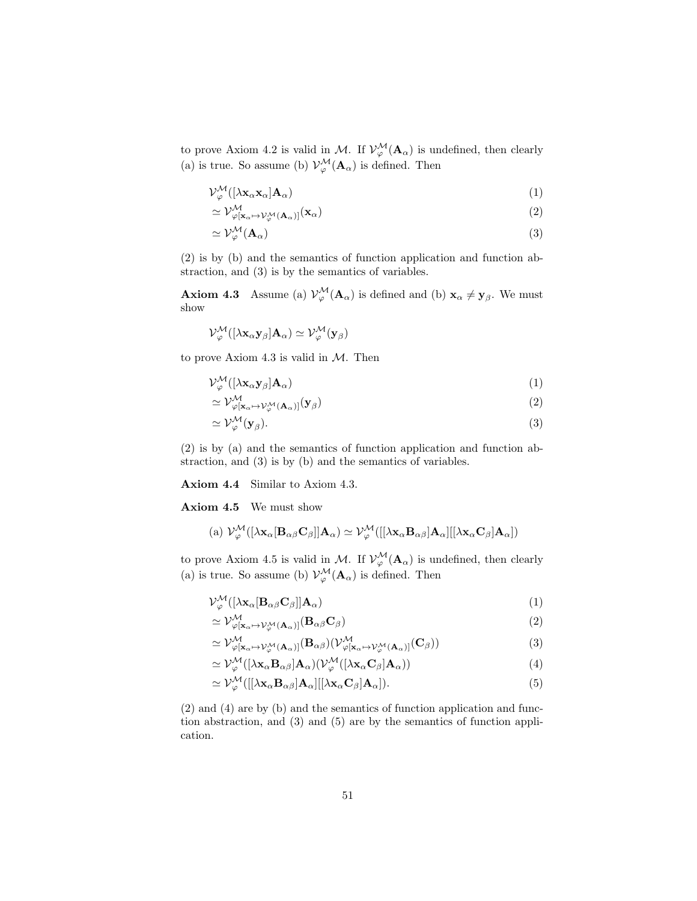to prove Axiom 4.2 is valid in $\mathcal{M}$. If $\mathcal{V}_\varphi^\mathcal{M}(\mathbf{A}_\alpha)$ is undefined, then clearly (a) is true. So assume (b) $\mathcal{V}_\varphi^\mathcal{M}(\mathbf{A}_\alpha)$ is defined. Then

$$
\begin{aligned}
&\mathcal{V}_\varphi^\mathcal{M}([\lambda \mathbf{x}_\alpha \mathbf{x}_\alpha]\mathbf{A}_\alpha) && (1)\\
&\simeq \mathcal{V}_{\varphi[\mathbf{x}_\alpha \mapsto \mathcal{V}_\varphi^\mathcal{M}(\mathbf{A}_\alpha)]}^\mathcal{M}(\mathbf{x}_\alpha) && (2)\\
&\simeq \mathcal{V}_\varphi^\mathcal{M}(\mathbf{A}_\alpha) && (3)
\end{aligned}
$$

(2) is by (b) and the semantics of function application and function abstraction, and (3) is by the semantics of variables.

**Axiom 4.3** Assume (a) $\mathcal{V}_\varphi^\mathcal{M}(\mathbf{A}_\alpha)$ is defined and (b) $\mathbf{x}_\alpha \neq \mathbf{y}_\beta$. We must show

$$\mathcal{V}_\varphi^\mathcal{M}([\lambda \mathbf{x}_\alpha \mathbf{y}_\beta]\mathbf{A}_\alpha) \simeq \mathcal{V}_\varphi^\mathcal{M}(\mathbf{y}_\beta)$$

to prove Axiom 4.3 is valid in $\mathcal{M}$. Then

$$
\begin{aligned}
&\mathcal{V}_\varphi^\mathcal{M}([\lambda \mathbf{x}_\alpha \mathbf{y}_\beta]\mathbf{A}_\alpha) && (1)\\
&\simeq \mathcal{V}_{\varphi[\mathbf{x}_\alpha \mapsto \mathcal{V}_\varphi^\mathcal{M}(\mathbf{A}_\alpha)]}^\mathcal{M}(\mathbf{y}_\beta) && (2)\\
&\simeq \mathcal{V}_\varphi^\mathcal{M}(\mathbf{y}_\beta). && (3)
\end{aligned}
$$

(2) is by (a) and the semantics of function application and function abstraction, and (3) is by (b) and the semantics of variables.

**Axiom 4.4** Similar to Axiom 4.3.

**Axiom 4.5** We must show

$$\text{(a) } \mathcal{V}_\varphi^\mathcal{M}([\lambda \mathbf{x}_\alpha [\mathbf{B}_{\alpha\beta}\mathbf{C}_\beta]]\mathbf{A}_\alpha) \simeq \mathcal{V}_\varphi^\mathcal{M}([[\lambda \mathbf{x}_\alpha \mathbf{B}_{\alpha\beta}]\mathbf{A}_\alpha][[\lambda \mathbf{x}_\alpha \mathbf{C}_\beta]\mathbf{A}_\alpha])$$

to prove Axiom 4.5 is valid in $\mathcal{M}$. If $\mathcal{V}_\varphi^\mathcal{M}(\mathbf{A}_\alpha)$ is undefined, then clearly (a) is true. So assume (b) $\mathcal{V}_\varphi^\mathcal{M}(\mathbf{A}_\alpha)$ is defined. Then

$$
\begin{aligned}
&\mathcal{V}_\varphi^\mathcal{M}([\lambda \mathbf{x}_\alpha [\mathbf{B}_{\alpha\beta}\mathbf{C}_\beta]]\mathbf{A}_\alpha) && (1)\\
&\simeq \mathcal{V}_{\varphi[\mathbf{x}_\alpha \mapsto \mathcal{V}_\varphi^\mathcal{M}(\mathbf{A}_\alpha)]}^\mathcal{M}(\mathbf{B}_{\alpha\beta}\mathbf{C}_\beta) && (2)\\
&\simeq \mathcal{V}_{\varphi[\mathbf{x}_\alpha \mapsto \mathcal{V}_\varphi^\mathcal{M}(\mathbf{A}_\alpha)]}^\mathcal{M}(\mathbf{B}_{\alpha\beta})(\mathcal{V}_{\varphi[\mathbf{x}_\alpha \mapsto \mathcal{V}_\varphi^\mathcal{M}(\mathbf{A}_\alpha)]}^\mathcal{M}(\mathbf{C}_\beta)) && (3)\\
&\simeq \mathcal{V}_\varphi^\mathcal{M}([\lambda \mathbf{x}_\alpha \mathbf{B}_{\alpha\beta}]\mathbf{A}_\alpha)(\mathcal{V}_\varphi^\mathcal{M}([\lambda \mathbf{x}_\alpha \mathbf{C}_\beta]\mathbf{A}_\alpha)) && (4)\\
&\simeq \mathcal{V}_\varphi^\mathcal{M}([[\lambda \mathbf{x}_\alpha \mathbf{B}_{\alpha\beta}]\mathbf{A}_\alpha][[\lambda \mathbf{x}_\alpha \mathbf{C}_\beta]\mathbf{A}_\alpha]). && (5)
\end{aligned}
$$

(2) and (4) are by (b) and the semantics of function application and function abstraction, and (3) and (5) are by the semantics of function application.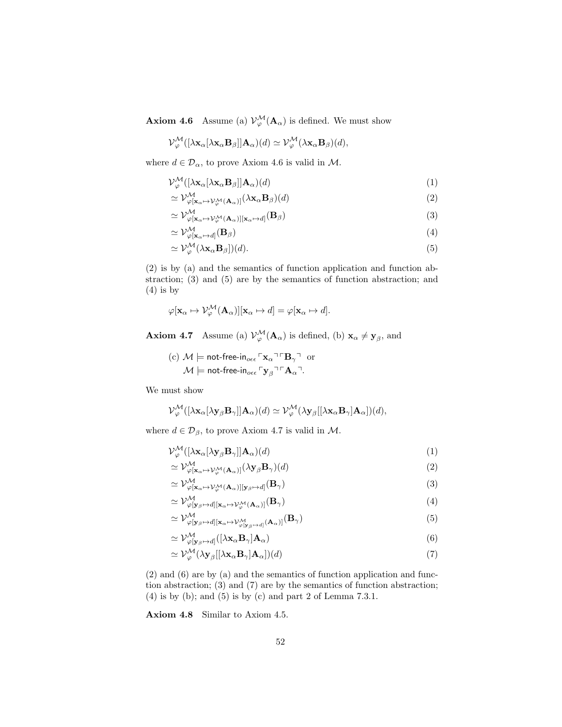**Axiom 4.6** Assume (a) $\mathcal{V}^{\mathcal{M}}_{\varphi}(\mathbf{A}_\alpha)$ is defined. We must show

$$\mathcal{V}^{\mathcal{M}}_{\varphi}([\lambda \mathbf{x}_\alpha [\lambda \mathbf{x}_\alpha \mathbf{B}_\beta]] \mathbf{A}_\alpha)(d) \simeq \mathcal{V}^{\mathcal{M}}_{\varphi}(\lambda \mathbf{x}_\alpha \mathbf{B}_\beta)(d),$$

where $d \in \mathcal{D}_\alpha$, to prove Axiom 4.6 is valid in $\mathcal{M}$.

$$\begin{aligned}
&\mathcal{V}^{\mathcal{M}}_{\varphi}([\lambda \mathbf{x}_\alpha [\lambda \mathbf{x}_\alpha \mathbf{B}_\beta]] \mathbf{A}_\alpha)(d) && (1)\\
&\simeq \mathcal{V}^{\mathcal{M}}_{\varphi[\mathbf{x}_\alpha \mapsto \mathcal{V}^{\mathcal{M}}_{\varphi}(\mathbf{A}_\alpha)]}(\lambda \mathbf{x}_\alpha \mathbf{B}_\beta)(d) && (2)\\
&\simeq \mathcal{V}^{\mathcal{M}}_{\varphi[\mathbf{x}_\alpha \mapsto \mathcal{V}^{\mathcal{M}}_{\varphi}(\mathbf{A}_\alpha)][\mathbf{x}_\alpha \mapsto d]}(\mathbf{B}_\beta) && (3)\\
&\simeq \mathcal{V}^{\mathcal{M}}_{\varphi[\mathbf{x}_\alpha \mapsto d]}(\mathbf{B}_\beta) && (4)\\
&\simeq \mathcal{V}^{\mathcal{M}}_{\varphi}(\lambda \mathbf{x}_\alpha \mathbf{B}_\beta])(d). && (5)
\end{aligned}$$

(2) is by (a) and the semantics of function application and function abstraction; (3) and (5) are by the semantics of function abstraction; and (4) is by

$$\varphi[\mathbf{x}_\alpha \mapsto \mathcal{V}^{\mathcal{M}}_{\varphi}(\mathbf{A}_\alpha)][\mathbf{x}_\alpha \mapsto d] = \varphi[\mathbf{x}_\alpha \mapsto d].$$

**Axiom 4.7** Assume (a) $\mathcal{V}^{\mathcal{M}}_{\varphi}(\mathbf{A}_\alpha)$ is defined, (b) $\mathbf{x}_\alpha \neq \mathbf{y}_\beta$, and

(c) $\mathcal{M} \models \textsf{not-free-in}_{o\epsilon\epsilon} \ulcorner \mathbf{x}_\alpha \urcorner \ulcorner \mathbf{B}_\gamma \urcorner$ or
$\mathcal{M} \models \textsf{not-free-in}_{o\epsilon\epsilon} \ulcorner \mathbf{y}_\beta \urcorner \ulcorner \mathbf{A}_\alpha \urcorner$.

We must show

$$\mathcal{V}^{\mathcal{M}}_{\varphi}([\lambda \mathbf{x}_\alpha [\lambda \mathbf{y}_\beta \mathbf{B}_\gamma]] \mathbf{A}_\alpha)(d) \simeq \mathcal{V}^{\mathcal{M}}_{\varphi}(\lambda \mathbf{y}_\beta [[\lambda \mathbf{x}_\alpha \mathbf{B}_\gamma] \mathbf{A}_\alpha])(d),$$

where $d \in \mathcal{D}_\beta$, to prove Axiom 4.7 is valid in $\mathcal{M}$.

$$\begin{aligned}
&\mathcal{V}^{\mathcal{M}}_{\varphi}([\lambda \mathbf{x}_\alpha [\lambda \mathbf{y}_\beta \mathbf{B}_\gamma]] \mathbf{A}_\alpha)(d) && (1)\\
&\simeq \mathcal{V}^{\mathcal{M}}_{\varphi[\mathbf{x}_\alpha \mapsto \mathcal{V}^{\mathcal{M}}_{\varphi}(\mathbf{A}_\alpha)]}(\lambda \mathbf{y}_\beta \mathbf{B}_\gamma)(d) && (2)\\
&\simeq \mathcal{V}^{\mathcal{M}}_{\varphi[\mathbf{x}_\alpha \mapsto \mathcal{V}^{\mathcal{M}}_{\varphi}(\mathbf{A}_\alpha)][\mathbf{y}_\beta \mapsto d]}(\mathbf{B}_\gamma) && (3)\\
&\simeq \mathcal{V}^{\mathcal{M}}_{\varphi[\mathbf{y}_\beta \mapsto d][\mathbf{x}_\alpha \mapsto \mathcal{V}^{\mathcal{M}}_{\varphi}(\mathbf{A}_\alpha)]}(\mathbf{B}_\gamma) && (4)\\
&\simeq \mathcal{V}^{\mathcal{M}}_{\varphi[\mathbf{y}_\beta \mapsto d][\mathbf{x}_\alpha \mapsto \mathcal{V}^{\mathcal{M}}_{\varphi[\mathbf{y}_\beta \mapsto d]}(\mathbf{A}_\alpha)]}(\mathbf{B}_\gamma) && (5)\\
&\simeq \mathcal{V}^{\mathcal{M}}_{\varphi[\mathbf{y}_\beta \mapsto d]}([\lambda \mathbf{x}_\alpha \mathbf{B}_\gamma] \mathbf{A}_\alpha) && (6)\\
&\simeq \mathcal{V}^{\mathcal{M}}_{\varphi}(\lambda \mathbf{y}_\beta [[\lambda \mathbf{x}_\alpha \mathbf{B}_\gamma] \mathbf{A}_\alpha])(d) && (7)
\end{aligned}$$

(2) and (6) are by (a) and the semantics of function application and function abstraction; (3) and (7) are by the semantics of function abstraction; (4) is by (b); and (5) is by (c) and part 2 of Lemma 7.3.1.

**Axiom 4.8** Similar to Axiom 4.5.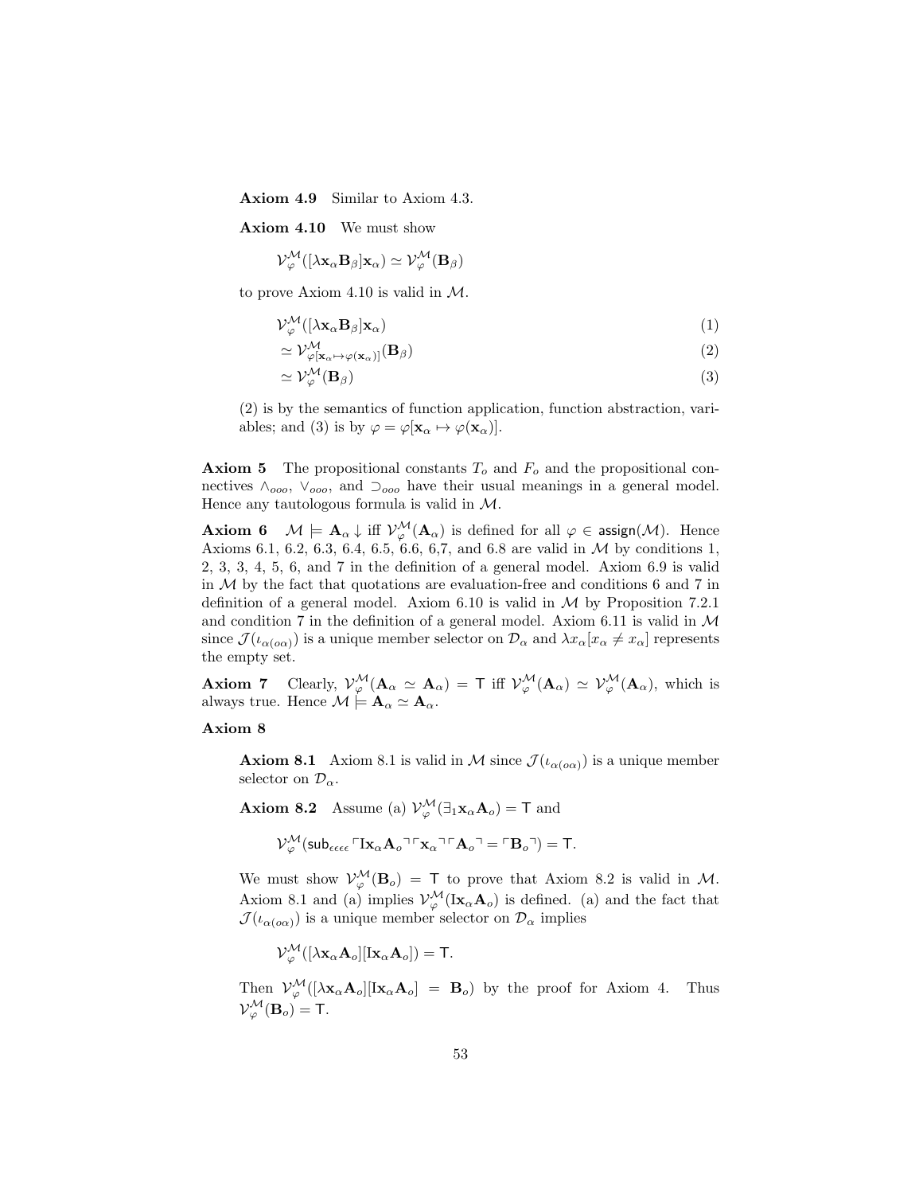**Axiom 4.9** Similar to Axiom 4.3.

**Axiom 4.10** We must show

$$\mathcal{V}_{\varphi}^{\mathcal{M}}([\lambda \mathbf{x}_\alpha \mathbf{B}_\beta]\mathbf{x}_\alpha) \simeq \mathcal{V}_{\varphi}^{\mathcal{M}}(\mathbf{B}_\beta)$$

to prove Axiom 4.10 is valid in $\mathcal{M}$.

$$\mathcal{V}_{\varphi}^{\mathcal{M}}([\lambda \mathbf{x}_\alpha \mathbf{B}_\beta]\mathbf{x}_\alpha) \quad (1)$$

$$\simeq \mathcal{V}_{\varphi[\mathbf{x}_\alpha \mapsto \varphi(\mathbf{x}_\alpha)]}^{\mathcal{M}}(\mathbf{B}_\beta) \quad (2)$$

$$\simeq \mathcal{V}_{\varphi}^{\mathcal{M}}(\mathbf{B}_\beta) \quad (3)$$

(2) is by the semantics of function application, function abstraction, variables; and (3) is by $\varphi = \varphi[\mathbf{x}_\alpha \mapsto \varphi(\mathbf{x}_\alpha)]$.

**Axiom 5** The propositional constants $T_o$ and $F_o$ and the propositional connectives $\wedge_{ooo}$, $\vee_{ooo}$, and $\supset_{ooo}$ have their usual meanings in a general model. Hence any tautologous formula is valid in $\mathcal{M}$.

**Axiom 6** $\mathcal{M} \models \mathbf{A}_\alpha\downarrow$ iff $\mathcal{V}_{\varphi}^{\mathcal{M}}(\mathbf{A}_\alpha)$ is defined for all $\varphi \in \mathsf{assign}(\mathcal{M})$. Hence Axioms 6.1, 6.2, 6.3, 6.4, 6.5, 6.6, 6,7, and 6.8 are valid in $\mathcal{M}$ by conditions 1, 2, 3, 3, 4, 5, 6, and 7 in the definition of a general model. Axiom 6.9 is valid in $\mathcal{M}$ by the fact that quotations are evaluation-free and conditions 6 and 7 in definition of a general model. Axiom 6.10 is valid in $\mathcal{M}$ by Proposition 7.2.1 and condition 7 in the definition of a general model. Axiom 6.11 is valid in $\mathcal{M}$ since $\mathcal{J}(\iota_{\alpha(o\alpha)})$ is a unique member selector on $\mathcal{D}_\alpha$ and $\lambda x_\alpha[x_\alpha \neq x_\alpha]$ represents the empty set.

**Axiom 7** Clearly, $\mathcal{V}_{\varphi}^{\mathcal{M}}(\mathbf{A}_\alpha \simeq \mathbf{A}_\alpha) = \mathsf{T}$ iff $\mathcal{V}_{\varphi}^{\mathcal{M}}(\mathbf{A}_\alpha) \simeq \mathcal{V}_{\varphi}^{\mathcal{M}}(\mathbf{A}_\alpha)$, which is always true. Hence $\mathcal{M} \models \mathbf{A}_\alpha \simeq \mathbf{A}_\alpha$.

**Axiom 8**

**Axiom 8.1** Axiom 8.1 is valid in $\mathcal{M}$ since $\mathcal{J}(\iota_{\alpha(o\alpha)})$ is a unique member selector on $\mathcal{D}_\alpha$.

**Axiom 8.2** Assume (a) $\mathcal{V}_{\varphi}^{\mathcal{M}}(\exists_1 \mathbf{x}_\alpha \mathbf{A}_o) = \mathsf{T}$ and

$$\mathcal{V}_{\varphi}^{\mathcal{M}}(\mathsf{sub}_{\epsilon\epsilon\epsilon\epsilon} \ulcorner \mathbf{I}\mathbf{x}_\alpha \mathbf{A}_o \urcorner \ulcorner \mathbf{x}_\alpha \urcorner \ulcorner \mathbf{A}_o \urcorner = \ulcorner \mathbf{B}_o \urcorner) = \mathsf{T}.$$

We must show $\mathcal{V}_{\varphi}^{\mathcal{M}}(\mathbf{B}_o) = \mathsf{T}$ to prove that Axiom 8.2 is valid in $\mathcal{M}$. Axiom 8.1 and (a) implies $\mathcal{V}_{\varphi}^{\mathcal{M}}(\mathbf{I}\mathbf{x}_\alpha \mathbf{A}_o)$ is defined. (a) and the fact that $\mathcal{J}(\iota_{\alpha(o\alpha)})$ is a unique member selector on $\mathcal{D}_\alpha$ implies

$$\mathcal{V}_{\varphi}^{\mathcal{M}}([\lambda \mathbf{x}_\alpha \mathbf{A}_o][\mathbf{I}\mathbf{x}_\alpha \mathbf{A}_o]) = \mathsf{T}.$$

Then $\mathcal{V}_{\varphi}^{\mathcal{M}}([\lambda \mathbf{x}_\alpha \mathbf{A}_o][\mathbf{I}\mathbf{x}_\alpha \mathbf{A}_o] = \mathbf{B}_o)$ by the proof for Axiom 4. Thus $\mathcal{V}_{\varphi}^{\mathcal{M}}(\mathbf{B}_o) = \mathsf{T}$.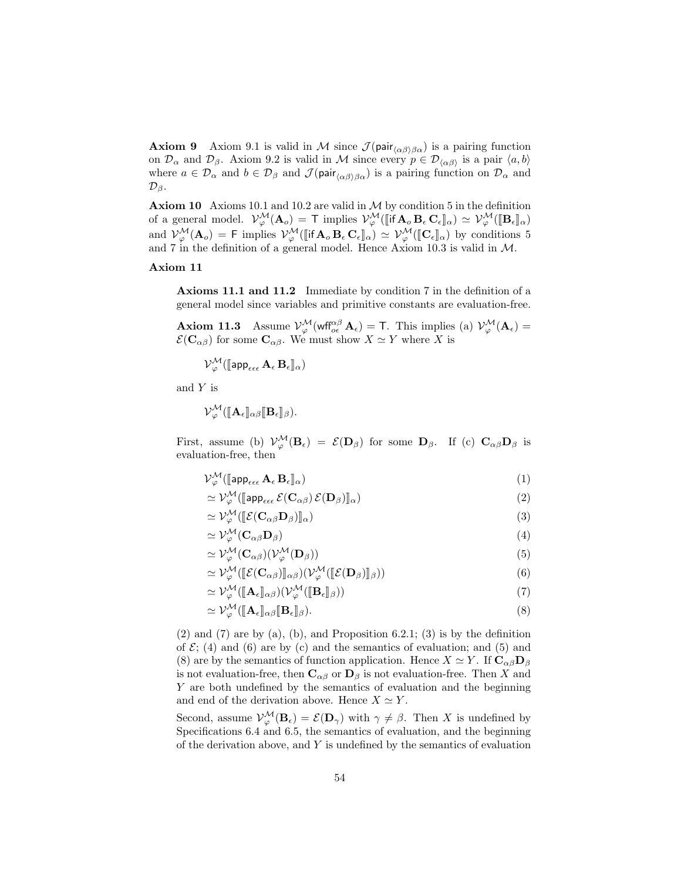**Axiom 9** Axiom 9.1 is valid in $\mathcal{M}$ since $\mathcal{J}(\mathsf{pair}_{\langle\alpha\beta\rangle\beta\alpha})$ is a pairing function on $\mathcal{D}_\alpha$ and $\mathcal{D}_\beta$. Axiom 9.2 is valid in $\mathcal{M}$ since every $p \in \mathcal{D}_{\langle\alpha\beta\rangle}$ is a pair $\langle a, b\rangle$ where $a \in \mathcal{D}_\alpha$ and $b \in \mathcal{D}_\beta$ and $\mathcal{J}(\mathsf{pair}_{\langle\alpha\beta\rangle\beta\alpha})$ is a pairing function on $\mathcal{D}_\alpha$ and $\mathcal{D}_\beta$.

**Axiom 10** Axioms 10.1 and 10.2 are valid in $\mathcal{M}$ by condition 5 in the definition of a general model. $\mathcal{V}^{\mathcal{M}}_{\varphi}(\mathbf{A}_o) = \mathsf{T}$ implies $\mathcal{V}^{\mathcal{M}}_{\varphi}(\llbracket \mathsf{if}\, \mathbf{A}_o\, \mathbf{B}_\epsilon\, \mathbf{C}_\epsilon \rrbracket_\alpha) \simeq \mathcal{V}^{\mathcal{M}}_{\varphi}(\llbracket \mathbf{B}_\epsilon \rrbracket_\alpha)$ and $\mathcal{V}^{\mathcal{M}}_{\varphi}(\mathbf{A}_o) = \mathsf{F}$ implies $\mathcal{V}^{\mathcal{M}}_{\varphi}(\llbracket \mathsf{if}\, \mathbf{A}_o\, \mathbf{B}_\epsilon\, \mathbf{C}_\epsilon \rrbracket_\alpha) \simeq \mathcal{V}^{\mathcal{M}}_{\varphi}(\llbracket \mathbf{C}_\epsilon \rrbracket_\alpha)$ by conditions 5 and 7 in the definition of a general model. Hence Axiom 10.3 is valid in $\mathcal{M}$.

**Axiom 11**

> **Axioms 11.1 and 11.2** Immediate by condition 7 in the definition of a general model since variables and primitive constants are evaluation-free.
>
> **Axiom 11.3** Assume $\mathcal{V}^{\mathcal{M}}_{\varphi}(\mathsf{wff}^{\alpha\beta}_{o\epsilon}\, \mathbf{A}_\epsilon) = \mathsf{T}$. This implies (a) $\mathcal{V}^{\mathcal{M}}_{\varphi}(\mathbf{A}_\epsilon) = \mathcal{E}(\mathbf{C}_{\alpha\beta})$ for some $\mathbf{C}_{\alpha\beta}$. We must show $X \simeq Y$ where $X$ is
>
> $$\mathcal{V}^{\mathcal{M}}_{\varphi}(\llbracket \mathsf{app}_{\epsilon\epsilon\epsilon}\, \mathbf{A}_\epsilon\, \mathbf{B}_\epsilon \rrbracket_\alpha)$$
>
> and $Y$ is
>
> $$\mathcal{V}^{\mathcal{M}}_{\varphi}(\llbracket \mathbf{A}_\epsilon \rrbracket_{\alpha\beta} \llbracket \mathbf{B}_\epsilon \rrbracket_\beta).$$
>
> First, assume (b) $\mathcal{V}^{\mathcal{M}}_{\varphi}(\mathbf{B}_\epsilon) = \mathcal{E}(\mathbf{D}_\beta)$ for some $\mathbf{D}_\beta$. If (c) $\mathbf{C}_{\alpha\beta}\mathbf{D}_\beta$ is evaluation-free, then
>
> $$\mathcal{V}^{\mathcal{M}}_{\varphi}(\llbracket \mathsf{app}_{\epsilon\epsilon\epsilon}\, \mathbf{A}_\epsilon\, \mathbf{B}_\epsilon \rrbracket_\alpha) \tag{1}$$
> $$\simeq \mathcal{V}^{\mathcal{M}}_{\varphi}(\llbracket \mathsf{app}_{\epsilon\epsilon\epsilon}\, \mathcal{E}(\mathbf{C}_{\alpha\beta})\, \mathcal{E}(\mathbf{D}_\beta) \rrbracket_\alpha) \tag{2}$$
> $$\simeq \mathcal{V}^{\mathcal{M}}_{\varphi}(\llbracket \mathcal{E}(\mathbf{C}_{\alpha\beta}\mathbf{D}_\beta) \rrbracket_\alpha) \tag{3}$$
> $$\simeq \mathcal{V}^{\mathcal{M}}_{\varphi}(\mathbf{C}_{\alpha\beta}\mathbf{D}_\beta) \tag{4}$$
> $$\simeq \mathcal{V}^{\mathcal{M}}_{\varphi}(\mathbf{C}_{\alpha\beta})(\mathcal{V}^{\mathcal{M}}_{\varphi}(\mathbf{D}_\beta)) \tag{5}$$
> $$\simeq \mathcal{V}^{\mathcal{M}}_{\varphi}(\llbracket \mathcal{E}(\mathbf{C}_{\alpha\beta}) \rrbracket_{\alpha\beta})(\mathcal{V}^{\mathcal{M}}_{\varphi}(\llbracket \mathcal{E}(\mathbf{D}_\beta) \rrbracket_\beta)) \tag{6}$$
> $$\simeq \mathcal{V}^{\mathcal{M}}_{\varphi}(\llbracket \mathbf{A}_\epsilon \rrbracket_{\alpha\beta})(\mathcal{V}^{\mathcal{M}}_{\varphi}(\llbracket \mathbf{B}_\epsilon \rrbracket_\beta)) \tag{7}$$
> $$\simeq \mathcal{V}^{\mathcal{M}}_{\varphi}(\llbracket \mathbf{A}_\epsilon \rrbracket_{\alpha\beta} \llbracket \mathbf{B}_\epsilon \rrbracket_\beta). \tag{8}$$
>
> (2) and (7) are by (a), (b), and Proposition 6.2.1; (3) is by the definition of $\mathcal{E}$; (4) and (6) are by (c) and the semantics of evaluation; and (5) and (8) are by the semantics of function application. Hence $X \simeq Y$. If $\mathbf{C}_{\alpha\beta}\mathbf{D}_\beta$ is not evaluation-free, then $\mathbf{C}_{\alpha\beta}$ or $\mathbf{D}_\beta$ is not evaluation-free. Then $X$ and $Y$ are both undefined by the semantics of evaluation and the beginning and end of the derivation above. Hence $X \simeq Y$.
>
> Second, assume $\mathcal{V}^{\mathcal{M}}_{\varphi}(\mathbf{B}_\epsilon) = \mathcal{E}(\mathbf{D}_\gamma)$ with $\gamma \neq \beta$. Then $X$ is undefined by Specifications 6.4 and 6.5, the semantics of evaluation, and the beginning of the derivation above, and $Y$ is undefined by the semantics of evaluation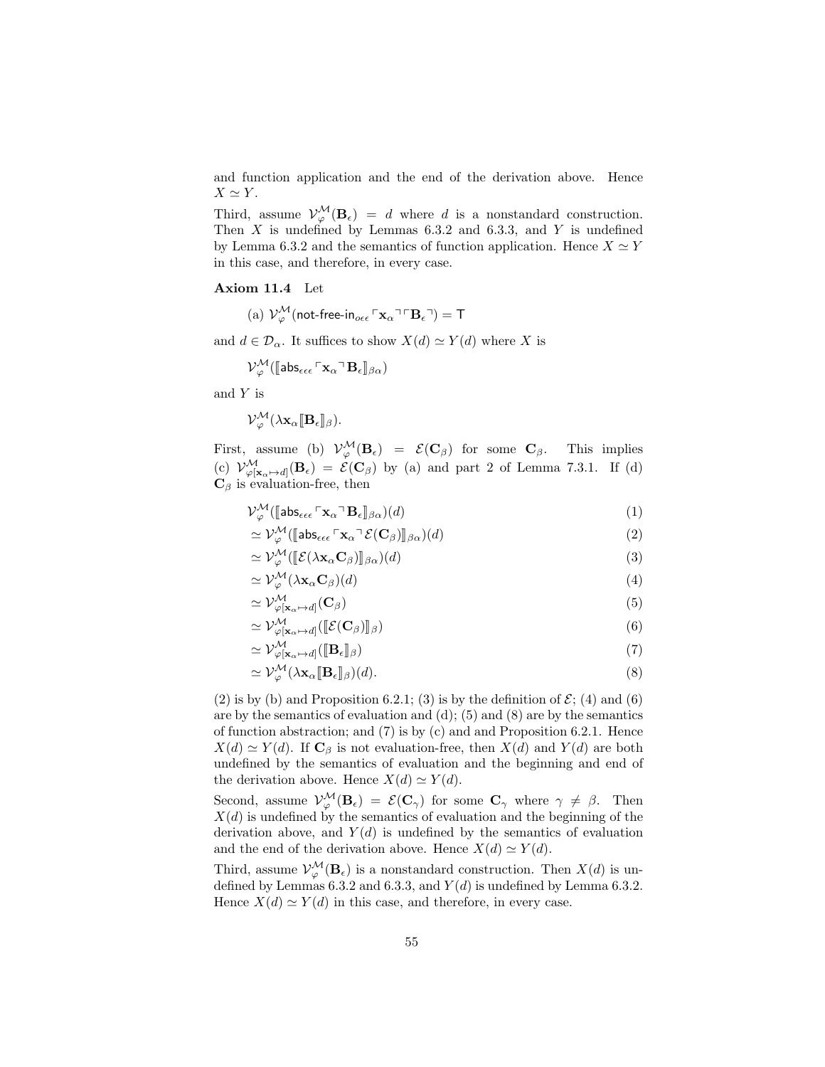and function application and the end of the derivation above. Hence $X \simeq Y$.

Third, assume $\mathcal{V}_{\varphi}^{\mathcal{M}}(\mathbf{B}_\epsilon) = d$ where $d$ is a nonstandard construction. Then $X$ is undefined by Lemmas 6.3.2 and 6.3.3, and $Y$ is undefined by Lemma 6.3.2 and the semantics of function application. Hence $X \simeq Y$ in this case, and therefore, in every case.

**Axiom 11.4** Let

(a) $\mathcal{V}_{\varphi}^{\mathcal{M}}(\mathsf{not\text{-}free\text{-}in}_{o\epsilon\epsilon} \ulcorner \mathbf{x}_\alpha \urcorner \ulcorner \mathbf{B}_\epsilon \urcorner) = \mathsf{T}$

and $d \in \mathcal{D}_\alpha$. It suffices to show $X(d) \simeq Y(d)$ where $X$ is

$$\mathcal{V}_{\varphi}^{\mathcal{M}}([\![\mathsf{abs}_{\epsilon\epsilon\epsilon} \ulcorner \mathbf{x}_\alpha \urcorner \mathbf{B}_\epsilon]\!]_{\beta\alpha})$$

and $Y$ is

$$\mathcal{V}_{\varphi}^{\mathcal{M}}(\lambda \mathbf{x}_\alpha [\![\mathbf{B}_\epsilon]\!]_\beta).$$

First, assume (b) $\mathcal{V}_{\varphi}^{\mathcal{M}}(\mathbf{B}_\epsilon) = \mathcal{E}(\mathbf{C}_\beta)$ for some $\mathbf{C}_\beta$. This implies (c) $\mathcal{V}_{\varphi[\mathbf{x}_\alpha \mapsto d]}^{\mathcal{M}}(\mathbf{B}_\epsilon) = \mathcal{E}(\mathbf{C}_\beta)$ by (a) and part 2 of Lemma 7.3.1. If (d) $\mathbf{C}_\beta$ is evaluation-free, then

$$\begin{aligned}
&\mathcal{V}_{\varphi}^{\mathcal{M}}([\![\mathsf{abs}_{\epsilon\epsilon\epsilon} \ulcorner \mathbf{x}_\alpha \urcorner \mathbf{B}_\epsilon]\!]_{\beta\alpha})(d) && (1)\\
&\simeq \mathcal{V}_{\varphi}^{\mathcal{M}}([\![\mathsf{abs}_{\epsilon\epsilon\epsilon} \ulcorner \mathbf{x}_\alpha \urcorner \mathcal{E}(\mathbf{C}_\beta)]\!]_{\beta\alpha})(d) && (2)\\
&\simeq \mathcal{V}_{\varphi}^{\mathcal{M}}([\![\mathcal{E}(\lambda \mathbf{x}_\alpha \mathbf{C}_\beta)]\!]_{\beta\alpha})(d) && (3)\\
&\simeq \mathcal{V}_{\varphi}^{\mathcal{M}}(\lambda \mathbf{x}_\alpha \mathbf{C}_\beta)(d) && (4)\\
&\simeq \mathcal{V}_{\varphi[\mathbf{x}_\alpha \mapsto d]}^{\mathcal{M}}(\mathbf{C}_\beta) && (5)\\
&\simeq \mathcal{V}_{\varphi[\mathbf{x}_\alpha \mapsto d]}^{\mathcal{M}}([\![\mathcal{E}(\mathbf{C}_\beta)]\!]_\beta) && (6)\\
&\simeq \mathcal{V}_{\varphi[\mathbf{x}_\alpha \mapsto d]}^{\mathcal{M}}([\![\mathbf{B}_\epsilon]\!]_\beta) && (7)\\
&\simeq \mathcal{V}_{\varphi}^{\mathcal{M}}(\lambda \mathbf{x}_\alpha [\![\mathbf{B}_\epsilon]\!]_\beta)(d). && (8)
\end{aligned}$$

(2) is by (b) and Proposition 6.2.1; (3) is by the definition of $\mathcal{E}$; (4) and (6) are by the semantics of evaluation and (d); (5) and (8) are by the semantics of function abstraction; and (7) is by (c) and and Proposition 6.2.1. Hence $X(d) \simeq Y(d)$. If $\mathbf{C}_\beta$ is not evaluation-free, then $X(d)$ and $Y(d)$ are both undefined by the semantics of evaluation and the beginning and end of the derivation above. Hence $X(d) \simeq Y(d)$.

Second, assume $\mathcal{V}_{\varphi}^{\mathcal{M}}(\mathbf{B}_\epsilon) = \mathcal{E}(\mathbf{C}_\gamma)$ for some $\mathbf{C}_\gamma$ where $\gamma \neq \beta$. Then $X(d)$ is undefined by the semantics of evaluation and the beginning of the derivation above, and $Y(d)$ is undefined by the semantics of evaluation and the end of the derivation above. Hence $X(d) \simeq Y(d)$.

Third, assume $\mathcal{V}_{\varphi}^{\mathcal{M}}(\mathbf{B}_\epsilon)$ is a nonstandard construction. Then $X(d)$ is undefined by Lemmas 6.3.2 and 6.3.3, and $Y(d)$ is undefined by Lemma 6.3.2. Hence $X(d) \simeq Y(d)$ in this case, and therefore, in every case.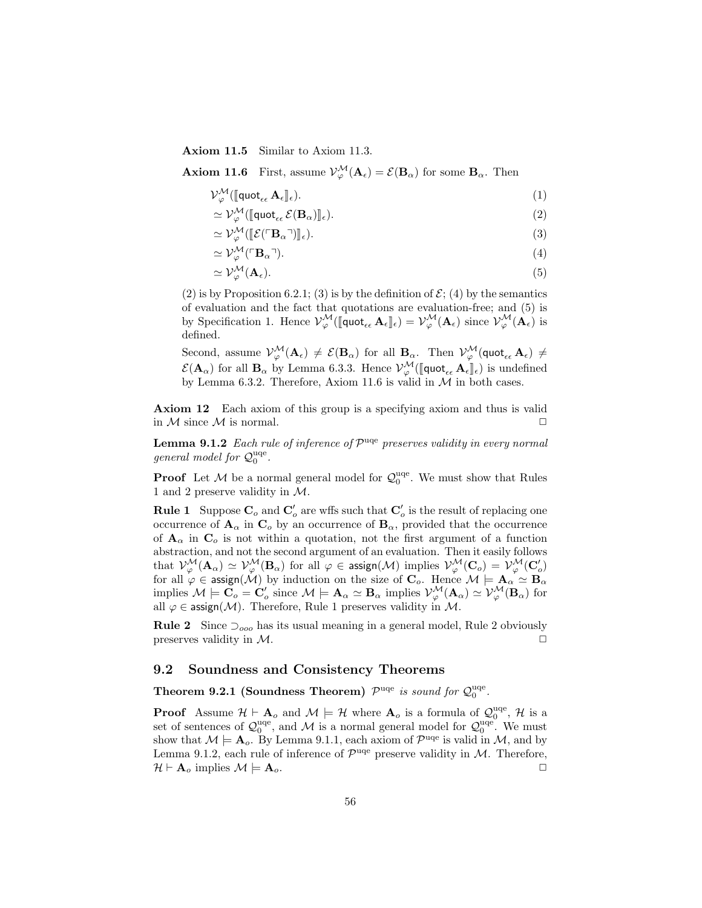**Axiom 11.5** Similar to Axiom 11.3.

**Axiom 11.6** First, assume $\mathcal{V}_\varphi^\mathcal{M}(\mathbf{A}_\epsilon) = \mathcal{E}(\mathbf{B}_\alpha)$ for some $\mathbf{B}_\alpha$. Then

$$\mathcal{V}_\varphi^\mathcal{M}(\llbracket \mathsf{quot}_{\epsilon\epsilon}\, \mathbf{A}_\epsilon \rrbracket_\epsilon). \tag{1}$$

$$\simeq \mathcal{V}_\varphi^\mathcal{M}(\llbracket \mathsf{quot}_{\epsilon\epsilon}\, \mathcal{E}(\mathbf{B}_\alpha) \rrbracket_\epsilon). \tag{2}$$

$$\simeq \mathcal{V}_\varphi^\mathcal{M}(\llbracket \mathcal{E}(\ulcorner \mathbf{B}_\alpha \urcorner) \rrbracket_\epsilon). \tag{3}$$

$$\simeq \mathcal{V}_\varphi^\mathcal{M}(\ulcorner \mathbf{B}_\alpha \urcorner). \tag{4}$$

$$\simeq \mathcal{V}_\varphi^\mathcal{M}(\mathbf{A}_\epsilon). \tag{5}$$

(2) is by Proposition 6.2.1; (3) is by the definition of $\mathcal{E}$; (4) by the semantics of evaluation and the fact that quotations are evaluation-free; and (5) is by Specification 1. Hence $\mathcal{V}_\varphi^\mathcal{M}(\llbracket \mathsf{quot}_{\epsilon\epsilon}\, \mathbf{A}_\epsilon \rrbracket_\epsilon) = \mathcal{V}_\varphi^\mathcal{M}(\mathbf{A}_\epsilon)$ since $\mathcal{V}_\varphi^\mathcal{M}(\mathbf{A}_\epsilon)$ is defined.

Second, assume $\mathcal{V}_\varphi^\mathcal{M}(\mathbf{A}_\epsilon) \neq \mathcal{E}(\mathbf{B}_\alpha)$ for all $\mathbf{B}_\alpha$. Then $\mathcal{V}_\varphi^\mathcal{M}(\mathsf{quot}_{\epsilon\epsilon}\, \mathbf{A}_\epsilon) \neq \mathcal{E}(\mathbf{A}_\alpha)$ for all $\mathbf{B}_\alpha$ by Lemma 6.3.3. Hence $\mathcal{V}_\varphi^\mathcal{M}(\llbracket \mathsf{quot}_{\epsilon\epsilon}\, \mathbf{A}_\epsilon \rrbracket_\epsilon)$ is undefined by Lemma 6.3.2. Therefore, Axiom 11.6 is valid in $\mathcal{M}$ in both cases.

**Axiom 12** Each axiom of this group is a specifying axiom and thus is valid in $\mathcal{M}$ since $\mathcal{M}$ is normal. □

**Lemma 9.1.2** *Each rule of inference of $\mathcal{P}^{\rm uqe}$ preserves validity in every normal general model for $\mathcal{Q}_0^{\rm uqe}$.*

**Proof** Let $\mathcal{M}$ be a normal general model for $\mathcal{Q}_0^{\rm uqe}$. We must show that Rules 1 and 2 preserve validity in $\mathcal{M}$.

**Rule 1** Suppose $\mathbf{C}_o$ and $\mathbf{C}'_o$ are wffs such that $\mathbf{C}'_o$ is the result of replacing one occurrence of $\mathbf{A}_\alpha$ in $\mathbf{C}_o$ by an occurrence of $\mathbf{B}_\alpha$, provided that the occurrence of $\mathbf{A}_\alpha$ in $\mathbf{C}_o$ is not within a quotation, not the first argument of a function abstraction, and not the second argument of an evaluation. Then it easily follows that $\mathcal{V}_\varphi^\mathcal{M}(\mathbf{A}_\alpha) \simeq \mathcal{V}_\varphi^\mathcal{M}(\mathbf{B}_\alpha)$ for all $\varphi \in \mathsf{assign}(\mathcal{M})$ implies $\mathcal{V}_\varphi^\mathcal{M}(\mathbf{C}_o) = \mathcal{V}_\varphi^\mathcal{M}(\mathbf{C}'_o)$ for all $\varphi \in \mathsf{assign}(\mathcal{M})$ by induction on the size of $\mathbf{C}_o$. Hence $\mathcal{M} \models \mathbf{A}_\alpha \simeq \mathbf{B}_\alpha$ implies $\mathcal{M} \models \mathbf{C}_o = \mathbf{C}'_o$ since $\mathcal{M} \models \mathbf{A}_\alpha \simeq \mathbf{B}_\alpha$ implies $\mathcal{V}_\varphi^\mathcal{M}(\mathbf{A}_\alpha) \simeq \mathcal{V}_\varphi^\mathcal{M}(\mathbf{B}_\alpha)$ for all $\varphi \in \mathsf{assign}(\mathcal{M})$. Therefore, Rule 1 preserves validity in $\mathcal{M}$.

**Rule 2** Since $\supset_{ooo}$ has its usual meaning in a general model, Rule 2 obviously preserves validity in $\mathcal{M}$. □

## 9.2 Soundness and Consistency Theorems

**Theorem 9.2.1 (Soundness Theorem)** *$\mathcal{P}^{\rm uqe}$ is sound for $\mathcal{Q}_0^{\rm uqe}$.*

**Proof** Assume $\mathcal{H} \vdash \mathbf{A}_o$ and $\mathcal{M} \models \mathcal{H}$ where $\mathbf{A}_o$ is a formula of $\mathcal{Q}_0^{\rm uqe}$, $\mathcal{H}$ is a set of sentences of $\mathcal{Q}_0^{\rm uqe}$, and $\mathcal{M}$ is a normal general model for $\mathcal{Q}_0^{\rm uqe}$. We must show that $\mathcal{M} \models \mathbf{A}_o$. By Lemma 9.1.1, each axiom of $\mathcal{P}^{\rm uqe}$ is valid in $\mathcal{M}$, and by Lemma 9.1.2, each rule of inference of $\mathcal{P}^{\rm uqe}$ preserve validity in $\mathcal{M}$. Therefore, $\mathcal{H} \vdash \mathbf{A}_o$ implies $\mathcal{M} \models \mathbf{A}_o$. □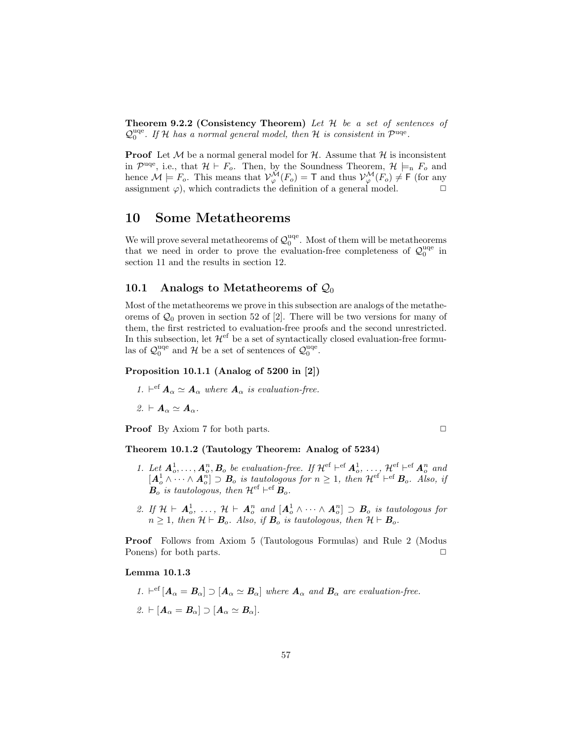**Theorem 9.2.2 (Consistency Theorem)** *Let $\mathcal{H}$ be a set of sentences of $\mathcal{Q}_0^{\rm uqe}$. If $\mathcal{H}$ has a normal general model, then $\mathcal{H}$ is consistent in $\mathcal{P}^{\rm uqe}$.*

**Proof** Let $\mathcal{M}$ be a normal general model for $\mathcal{H}$. Assume that $\mathcal{H}$ is inconsistent in $\mathcal{P}^{\rm uqe}$, i.e., that $\mathcal{H} \vdash F_o$. Then, by the Soundness Theorem, $\mathcal{H} \models_{\rm n} F_o$ and hence $\mathcal{M} \models F_o$. This means that $\mathcal{V}_\varphi^{\mathcal{M}}(F_o) = \mathsf{T}$ and thus $\mathcal{V}_\varphi^{\mathcal{M}}(F_o) \neq \mathsf{F}$ (for any assignment $\varphi$), which contradicts the definition of a general model. $\Box$

# 10 Some Metatheorems

We will prove several metatheorems of $\mathcal{Q}_0^{\rm uqe}$. Most of them will be metatheorems that we need in order to prove the evaluation-free completeness of $\mathcal{Q}_0^{\rm uqe}$ in section 11 and the results in section 12.

## 10.1 Analogs to Metatheorems of $\mathcal{Q}_0$

Most of the metatheorems we prove in this subsection are analogs of the metatheorems of $\mathcal{Q}_0$ proven in section 52 of [2]. There will be two versions for many of them, the first restricted to evaluation-free proofs and the second unrestricted. In this subsection, let $\mathcal{H}^{\rm ef}$ be a set of syntactically closed evaluation-free formulas of $\mathcal{Q}_0^{\rm uqe}$ and $\mathcal{H}$ be a set of sentences of $\mathcal{Q}_0^{\rm uqe}$.

**Proposition 10.1.1 (Analog of 5200 in [2])**

1. $\vdash^{\rm ef} \boldsymbol{A}_\alpha \simeq \boldsymbol{A}_\alpha$ *where $\boldsymbol{A}_\alpha$ is evaluation-free.*

2. $\vdash \boldsymbol{A}_\alpha \simeq \boldsymbol{A}_\alpha$.

**Proof** By Axiom 7 for both parts. $\Box$

**Theorem 10.1.2 (Tautology Theorem: Analog of 5234)**

1. *Let $\boldsymbol{A}_o^1, \ldots, \boldsymbol{A}_o^n, \boldsymbol{B}_o$ be evaluation-free. If $\mathcal{H}^{\rm ef} \vdash^{\rm ef} \boldsymbol{A}_o^1$, $\ldots$, $\mathcal{H}^{\rm ef} \vdash^{\rm ef} \boldsymbol{A}_o^n$ and $[\boldsymbol{A}_o^1 \wedge \cdots \wedge \boldsymbol{A}_o^n] \supset \boldsymbol{B}_o$ is tautologous for $n \geq 1$, then $\mathcal{H}^{\rm ef} \vdash^{\rm ef} \boldsymbol{B}_o$. Also, if $\boldsymbol{B}_o$ is tautologous, then $\mathcal{H}^{\rm ef} \vdash^{\rm ef} \boldsymbol{B}_o$.*

2. *If $\mathcal{H} \vdash \boldsymbol{A}_o^1$, $\ldots$, $\mathcal{H} \vdash \boldsymbol{A}_o^n$ and $[\boldsymbol{A}_o^1 \wedge \cdots \wedge \boldsymbol{A}_o^n] \supset \boldsymbol{B}_o$ is tautologous for $n \geq 1$, then $\mathcal{H} \vdash \boldsymbol{B}_o$. Also, if $\boldsymbol{B}_o$ is tautologous, then $\mathcal{H} \vdash \boldsymbol{B}_o$.*

**Proof** Follows from Axiom 5 (Tautologous Formulas) and Rule 2 (Modus Ponens) for both parts. $\Box$

**Lemma 10.1.3**

1. $\vdash^{\rm ef} [\boldsymbol{A}_\alpha = \boldsymbol{B}_\alpha] \supset [\boldsymbol{A}_\alpha \simeq \boldsymbol{B}_\alpha]$ *where $\boldsymbol{A}_\alpha$ and $\boldsymbol{B}_\alpha$ are evaluation-free.*

2. $\vdash [\boldsymbol{A}_\alpha = \boldsymbol{B}_\alpha] \supset [\boldsymbol{A}_\alpha \simeq \boldsymbol{B}_\alpha]$.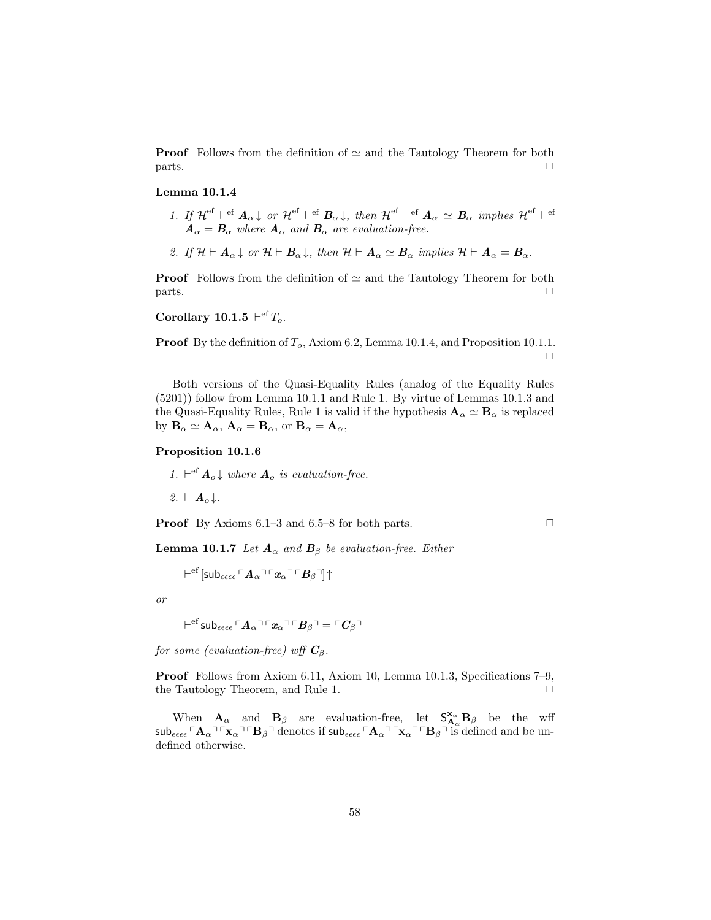**Proof** Follows from the definition of $\simeq$ and the Tautology Theorem for both parts. $\Box$

**Lemma 10.1.4**

1. *If* $\mathcal{H}^{\rm ef} \vdash^{\rm ef} \boldsymbol{A}_\alpha\!\downarrow$ *or* $\mathcal{H}^{\rm ef} \vdash^{\rm ef} \boldsymbol{B}_\alpha\!\downarrow$*, then* $\mathcal{H}^{\rm ef} \vdash^{\rm ef} \boldsymbol{A}_\alpha \simeq \boldsymbol{B}_\alpha$ *implies* $\mathcal{H}^{\rm ef} \vdash^{\rm ef} \boldsymbol{A}_\alpha = \boldsymbol{B}_\alpha$ *where* $\boldsymbol{A}_\alpha$ *and* $\boldsymbol{B}_\alpha$ *are evaluation-free.*

2. *If* $\mathcal{H} \vdash \boldsymbol{A}_\alpha\!\downarrow$ *or* $\mathcal{H} \vdash \boldsymbol{B}_\alpha\!\downarrow$*, then* $\mathcal{H} \vdash \boldsymbol{A}_\alpha \simeq \boldsymbol{B}_\alpha$ *implies* $\mathcal{H} \vdash \boldsymbol{A}_\alpha = \boldsymbol{B}_\alpha$*.*

**Proof** Follows from the definition of $\simeq$ and the Tautology Theorem for both parts. $\Box$

**Corollary 10.1.5** $\vdash^{\rm ef} T_o$.

**Proof** By the definition of $T_o$, Axiom 6.2, Lemma 10.1.4, and Proposition 10.1.1. $\Box$

Both versions of the Quasi-Equality Rules (analog of the Equality Rules (5201)) follow from Lemma 10.1.1 and Rule 1. By virtue of Lemmas 10.1.3 and the Quasi-Equality Rules, Rule 1 is valid if the hypothesis $\mathbf{A}_\alpha \simeq \mathbf{B}_\alpha$ is replaced by $\mathbf{B}_\alpha \simeq \mathbf{A}_\alpha$, $\mathbf{A}_\alpha = \mathbf{B}_\alpha$, or $\mathbf{B}_\alpha = \mathbf{A}_\alpha$,

**Proposition 10.1.6**

1. $\vdash^{\rm ef} \boldsymbol{A}_o\!\downarrow$ *where* $\boldsymbol{A}_o$ *is evaluation-free.*

2. $\vdash \boldsymbol{A}_o\!\downarrow$.

**Proof** By Axioms 6.1–3 and 6.5–8 for both parts. $\Box$

**Lemma 10.1.7** *Let* $\boldsymbol{A}_\alpha$ *and* $\boldsymbol{B}_\beta$ *be evaluation-free. Either*

$$\vdash^{\rm ef} [\mathsf{sub}_{\epsilon\epsilon\epsilon\epsilon} \ulcorner \boldsymbol{A}_\alpha \urcorner \ulcorner \boldsymbol{x}_\alpha \urcorner \ulcorner \boldsymbol{B}_\beta \urcorner]\!\uparrow$$

*or*

$$\vdash^{\rm ef} \mathsf{sub}_{\epsilon\epsilon\epsilon\epsilon} \ulcorner \boldsymbol{A}_\alpha \urcorner \ulcorner \boldsymbol{x}_\alpha \urcorner \ulcorner \boldsymbol{B}_\beta \urcorner = \ulcorner \boldsymbol{C}_\beta \urcorner$$

*for some (evaluation-free) wff* $\boldsymbol{C}_\beta$*.*

**Proof** Follows from Axiom 6.11, Axiom 10, Lemma 10.1.3, Specifications 7–9, the Tautology Theorem, and Rule 1. $\Box$

When $\mathbf{A}_\alpha$ and $\mathbf{B}_\beta$ are evaluation-free, let $\mathsf{S}^{\mathbf{x}_\alpha}_{\mathbf{A}_\alpha} \mathbf{B}_\beta$ be the wff $\mathsf{sub}_{\epsilon\epsilon\epsilon\epsilon} \ulcorner \mathbf{A}_\alpha \urcorner \ulcorner \mathbf{x}_\alpha \urcorner \ulcorner \mathbf{B}_\beta \urcorner$ denotes if $\mathsf{sub}_{\epsilon\epsilon\epsilon\epsilon} \ulcorner \mathbf{A}_\alpha \urcorner \ulcorner \mathbf{x}_\alpha \urcorner \ulcorner \mathbf{B}_\beta \urcorner$ is defined and be undefined otherwise.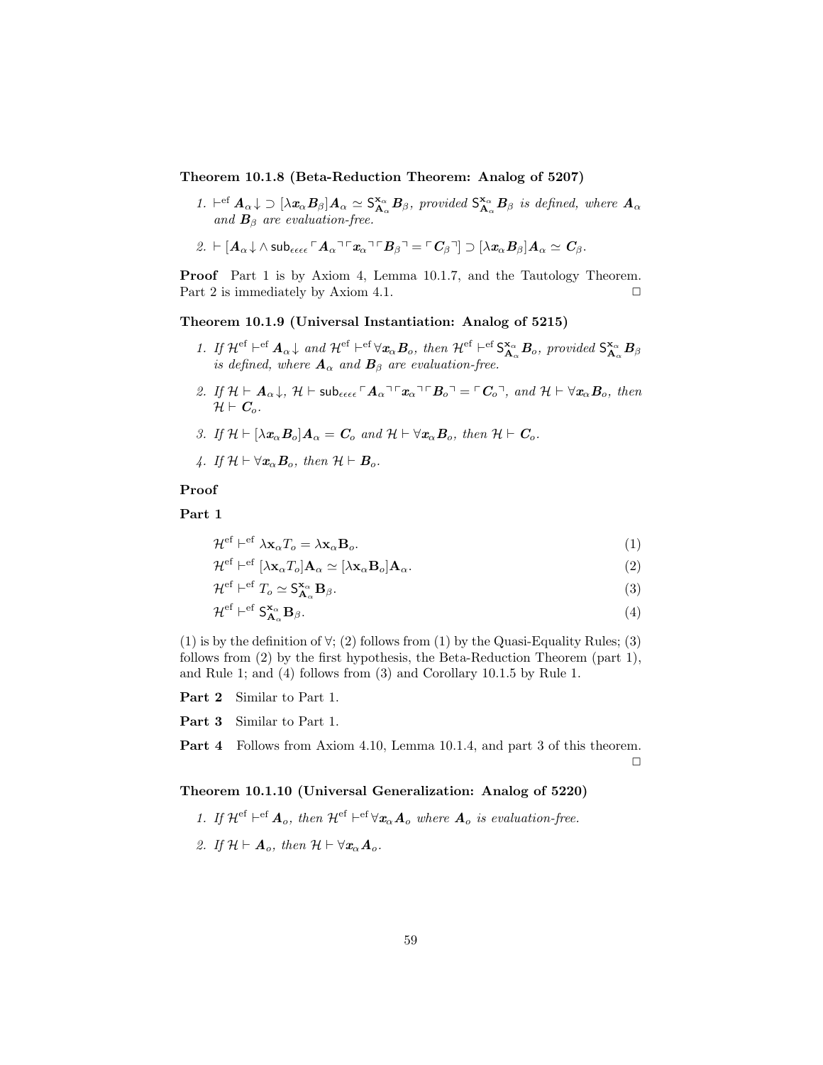**Theorem 10.1.8 (Beta-Reduction Theorem: Analog of 5207)**

1. $\vdash^{\rm ef} \boldsymbol{A}_\alpha\!\downarrow \supset [\lambda \boldsymbol{x}_\alpha \boldsymbol{B}_\beta]\boldsymbol{A}_\alpha \simeq \mathsf{S}^{\mathbf{x}_\alpha}_{\mathbf{A}_\alpha} \boldsymbol{B}_\beta$, *provided* $\mathsf{S}^{\mathbf{x}_\alpha}_{\mathbf{A}_\alpha} \boldsymbol{B}_\beta$ *is defined, where* $\boldsymbol{A}_\alpha$ *and* $\boldsymbol{B}_\beta$ *are evaluation-free.*

2. $\vdash [\boldsymbol{A}_\alpha\!\downarrow \wedge\, \mathsf{sub}_{\epsilon\epsilon\epsilon\epsilon} \ulcorner \boldsymbol{A}_\alpha \urcorner \ulcorner \boldsymbol{x}_\alpha \urcorner \ulcorner \boldsymbol{B}_\beta \urcorner = \ulcorner \boldsymbol{C}_\beta \urcorner] \supset [\lambda \boldsymbol{x}_\alpha \boldsymbol{B}_\beta]\boldsymbol{A}_\alpha \simeq \boldsymbol{C}_\beta$.

**Proof** Part 1 is by Axiom 4, Lemma 10.1.7, and the Tautology Theorem. Part 2 is immediately by Axiom 4.1. □

**Theorem 10.1.9 (Universal Instantiation: Analog of 5215)**

1. *If* $\mathcal{H}^{\rm ef} \vdash^{\rm ef} \boldsymbol{A}_\alpha\!\downarrow$ *and* $\mathcal{H}^{\rm ef} \vdash^{\rm ef} \forall \boldsymbol{x}_\alpha \boldsymbol{B}_o$, *then* $\mathcal{H}^{\rm ef} \vdash^{\rm ef} \mathsf{S}^{\mathbf{x}_\alpha}_{\mathbf{A}_\alpha} \boldsymbol{B}_o$, *provided* $\mathsf{S}^{\mathbf{x}_\alpha}_{\mathbf{A}_\alpha} \boldsymbol{B}_\beta$ *is defined, where* $\boldsymbol{A}_\alpha$ *and* $\boldsymbol{B}_\beta$ *are evaluation-free.*

2. *If* $\mathcal{H} \vdash \boldsymbol{A}_\alpha\!\downarrow$, $\mathcal{H} \vdash \mathsf{sub}_{\epsilon\epsilon\epsilon\epsilon} \ulcorner \boldsymbol{A}_\alpha \urcorner \ulcorner \boldsymbol{x}_\alpha \urcorner \ulcorner \boldsymbol{B}_o \urcorner = \ulcorner \boldsymbol{C}_o \urcorner$, *and* $\mathcal{H} \vdash \forall \boldsymbol{x}_\alpha \boldsymbol{B}_o$, *then* $\mathcal{H} \vdash \boldsymbol{C}_o$.

3. *If* $\mathcal{H} \vdash [\lambda \boldsymbol{x}_\alpha \boldsymbol{B}_o]\boldsymbol{A}_\alpha = \boldsymbol{C}_o$ *and* $\mathcal{H} \vdash \forall \boldsymbol{x}_\alpha \boldsymbol{B}_o$, *then* $\mathcal{H} \vdash \boldsymbol{C}_o$.

4. *If* $\mathcal{H} \vdash \forall \boldsymbol{x}_\alpha \boldsymbol{B}_o$, *then* $\mathcal{H} \vdash \boldsymbol{B}_o$.

**Proof**

**Part 1**

$$\mathcal{H}^{\rm ef} \vdash^{\rm ef} \lambda \mathbf{x}_\alpha T_o = \lambda \mathbf{x}_\alpha \mathbf{B}_o. \tag{1}$$

$$\mathcal{H}^{\rm ef} \vdash^{\rm ef} [\lambda \mathbf{x}_\alpha T_o]\mathbf{A}_\alpha \simeq [\lambda \mathbf{x}_\alpha \mathbf{B}_o]\mathbf{A}_\alpha. \tag{2}$$

$$\mathcal{H}^{\rm ef} \vdash^{\rm ef} T_o \simeq \mathsf{S}^{\mathbf{x}_\alpha}_{\mathbf{A}_\alpha} \mathbf{B}_\beta. \tag{3}$$

$$\mathcal{H}^{\rm ef} \vdash^{\rm ef} \mathsf{S}^{\mathbf{x}_\alpha}_{\mathbf{A}_\alpha} \mathbf{B}_\beta. \tag{4}$$

(1) is by the definition of $\forall$; (2) follows from (1) by the Quasi-Equality Rules; (3) follows from (2) by the first hypothesis, the Beta-Reduction Theorem (part 1), and Rule 1; and (4) follows from (3) and Corollary 10.1.5 by Rule 1.

**Part 2** Similar to Part 1.

**Part 3** Similar to Part 1.

**Part 4** Follows from Axiom 4.10, Lemma 10.1.4, and part 3 of this theorem. □

**Theorem 10.1.10 (Universal Generalization: Analog of 5220)**

1. *If* $\mathcal{H}^{\rm ef} \vdash^{\rm ef} \boldsymbol{A}_o$, *then* $\mathcal{H}^{\rm ef} \vdash^{\rm ef} \forall \boldsymbol{x}_\alpha \boldsymbol{A}_o$ *where* $\boldsymbol{A}_o$ *is evaluation-free.*

2. *If* $\mathcal{H} \vdash \boldsymbol{A}_o$, *then* $\mathcal{H} \vdash \forall \boldsymbol{x}_\alpha \boldsymbol{A}_o$.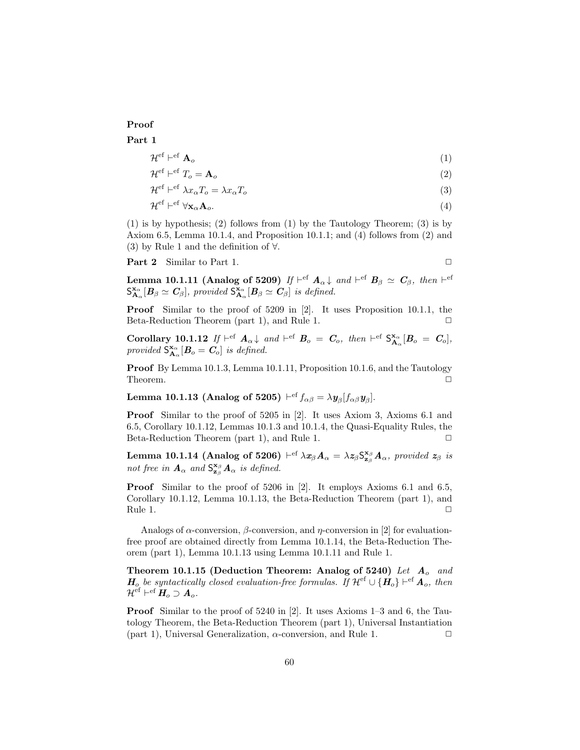**Proof**

**Part 1**

$$\mathcal{H}^{\text{ef}} \vdash^{\text{ef}} \mathbf{A}_o \tag{1}$$

$$\mathcal{H}^{\text{ef}} \vdash^{\text{ef}} T_o = \mathbf{A}_o \tag{2}$$

$$\mathcal{H}^{\text{ef}} \vdash^{\text{ef}} \lambda x_\alpha T_o = \lambda x_\alpha T_o \tag{3}$$

$$\mathcal{H}^{\text{ef}} \vdash^{\text{ef}} \forall \mathbf{x}_\alpha \mathbf{A}_o. \tag{4}$$

(1) is by hypothesis; (2) follows from (1) by the Tautology Theorem; (3) is by Axiom 6.5, Lemma 10.1.4, and Proposition 10.1.1; and (4) follows from (2) and (3) by Rule 1 and the definition of $\forall$.

**Part 2** Similar to Part 1. □

**Lemma 10.1.11 (Analog of 5209)** *If* $\vdash^{\text{ef}} \boldsymbol{A}_\alpha\!\downarrow$ *and* $\vdash^{\text{ef}} \boldsymbol{B}_\beta \simeq \boldsymbol{C}_\beta$*, then* $\vdash^{\text{ef}} \mathsf{S}^{\mathbf{x}_\alpha}_{\mathbf{A}_\alpha}[\boldsymbol{B}_\beta \simeq \boldsymbol{C}_\beta]$*, provided* $\mathsf{S}^{\mathbf{x}_\alpha}_{\mathbf{A}_\alpha}[\boldsymbol{B}_\beta \simeq \boldsymbol{C}_\beta]$ *is defined.*

**Proof** Similar to the proof of 5209 in [2]. It uses Proposition 10.1.1, the Beta-Reduction Theorem (part 1), and Rule 1. □

**Corollary 10.1.12** *If* $\vdash^{\text{ef}} \boldsymbol{A}_\alpha\!\downarrow$ *and* $\vdash^{\text{ef}} \boldsymbol{B}_o = \boldsymbol{C}_o$*, then* $\vdash^{\text{ef}} \mathsf{S}^{\mathbf{x}_\alpha}_{\mathbf{A}_\alpha}[\boldsymbol{B}_o = \boldsymbol{C}_o]$*, provided* $\mathsf{S}^{\mathbf{x}_\alpha}_{\mathbf{A}_\alpha}[\boldsymbol{B}_o = \boldsymbol{C}_o]$ *is defined.*

**Proof** By Lemma 10.1.3, Lemma 10.1.11, Proposition 10.1.6, and the Tautology Theorem. □

**Lemma 10.1.13 (Analog of 5205)** $\vdash^{\text{ef}} f_{\alpha\beta} = \lambda \boldsymbol{y}_\beta[f_{\alpha\beta}\boldsymbol{y}_\beta]$.

**Proof** Similar to the proof of 5205 in [2]. It uses Axiom 3, Axioms 6.1 and 6.5, Corollary 10.1.12, Lemmas 10.1.3 and 10.1.4, the Quasi-Equality Rules, the Beta-Reduction Theorem (part 1), and Rule 1. □

**Lemma 10.1.14 (Analog of 5206)** $\vdash^{\text{ef}} \lambda \boldsymbol{x}_\beta \boldsymbol{A}_\alpha = \lambda \boldsymbol{z}_\beta \mathsf{S}^{\mathbf{x}_\beta}_{\mathbf{z}_\beta} \boldsymbol{A}_\alpha$*, provided* $\boldsymbol{z}_\beta$ *is not free in* $\boldsymbol{A}_\alpha$ *and* $\mathsf{S}^{\mathbf{x}_\beta}_{\mathbf{z}_\beta} \boldsymbol{A}_\alpha$ *is defined.*

**Proof** Similar to the proof of 5206 in [2]. It employs Axioms 6.1 and 6.5, Corollary 10.1.12, Lemma 10.1.13, the Beta-Reduction Theorem (part 1), and Rule 1. □

Analogs of $\alpha$-conversion, $\beta$-conversion, and $\eta$-conversion in [2] for evaluation-free proof are obtained directly from Lemma 10.1.14, the Beta-Reduction Theorem (part 1), Lemma 10.1.13 using Lemma 10.1.11 and Rule 1.

**Theorem 10.1.15 (Deduction Theorem: Analog of 5240)** *Let* $\boldsymbol{A}_o$ *and* $\boldsymbol{H}_o$ *be syntactically closed evaluation-free formulas. If* $\mathcal{H}^{\text{ef}} \cup \{\boldsymbol{H}_o\} \vdash^{\text{ef}} \boldsymbol{A}_o$*, then* $\mathcal{H}^{\text{ef}} \vdash^{\text{ef}} \boldsymbol{H}_o \supset \boldsymbol{A}_o$*.*

**Proof** Similar to the proof of 5240 in [2]. It uses Axioms 1–3 and 6, the Tautology Theorem, the Beta-Reduction Theorem (part 1), Universal Instantiation (part 1), Universal Generalization, $\alpha$-conversion, and Rule 1. □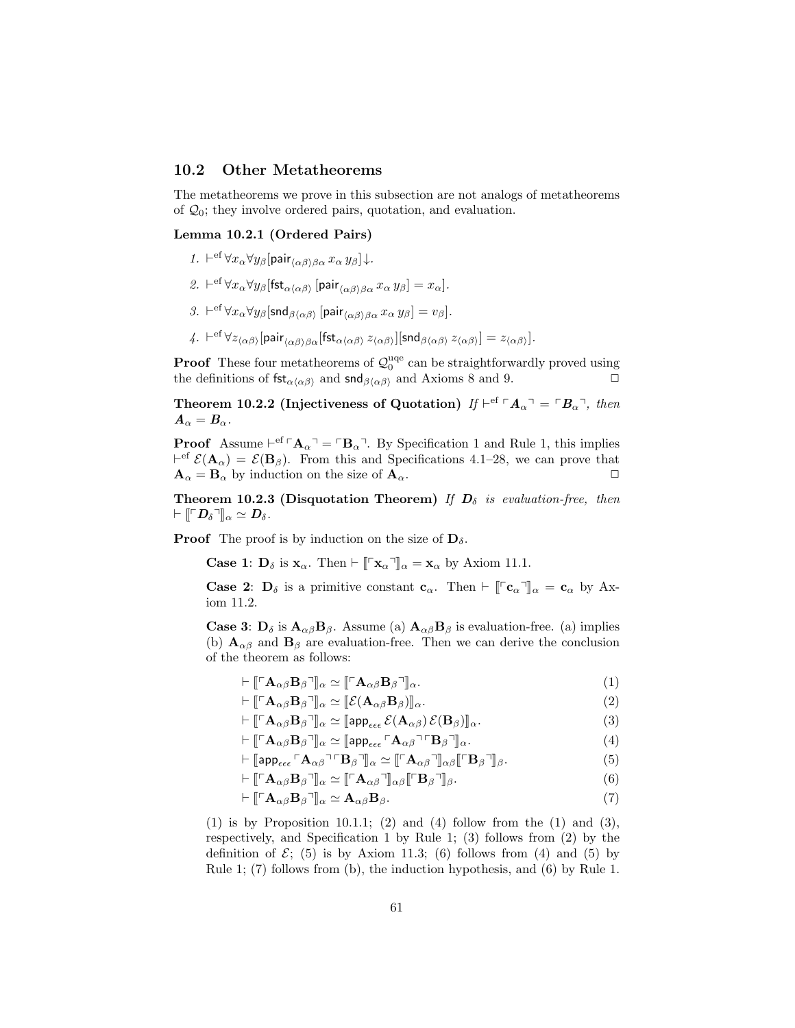## 10.2 Other Metatheorems

The metatheorems we prove in this subsection are not analogs of metatheorems of $\mathcal{Q}_0$; they involve ordered pairs, quotation, and evaluation.

**Lemma 10.2.1 (Ordered Pairs)**

1. $\vdash^{\rm ef} \forall x_\alpha \forall y_\beta [\mathsf{pair}_{\langle\alpha\beta\rangle\beta\alpha}\, x_\alpha\, y_\beta]\!\downarrow$.
2. $\vdash^{\rm ef} \forall x_\alpha \forall y_\beta [\mathsf{fst}_{\alpha\langle\alpha\beta\rangle}\, [\mathsf{pair}_{\langle\alpha\beta\rangle\beta\alpha}\, x_\alpha\, y_\beta] = x_\alpha]$.
3. $\vdash^{\rm ef} \forall x_\alpha \forall y_\beta [\mathsf{snd}_{\beta\langle\alpha\beta\rangle}\, [\mathsf{pair}_{\langle\alpha\beta\rangle\beta\alpha}\, x_\alpha\, y_\beta] = v_\beta]$.
4. $\vdash^{\rm ef} \forall z_{\langle\alpha\beta\rangle} [\mathsf{pair}_{\langle\alpha\beta\rangle\beta\alpha} [\mathsf{fst}_{\alpha\langle\alpha\beta\rangle}\, z_{\langle\alpha\beta\rangle}][\mathsf{snd}_{\beta\langle\alpha\beta\rangle}\, z_{\langle\alpha\beta\rangle}] = z_{\langle\alpha\beta\rangle}]$.

**Proof** These four metatheorems of $\mathcal{Q}_0^{\rm uqe}$ can be straightforwardly proved using the definitions of $\mathsf{fst}_{\alpha\langle\alpha\beta\rangle}$ and $\mathsf{snd}_{\beta\langle\alpha\beta\rangle}$ and Axioms 8 and 9. □

**Theorem 10.2.2 (Injectiveness of Quotation)** *If $\vdash^{\rm ef} \ulcorner \mathbf{A}_\alpha \urcorner = \ulcorner \mathbf{B}_\alpha \urcorner$, then $\mathbf{A}_\alpha = \mathbf{B}_\alpha$.*

**Proof** Assume $\vdash^{\rm ef} \ulcorner \mathbf{A}_\alpha \urcorner = \ulcorner \mathbf{B}_\alpha \urcorner$. By Specification 1 and Rule 1, this implies $\vdash^{\rm ef} \mathcal{E}(\mathbf{A}_\alpha) = \mathcal{E}(\mathbf{B}_\beta)$. From this and Specifications 4.1–28, we can prove that $\mathbf{A}_\alpha = \mathbf{B}_\alpha$ by induction on the size of $\mathbf{A}_\alpha$. □

**Theorem 10.2.3 (Disquotation Theorem)** *If $\mathbf{D}_\delta$ is evaluation-free, then $\vdash [\![\ulcorner \mathbf{D}_\delta \urcorner]\!]_\alpha \simeq \mathbf{D}_\delta$.*

**Proof** The proof is by induction on the size of $\mathbf{D}_\delta$.

**Case 1**: $\mathbf{D}_\delta$ is $\mathbf{x}_\alpha$. Then $\vdash [\![\ulcorner \mathbf{x}_\alpha \urcorner]\!]_\alpha = \mathbf{x}_\alpha$ by Axiom 11.1.

**Case 2**: $\mathbf{D}_\delta$ is a primitive constant $\mathbf{c}_\alpha$. Then $\vdash [\![\ulcorner \mathbf{c}_\alpha \urcorner]\!]_\alpha = \mathbf{c}_\alpha$ by Axiom 11.2.

**Case 3**: $\mathbf{D}_\delta$ is $\mathbf{A}_{\alpha\beta}\mathbf{B}_\beta$. Assume (a) $\mathbf{A}_{\alpha\beta}\mathbf{B}_\beta$ is evaluation-free. (a) implies (b) $\mathbf{A}_{\alpha\beta}$ and $\mathbf{B}_\beta$ are evaluation-free. Then we can derive the conclusion of the theorem as follows:

$$\vdash [\![\ulcorner \mathbf{A}_{\alpha\beta}\mathbf{B}_\beta \urcorner]\!]_\alpha \simeq [\![\ulcorner \mathbf{A}_{\alpha\beta}\mathbf{B}_\beta \urcorner]\!]_\alpha. \tag{1}$$
$$\vdash [\![\ulcorner \mathbf{A}_{\alpha\beta}\mathbf{B}_\beta \urcorner]\!]_\alpha \simeq [\![\mathcal{E}(\mathbf{A}_{\alpha\beta}\mathbf{B}_\beta)]\!]_\alpha. \tag{2}$$
$$\vdash [\![\ulcorner \mathbf{A}_{\alpha\beta}\mathbf{B}_\beta \urcorner]\!]_\alpha \simeq [\![\mathsf{app}_{\epsilon\epsilon\epsilon}\, \mathcal{E}(\mathbf{A}_{\alpha\beta})\, \mathcal{E}(\mathbf{B}_\beta)]\!]_\alpha. \tag{3}$$
$$\vdash [\![\ulcorner \mathbf{A}_{\alpha\beta}\mathbf{B}_\beta \urcorner]\!]_\alpha \simeq [\![\mathsf{app}_{\epsilon\epsilon\epsilon}\, \ulcorner \mathbf{A}_{\alpha\beta} \urcorner \ulcorner \mathbf{B}_\beta \urcorner]\!]_\alpha. \tag{4}$$
$$\vdash [\![\mathsf{app}_{\epsilon\epsilon\epsilon}\, \ulcorner \mathbf{A}_{\alpha\beta} \urcorner \ulcorner \mathbf{B}_\beta \urcorner]\!]_\alpha \simeq [\![\ulcorner \mathbf{A}_{\alpha\beta} \urcorner]\!]_{\alpha\beta} [\![\ulcorner \mathbf{B}_\beta \urcorner]\!]_\beta. \tag{5}$$
$$\vdash [\![\ulcorner \mathbf{A}_{\alpha\beta}\mathbf{B}_\beta \urcorner]\!]_\alpha \simeq [\![\ulcorner \mathbf{A}_{\alpha\beta} \urcorner]\!]_{\alpha\beta} [\![\ulcorner \mathbf{B}_\beta \urcorner]\!]_\beta. \tag{6}$$
$$\vdash [\![\ulcorner \mathbf{A}_{\alpha\beta}\mathbf{B}_\beta \urcorner]\!]_\alpha \simeq \mathbf{A}_{\alpha\beta}\mathbf{B}_\beta. \tag{7}$$

(1) is by Proposition 10.1.1; (2) and (4) follow from the (1) and (3), respectively, and Specification 1 by Rule 1; (3) follows from (2) by the definition of $\mathcal{E}$; (5) is by Axiom 11.3; (6) follows from (4) and (5) by Rule 1; (7) follows from (b), the induction hypothesis, and (6) by Rule 1.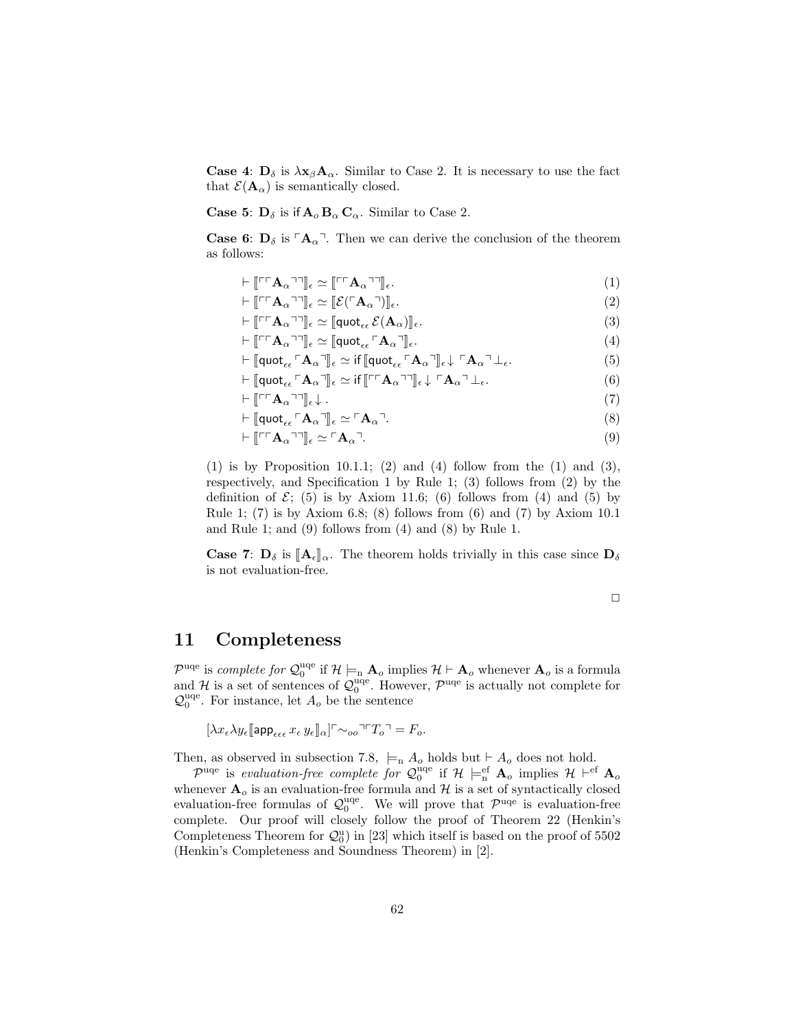**Case 4**: $\mathbf{D}_\delta$ is $\lambda \mathbf{x}_\beta \mathbf{A}_\alpha$. Similar to Case 2. It is necessary to use the fact that $\mathcal{E}(\mathbf{A}_\alpha)$ is semantically closed.

**Case 5**: $\mathbf{D}_\delta$ is $\mathsf{if}\, \mathbf{A}_o\, \mathbf{B}_\alpha\, \mathbf{C}_\alpha$. Similar to Case 2.

**Case 6**: $\mathbf{D}_\delta$ is $\ulcorner \mathbf{A}_\alpha \urcorner$. Then we can derive the conclusion of the theorem as follows:

$$\vdash [\![ \ulcorner\ulcorner \mathbf{A}_\alpha \urcorner\urcorner ]\!]_\epsilon \simeq [\![ \ulcorner\ulcorner \mathbf{A}_\alpha \urcorner\urcorner ]\!]_\epsilon. \tag{1}$$

$$\vdash [\![ \ulcorner\ulcorner \mathbf{A}_\alpha \urcorner\urcorner ]\!]_\epsilon \simeq [\![ \mathcal{E}(\ulcorner \mathbf{A}_\alpha \urcorner) ]\!]_\epsilon. \tag{2}$$

$$\vdash [\![ \ulcorner\ulcorner \mathbf{A}_\alpha \urcorner\urcorner ]\!]_\epsilon \simeq [\![ \mathsf{quot}_{\epsilon\epsilon}\, \mathcal{E}(\mathbf{A}_\alpha) ]\!]_\epsilon. \tag{3}$$

$$\vdash [\![ \ulcorner\ulcorner \mathbf{A}_\alpha \urcorner\urcorner ]\!]_\epsilon \simeq [\![ \mathsf{quot}_{\epsilon\epsilon}\, \ulcorner \mathbf{A}_\alpha \urcorner ]\!]_\epsilon. \tag{4}$$

$$\vdash [\![ \mathsf{quot}_{\epsilon\epsilon}\, \ulcorner \mathbf{A}_\alpha \urcorner ]\!]_\epsilon \simeq \mathsf{if}\, [\![ \mathsf{quot}_{\epsilon\epsilon}\, \ulcorner \mathbf{A}_\alpha \urcorner ]\!]_\epsilon\!\downarrow\, \ulcorner \mathbf{A}_\alpha \urcorner \bot_\epsilon. \tag{5}$$

$$\vdash [\![ \mathsf{quot}_{\epsilon\epsilon}\, \ulcorner \mathbf{A}_\alpha \urcorner ]\!]_\epsilon \simeq \mathsf{if}\, [\![ \ulcorner\ulcorner \mathbf{A}_\alpha \urcorner\urcorner ]\!]_\epsilon\!\downarrow\, \ulcorner \mathbf{A}_\alpha \urcorner \bot_\epsilon. \tag{6}$$

$$\vdash [\![ \ulcorner\ulcorner \mathbf{A}_\alpha \urcorner\urcorner ]\!]_\epsilon\!\downarrow. \tag{7}$$

$$\vdash [\![ \mathsf{quot}_{\epsilon\epsilon}\, \ulcorner \mathbf{A}_\alpha \urcorner ]\!]_\epsilon \simeq \ulcorner \mathbf{A}_\alpha \urcorner. \tag{8}$$

$$\vdash [\![ \ulcorner\ulcorner \mathbf{A}_\alpha \urcorner\urcorner ]\!]_\epsilon \simeq \ulcorner \mathbf{A}_\alpha \urcorner. \tag{9}$$

(1) is by Proposition 10.1.1; (2) and (4) follow from the (1) and (3), respectively, and Specification 1 by Rule 1; (3) follows from (2) by the definition of $\mathcal{E}$; (5) is by Axiom 11.6; (6) follows from (4) and (5) by Rule 1; (7) is by Axiom 6.8; (8) follows from (6) and (7) by Axiom 10.1 and Rule 1; and (9) follows from (4) and (8) by Rule 1.

**Case 7**: $\mathbf{D}_\delta$ is $[\![ \mathbf{A}_\epsilon ]\!]_\alpha$. The theorem holds trivially in this case since $\mathbf{D}_\delta$ is not evaluation-free.

□

# 11 Completeness

$\mathcal{P}^{\rm uqe}$ is *complete for* $\mathcal{Q}_0^{\rm uqe}$ if $\mathcal{H} \models_{\rm n} \mathbf{A}_o$ implies $\mathcal{H} \vdash \mathbf{A}_o$ whenever $\mathbf{A}_o$ is a formula and $\mathcal{H}$ is a set of sentences of $\mathcal{Q}_0^{\rm uqe}$. However, $\mathcal{P}^{\rm uqe}$ is actually not complete for $\mathcal{Q}_0^{\rm uqe}$. For instance, let $A_o$ be the sentence

$$[\lambda x_\epsilon \lambda y_\epsilon [\![ \mathsf{app}_{\epsilon\epsilon\epsilon}\, x_\epsilon\, y_\epsilon ]\!]_\alpha] \ulcorner {\sim_{oo}} \urcorner \ulcorner T_o \urcorner = F_o.$$

Then, as observed in subsection 7.8, $\models_{\rm n} A_o$ holds but $\vdash A_o$ does not hold.

$\mathcal{P}^{\rm uqe}$ is *evaluation-free complete for* $\mathcal{Q}_0^{\rm uqe}$ if $\mathcal{H} \models_{\rm n}^{\rm ef} \mathbf{A}_o$ implies $\mathcal{H} \vdash^{\rm ef} \mathbf{A}_o$ whenever $\mathbf{A}_o$ is an evaluation-free formula and $\mathcal{H}$ is a set of syntactically closed evaluation-free formulas of $\mathcal{Q}_0^{\rm uqe}$. We will prove that $\mathcal{P}^{\rm uqe}$ is evaluation-free complete. Our proof will closely follow the proof of Theorem 22 (Henkin's Completeness Theorem for $\mathcal{Q}_0^{\rm u}$) in [23] which itself is based on the proof of 5502 (Henkin's Completeness and Soundness Theorem) in [2].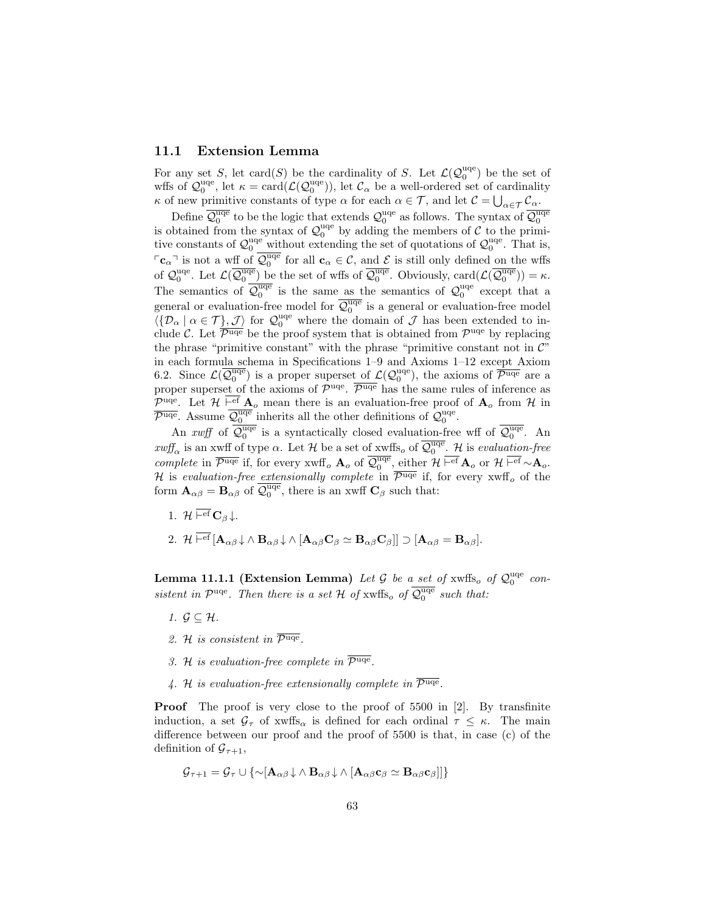### 11.1 Extension Lemma

For any set $S$, let $\mathrm{card}(S)$ be the cardinality of $S$. Let $\mathcal{L}(\mathcal{Q}_0^{\mathrm{uqe}})$ be the set of wffs of $\mathcal{Q}_0^{\mathrm{uqe}}$, let $\kappa = \mathrm{card}(\mathcal{L}(\mathcal{Q}_0^{\mathrm{uqe}}))$, let $\mathcal{C}_\alpha$ be a well-ordered set of cardinality $\kappa$ of new primitive constants of type $\alpha$ for each $\alpha \in \mathcal{T}$, and let $\mathcal{C} = \bigcup_{\alpha \in \mathcal{T}} \mathcal{C}_\alpha$.

Define $\overline{\mathcal{Q}_0^{\mathrm{uqe}}}$ to be the logic that extends $\mathcal{Q}_0^{\mathrm{uqe}}$ as follows. The syntax of $\overline{\mathcal{Q}_0^{\mathrm{uqe}}}$ is obtained from the syntax of $\mathcal{Q}_0^{\mathrm{uqe}}$ by adding the members of $\mathcal{C}$ to the primitive constants of $\mathcal{Q}_0^{\mathrm{uqe}}$ without extending the set of quotations of $\mathcal{Q}_0^{\mathrm{uqe}}$. That is, $\ulcorner \mathbf{c}_\alpha \urcorner$ is not a wff of $\overline{\mathcal{Q}_0^{\mathrm{uqe}}}$ for all $\mathbf{c}_\alpha \in \mathcal{C}$, and $\mathcal{E}$ is still only defined on the wffs of $\mathcal{Q}_0^{\mathrm{uqe}}$. Let $\mathcal{L}(\overline{\mathcal{Q}_0^{\mathrm{uqe}}})$ be the set of wffs of $\overline{\mathcal{Q}_0^{\mathrm{uqe}}}$. Obviously, $\mathrm{card}(\mathcal{L}(\overline{\mathcal{Q}_0^{\mathrm{uqe}}})) = \kappa$. The semantics of $\overline{\mathcal{Q}_0^{\mathrm{uqe}}}$ is the same as the semantics of $\mathcal{Q}_0^{\mathrm{uqe}}$ except that a general or evaluation-free model for $\overline{\mathcal{Q}_0^{\mathrm{uqe}}}$ is a general or evaluation-free model $\langle \{\mathcal{D}_\alpha \mid \alpha \in \mathcal{T}\}, \mathcal{J} \rangle$ for $\mathcal{Q}_0^{\mathrm{uqe}}$ where the domain of $\mathcal{J}$ has been extended to include $\mathcal{C}$. Let $\overline{\mathcal{P}^{\mathrm{uqe}}}$ be the proof system that is obtained from $\mathcal{P}^{\mathrm{uqe}}$ by replacing the phrase "primitive constant" with the phrase "primitive constant not in $\mathcal{C}$" in each formula schema in Specifications 1–9 and Axioms 1–12 except Axiom 6.2. Since $\mathcal{L}(\overline{\mathcal{Q}_0^{\mathrm{uqe}}})$ is a proper superset of $\mathcal{L}(\mathcal{Q}_0^{\mathrm{uqe}})$, the axioms of $\overline{\mathcal{P}^{\mathrm{uqe}}}$ are a proper superset of the axioms of $\mathcal{P}^{\mathrm{uqe}}$. $\overline{\mathcal{P}^{\mathrm{uqe}}}$ has the same rules of inference as $\mathcal{P}^{\mathrm{uqe}}$. Let $\mathcal{H} \,\overline{\vdash^{\mathrm{ef}}}\, \mathbf{A}_o$ mean there is an evaluation-free proof of $\mathbf{A}_o$ from $\mathcal{H}$ in $\overline{\mathcal{P}^{\mathrm{uqe}}}$. Assume $\overline{\mathcal{Q}_0^{\mathrm{uqe}}}$ inherits all the other definitions of $\mathcal{Q}_0^{\mathrm{uqe}}$.

An *xwff* of $\overline{\mathcal{Q}_0^{\mathrm{uqe}}}$ is a syntactically closed evaluation-free wff of $\overline{\mathcal{Q}_0^{\mathrm{uqe}}}$. An *xwff*$_\alpha$ is an xwff of type $\alpha$. Let $\mathcal{H}$ be a set of xwffs$_o$ of $\overline{\mathcal{Q}_0^{\mathrm{uqe}}}$. $\mathcal{H}$ is *evaluation-free complete* in $\overline{\mathcal{P}^{\mathrm{uqe}}}$ if, for every xwff$_o$ $\mathbf{A}_o$ of $\overline{\mathcal{Q}_0^{\mathrm{uqe}}}$, either $\mathcal{H} \,\overline{\vdash^{\mathrm{ef}}}\, \mathbf{A}_o$ or $\mathcal{H} \,\overline{\vdash^{\mathrm{ef}}}\, {\sim}\mathbf{A}_o$. $\mathcal{H}$ is *evaluation-free extensionally complete* in $\overline{\mathcal{P}^{\mathrm{uqe}}}$ if, for every xwff$_o$ of the form $\mathbf{A}_{\alpha\beta} = \mathbf{B}_{\alpha\beta}$ of $\overline{\mathcal{Q}_0^{\mathrm{uqe}}}$, there is an xwff $\mathbf{C}_\beta$ such that:

1. $\mathcal{H} \,\overline{\vdash^{\mathrm{ef}}}\, \mathbf{C}_\beta\!\downarrow$.
2. $\mathcal{H} \,\overline{\vdash^{\mathrm{ef}}}\, [\mathbf{A}_{\alpha\beta}\!\downarrow \wedge \mathbf{B}_{\alpha\beta}\!\downarrow \wedge [\mathbf{A}_{\alpha\beta}\mathbf{C}_\beta \simeq \mathbf{B}_{\alpha\beta}\mathbf{C}_\beta]] \supset [\mathbf{A}_{\alpha\beta} = \mathbf{B}_{\alpha\beta}]$.

**Lemma 11.1.1 (Extension Lemma)** *Let $\mathcal{G}$ be a set of* xwffs$_o$ *of $\mathcal{Q}_0^{\mathrm{uqe}}$ consistent in $\mathcal{P}^{\mathrm{uqe}}$. Then there is a set $\mathcal{H}$ of* xwffs$_o$ *of $\overline{\mathcal{Q}_0^{\mathrm{uqe}}}$ such that:*

1. *$\mathcal{G} \subseteq \mathcal{H}$.*
2. *$\mathcal{H}$ is consistent in $\overline{\mathcal{P}^{\mathrm{uqe}}}$.*
3. *$\mathcal{H}$ is evaluation-free complete in $\overline{\mathcal{P}^{\mathrm{uqe}}}$.*
4. *$\mathcal{H}$ is evaluation-free extensionally complete in $\overline{\mathcal{P}^{\mathrm{uqe}}}$.*

**Proof** The proof is very close to the proof of 5500 in [2]. By transfinite induction, a set $\mathcal{G}_\tau$ of xwffs$_\alpha$ is defined for each ordinal $\tau \leq \kappa$. The main difference between our proof and the proof of 5500 is that, in case (c) of the definition of $\mathcal{G}_{\tau+1}$,

$$\mathcal{G}_{\tau+1} = \mathcal{G}_\tau \cup \{{\sim}[\mathbf{A}_{\alpha\beta}\!\downarrow \wedge \mathbf{B}_{\alpha\beta}\!\downarrow \wedge [\mathbf{A}_{\alpha\beta}\mathbf{c}_\beta \simeq \mathbf{B}_{\alpha\beta}\mathbf{c}_\beta]]\}$$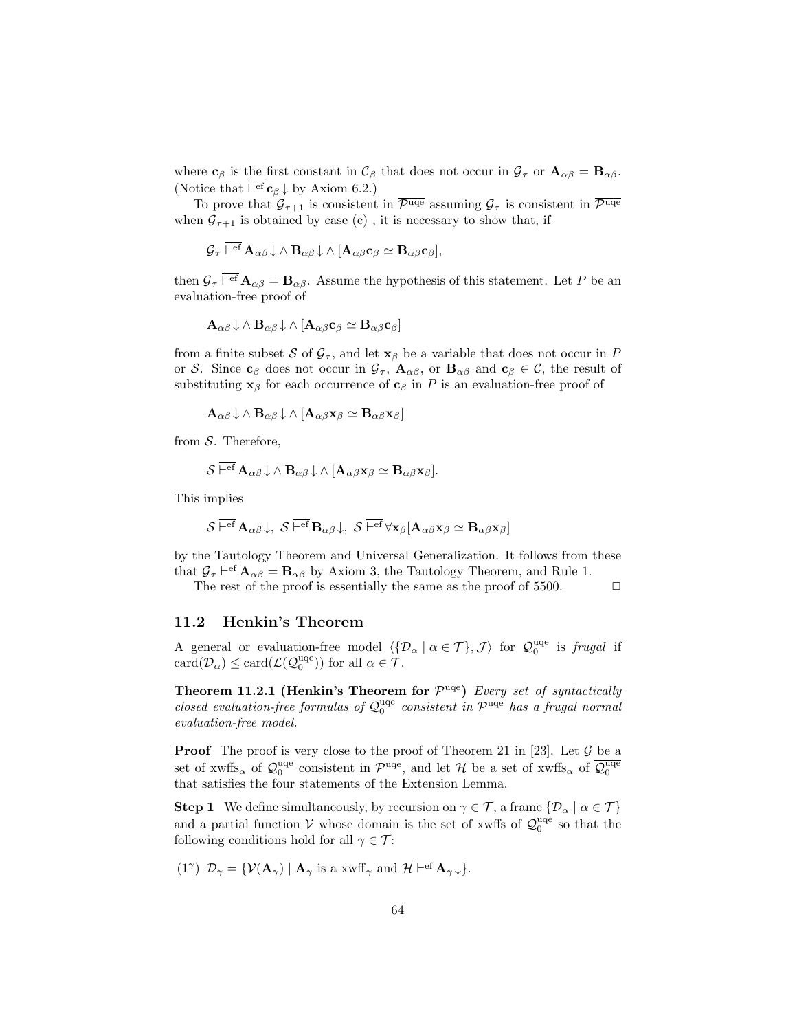where $\mathbf{c}_\beta$ is the first constant in $\mathcal{C}_\beta$ that does not occur in $\mathcal{G}_\tau$ or $\mathbf{A}_{\alpha\beta} = \mathbf{B}_{\alpha\beta}$. (Notice that $\overline{\vdash^{\rm ef}}\, \mathbf{c}_\beta\!\downarrow$ by Axiom 6.2.)

To prove that $\mathcal{G}_{\tau+1}$ is consistent in $\overline{\mathcal{P}^{\rm uqe}}$ assuming $\mathcal{G}_\tau$ is consistent in $\overline{\mathcal{P}^{\rm uqe}}$ when $\mathcal{G}_{\tau+1}$ is obtained by case (c) , it is necessary to show that, if

$$\mathcal{G}_\tau \overline{\vdash^{\rm ef}} \mathbf{A}_{\alpha\beta}\!\downarrow \wedge\, \mathbf{B}_{\alpha\beta}\!\downarrow \wedge\, [\mathbf{A}_{\alpha\beta}\mathbf{c}_\beta \simeq \mathbf{B}_{\alpha\beta}\mathbf{c}_\beta],$$

then $\mathcal{G}_\tau \overline{\vdash^{\rm ef}} \mathbf{A}_{\alpha\beta} = \mathbf{B}_{\alpha\beta}$. Assume the hypothesis of this statement. Let $P$ be an evaluation-free proof of

$$\mathbf{A}_{\alpha\beta}\!\downarrow \wedge\, \mathbf{B}_{\alpha\beta}\!\downarrow \wedge\, [\mathbf{A}_{\alpha\beta}\mathbf{c}_\beta \simeq \mathbf{B}_{\alpha\beta}\mathbf{c}_\beta]$$

from a finite subset $\mathcal{S}$ of $\mathcal{G}_\tau$, and let $\mathbf{x}_\beta$ be a variable that does not occur in $P$ or $\mathcal{S}$. Since $\mathbf{c}_\beta$ does not occur in $\mathcal{G}_\tau$, $\mathbf{A}_{\alpha\beta}$, or $\mathbf{B}_{\alpha\beta}$ and $\mathbf{c}_\beta \in \mathcal{C}$, the result of substituting $\mathbf{x}_\beta$ for each occurrence of $\mathbf{c}_\beta$ in $P$ is an evaluation-free proof of

$$\mathbf{A}_{\alpha\beta}\!\downarrow \wedge\, \mathbf{B}_{\alpha\beta}\!\downarrow \wedge\, [\mathbf{A}_{\alpha\beta}\mathbf{x}_\beta \simeq \mathbf{B}_{\alpha\beta}\mathbf{x}_\beta]$$

from $\mathcal{S}$. Therefore,

$$\mathcal{S} \overline{\vdash^{\rm ef}} \mathbf{A}_{\alpha\beta}\!\downarrow \wedge\, \mathbf{B}_{\alpha\beta}\!\downarrow \wedge\, [\mathbf{A}_{\alpha\beta}\mathbf{x}_\beta \simeq \mathbf{B}_{\alpha\beta}\mathbf{x}_\beta].$$

This implies

$$\mathcal{S} \overline{\vdash^{\rm ef}} \mathbf{A}_{\alpha\beta}\!\downarrow,\ \mathcal{S} \overline{\vdash^{\rm ef}} \mathbf{B}_{\alpha\beta}\!\downarrow,\ \mathcal{S} \overline{\vdash^{\rm ef}} \forall \mathbf{x}_\beta[\mathbf{A}_{\alpha\beta}\mathbf{x}_\beta \simeq \mathbf{B}_{\alpha\beta}\mathbf{x}_\beta]$$

by the Tautology Theorem and Universal Generalization. It follows from these that $\mathcal{G}_\tau \overline{\vdash^{\rm ef}} \mathbf{A}_{\alpha\beta} = \mathbf{B}_{\alpha\beta}$ by Axiom 3, the Tautology Theorem, and Rule 1.

The rest of the proof is essentially the same as the proof of 5500. $\Box$

## 11.2 Henkin's Theorem

A general or evaluation-free model $\langle\{\mathcal{D}_\alpha \mid \alpha \in \mathcal{T}\}, \mathcal{J}\rangle$ for $\mathcal{Q}_0^{\rm uqe}$ is *frugal* if $\mathrm{card}(\mathcal{D}_\alpha) \le \mathrm{card}(\mathcal{L}(\mathcal{Q}_0^{\rm uqe}))$ for all $\alpha \in \mathcal{T}$.

**Theorem 11.2.1 (Henkin's Theorem for $\mathcal{P}^{\rm uqe}$)** *Every set of syntactically closed evaluation-free formulas of $\mathcal{Q}_0^{\rm uqe}$ consistent in $\mathcal{P}^{\rm uqe}$ has a frugal normal evaluation-free model.*

**Proof** The proof is very close to the proof of Theorem 21 in [23]. Let $\mathcal{G}$ be a set of xwffs$_\alpha$ of $\mathcal{Q}_0^{\rm uqe}$ consistent in $\mathcal{P}^{\rm uqe}$, and let $\mathcal{H}$ be a set of xwffs$_\alpha$ of $\overline{\mathcal{Q}_0^{\rm uqe}}$ that satisfies the four statements of the Extension Lemma.

**Step 1** We define simultaneously, by recursion on $\gamma \in \mathcal{T}$, a frame $\{\mathcal{D}_\alpha \mid \alpha \in \mathcal{T}\}$ and a partial function $\mathcal{V}$ whose domain is the set of xwffs of $\overline{\mathcal{Q}_0^{\rm uqe}}$ so that the following conditions hold for all $\gamma \in \mathcal{T}$:

($1^\gamma$) $\mathcal{D}_\gamma = \{\mathcal{V}(\mathbf{A}_\gamma) \mid \mathbf{A}_\gamma$ is a xwff$_\gamma$ and $\mathcal{H} \overline{\vdash^{\rm ef}} \mathbf{A}_\gamma\!\downarrow\}$.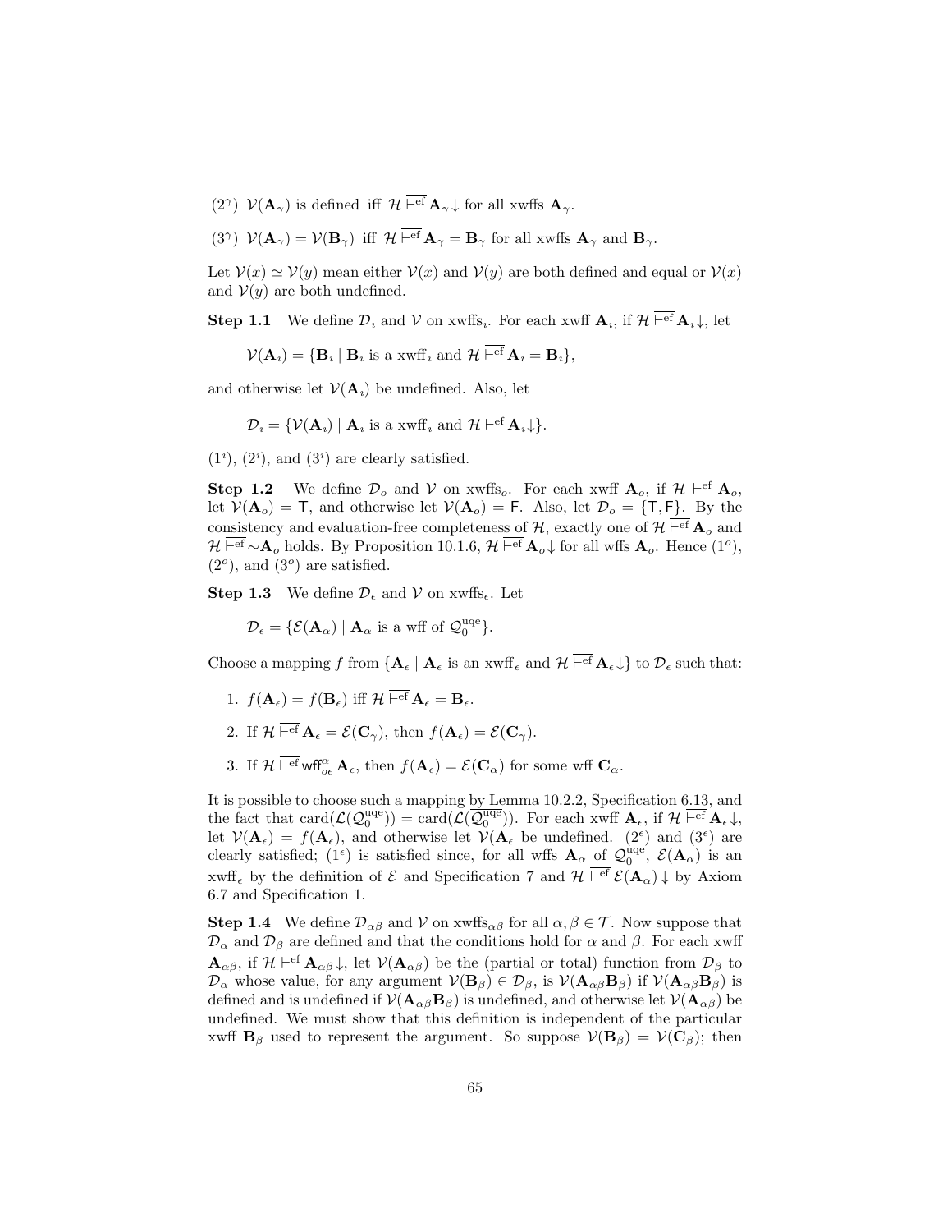($2^\gamma$) $\mathcal{V}(\mathbf{A}_\gamma)$ is defined iff $\mathcal{H} \overline{\vdash^{\rm ef}} \mathbf{A}_\gamma \!\downarrow$ for all xwffs $\mathbf{A}_\gamma$.

($3^\gamma$) $\mathcal{V}(\mathbf{A}_\gamma) = \mathcal{V}(\mathbf{B}_\gamma)$ iff $\mathcal{H} \overline{\vdash^{\rm ef}} \mathbf{A}_\gamma = \mathbf{B}_\gamma$ for all xwffs $\mathbf{A}_\gamma$ and $\mathbf{B}_\gamma$.

Let $\mathcal{V}(x) \simeq \mathcal{V}(y)$ mean either $\mathcal{V}(x)$ and $\mathcal{V}(y)$ are both defined and equal or $\mathcal{V}(x)$ and $\mathcal{V}(y)$ are both undefined.

**Step 1.1** We define $\mathcal{D}_\imath$ and $\mathcal{V}$ on xwffs$_\imath$. For each xwff $\mathbf{A}_\imath$, if $\mathcal{H} \overline{\vdash^{\rm ef}} \mathbf{A}_\imath \!\downarrow$, let

$$\mathcal{V}(\mathbf{A}_\imath) = \{\mathbf{B}_\imath \mid \mathbf{B}_\imath \text{ is a xwff}_\imath \text{ and } \mathcal{H} \overline{\vdash^{\rm ef}} \mathbf{A}_\imath = \mathbf{B}_\imath\},$$

and otherwise let $\mathcal{V}(\mathbf{A}_\imath)$ be undefined. Also, let

$$\mathcal{D}_\imath = \{\mathcal{V}(\mathbf{A}_\imath) \mid \mathbf{A}_\imath \text{ is a xwff}_\imath \text{ and } \mathcal{H} \overline{\vdash^{\rm ef}} \mathbf{A}_\imath \!\downarrow\}.$$

($1^\imath$), ($2^\imath$), and ($3^\imath$) are clearly satisfied.

**Step 1.2** We define $\mathcal{D}_o$ and $\mathcal{V}$ on xwffs$_o$. For each xwff $\mathbf{A}_o$, if $\mathcal{H} \overline{\vdash^{\rm ef}} \mathbf{A}_o$, let $\mathcal{V}(\mathbf{A}_o) = \mathsf{T}$, and otherwise let $\mathcal{V}(\mathbf{A}_o) = \mathsf{F}$. Also, let $\mathcal{D}_o = \{\mathsf{T}, \mathsf{F}\}$. By the consistency and evaluation-free completeness of $\mathcal{H}$, exactly one of $\mathcal{H} \overline{\vdash^{\rm ef}} \mathbf{A}_o$ and $\mathcal{H} \overline{\vdash^{\rm ef}} {\sim}\mathbf{A}_o$ holds. By Proposition 10.1.6, $\mathcal{H} \overline{\vdash^{\rm ef}} \mathbf{A}_o \!\downarrow$ for all wffs $\mathbf{A}_o$. Hence ($1^o$), ($2^o$), and ($3^o$) are satisfied.

**Step 1.3** We define $\mathcal{D}_\epsilon$ and $\mathcal{V}$ on xwffs$_\epsilon$. Let

$$\mathcal{D}_\epsilon = \{\mathcal{E}(\mathbf{A}_\alpha) \mid \mathbf{A}_\alpha \text{ is a wff of } \mathcal{Q}_0^{\rm uqe}\}.$$

Choose a mapping $f$ from $\{\mathbf{A}_\epsilon \mid \mathbf{A}_\epsilon \text{ is an xwff}_\epsilon \text{ and } \mathcal{H} \overline{\vdash^{\rm ef}} \mathbf{A}_\epsilon \!\downarrow\}$ to $\mathcal{D}_\epsilon$ such that:

1. $f(\mathbf{A}_\epsilon) = f(\mathbf{B}_\epsilon)$ iff $\mathcal{H} \overline{\vdash^{\rm ef}} \mathbf{A}_\epsilon = \mathbf{B}_\epsilon$.
2. If $\mathcal{H} \overline{\vdash^{\rm ef}} \mathbf{A}_\epsilon = \mathcal{E}(\mathbf{C}_\gamma)$, then $f(\mathbf{A}_\epsilon) = \mathcal{E}(\mathbf{C}_\gamma)$.
3. If $\mathcal{H} \overline{\vdash^{\rm ef}} \mathsf{wff}^\alpha_{o\epsilon}\, \mathbf{A}_\epsilon$, then $f(\mathbf{A}_\epsilon) = \mathcal{E}(\mathbf{C}_\alpha)$ for some wff $\mathbf{C}_\alpha$.

It is possible to choose such a mapping by Lemma 10.2.2, Specification 6.13, and the fact that $\text{card}(\mathcal{L}(\mathcal{Q}_0^{\rm uqe})) = \text{card}(\mathcal{L}(\overline{\mathcal{Q}_0^{\rm uqe}}))$. For each xwff $\mathbf{A}_\epsilon$, if $\mathcal{H} \overline{\vdash^{\rm ef}} \mathbf{A}_\epsilon \!\downarrow$, let $\mathcal{V}(\mathbf{A}_\epsilon) = f(\mathbf{A}_\epsilon)$, and otherwise let $\mathcal{V}(\mathbf{A}_\epsilon$ be undefined. ($2^\epsilon$) and ($3^\epsilon$) are clearly satisfied; ($1^\epsilon$) is satisfied since, for all wffs $\mathbf{A}_\alpha$ of $\mathcal{Q}_0^{\rm uqe}$, $\mathcal{E}(\mathbf{A}_\alpha)$ is an xwff$_\epsilon$ by the definition of $\mathcal{E}$ and Specification 7 and $\mathcal{H} \overline{\vdash^{\rm ef}} \mathcal{E}(\mathbf{A}_\alpha) \!\downarrow$ by Axiom 6.7 and Specification 1.

**Step 1.4** We define $\mathcal{D}_{\alpha\beta}$ and $\mathcal{V}$ on xwffs$_{\alpha\beta}$ for all $\alpha, \beta \in \mathcal{T}$. Now suppose that $\mathcal{D}_\alpha$ and $\mathcal{D}_\beta$ are defined and that the conditions hold for $\alpha$ and $\beta$. For each xwff $\mathbf{A}_{\alpha\beta}$, if $\mathcal{H} \overline{\vdash^{\rm ef}} \mathbf{A}_{\alpha\beta} \!\downarrow$, let $\mathcal{V}(\mathbf{A}_{\alpha\beta})$ be the (partial or total) function from $\mathcal{D}_\beta$ to $\mathcal{D}_\alpha$ whose value, for any argument $\mathcal{V}(\mathbf{B}_\beta) \in \mathcal{D}_\beta$, is $\mathcal{V}(\mathbf{A}_{\alpha\beta}\mathbf{B}_\beta)$ if $\mathcal{V}(\mathbf{A}_{\alpha\beta}\mathbf{B}_\beta)$ is defined and is undefined if $\mathcal{V}(\mathbf{A}_{\alpha\beta}\mathbf{B}_\beta)$ is undefined, and otherwise let $\mathcal{V}(\mathbf{A}_{\alpha\beta})$ be undefined. We must show that this definition is independent of the particular xwff $\mathbf{B}_\beta$ used to represent the argument. So suppose $\mathcal{V}(\mathbf{B}_\beta) = \mathcal{V}(\mathbf{C}_\beta)$; then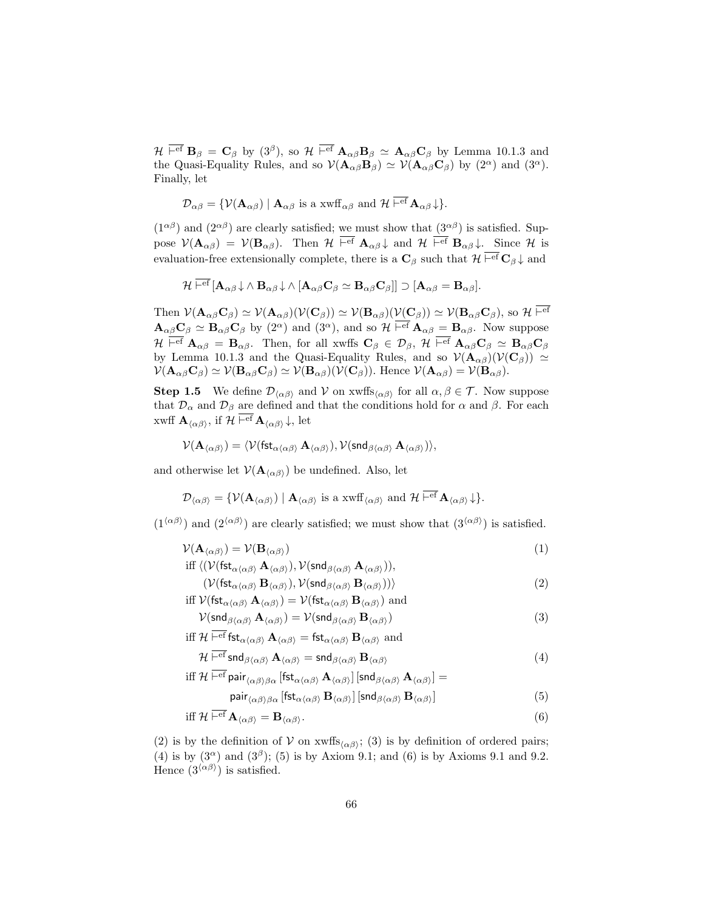$\mathcal{H} \overline{\vdash^{\rm ef}} \mathbf{B}_\beta = \mathbf{C}_\beta$ by $(3^\beta)$, so $\mathcal{H} \overline{\vdash^{\rm ef}} \mathbf{A}_{\alpha\beta}\mathbf{B}_\beta \simeq \mathbf{A}_{\alpha\beta}\mathbf{C}_\beta$ by Lemma 10.1.3 and the Quasi-Equality Rules, and so $\mathcal{V}(\mathbf{A}_{\alpha\beta}\mathbf{B}_\beta) \simeq \mathcal{V}(\mathbf{A}_{\alpha\beta}\mathbf{C}_\beta)$ by $(2^\alpha)$ and $(3^\alpha)$. Finally, let

$$\mathcal{D}_{\alpha\beta} = \{\mathcal{V}(\mathbf{A}_{\alpha\beta}) \mid \mathbf{A}_{\alpha\beta} \text{ is a xwff}_{\alpha\beta} \text{ and } \mathcal{H} \overline{\vdash^{\rm ef}} \mathbf{A}_{\alpha\beta}\!\downarrow\}.$$

$(1^{\alpha\beta})$ and $(2^{\alpha\beta})$ are clearly satisfied; we must show that $(3^{\alpha\beta})$ is satisfied. Suppose $\mathcal{V}(\mathbf{A}_{\alpha\beta}) = \mathcal{V}(\mathbf{B}_{\alpha\beta})$. Then $\mathcal{H} \overline{\vdash^{\rm ef}} \mathbf{A}_{\alpha\beta}\!\downarrow$ and $\mathcal{H} \overline{\vdash^{\rm ef}} \mathbf{B}_{\alpha\beta}\!\downarrow$. Since $\mathcal{H}$ is evaluation-free extensionally complete, there is a $\mathbf{C}_\beta$ such that $\mathcal{H} \overline{\vdash^{\rm ef}} \mathbf{C}_\beta\!\downarrow$ and

$$\mathcal{H} \overline{\vdash^{\rm ef}} [\mathbf{A}_{\alpha\beta}\!\downarrow \wedge\, \mathbf{B}_{\alpha\beta}\!\downarrow \wedge [\mathbf{A}_{\alpha\beta}\mathbf{C}_\beta \simeq \mathbf{B}_{\alpha\beta}\mathbf{C}_\beta]] \supset [\mathbf{A}_{\alpha\beta} = \mathbf{B}_{\alpha\beta}].$$

Then $\mathcal{V}(\mathbf{A}_{\alpha\beta}\mathbf{C}_\beta) \simeq \mathcal{V}(\mathbf{A}_{\alpha\beta})(\mathcal{V}(\mathbf{C}_\beta)) \simeq \mathcal{V}(\mathbf{B}_{\alpha\beta})(\mathcal{V}(\mathbf{C}_\beta)) \simeq \mathcal{V}(\mathbf{B}_{\alpha\beta}\mathbf{C}_\beta)$, so $\mathcal{H} \overline{\vdash^{\rm ef}} \mathbf{A}_{\alpha\beta}\mathbf{C}_\beta \simeq \mathbf{B}_{\alpha\beta}\mathbf{C}_\beta$ by $(2^\alpha)$ and $(3^\alpha)$, and so $\mathcal{H} \overline{\vdash^{\rm ef}} \mathbf{A}_{\alpha\beta} = \mathbf{B}_{\alpha\beta}$. Now suppose $\mathcal{H} \overline{\vdash^{\rm ef}} \mathbf{A}_{\alpha\beta} = \mathbf{B}_{\alpha\beta}$. Then, for all xwffs $\mathbf{C}_\beta \in \mathcal{D}_\beta$, $\mathcal{H} \overline{\vdash^{\rm ef}} \mathbf{A}_{\alpha\beta}\mathbf{C}_\beta \simeq \mathbf{B}_{\alpha\beta}\mathbf{C}_\beta$ by Lemma 10.1.3 and the Quasi-Equality Rules, and so $\mathcal{V}(\mathbf{A}_{\alpha\beta})(\mathcal{V}(\mathbf{C}_\beta)) \simeq \mathcal{V}(\mathbf{A}_{\alpha\beta}\mathbf{C}_\beta) \simeq \mathcal{V}(\mathbf{B}_{\alpha\beta}\mathbf{C}_\beta) \simeq \mathcal{V}(\mathbf{B}_{\alpha\beta})(\mathcal{V}(\mathbf{C}_\beta))$. Hence $\mathcal{V}(\mathbf{A}_{\alpha\beta}) = \mathcal{V}(\mathbf{B}_{\alpha\beta})$.

**Step 1.5** We define $\mathcal{D}_{\langle\alpha\beta\rangle}$ and $\mathcal{V}$ on xwffs$_{\langle\alpha\beta\rangle}$ for all $\alpha, \beta \in \mathcal{T}$. Now suppose that $\mathcal{D}_\alpha$ and $\mathcal{D}_\beta$ are defined and that the conditions hold for $\alpha$ and $\beta$. For each xwff $\mathbf{A}_{\langle\alpha\beta\rangle}$, if $\mathcal{H} \overline{\vdash^{\rm ef}} \mathbf{A}_{\langle\alpha\beta\rangle}\!\downarrow$, let

$$\mathcal{V}(\mathbf{A}_{\langle\alpha\beta\rangle}) = \langle \mathcal{V}(\mathsf{fst}_{\alpha\langle\alpha\beta\rangle}\,\mathbf{A}_{\langle\alpha\beta\rangle}), \mathcal{V}(\mathsf{snd}_{\beta\langle\alpha\beta\rangle}\,\mathbf{A}_{\langle\alpha\beta\rangle})\rangle,$$

and otherwise let $\mathcal{V}(\mathbf{A}_{\langle\alpha\beta\rangle})$ be undefined. Also, let

$$\mathcal{D}_{\langle\alpha\beta\rangle} = \{\mathcal{V}(\mathbf{A}_{\langle\alpha\beta\rangle}) \mid \mathbf{A}_{\langle\alpha\beta\rangle} \text{ is a xwff}_{\langle\alpha\beta\rangle} \text{ and } \mathcal{H} \overline{\vdash^{\rm ef}} \mathbf{A}_{\langle\alpha\beta\rangle}\!\downarrow\}.$$

$(1^{\langle\alpha\beta\rangle})$ and $(2^{\langle\alpha\beta\rangle})$ are clearly satisfied; we must show that $(3^{\langle\alpha\beta\rangle})$ is satisfied.

$$
\begin{aligned}
& \mathcal{V}(\mathbf{A}_{\langle\alpha\beta\rangle}) = \mathcal{V}(\mathbf{B}_{\langle\alpha\beta\rangle}) && (1)\\
& \text{iff } \langle(\mathcal{V}(\mathsf{fst}_{\alpha\langle\alpha\beta\rangle}\,\mathbf{A}_{\langle\alpha\beta\rangle}), \mathcal{V}(\mathsf{snd}_{\beta\langle\alpha\beta\rangle}\,\mathbf{A}_{\langle\alpha\beta\rangle})),\\
& \qquad (\mathcal{V}(\mathsf{fst}_{\alpha\langle\alpha\beta\rangle}\,\mathbf{B}_{\langle\alpha\beta\rangle}), \mathcal{V}(\mathsf{snd}_{\beta\langle\alpha\beta\rangle}\,\mathbf{B}_{\langle\alpha\beta\rangle}))\rangle && (2)\\
& \text{iff } \mathcal{V}(\mathsf{fst}_{\alpha\langle\alpha\beta\rangle}\,\mathbf{A}_{\langle\alpha\beta\rangle}) = \mathcal{V}(\mathsf{fst}_{\alpha\langle\alpha\beta\rangle}\,\mathbf{B}_{\langle\alpha\beta\rangle}) \text{ and}\\
& \qquad \mathcal{V}(\mathsf{snd}_{\beta\langle\alpha\beta\rangle}\,\mathbf{A}_{\langle\alpha\beta\rangle}) = \mathcal{V}(\mathsf{snd}_{\beta\langle\alpha\beta\rangle}\,\mathbf{B}_{\langle\alpha\beta\rangle}) && (3)\\
& \text{iff } \mathcal{H} \overline{\vdash^{\rm ef}} \mathsf{fst}_{\alpha\langle\alpha\beta\rangle}\,\mathbf{A}_{\langle\alpha\beta\rangle} = \mathsf{fst}_{\alpha\langle\alpha\beta\rangle}\,\mathbf{B}_{\langle\alpha\beta\rangle} \text{ and}\\
& \qquad \mathcal{H} \overline{\vdash^{\rm ef}} \mathsf{snd}_{\beta\langle\alpha\beta\rangle}\,\mathbf{A}_{\langle\alpha\beta\rangle} = \mathsf{snd}_{\beta\langle\alpha\beta\rangle}\,\mathbf{B}_{\langle\alpha\beta\rangle} && (4)\\
& \text{iff } \mathcal{H} \overline{\vdash^{\rm ef}} \mathsf{pair}_{\langle\alpha\beta\rangle\beta\alpha}\,[\mathsf{fst}_{\alpha\langle\alpha\beta\rangle}\,\mathbf{A}_{\langle\alpha\beta\rangle}]\,[\mathsf{snd}_{\beta\langle\alpha\beta\rangle}\,\mathbf{A}_{\langle\alpha\beta\rangle}] =\\
& \qquad\qquad \mathsf{pair}_{\langle\alpha\beta\rangle\beta\alpha}\,[\mathsf{fst}_{\alpha\langle\alpha\beta\rangle}\,\mathbf{B}_{\langle\alpha\beta\rangle}]\,[\mathsf{snd}_{\beta\langle\alpha\beta\rangle}\,\mathbf{B}_{\langle\alpha\beta\rangle}] && (5)\\
& \text{iff } \mathcal{H} \overline{\vdash^{\rm ef}} \mathbf{A}_{\langle\alpha\beta\rangle} = \mathbf{B}_{\langle\alpha\beta\rangle}. && (6)
\end{aligned}
$$

(2) is by the definition of $\mathcal{V}$ on xwffs$_{\langle\alpha\beta\rangle}$; (3) is by definition of ordered pairs; (4) is by $(3^\alpha)$ and $(3^\beta)$; (5) is by Axiom 9.1; and (6) is by Axioms 9.1 and 9.2. Hence $(3^{\langle\alpha\beta\rangle})$ is satisfied.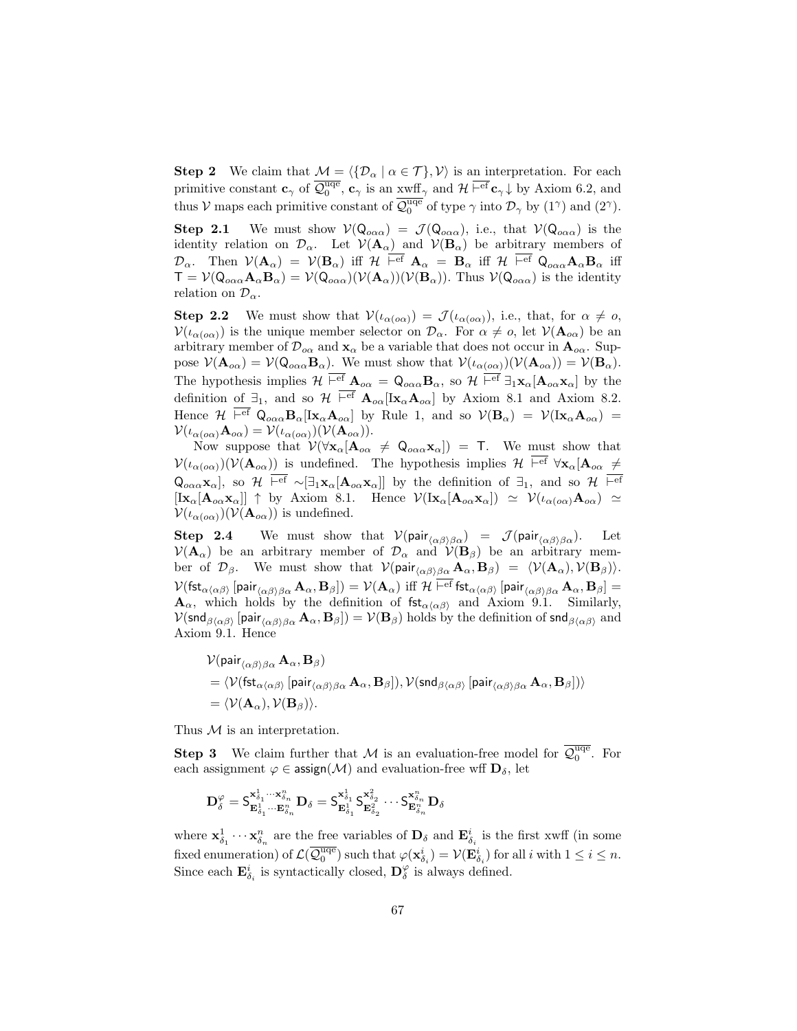**Step 2** We claim that $\mathcal{M} = \langle \{\mathcal{D}_\alpha \mid \alpha \in \mathcal{T}\}, \mathcal{V}\rangle$ is an interpretation. For each primitive constant $\mathbf{c}_\gamma$ of $\overline{\mathcal{Q}_0^{\rm uqe}}$, $\mathbf{c}_\gamma$ is an $\underline{\rm xwff}_\gamma$ and $\mathcal{H} \,\overline{\vdash^{\rm ef}}\, \mathbf{c}_\gamma\!\downarrow$ by Axiom 6.2, and thus $\mathcal{V}$ maps each primitive constant of $\overline{\mathcal{Q}_0^{\rm uqe}}$ of type $\gamma$ into $\mathcal{D}_\gamma$ by ($1^\gamma$) and ($2^\gamma$).

**Step 2.1** We must show $\mathcal{V}(\mathsf{Q}_{o\alpha\alpha}) = \mathcal{J}(\mathsf{Q}_{o\alpha\alpha})$, i.e., that $\mathcal{V}(\mathsf{Q}_{o\alpha\alpha})$ is the identity relation on $\mathcal{D}_\alpha$. Let $\mathcal{V}(\mathbf{A}_\alpha)$ and $\mathcal{V}(\mathbf{B}_\alpha)$ be arbitrary members of $\mathcal{D}_\alpha$. Then $\mathcal{V}(\mathbf{A}_\alpha) = \mathcal{V}(\mathbf{B}_\alpha)$ iff $\mathcal{H} \,\overline{\vdash^{\rm ef}}\, \mathbf{A}_\alpha = \mathbf{B}_\alpha$ iff $\mathcal{H} \,\overline{\vdash^{\rm ef}}\, \mathsf{Q}_{o\alpha\alpha}\mathbf{A}_\alpha\mathbf{B}_\alpha$ iff $\mathsf{T} = \mathcal{V}(\mathsf{Q}_{o\alpha\alpha}\mathbf{A}_\alpha\mathbf{B}_\alpha) = \mathcal{V}(\mathsf{Q}_{o\alpha\alpha})(\mathcal{V}(\mathbf{A}_\alpha))(\mathcal{V}(\mathbf{B}_\alpha))$. Thus $\mathcal{V}(\mathsf{Q}_{o\alpha\alpha})$ is the identity relation on $\mathcal{D}_\alpha$.

**Step 2.2** We must show that $\mathcal{V}(\iota_{\alpha(o\alpha)}) = \mathcal{J}(\iota_{\alpha(o\alpha)})$, i.e., that, for $\alpha \neq o$, $\mathcal{V}(\iota_{\alpha(o\alpha)})$ is the unique member selector on $\mathcal{D}_\alpha$. For $\alpha \neq o$, let $\mathcal{V}(\mathbf{A}_{o\alpha})$ be an arbitrary member of $\mathcal{D}_{o\alpha}$ and $\mathbf{x}_\alpha$ be a variable that does not occur in $\mathbf{A}_{o\alpha}$. Suppose $\mathcal{V}(\mathbf{A}_{o\alpha}) = \mathcal{V}(\mathsf{Q}_{o\alpha\alpha}\mathbf{B}_\alpha)$. We must show that $\mathcal{V}(\iota_{\alpha(o\alpha)})(\mathcal{V}(\mathbf{A}_{o\alpha})) = \mathcal{V}(\mathbf{B}_\alpha)$. The hypothesis implies $\mathcal{H} \,\overline{\vdash^{\rm ef}}\, \mathbf{A}_{o\alpha} = \mathsf{Q}_{o\alpha\alpha}\mathbf{B}_\alpha$, so $\mathcal{H} \,\overline{\vdash^{\rm ef}}\, \exists_1\mathbf{x}_\alpha[\mathbf{A}_{o\alpha}\mathbf{x}_\alpha]$ by the definition of $\exists_1$, and so $\mathcal{H} \,\overline{\vdash^{\rm ef}}\, \mathbf{A}_{o\alpha}[\mathrm{I}\mathbf{x}_\alpha\mathbf{A}_{o\alpha}]$ by Axiom 8.1 and Axiom 8.2. Hence $\mathcal{H} \,\overline{\vdash^{\rm ef}}\, \mathsf{Q}_{o\alpha\alpha}\mathbf{B}_\alpha[\mathrm{I}\mathbf{x}_\alpha\mathbf{A}_{o\alpha}]$ by Rule 1, and so $\mathcal{V}(\mathbf{B}_\alpha) = \mathcal{V}(\mathrm{I}\mathbf{x}_\alpha\mathbf{A}_{o\alpha}) = \mathcal{V}(\iota_{\alpha(o\alpha)}\mathbf{A}_{o\alpha}) = \mathcal{V}(\iota_{\alpha(o\alpha)})(\mathcal{V}(\mathbf{A}_{o\alpha}))$.

Now suppose that $\mathcal{V}(\forall\mathbf{x}_\alpha[\mathbf{A}_{o\alpha} \neq \mathsf{Q}_{o\alpha\alpha}\mathbf{x}_\alpha]) = \mathsf{T}$. We must show that $\mathcal{V}(\iota_{\alpha(o\alpha)})(\mathcal{V}(\mathbf{A}_{o\alpha}))$ is undefined. The hypothesis implies $\mathcal{H} \,\overline{\vdash^{\rm ef}}\, \forall\mathbf{x}_\alpha[\mathbf{A}_{o\alpha} \neq \mathsf{Q}_{o\alpha\alpha}\mathbf{x}_\alpha]$, so $\mathcal{H} \,\overline{\vdash^{\rm ef}}\, {\sim}[\exists_1\mathbf{x}_\alpha[\mathbf{A}_{o\alpha}\mathbf{x}_\alpha]]$ by the definition of $\exists_1$, and so $\mathcal{H} \,\overline{\vdash^{\rm ef}}\, [\mathrm{I}\mathbf{x}_\alpha[\mathbf{A}_{o\alpha}\mathbf{x}_\alpha]]\uparrow$ by Axiom 8.1. Hence $\mathcal{V}(\mathrm{I}\mathbf{x}_\alpha[\mathbf{A}_{o\alpha}\mathbf{x}_\alpha]) \simeq \mathcal{V}(\iota_{\alpha(o\alpha)}\mathbf{A}_{o\alpha}) \simeq \mathcal{V}(\iota_{\alpha(o\alpha)})(\mathcal{V}(\mathbf{A}_{o\alpha}))$ is undefined.

**Step 2.4** We must show that $\mathcal{V}(\mathsf{pair}_{\langle\alpha\beta\rangle\beta\alpha}) = \mathcal{J}(\mathsf{pair}_{\langle\alpha\beta\rangle\beta\alpha})$. Let $\mathcal{V}(\mathbf{A}_\alpha)$ be an arbitrary member of $\mathcal{D}_\alpha$ and $\mathcal{V}(\mathbf{B}_\beta)$ be an arbitrary member of $\mathcal{D}_\beta$. We must show that $\mathcal{V}(\mathsf{pair}_{\langle\alpha\beta\rangle\beta\alpha}\,\mathbf{A}_\alpha, \mathbf{B}_\beta) = \langle\mathcal{V}(\mathbf{A}_\alpha), \mathcal{V}(\mathbf{B}_\beta)\rangle$. $\mathcal{V}(\mathsf{fst}_{\alpha\langle\alpha\beta\rangle}\,[\mathsf{pair}_{\langle\alpha\beta\rangle\beta\alpha}\,\mathbf{A}_\alpha, \mathbf{B}_\beta]) = \mathcal{V}(\mathbf{A}_\alpha)$ iff $\mathcal{H} \,\overline{\vdash^{\rm ef}}\, \mathsf{fst}_{\alpha\langle\alpha\beta\rangle}\,[\mathsf{pair}_{\langle\alpha\beta\rangle\beta\alpha}\,\mathbf{A}_\alpha, \mathbf{B}_\beta] = \mathbf{A}_\alpha$, which holds by the definition of $\mathsf{fst}_{\alpha\langle\alpha\beta\rangle}$ and Axiom 9.1. Similarly, $\mathcal{V}(\mathsf{snd}_{\beta\langle\alpha\beta\rangle}\,[\mathsf{pair}_{\langle\alpha\beta\rangle\beta\alpha}\,\mathbf{A}_\alpha, \mathbf{B}_\beta]) = \mathcal{V}(\mathbf{B}_\beta)$ holds by the definition of $\mathsf{snd}_{\beta\langle\alpha\beta\rangle}$ and Axiom 9.1. Hence

$$
\begin{aligned}
&\mathcal{V}(\mathsf{pair}_{\langle\alpha\beta\rangle\beta\alpha}\,\mathbf{A}_\alpha, \mathbf{B}_\beta)\\
&= \langle\mathcal{V}(\mathsf{fst}_{\alpha\langle\alpha\beta\rangle}\,[\mathsf{pair}_{\langle\alpha\beta\rangle\beta\alpha}\,\mathbf{A}_\alpha, \mathbf{B}_\beta]), \mathcal{V}(\mathsf{snd}_{\beta\langle\alpha\beta\rangle}\,[\mathsf{pair}_{\langle\alpha\beta\rangle\beta\alpha}\,\mathbf{A}_\alpha, \mathbf{B}_\beta])\rangle\\
&= \langle\mathcal{V}(\mathbf{A}_\alpha), \mathcal{V}(\mathbf{B}_\beta)\rangle.
\end{aligned}
$$

Thus $\mathcal{M}$ is an interpretation.

**Step 3** We claim further that $\mathcal{M}$ is an evaluation-free model for $\overline{\mathcal{Q}_0^{\rm uqe}}$. For each assignment $\varphi \in \mathsf{assign}(\mathcal{M})$ and evaluation-free wff $\mathbf{D}_\delta$, let

$$
\mathbf{D}_\delta^\varphi = \mathsf{S}^{\mathbf{x}^1_{\delta_1}\cdots\mathbf{x}^n_{\delta_n}}_{\mathbf{E}^1_{\delta_1}\cdots\mathbf{E}^n_{\delta_n}}\,\mathbf{D}_\delta = \mathsf{S}^{\mathbf{x}^1_{\delta_1}}_{\mathbf{E}^1_{\delta_1}}\mathsf{S}^{\mathbf{x}^2_{\delta_2}}_{\mathbf{E}^2_{\delta_2}}\cdots\mathsf{S}^{\mathbf{x}^n_{\delta_n}}_{\mathbf{E}^n_{\delta_n}}\,\mathbf{D}_\delta
$$

where $\mathbf{x}^1_{\delta_1}\cdots\mathbf{x}^n_{\delta_n}$ are the free variables of $\mathbf{D}_\delta$ and $\mathbf{E}^i_{\delta_i}$ is the first xwff (in some fixed enumeration) of $\mathcal{L}(\overline{\mathcal{Q}_0^{\rm uqe}})$ such that $\varphi(\mathbf{x}^i_{\delta_i}) = \mathcal{V}(\mathbf{E}^i_{\delta_i})$ for all $i$ with $1 \leq i \leq n$. Since each $\mathbf{E}^i_{\delta_i}$ is syntactically closed, $\mathbf{D}_\delta^\varphi$ is always defined.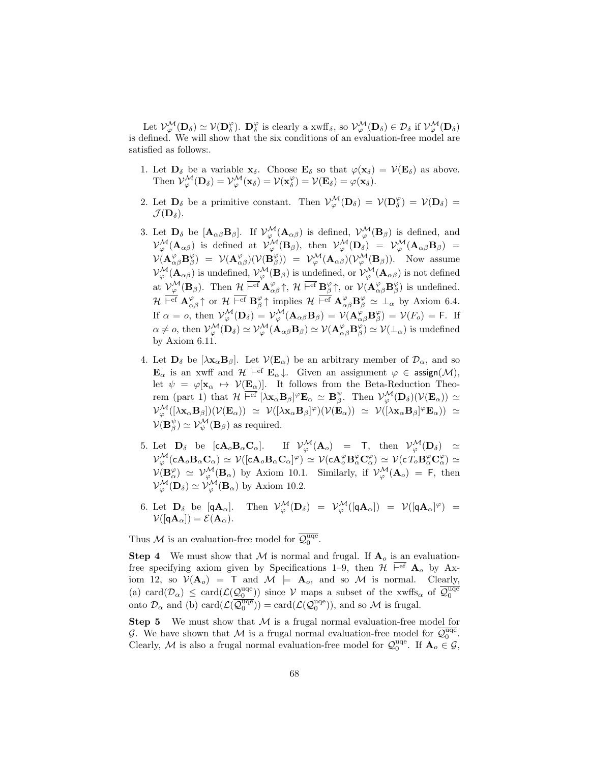Let $\mathcal{V}^{\mathcal{M}}_{\varphi}(\mathbf{D}_\delta) \simeq \mathcal{V}(\mathbf{D}^{\varphi}_{\delta})$. $\mathbf{D}^{\varphi}_{\delta}$ is clearly a xwff$_\delta$, so $\mathcal{V}^{\mathcal{M}}_{\varphi}(\mathbf{D}_\delta) \in \mathcal{D}_\delta$ if $\mathcal{V}^{\mathcal{M}}_{\varphi}(\mathbf{D}_\delta)$ is defined. We will show that the six conditions of an evaluation-free model are satisfied as follows:.

1. Let $\mathbf{D}_\delta$ be a variable $\mathbf{x}_\delta$. Choose $\mathbf{E}_\delta$ so that $\varphi(\mathbf{x}_\delta) = \mathcal{V}(\mathbf{E}_\delta)$ as above. Then $\mathcal{V}^{\mathcal{M}}_{\varphi}(\mathbf{D}_\delta) = \mathcal{V}^{\mathcal{M}}_{\varphi}(\mathbf{x}_\delta) = \mathcal{V}(\mathbf{x}^{\varphi}_{\delta}) = \mathcal{V}(\mathbf{E}_\delta) = \varphi(\mathbf{x}_\delta)$.

2. Let $\mathbf{D}_\delta$ be a primitive constant. Then $\mathcal{V}^{\mathcal{M}}_{\varphi}(\mathbf{D}_\delta) = \mathcal{V}(\mathbf{D}^{\varphi}_{\delta}) = \mathcal{V}(\mathbf{D}_\delta) = \mathcal{J}(\mathbf{D}_\delta)$.

3. Let $\mathbf{D}_\delta$ be $[\mathbf{A}_{\alpha\beta}\mathbf{B}_\beta]$. If $\mathcal{V}^{\mathcal{M}}_{\varphi}(\mathbf{A}_{\alpha\beta})$ is defined, $\mathcal{V}^{\mathcal{M}}_{\varphi}(\mathbf{B}_\beta)$ is defined, and $\mathcal{V}^{\mathcal{M}}_{\varphi}(\mathbf{A}_{\alpha\beta})$ is defined at $\mathcal{V}^{\mathcal{M}}_{\varphi}(\mathbf{B}_\beta)$, then $\mathcal{V}^{\mathcal{M}}_{\varphi}(\mathbf{D}_\delta) = \mathcal{V}^{\mathcal{M}}_{\varphi}(\mathbf{A}_{\alpha\beta}\mathbf{B}_\beta) = \mathcal{V}(\mathbf{A}^{\varphi}_{\alpha\beta}\mathbf{B}^{\varphi}_{\beta}) = \mathcal{V}(\mathbf{A}^{\varphi}_{\alpha\beta})(\mathcal{V}(\mathbf{B}^{\varphi}_{\beta})) = \mathcal{V}^{\mathcal{M}}_{\varphi}(\mathbf{A}_{\alpha\beta})(\mathcal{V}^{\mathcal{M}}_{\varphi}(\mathbf{B}_\beta))$. Now assume $\mathcal{V}^{\mathcal{M}}_{\varphi}(\mathbf{A}_{\alpha\beta})$ is undefined, $\mathcal{V}^{\mathcal{M}}_{\varphi}(\mathbf{B}_\beta)$ is undefined, or $\mathcal{V}^{\mathcal{M}}_{\varphi}(\mathbf{A}_{\alpha\beta})$ is not defined at $\mathcal{V}^{\mathcal{M}}_{\varphi}(\mathbf{B}_\beta)$. Then $\mathcal{H} \,\overline{\vdash^{\rm ef}}\, \mathbf{A}^{\varphi}_{\alpha\beta}\!\uparrow$, $\mathcal{H} \,\overline{\vdash^{\rm ef}}\, \mathbf{B}^{\varphi}_{\beta}\!\uparrow$, or $\mathcal{V}(\mathbf{A}^{\varphi}_{\alpha\beta}\mathbf{B}^{\varphi}_{\beta})$ is undefined. $\mathcal{H} \,\overline{\vdash^{\rm ef}}\, \mathbf{A}^{\varphi}_{\alpha\beta}\!\uparrow$ or $\mathcal{H} \,\overline{\vdash^{\rm ef}}\, \mathbf{B}^{\varphi}_{\beta}\!\uparrow$ implies $\mathcal{H} \,\overline{\vdash^{\rm ef}}\, \mathbf{A}^{\varphi}_{\alpha\beta}\mathbf{B}^{\varphi}_{\beta} \simeq \bot_\alpha$ by Axiom 6.4. If $\alpha = o$, then $\mathcal{V}^{\mathcal{M}}_{\varphi}(\mathbf{D}_\delta) = \mathcal{V}^{\mathcal{M}}_{\varphi}(\mathbf{A}_{\alpha\beta}\mathbf{B}_\beta) = \mathcal{V}(\mathbf{A}^{\varphi}_{\alpha\beta}\mathbf{B}^{\varphi}_{\beta}) = \mathcal{V}(F_o) = \mathsf{F}$. If $\alpha \neq o$, then $\mathcal{V}^{\mathcal{M}}_{\varphi}(\mathbf{D}_\delta) \simeq \mathcal{V}^{\mathcal{M}}_{\varphi}(\mathbf{A}_{\alpha\beta}\mathbf{B}_\beta) \simeq \mathcal{V}(\mathbf{A}^{\varphi}_{\alpha\beta}\mathbf{B}^{\varphi}_{\beta}) \simeq \mathcal{V}(\bot_\alpha)$ is undefined by Axiom 6.11.

4. Let $\mathbf{D}_\delta$ be $[\lambda \mathbf{x}_\alpha \mathbf{B}_\beta]$. Let $\mathcal{V}(\mathbf{E}_\alpha)$ be an arbitrary member of $\mathcal{D}_\alpha$, and so $\mathbf{E}_\alpha$ is an xwff and $\mathcal{H} \,\overline{\vdash^{\rm ef}}\, \mathbf{E}_\alpha\!\downarrow$. Given an assignment $\varphi \in \mathsf{assign}(\mathcal{M})$, let $\psi = \varphi[\mathbf{x}_\alpha \mapsto \mathcal{V}(\mathbf{E}_\alpha)]$. It follows from the Beta-Reduction Theorem (part 1) that $\mathcal{H} \,\overline{\vdash^{\rm ef}}\, [\lambda \mathbf{x}_\alpha \mathbf{B}_\beta]^{\varphi}\mathbf{E}_\alpha \simeq \mathbf{B}^{\psi}_{\beta}$. Then $\mathcal{V}^{\mathcal{M}}_{\varphi}(\mathbf{D}_\delta)(\mathcal{V}(\mathbf{E}_\alpha)) \simeq \mathcal{V}^{\mathcal{M}}_{\varphi}([\lambda \mathbf{x}_\alpha \mathbf{B}_\beta])(\mathcal{V}(\mathbf{E}_\alpha)) \simeq \mathcal{V}([\lambda \mathbf{x}_\alpha \mathbf{B}_\beta]^{\varphi})(\mathcal{V}(\mathbf{E}_\alpha)) \simeq \mathcal{V}([\lambda \mathbf{x}_\alpha \mathbf{B}_\beta]^{\varphi}\mathbf{E}_\alpha)) \simeq \mathcal{V}(\mathbf{B}^{\psi}_{\beta}) \simeq \mathcal{V}^{\mathcal{M}}_{\psi}(\mathbf{B}_\beta)$ as required.

5. Let $\mathbf{D}_\delta$ be $[\mathsf{c}\mathbf{A}_o\mathbf{B}_\alpha\mathbf{C}_\alpha]$. If $\mathcal{V}^{\mathcal{M}}_{\varphi}(\mathbf{A}_o) = \mathsf{T}$, then $\mathcal{V}^{\mathcal{M}}_{\varphi}(\mathbf{D}_\delta) \simeq \mathcal{V}^{\mathcal{M}}_{\varphi}(\mathsf{c}\mathbf{A}_o\mathbf{B}_\alpha\mathbf{C}_\alpha) \simeq \mathcal{V}([\mathsf{c}\mathbf{A}_o\mathbf{B}_\alpha\mathbf{C}_\alpha]^{\varphi}) \simeq \mathcal{V}(\mathsf{c}\mathbf{A}^{\varphi}_{o}\mathbf{B}^{\varphi}_{\alpha}\mathbf{C}^{\varphi}_{\alpha}) \simeq \mathcal{V}(\mathsf{c}\,T_o\mathbf{B}^{\varphi}_{\alpha}\mathbf{C}^{\varphi}_{\alpha}) \simeq \mathcal{V}(\mathbf{B}^{\varphi}_{\alpha}) \simeq \mathcal{V}^{\mathcal{M}}_{\varphi}(\mathbf{B}_\alpha)$ by Axiom 10.1. Similarly, if $\mathcal{V}^{\mathcal{M}}_{\varphi}(\mathbf{A}_o) = \mathsf{F}$, then $\mathcal{V}^{\mathcal{M}}_{\varphi}(\mathbf{D}_\delta) \simeq \mathcal{V}^{\mathcal{M}}_{\varphi}(\mathbf{B}_\alpha)$ by Axiom 10.2.

6. Let $\mathbf{D}_\delta$ be $[\mathsf{q}\mathbf{A}_\alpha]$. Then $\mathcal{V}^{\mathcal{M}}_{\varphi}(\mathbf{D}_\delta) = \mathcal{V}^{\mathcal{M}}_{\varphi}([\mathsf{q}\mathbf{A}_\alpha]) = \mathcal{V}([\mathsf{q}\mathbf{A}_\alpha]^{\varphi}) = \mathcal{V}([\mathsf{q}\mathbf{A}_\alpha]) = \mathcal{E}(\mathbf{A}_\alpha)$.

Thus $\mathcal{M}$ is an evaluation-free model for $\overline{\mathcal{Q}^{\rm uqe}_0}$.

**Step 4** We must show that $\mathcal{M}$ is normal and frugal. If $\mathbf{A}_o$ is an evaluation-free specifying axiom given by Specifications 1–9, then $\mathcal{H} \,\overline{\vdash^{\rm ef}}\, \mathbf{A}_o$ by Axiom 12, so $\mathcal{V}(\mathbf{A}_o) = \mathsf{T}$ and $\mathcal{M} \models \mathbf{A}_o$, and so $\mathcal{M}$ is normal. Clearly, (a) $\mathrm{card}(\mathcal{D}_\alpha) \leq \mathrm{card}(\mathcal{L}(\mathcal{Q}^{\rm uqe}_0))$ since $\mathcal{V}$ maps a subset of the xwffs$_\alpha$ of $\overline{\mathcal{Q}^{\rm uqe}_0}$ onto $\mathcal{D}_\alpha$ and (b) $\mathrm{card}(\mathcal{L}(\overline{\mathcal{Q}^{\rm uqe}_0})) = \mathrm{card}(\mathcal{L}(\mathcal{Q}^{\rm uqe}_0))$, and so $\mathcal{M}$ is frugal.

**Step 5** We must show that $\mathcal{M}$ is a frugal normal evaluation-free model for $\mathcal{G}$. We have shown that $\mathcal{M}$ is a frugal normal evaluation-free model for $\overline{\mathcal{Q}^{\rm uqe}_0}$. Clearly, $\mathcal{M}$ is also a frugal normal evaluation-free model for $\mathcal{Q}^{\rm uqe}_0$. If $\mathbf{A}_o \in \mathcal{G}$,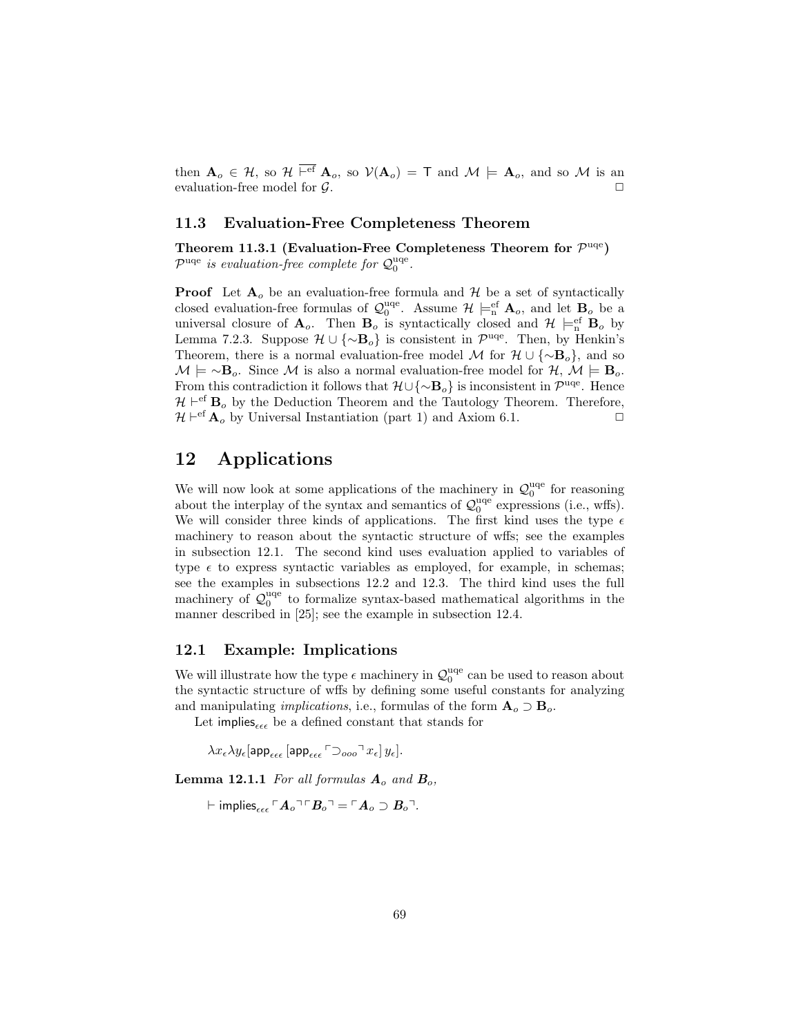then $\mathbf{A}_o \in \mathcal{H}$, so $\mathcal{H} \overline{\vdash^{\mathrm{ef}}} \mathbf{A}_o$, so $\mathcal{V}(\mathbf{A}_o) = \mathsf{T}$ and $\mathcal{M} \models \mathbf{A}_o$, and so $\mathcal{M}$ is an evaluation-free model for $\mathcal{G}$. □

### 11.3 Evaluation-Free Completeness Theorem

**Theorem 11.3.1 (Evaluation-Free Completeness Theorem for $\mathcal{P}^{\mathrm{uqe}}$)** $\mathcal{P}^{\mathrm{uqe}}$ *is evaluation-free complete for* $\mathcal{Q}_0^{\mathrm{uqe}}$.

**Proof** Let $\mathbf{A}_o$ be an evaluation-free formula and $\mathcal{H}$ be a set of syntactically closed evaluation-free formulas of $\mathcal{Q}_0^{\mathrm{uqe}}$. Assume $\mathcal{H} \models^{\mathrm{ef}}_{\mathrm{n}} \mathbf{A}_o$, and let $\mathbf{B}_o$ be a universal closure of $\mathbf{A}_o$. Then $\mathbf{B}_o$ is syntactically closed and $\mathcal{H} \models^{\mathrm{ef}}_{\mathrm{n}} \mathbf{B}_o$ by Lemma 7.2.3. Suppose $\mathcal{H} \cup \{\sim\mathbf{B}_o\}$ is consistent in $\mathcal{P}^{\mathrm{uqe}}$. Then, by Henkin's Theorem, there is a normal evaluation-free model $\mathcal{M}$ for $\mathcal{H} \cup \{\sim\mathbf{B}_o\}$, and so $\mathcal{M} \models \sim\mathbf{B}_o$. Since $\mathcal{M}$ is also a normal evaluation-free model for $\mathcal{H}$, $\mathcal{M} \models \mathbf{B}_o$. From this contradiction it follows that $\mathcal{H} \cup \{\sim\mathbf{B}_o\}$ is inconsistent in $\mathcal{P}^{\mathrm{uqe}}$. Hence $\mathcal{H} \vdash^{\mathrm{ef}} \mathbf{B}_o$ by the Deduction Theorem and the Tautology Theorem. Therefore, $\mathcal{H} \vdash^{\mathrm{ef}} \mathbf{A}_o$ by Universal Instantiation (part 1) and Axiom 6.1. □

## 12 Applications

We will now look at some applications of the machinery in $\mathcal{Q}_0^{\mathrm{uqe}}$ for reasoning about the interplay of the syntax and semantics of $\mathcal{Q}_0^{\mathrm{uqe}}$ expressions (i.e., wffs). We will consider three kinds of applications. The first kind uses the type $\epsilon$ machinery to reason about the syntactic structure of wffs; see the examples in subsection 12.1. The second kind uses evaluation applied to variables of type $\epsilon$ to express syntactic variables as employed, for example, in schemas; see the examples in subsections 12.2 and 12.3. The third kind uses the full machinery of $\mathcal{Q}_0^{\mathrm{uqe}}$ to formalize syntax-based mathematical algorithms in the manner described in [25]; see the example in subsection 12.4.

### 12.1 Example: Implications

We will illustrate how the type $\epsilon$ machinery in $\mathcal{Q}_0^{\mathrm{uqe}}$ can be used to reason about the syntactic structure of wffs by defining some useful constants for analyzing and manipulating *implications*, i.e., formulas of the form $\mathbf{A}_o \supset \mathbf{B}_o$.

Let $\mathsf{implies}_{\epsilon\epsilon\epsilon}$ be a defined constant that stands for

$$\lambda x_\epsilon \lambda y_\epsilon [\mathsf{app}_{\epsilon\epsilon\epsilon} [\mathsf{app}_{\epsilon\epsilon\epsilon} \ulcorner \supset_{ooo} \urcorner x_\epsilon] \, y_\epsilon].$$

**Lemma 12.1.1** *For all formulas $\mathbf{A}_o$ and $\mathbf{B}_o$,*

$$\vdash \mathsf{implies}_{\epsilon\epsilon\epsilon} \ulcorner \mathbf{A}_o \urcorner \ulcorner \mathbf{B}_o \urcorner = \ulcorner \mathbf{A}_o \supset \mathbf{B}_o \urcorner.$$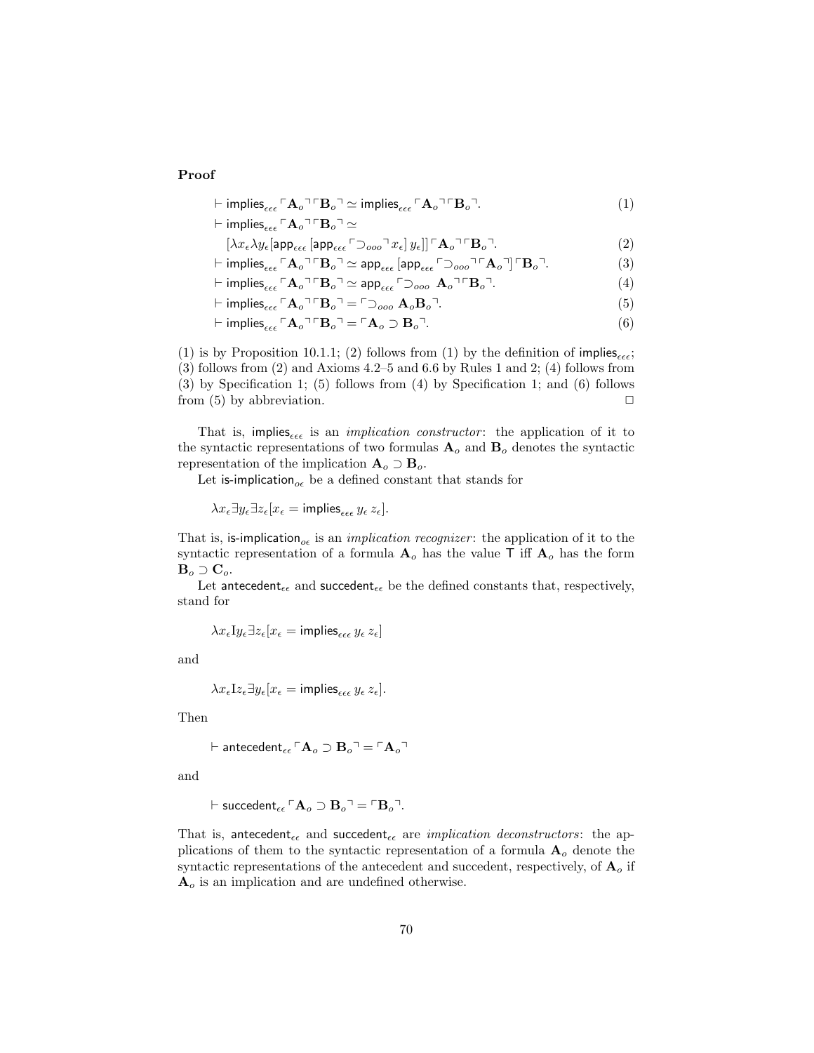**Proof**

$$\vdash \mathsf{implies}_{\epsilon\epsilon\epsilon} \ulcorner \mathbf{A}_o \urcorner \ulcorner \mathbf{B}_o \urcorner \simeq \mathsf{implies}_{\epsilon\epsilon\epsilon} \ulcorner \mathbf{A}_o \urcorner \ulcorner \mathbf{B}_o \urcorner. \tag{1}$$

$$\vdash \mathsf{implies}_{\epsilon\epsilon\epsilon} \ulcorner \mathbf{A}_o \urcorner \ulcorner \mathbf{B}_o \urcorner \simeq [\lambda x_\epsilon \lambda y_\epsilon [\mathsf{app}_{\epsilon\epsilon\epsilon} [\mathsf{app}_{\epsilon\epsilon\epsilon} \ulcorner \supset_{ooo} \urcorner x_\epsilon] \, y_\epsilon]] \ulcorner \mathbf{A}_o \urcorner \ulcorner \mathbf{B}_o \urcorner. \tag{2}$$

$$\vdash \mathsf{implies}_{\epsilon\epsilon\epsilon} \ulcorner \mathbf{A}_o \urcorner \ulcorner \mathbf{B}_o \urcorner \simeq \mathsf{app}_{\epsilon\epsilon\epsilon} [\mathsf{app}_{\epsilon\epsilon\epsilon} \ulcorner \supset_{ooo} \urcorner \ulcorner \mathbf{A}_o \urcorner] \ulcorner \mathbf{B}_o \urcorner. \tag{3}$$

$$\vdash \mathsf{implies}_{\epsilon\epsilon\epsilon} \ulcorner \mathbf{A}_o \urcorner \ulcorner \mathbf{B}_o \urcorner \simeq \mathsf{app}_{\epsilon\epsilon\epsilon} \ulcorner \supset_{ooo} \mathbf{A}_o \urcorner \ulcorner \mathbf{B}_o \urcorner. \tag{4}$$

$$\vdash \mathsf{implies}_{\epsilon\epsilon\epsilon} \ulcorner \mathbf{A}_o \urcorner \ulcorner \mathbf{B}_o \urcorner = \ulcorner \supset_{ooo} \mathbf{A}_o \mathbf{B}_o \urcorner. \tag{5}$$

$$\vdash \mathsf{implies}_{\epsilon\epsilon\epsilon} \ulcorner \mathbf{A}_o \urcorner \ulcorner \mathbf{B}_o \urcorner = \ulcorner \mathbf{A}_o \supset \mathbf{B}_o \urcorner. \tag{6}$$

(1) is by Proposition 10.1.1; (2) follows from (1) by the definition of $\mathsf{implies}_{\epsilon\epsilon\epsilon}$; (3) follows from (2) and Axioms 4.2–5 and 6.6 by Rules 1 and 2; (4) follows from (3) by Specification 1; (5) follows from (4) by Specification 1; and (6) follows from (5) by abbreviation. □

That is, $\mathsf{implies}_{\epsilon\epsilon\epsilon}$ is an *implication constructor*: the application of it to the syntactic representations of two formulas $\mathbf{A}_o$ and $\mathbf{B}_o$ denotes the syntactic representation of the implication $\mathbf{A}_o \supset \mathbf{B}_o$.

Let $\mathsf{is\text{-}implication}_{o\epsilon}$ be a defined constant that stands for

$$\lambda x_\epsilon \exists y_\epsilon \exists z_\epsilon [x_\epsilon = \mathsf{implies}_{\epsilon\epsilon\epsilon} \, y_\epsilon \, z_\epsilon].$$

That is, $\mathsf{is\text{-}implication}_{o\epsilon}$ is an *implication recognizer*: the application of it to the syntactic representation of a formula $\mathbf{A}_o$ has the value $\mathsf{T}$ iff $\mathbf{A}_o$ has the form $\mathbf{B}_o \supset \mathbf{C}_o$.

Let $\mathsf{antecedent}_{\epsilon\epsilon}$ and $\mathsf{succedent}_{\epsilon\epsilon}$ be the defined constants that, respectively, stand for

$$\lambda x_\epsilon \mathrm{I} y_\epsilon \exists z_\epsilon [x_\epsilon = \mathsf{implies}_{\epsilon\epsilon\epsilon} \, y_\epsilon \, z_\epsilon]$$

and

$$\lambda x_\epsilon \mathrm{I} z_\epsilon \exists y_\epsilon [x_\epsilon = \mathsf{implies}_{\epsilon\epsilon\epsilon} \, y_\epsilon \, z_\epsilon].$$

Then

$$\vdash \mathsf{antecedent}_{\epsilon\epsilon} \ulcorner \mathbf{A}_o \supset \mathbf{B}_o \urcorner = \ulcorner \mathbf{A}_o \urcorner$$

and

$$\vdash \mathsf{succedent}_{\epsilon\epsilon} \ulcorner \mathbf{A}_o \supset \mathbf{B}_o \urcorner = \ulcorner \mathbf{B}_o \urcorner.$$

That is, $\mathsf{antecedent}_{\epsilon\epsilon}$ and $\mathsf{succedent}_{\epsilon\epsilon}$ are *implication deconstructors*: the applications of them to the syntactic representation of a formula $\mathbf{A}_o$ denote the syntactic representations of the antecedent and succedent, respectively, of $\mathbf{A}_o$ if $\mathbf{A}_o$ is an implication and are undefined otherwise.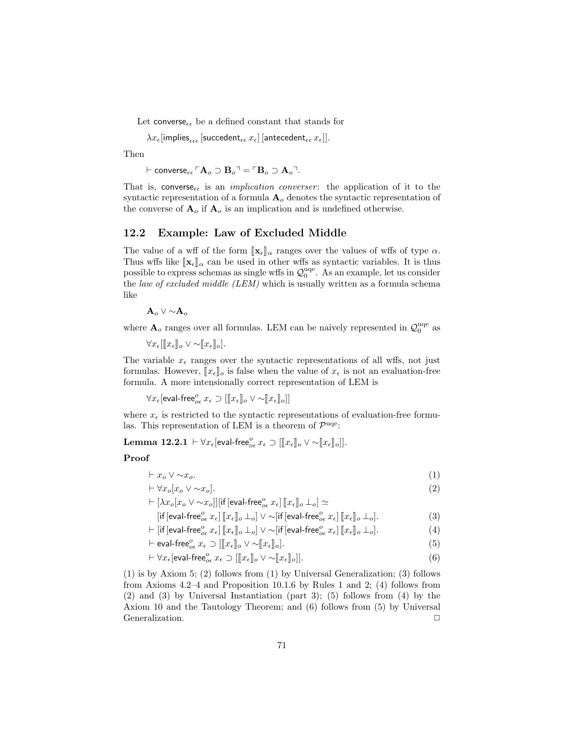Let $\mathsf{converse}_{\epsilon\epsilon}$ be a defined constant that stands for

$$\lambda x_\epsilon [\mathsf{implies}_{\epsilon\epsilon\epsilon} \, [\mathsf{succedent}_{\epsilon\epsilon} \, x_\epsilon] \, [\mathsf{antecedent}_{\epsilon\epsilon} \, x_\epsilon]].$$

Then

$$\vdash \mathsf{converse}_{\epsilon\epsilon} \ulcorner \mathbf{A}_o \supset \mathbf{B}_o \urcorner = \ulcorner \mathbf{B}_o \supset \mathbf{A}_o \urcorner.$$

That is, $\mathsf{converse}_{\epsilon\epsilon}$ is an *implication converser*: the application of it to the syntactic representation of a formula $\mathbf{A}_o$ denotes the syntactic representation of the converse of $\mathbf{A}_o$ if $\mathbf{A}_o$ is an implication and is undefined otherwise.

## 12.2 Example: Law of Excluded Middle

The value of a wff of the form $[\![\mathbf{x}_\epsilon]\!]_\alpha$ ranges over the values of wffs of type $\alpha$. Thus wffs like $[\![\mathbf{x}_\epsilon]\!]_\alpha$ can be used in other wffs as syntactic variables. It is thus possible to express schemas as single wffs in $\mathcal{Q}_0^{\mathrm{uqe}}$. As an example, let us consider the *law of excluded middle (LEM)* which is usually written as a formula schema like

$$\mathbf{A}_o \vee \sim\mathbf{A}_o$$

where $\mathbf{A}_o$ ranges over all formulas. LEM can be naively represented in $\mathcal{Q}_0^{\mathrm{uqe}}$ as

$$\forall x_\epsilon [[\![x_\epsilon]\!]_o \vee \sim[\![x_\epsilon]\!]_o].$$

The variable $x_\epsilon$ ranges over the syntactic representations of all wffs, not just formulas. However, $[\![x_\epsilon]\!]_o$ is false when the value of $x_\epsilon$ is not an evaluation-free formula. A more intensionally correct representation of LEM is

$$\forall x_\epsilon [\mathsf{eval\text{-}free}^o_{o\epsilon} \, x_\epsilon \supset [[\![x_\epsilon]\!]_o \vee \sim[\![x_\epsilon]\!]_o]]$$

where $x_\epsilon$ is restricted to the syntactic representations of evaluation-free formulas. This representation of LEM is a theorem of $\mathcal{P}^{\mathrm{uqe}}$:

**Lemma 12.2.1** $\vdash \forall x_\epsilon [\mathsf{eval\text{-}free}^o_{o\epsilon} \, x_\epsilon \supset [[\![x_\epsilon]\!]_o \vee \sim[\![x_\epsilon]\!]_o]]$.

**Proof**

$$\vdash x_o \vee \sim x_o. \tag{1}$$

$$\vdash \forall x_o [x_o \vee \sim x_o]. \tag{2}$$

$$\vdash [\lambda x_o [x_o \vee \sim x_o]][\mathsf{if} \, [\mathsf{eval\text{-}free}^o_{o\epsilon} \, x_\epsilon] \, [\![x_\epsilon]\!]_o \, \bot_o] \simeq$$
$$[\mathsf{if} \, [\mathsf{eval\text{-}free}^o_{o\epsilon} \, x_\epsilon] \, [\![x_\epsilon]\!]_o \, \bot_o] \vee \sim[\mathsf{if} \, [\mathsf{eval\text{-}free}^o_{o\epsilon} \, x_\epsilon] \, [\![x_\epsilon]\!]_o \, \bot_o]. \tag{3}$$

$$\vdash [\mathsf{if} \, [\mathsf{eval\text{-}free}^o_{o\epsilon} \, x_\epsilon] \, [\![x_\epsilon]\!]_o \, \bot_o] \vee \sim[\mathsf{if} \, [\mathsf{eval\text{-}free}^o_{o\epsilon} \, x_\epsilon] \, [\![x_\epsilon]\!]_o \, \bot_o]. \tag{4}$$

$$\vdash \mathsf{eval\text{-}free}^o_{o\epsilon} \, x_\epsilon \supset [[\![x_\epsilon]\!]_o \vee \sim[\![x_\epsilon]\!]_o]. \tag{5}$$

$$\vdash \forall x_\epsilon [\mathsf{eval\text{-}free}^o_{o\epsilon} \, x_\epsilon \supset [[\![x_\epsilon]\!]_o \vee \sim[\![x_\epsilon]\!]_o]]. \tag{6}$$

(1) is by Axiom 5; (2) follows from (1) by Universal Generalization; (3) follows from Axioms 4.2–4 and Proposition 10.1.6 by Rules 1 and 2; (4) follows from (2) and (3) by Universal Instantiation (part 3); (5) follows from (4) by the Axiom 10 and the Tautology Theorem; and (6) follows from (5) by Universal Generalization. □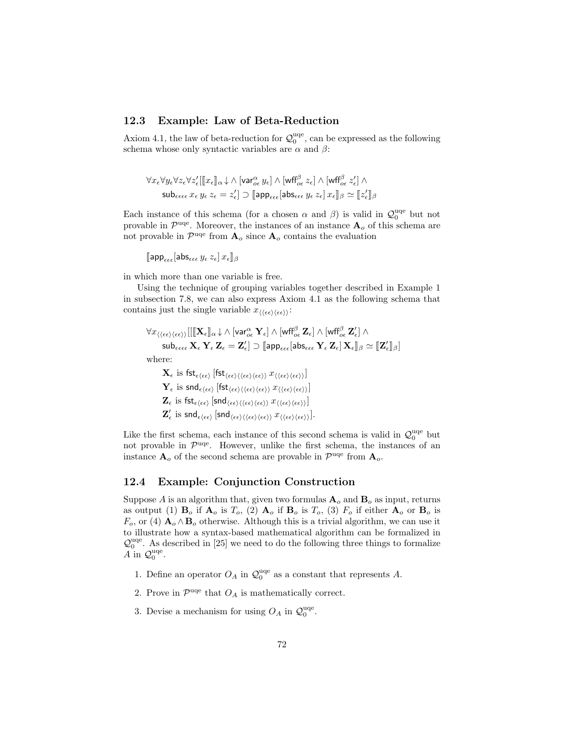## 12.3 Example: Law of Beta-Reduction

Axiom 4.1, the law of beta-reduction for $\mathcal{Q}_0^{\rm uqe}$, can be expressed as the following schema whose only syntactic variables are $\alpha$ and $\beta$:

$$\forall x_\epsilon \forall y_\epsilon \forall z_\epsilon \forall z'_\epsilon [[\![ x_\epsilon ]\!]_\alpha \!\downarrow \wedge [\mathsf{var}^\alpha_{o\epsilon}\, y_\epsilon] \wedge [\mathsf{wff}^\beta_{o\epsilon}\, z_\epsilon] \wedge [\mathsf{wff}^\beta_{o\epsilon}\, z'_\epsilon] \wedge \\ \mathsf{sub}_{\epsilon\epsilon\epsilon\epsilon}\, x_\epsilon\, y_\epsilon\, z_\epsilon = z'_\epsilon] \supset [\![ \mathsf{app}_{\epsilon\epsilon\epsilon}[\mathsf{abs}_{\epsilon\epsilon\epsilon}\, y_\epsilon\, z_\epsilon]\, x_\epsilon ]\!]_\beta \simeq [\![ z'_\epsilon ]\!]_\beta$$

Each instance of this schema (for a chosen $\alpha$ and $\beta$) is valid in $\mathcal{Q}_0^{\rm uqe}$ but not provable in $\mathcal{P}^{\rm uqe}$. Moreover, the instances of an instance $\mathbf{A}_o$ of this schema are not provable in $\mathcal{P}^{\rm uqe}$ from $\mathbf{A}_o$ since $\mathbf{A}_o$ contains the evaluation

$$[\![ \mathsf{app}_{\epsilon\epsilon\epsilon}[\mathsf{abs}_{\epsilon\epsilon\epsilon}\, y_\epsilon\, z_\epsilon]\, x_\epsilon ]\!]_\beta$$

in which more than one variable is free.

Using the technique of grouping variables together described in Example 1 in subsection 7.8, we can also express Axiom 4.1 as the following schema that contains just the single variable $x_{\langle\langle\epsilon\epsilon\rangle\langle\epsilon\epsilon\rangle\rangle}$:

$$\forall x_{\langle\langle\epsilon\epsilon\rangle\langle\epsilon\epsilon\rangle\rangle} [[[\![ \mathbf{X}_\epsilon ]\!]_\alpha \!\downarrow \wedge [\mathsf{var}^\alpha_{o\epsilon}\, \mathbf{Y}_\epsilon] \wedge [\mathsf{wff}^\beta_{o\epsilon}\, \mathbf{Z}_\epsilon] \wedge [\mathsf{wff}^\beta_{o\epsilon}\, \mathbf{Z}'_\epsilon] \wedge \\ \mathsf{sub}_{\epsilon\epsilon\epsilon\epsilon}\, \mathbf{X}_\epsilon\, \mathbf{Y}_\epsilon\, \mathbf{Z}_\epsilon = \mathbf{Z}'_\epsilon] \supset [\![ \mathsf{app}_{\epsilon\epsilon\epsilon}[\mathsf{abs}_{\epsilon\epsilon\epsilon}\, \mathbf{Y}_\epsilon\, \mathbf{Z}_\epsilon]\, \mathbf{X}_\epsilon ]\!]_\beta \simeq [\![ \mathbf{Z}'_\epsilon ]\!]_\beta]$$

where:

$\mathbf{X}_\epsilon$ is $\mathsf{fst}_{\epsilon\langle\epsilon\epsilon\rangle}\,[\mathsf{fst}_{\langle\epsilon\epsilon\rangle\langle\langle\epsilon\epsilon\rangle\langle\epsilon\epsilon\rangle\rangle}\, x_{\langle\langle\epsilon\epsilon\rangle\langle\epsilon\epsilon\rangle\rangle}]$

$\mathbf{Y}_\epsilon$ is $\mathsf{snd}_{\epsilon\langle\epsilon\epsilon\rangle}\,[\mathsf{fst}_{\langle\epsilon\epsilon\rangle\langle\langle\epsilon\epsilon\rangle\langle\epsilon\epsilon\rangle\rangle}\, x_{\langle\langle\epsilon\epsilon\rangle\langle\epsilon\epsilon\rangle\rangle}]$

$\mathbf{Z}_\epsilon$ is $\mathsf{fst}_{\epsilon\langle\epsilon\epsilon\rangle}\,[\mathsf{snd}_{\langle\epsilon\epsilon\rangle\langle\langle\epsilon\epsilon\rangle\langle\epsilon\epsilon\rangle\rangle}\, x_{\langle\langle\epsilon\epsilon\rangle\langle\epsilon\epsilon\rangle\rangle}]$

$\mathbf{Z}'_\epsilon$ is $\mathsf{snd}_{\epsilon\langle\epsilon\epsilon\rangle}\,[\mathsf{snd}_{\langle\epsilon\epsilon\rangle\langle\langle\epsilon\epsilon\rangle\langle\epsilon\epsilon\rangle\rangle}\, x_{\langle\langle\epsilon\epsilon\rangle\langle\epsilon\epsilon\rangle\rangle}]$.

Like the first schema, each instance of this second schema is valid in $\mathcal{Q}_0^{\rm uqe}$ but not provable in $\mathcal{P}^{\rm uqe}$. However, unlike the first schema, the instances of an instance $\mathbf{A}_o$ of the second schema are provable in $\mathcal{P}^{\rm uqe}$ from $\mathbf{A}_o$.

## 12.4 Example: Conjunction Construction

Suppose $A$ is an algorithm that, given two formulas $\mathbf{A}_o$ and $\mathbf{B}_o$ as input, returns as output (1) $\mathbf{B}_o$ if $\mathbf{A}_o$ is $T_o$, (2) $\mathbf{A}_o$ if $\mathbf{B}_o$ is $T_o$, (3) $F_o$ if either $\mathbf{A}_o$ or $\mathbf{B}_o$ is $F_o$, or (4) $\mathbf{A}_o \wedge \mathbf{B}_o$ otherwise. Although this is a trivial algorithm, we can use it to illustrate how a syntax-based mathematical algorithm can be formalized in $\mathcal{Q}_0^{\rm uqe}$. As described in [25] we need to do the following three things to formalize $A$ in $\mathcal{Q}_0^{\rm uqe}$.

1. Define an operator $O_A$ in $\mathcal{Q}_0^{\rm uqe}$ as a constant that represents $A$.
2. Prove in $\mathcal{P}^{\rm uqe}$ that $O_A$ is mathematically correct.
3. Devise a mechanism for using $O_A$ in $\mathcal{Q}_0^{\rm uqe}$.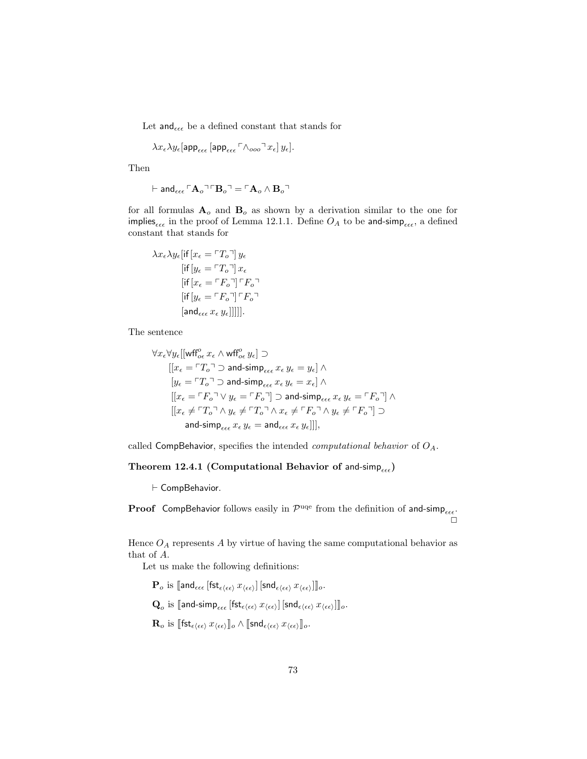Let $\mathsf{and}_{\epsilon\epsilon\epsilon}$ be a defined constant that stands for

$$\lambda x_\epsilon \lambda y_\epsilon [\mathsf{app}_{\epsilon\epsilon\epsilon}\,[\mathsf{app}_{\epsilon\epsilon\epsilon}\,\ulcorner \wedge_{ooo} \urcorner\, x_\epsilon]\, y_\epsilon].$$

Then

$$\vdash \mathsf{and}_{\epsilon\epsilon\epsilon}\,\ulcorner \mathbf{A}_o \urcorner \ulcorner \mathbf{B}_o \urcorner = \ulcorner \mathbf{A}_o \wedge \mathbf{B}_o \urcorner$$

for all formulas $\mathbf{A}_o$ and $\mathbf{B}_o$ as shown by a derivation similar to the one for $\mathsf{implies}_{\epsilon\epsilon\epsilon}$ in the proof of Lemma 12.1.1. Define $O_A$ to be $\mathsf{and\text{-}simp}_{\epsilon\epsilon\epsilon}$, a defined constant that stands for

$$\begin{aligned}
\lambda x_\epsilon \lambda y_\epsilon [&\mathsf{if}\,[x_\epsilon = \ulcorner T_o \urcorner]\, y_\epsilon \\
&[\mathsf{if}\,[y_\epsilon = \ulcorner T_o \urcorner]\, x_\epsilon \\
&[\mathsf{if}\,[x_\epsilon = \ulcorner F_o \urcorner]\, \ulcorner F_o \urcorner \\
&[\mathsf{if}\,[y_\epsilon = \ulcorner F_o \urcorner]\, \ulcorner F_o \urcorner \\
&[\mathsf{and}_{\epsilon\epsilon\epsilon}\, x_\epsilon\, y_\epsilon]]]]].
\end{aligned}$$

The sentence

$$\begin{aligned}
&\forall x_\epsilon \forall y_\epsilon [[\mathsf{wff}^o_{o\epsilon}\, x_\epsilon \wedge \mathsf{wff}^o_{o\epsilon}\, y_\epsilon] \supset \\
&\quad [[x_\epsilon = \ulcorner T_o \urcorner \supset \mathsf{and\text{-}simp}_{\epsilon\epsilon\epsilon}\, x_\epsilon\, y_\epsilon = y_\epsilon] \wedge \\
&\quad\ [y_\epsilon = \ulcorner T_o \urcorner \supset \mathsf{and\text{-}simp}_{\epsilon\epsilon\epsilon}\, x_\epsilon\, y_\epsilon = x_\epsilon] \wedge \\
&\quad\ [[x_\epsilon = \ulcorner F_o \urcorner \vee y_\epsilon = \ulcorner F_o \urcorner] \supset \mathsf{and\text{-}simp}_{\epsilon\epsilon\epsilon}\, x_\epsilon\, y_\epsilon = \ulcorner F_o \urcorner] \wedge \\
&\quad\ [[x_\epsilon \neq \ulcorner T_o \urcorner \wedge y_\epsilon \neq \ulcorner T_o \urcorner \wedge x_\epsilon \neq \ulcorner F_o \urcorner \wedge y_\epsilon \neq \ulcorner F_o \urcorner] \supset \\
&\qquad \mathsf{and\text{-}simp}_{\epsilon\epsilon\epsilon}\, x_\epsilon\, y_\epsilon = \mathsf{and}_{\epsilon\epsilon\epsilon}\, x_\epsilon\, y_\epsilon]]],
\end{aligned}$$

called $\mathsf{CompBehavior}$, specifies the intended *computational behavior* of $O_A$.

**Theorem 12.4.1 (Computational Behavior of $\mathsf{and\text{-}simp}_{\epsilon\epsilon\epsilon}$)**

$$\vdash \mathsf{CompBehavior}.$$

**Proof** $\mathsf{CompBehavior}$ follows easily in $\mathcal{P}^{\rm uqe}$ from the definition of $\mathsf{and\text{-}simp}_{\epsilon\epsilon\epsilon}$. □

Hence $O_A$ represents $A$ by virtue of having the same computational behavior as that of $A$.

Let us make the following definitions:

$\mathbf{P}_o$ is $[\![\mathsf{and}_{\epsilon\epsilon\epsilon}\,[\mathsf{fst}_{\epsilon\langle\epsilon\epsilon\rangle}\, x_{\langle\epsilon\epsilon\rangle}]\,[\mathsf{snd}_{\epsilon\langle\epsilon\epsilon\rangle}\, x_{\langle\epsilon\epsilon\rangle}]]\!]_o$.

$\mathbf{Q}_o$ is $[\![\mathsf{and\text{-}simp}_{\epsilon\epsilon\epsilon}\,[\mathsf{fst}_{\epsilon\langle\epsilon\epsilon\rangle}\, x_{\langle\epsilon\epsilon\rangle}]\,[\mathsf{snd}_{\epsilon\langle\epsilon\epsilon\rangle}\, x_{\langle\epsilon\epsilon\rangle}]]\!]_o$.

$\mathbf{R}_o$ is $[\![\mathsf{fst}_{\epsilon\langle\epsilon\epsilon\rangle}\, x_{\langle\epsilon\epsilon\rangle}]\!]_o \wedge [\![\mathsf{snd}_{\epsilon\langle\epsilon\epsilon\rangle}\, x_{\langle\epsilon\epsilon\rangle}]\!]_o$.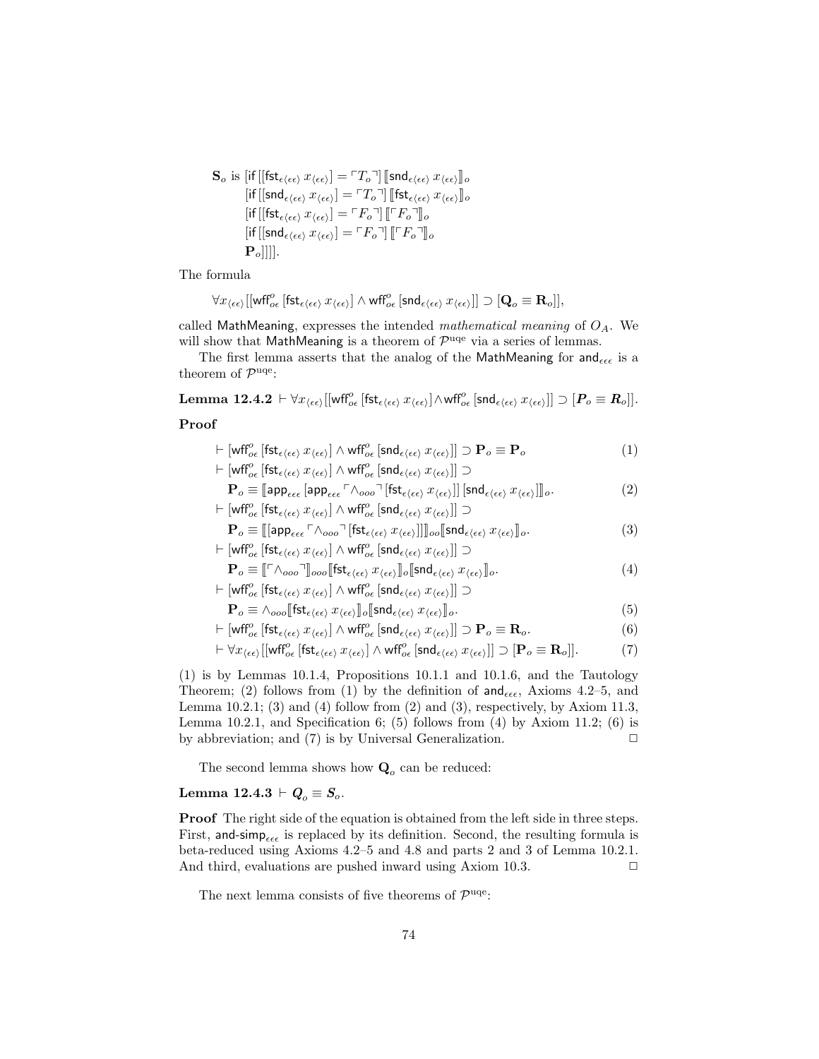$$\mathbf{S}_o \text{ is } [\mathsf{if}\,[[\mathsf{fst}_{\epsilon\langle\epsilon\epsilon\rangle}\, x_{\langle\epsilon\epsilon\rangle}] = \ulcorner T_o \urcorner]\, [\![\mathsf{snd}_{\epsilon\langle\epsilon\epsilon\rangle}\, x_{\langle\epsilon\epsilon\rangle}]\!]_o$$
$$[\mathsf{if}\,[[\mathsf{snd}_{\epsilon\langle\epsilon\epsilon\rangle}\, x_{\langle\epsilon\epsilon\rangle}] = \ulcorner T_o \urcorner]\, [\![\mathsf{fst}_{\epsilon\langle\epsilon\epsilon\rangle}\, x_{\langle\epsilon\epsilon\rangle}]\!]_o$$
$$[\mathsf{if}\,[[\mathsf{fst}_{\epsilon\langle\epsilon\epsilon\rangle}\, x_{\langle\epsilon\epsilon\rangle}] = \ulcorner F_o \urcorner]\, [\![\ulcorner F_o \urcorner]\!]_o$$
$$[\mathsf{if}\,[[\mathsf{snd}_{\epsilon\langle\epsilon\epsilon\rangle}\, x_{\langle\epsilon\epsilon\rangle}] = \ulcorner F_o \urcorner]\, [\![\ulcorner F_o \urcorner]\!]_o$$
$$\mathbf{P}_o]]]].$$

The formula

$$\forall x_{\langle\epsilon\epsilon\rangle} [[\mathsf{wff}^o_{o\epsilon}\, [\mathsf{fst}_{\epsilon\langle\epsilon\epsilon\rangle}\, x_{\langle\epsilon\epsilon\rangle}] \wedge \mathsf{wff}^o_{o\epsilon}\, [\mathsf{snd}_{\epsilon\langle\epsilon\epsilon\rangle}\, x_{\langle\epsilon\epsilon\rangle}]] \supset [\mathbf{Q}_o \equiv \mathbf{R}_o]],$$

called MathMeaning, expresses the intended *mathematical meaning* of $O_A$. We will show that MathMeaning is a theorem of $\mathcal{P}^{\mathrm{uqe}}$ via a series of lemmas.

The first lemma asserts that the analog of the MathMeaning for $\mathsf{and}_{\epsilon\epsilon\epsilon}$ is a theorem of $\mathcal{P}^{\mathrm{uqe}}$:

**Lemma 12.4.2** $\vdash \forall x_{\langle\epsilon\epsilon\rangle} [[\mathsf{wff}^o_{o\epsilon}\, [\mathsf{fst}_{\epsilon\langle\epsilon\epsilon\rangle}\, x_{\langle\epsilon\epsilon\rangle}] \wedge \mathsf{wff}^o_{o\epsilon}\, [\mathsf{snd}_{\epsilon\langle\epsilon\epsilon\rangle}\, x_{\langle\epsilon\epsilon\rangle}]] \supset [\boldsymbol{P}_o \equiv \boldsymbol{R}_o]]$.

**Proof**

$$\vdash [\mathsf{wff}^o_{o\epsilon}\, [\mathsf{fst}_{\epsilon\langle\epsilon\epsilon\rangle}\, x_{\langle\epsilon\epsilon\rangle}] \wedge \mathsf{wff}^o_{o\epsilon}\, [\mathsf{snd}_{\epsilon\langle\epsilon\epsilon\rangle}\, x_{\langle\epsilon\epsilon\rangle}]] \supset \mathbf{P}_o \equiv \mathbf{P}_o \tag{1}$$

$$\vdash [\mathsf{wff}^o_{o\epsilon}\, [\mathsf{fst}_{\epsilon\langle\epsilon\epsilon\rangle}\, x_{\langle\epsilon\epsilon\rangle}] \wedge \mathsf{wff}^o_{o\epsilon}\, [\mathsf{snd}_{\epsilon\langle\epsilon\epsilon\rangle}\, x_{\langle\epsilon\epsilon\rangle}]] \supset$$
$$\mathbf{P}_o \equiv [\![\mathsf{app}_{\epsilon\epsilon\epsilon}\, [\mathsf{app}_{\epsilon\epsilon\epsilon}\, \ulcorner \wedge_{ooo} \urcorner\, [\mathsf{fst}_{\epsilon\langle\epsilon\epsilon\rangle}\, x_{\langle\epsilon\epsilon\rangle}]]\, [\mathsf{snd}_{\epsilon\langle\epsilon\epsilon\rangle}\, x_{\langle\epsilon\epsilon\rangle}]]\!]_o. \tag{2}$$

$$\vdash [\mathsf{wff}^o_{o\epsilon}\, [\mathsf{fst}_{\epsilon\langle\epsilon\epsilon\rangle}\, x_{\langle\epsilon\epsilon\rangle}] \wedge \mathsf{wff}^o_{o\epsilon}\, [\mathsf{snd}_{\epsilon\langle\epsilon\epsilon\rangle}\, x_{\langle\epsilon\epsilon\rangle}]] \supset$$
$$\mathbf{P}_o \equiv [\![[\mathsf{app}_{\epsilon\epsilon\epsilon}\, \ulcorner \wedge_{ooo} \urcorner\, [\mathsf{fst}_{\epsilon\langle\epsilon\epsilon\rangle}\, x_{\langle\epsilon\epsilon\rangle}]]]\!]_{oo} [\![\mathsf{snd}_{\epsilon\langle\epsilon\epsilon\rangle}\, x_{\langle\epsilon\epsilon\rangle}]\!]_o. \tag{3}$$

$$\vdash [\mathsf{wff}^o_{o\epsilon}\, [\mathsf{fst}_{\epsilon\langle\epsilon\epsilon\rangle}\, x_{\langle\epsilon\epsilon\rangle}] \wedge \mathsf{wff}^o_{o\epsilon}\, [\mathsf{snd}_{\epsilon\langle\epsilon\epsilon\rangle}\, x_{\langle\epsilon\epsilon\rangle}]] \supset$$
$$\mathbf{P}_o \equiv [\![\ulcorner \wedge_{ooo} \urcorner]\!]_{ooo} [\![\mathsf{fst}_{\epsilon\langle\epsilon\epsilon\rangle}\, x_{\langle\epsilon\epsilon\rangle}]\!]_o [\![\mathsf{snd}_{\epsilon\langle\epsilon\epsilon\rangle}\, x_{\langle\epsilon\epsilon\rangle}]\!]_o. \tag{4}$$

$$\vdash [\mathsf{wff}^o_{o\epsilon}\, [\mathsf{fst}_{\epsilon\langle\epsilon\epsilon\rangle}\, x_{\langle\epsilon\epsilon\rangle}] \wedge \mathsf{wff}^o_{o\epsilon}\, [\mathsf{snd}_{\epsilon\langle\epsilon\epsilon\rangle}\, x_{\langle\epsilon\epsilon\rangle}]] \supset$$
$$\mathbf{P}_o \equiv \wedge_{ooo} [\![\mathsf{fst}_{\epsilon\langle\epsilon\epsilon\rangle}\, x_{\langle\epsilon\epsilon\rangle}]\!]_o [\![\mathsf{snd}_{\epsilon\langle\epsilon\epsilon\rangle}\, x_{\langle\epsilon\epsilon\rangle}]\!]_o. \tag{5}$$

$$\vdash [\mathsf{wff}^o_{o\epsilon}\, [\mathsf{fst}_{\epsilon\langle\epsilon\epsilon\rangle}\, x_{\langle\epsilon\epsilon\rangle}] \wedge \mathsf{wff}^o_{o\epsilon}\, [\mathsf{snd}_{\epsilon\langle\epsilon\epsilon\rangle}\, x_{\langle\epsilon\epsilon\rangle}]] \supset \mathbf{P}_o \equiv \mathbf{R}_o. \tag{6}$$

$$\vdash \forall x_{\langle\epsilon\epsilon\rangle} [[\mathsf{wff}^o_{o\epsilon}\, [\mathsf{fst}_{\epsilon\langle\epsilon\epsilon\rangle}\, x_{\langle\epsilon\epsilon\rangle}] \wedge \mathsf{wff}^o_{o\epsilon}\, [\mathsf{snd}_{\epsilon\langle\epsilon\epsilon\rangle}\, x_{\langle\epsilon\epsilon\rangle}]] \supset [\mathbf{P}_o \equiv \mathbf{R}_o]]. \tag{7}$$

(1) is by Lemmas 10.1.4, Propositions 10.1.1 and 10.1.6, and the Tautology Theorem; (2) follows from (1) by the definition of $\mathsf{and}_{\epsilon\epsilon\epsilon}$, Axioms 4.2–5, and Lemma 10.2.1; (3) and (4) follow from (2) and (3), respectively, by Axiom 11.3, Lemma 10.2.1, and Specification 6; (5) follows from (4) by Axiom 11.2; (6) is by abbreviation; and (7) is by Universal Generalization. □

The second lemma shows how $\mathbf{Q}_o$ can be reduced:

**Lemma 12.4.3** $\vdash \boldsymbol{Q}_o \equiv \boldsymbol{S}_o$.

**Proof** The right side of the equation is obtained from the left side in three steps. First, $\mathsf{and\text{-}simp}_{\epsilon\epsilon\epsilon}$ is replaced by its definition. Second, the resulting formula is beta-reduced using Axioms 4.2–5 and 4.8 and parts 2 and 3 of Lemma 10.2.1. And third, evaluations are pushed inward using Axiom 10.3. □

The next lemma consists of five theorems of $\mathcal{P}^{\mathrm{uqe}}$: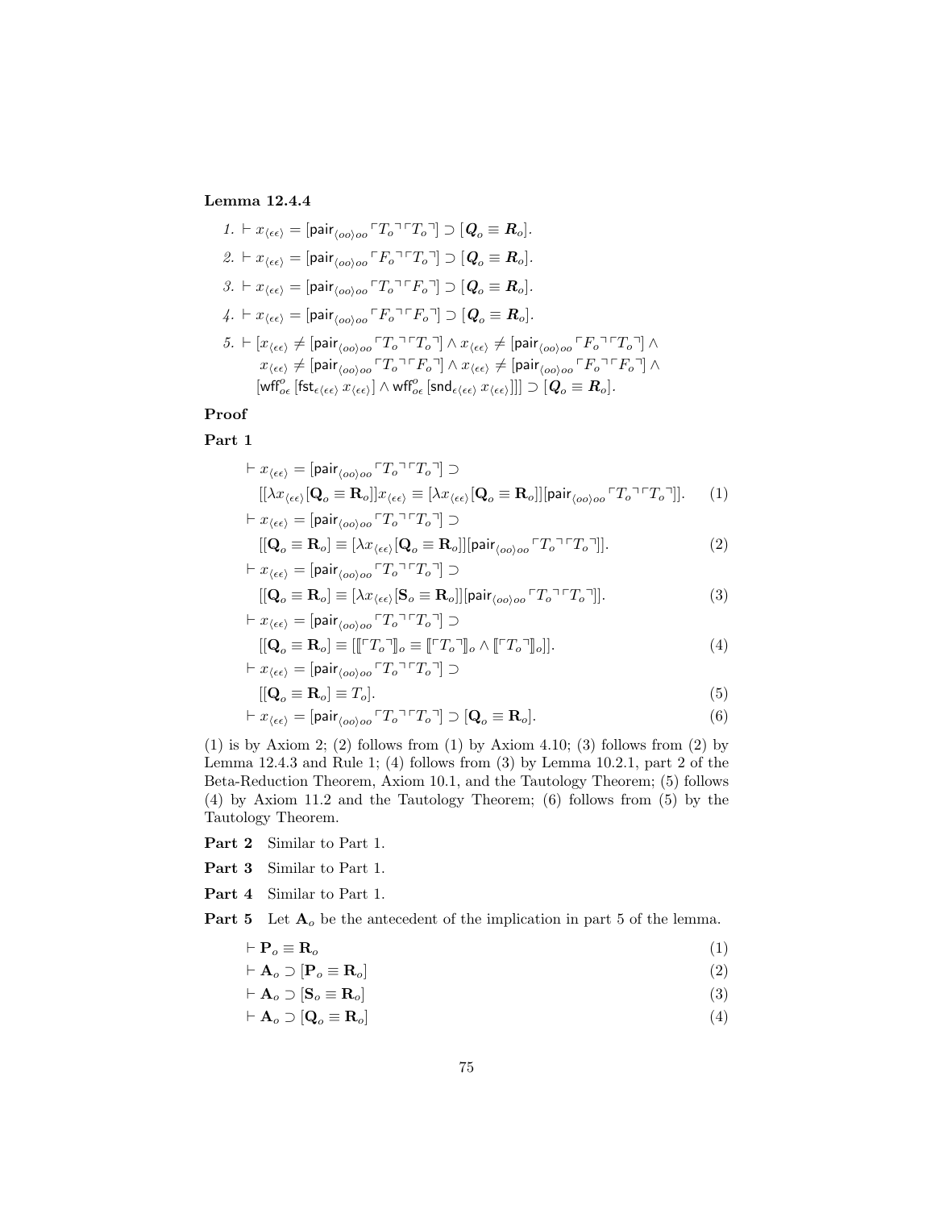**Lemma 12.4.4**

1. $\vdash x_{\langle\epsilon\epsilon\rangle} = [\mathsf{pair}_{\langle oo\rangle oo} \ulcorner T_o \urcorner \ulcorner T_o \urcorner] \supset [\boldsymbol{Q}_o \equiv \boldsymbol{R}_o]$.

2. $\vdash x_{\langle\epsilon\epsilon\rangle} = [\mathsf{pair}_{\langle oo\rangle oo} \ulcorner F_o \urcorner \ulcorner T_o \urcorner] \supset [\boldsymbol{Q}_o \equiv \boldsymbol{R}_o]$.

3. $\vdash x_{\langle\epsilon\epsilon\rangle} = [\mathsf{pair}_{\langle oo\rangle oo} \ulcorner T_o \urcorner \ulcorner F_o \urcorner] \supset [\boldsymbol{Q}_o \equiv \boldsymbol{R}_o]$.

4. $\vdash x_{\langle\epsilon\epsilon\rangle} = [\mathsf{pair}_{\langle oo\rangle oo} \ulcorner F_o \urcorner \ulcorner F_o \urcorner] \supset [\boldsymbol{Q}_o \equiv \boldsymbol{R}_o]$.

5. $\vdash [x_{\langle\epsilon\epsilon\rangle} \neq [\mathsf{pair}_{\langle oo\rangle oo} \ulcorner T_o \urcorner \ulcorner T_o \urcorner] \wedge x_{\langle\epsilon\epsilon\rangle} \neq [\mathsf{pair}_{\langle oo\rangle oo} \ulcorner F_o \urcorner \ulcorner T_o \urcorner] \wedge x_{\langle\epsilon\epsilon\rangle} \neq [\mathsf{pair}_{\langle oo\rangle oo} \ulcorner T_o \urcorner \ulcorner F_o \urcorner] \wedge x_{\langle\epsilon\epsilon\rangle} \neq [\mathsf{pair}_{\langle oo\rangle oo} \ulcorner F_o \urcorner \ulcorner F_o \urcorner] \wedge [\mathsf{wff}^{o}_{o\epsilon} [\mathsf{fst}_{\epsilon\langle\epsilon\epsilon\rangle}\, x_{\langle\epsilon\epsilon\rangle}] \wedge \mathsf{wff}^{o}_{o\epsilon} [\mathsf{snd}_{\epsilon\langle\epsilon\epsilon\rangle}\, x_{\langle\epsilon\epsilon\rangle}]]] \supset [\boldsymbol{Q}_o \equiv \boldsymbol{R}_o]$.

**Proof**

**Part 1**

$$\vdash x_{\langle\epsilon\epsilon\rangle} = [\mathsf{pair}_{\langle oo\rangle oo} \ulcorner T_o \urcorner \ulcorner T_o \urcorner] \supset [[\lambda x_{\langle\epsilon\epsilon\rangle} [\mathbf{Q}_o \equiv \mathbf{R}_o]] x_{\langle\epsilon\epsilon\rangle} \equiv [\lambda x_{\langle\epsilon\epsilon\rangle} [\mathbf{Q}_o \equiv \mathbf{R}_o]][\mathsf{pair}_{\langle oo\rangle oo} \ulcorner T_o \urcorner \ulcorner T_o \urcorner]]. \tag{1}$$

$$\vdash x_{\langle\epsilon\epsilon\rangle} = [\mathsf{pair}_{\langle oo\rangle oo} \ulcorner T_o \urcorner \ulcorner T_o \urcorner] \supset [[\mathbf{Q}_o \equiv \mathbf{R}_o] \equiv [\lambda x_{\langle\epsilon\epsilon\rangle} [\mathbf{Q}_o \equiv \mathbf{R}_o]][\mathsf{pair}_{\langle oo\rangle oo} \ulcorner T_o \urcorner \ulcorner T_o \urcorner]]. \tag{2}$$

$$\vdash x_{\langle\epsilon\epsilon\rangle} = [\mathsf{pair}_{\langle oo\rangle oo} \ulcorner T_o \urcorner \ulcorner T_o \urcorner] \supset [[\mathbf{Q}_o \equiv \mathbf{R}_o] \equiv [\lambda x_{\langle\epsilon\epsilon\rangle} [\mathbf{S}_o \equiv \mathbf{R}_o]][\mathsf{pair}_{\langle oo\rangle oo} \ulcorner T_o \urcorner \ulcorner T_o \urcorner]]. \tag{3}$$

$$\vdash x_{\langle\epsilon\epsilon\rangle} = [\mathsf{pair}_{\langle oo\rangle oo} \ulcorner T_o \urcorner \ulcorner T_o \urcorner] \supset [[\mathbf{Q}_o \equiv \mathbf{R}_o] \equiv [[\![\ulcorner T_o \urcorner]\!]_o \equiv [\![\ulcorner T_o \urcorner]\!]_o \wedge [\![\ulcorner T_o \urcorner]\!]_o]]. \tag{4}$$

$$\vdash x_{\langle\epsilon\epsilon\rangle} = [\mathsf{pair}_{\langle oo\rangle oo} \ulcorner T_o \urcorner \ulcorner T_o \urcorner] \supset [[\mathbf{Q}_o \equiv \mathbf{R}_o] \equiv T_o]. \tag{5}$$

$$\vdash x_{\langle\epsilon\epsilon\rangle} = [\mathsf{pair}_{\langle oo\rangle oo} \ulcorner T_o \urcorner \ulcorner T_o \urcorner] \supset [\mathbf{Q}_o \equiv \mathbf{R}_o]. \tag{6}$$

(1) is by Axiom 2; (2) follows from (1) by Axiom 4.10; (3) follows from (2) by Lemma 12.4.3 and Rule 1; (4) follows from (3) by Lemma 10.2.1, part 2 of the Beta-Reduction Theorem, Axiom 10.1, and the Tautology Theorem; (5) follows (4) by Axiom 11.2 and the Tautology Theorem; (6) follows from (5) by the Tautology Theorem.

**Part 2** Similar to Part 1.

**Part 3** Similar to Part 1.

**Part 4** Similar to Part 1.

**Part 5** Let $\mathbf{A}_o$ be the antecedent of the implication in part 5 of the lemma.

$$\vdash \mathbf{P}_o \equiv \mathbf{R}_o \tag{1}$$

$$\vdash \mathbf{A}_o \supset [\mathbf{P}_o \equiv \mathbf{R}_o] \tag{2}$$

$$\vdash \mathbf{A}_o \supset [\mathbf{S}_o \equiv \mathbf{R}_o] \tag{3}$$

$$\vdash \mathbf{A}_o \supset [\mathbf{Q}_o \equiv \mathbf{R}_o] \tag{4}$$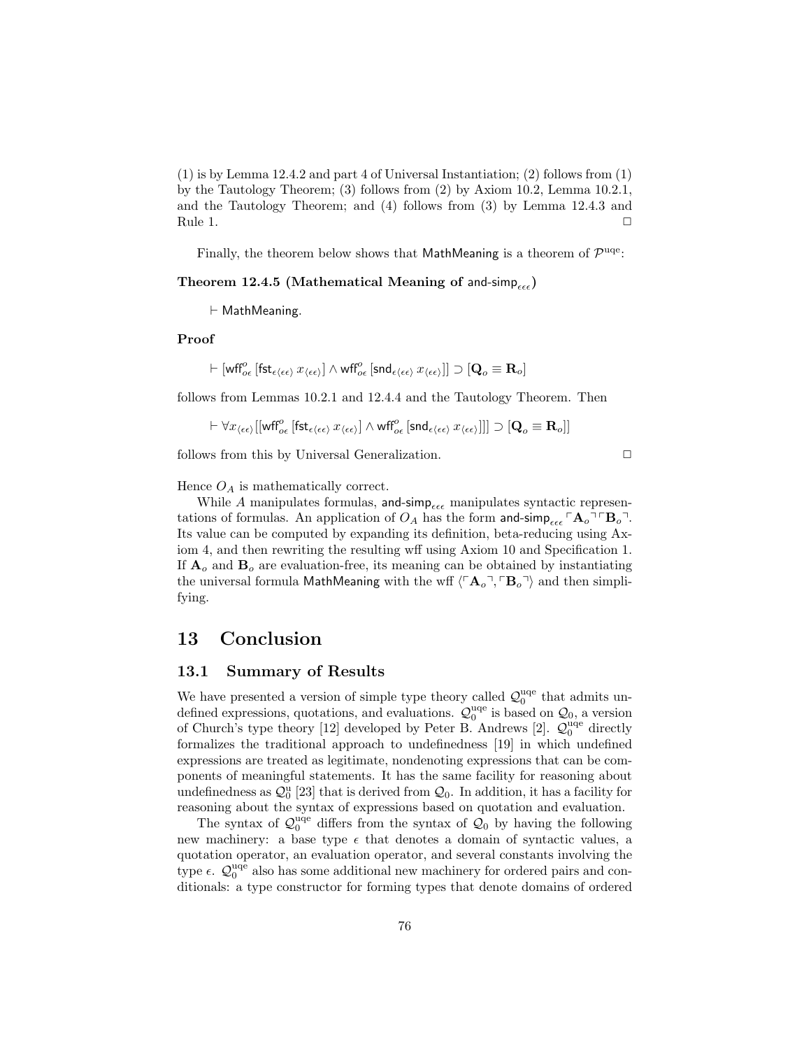(1) is by Lemma 12.4.2 and part 4 of Universal Instantiation; (2) follows from (1) by the Tautology Theorem; (3) follows from (2) by Axiom 10.2, Lemma 10.2.1, and the Tautology Theorem; and (4) follows from (3) by Lemma 12.4.3 and Rule 1. □

Finally, the theorem below shows that $\mathsf{MathMeaning}$ is a theorem of $\mathcal{P}^{\rm uqe}$:

**Theorem 12.4.5 (Mathematical Meaning of $\mathsf{and\text{-}simp}_{\epsilon\epsilon\epsilon}$)**

$\vdash \mathsf{MathMeaning}$.

**Proof**

$$\vdash [\mathsf{wff}^{o}_{o\epsilon}\,[\mathsf{fst}_{\epsilon\langle\epsilon\epsilon\rangle}\,x_{\langle\epsilon\epsilon\rangle}] \wedge \mathsf{wff}^{o}_{o\epsilon}\,[\mathsf{snd}_{\epsilon\langle\epsilon\epsilon\rangle}\,x_{\langle\epsilon\epsilon\rangle}]] \supset [\mathbf{Q}_o \equiv \mathbf{R}_o]$$

follows from Lemmas 10.2.1 and 12.4.4 and the Tautology Theorem. Then

$$\vdash \forall x_{\langle\epsilon\epsilon\rangle}[[\mathsf{wff}^{o}_{o\epsilon}\,[\mathsf{fst}_{\epsilon\langle\epsilon\epsilon\rangle}\,x_{\langle\epsilon\epsilon\rangle}] \wedge \mathsf{wff}^{o}_{o\epsilon}\,[\mathsf{snd}_{\epsilon\langle\epsilon\epsilon\rangle}\,x_{\langle\epsilon\epsilon\rangle}]]] \supset [\mathbf{Q}_o \equiv \mathbf{R}_o]]$$

follows from this by Universal Generalization. □

Hence $O_A$ is mathematically correct.

While $A$ manipulates formulas, $\mathsf{and\text{-}simp}_{\epsilon\epsilon\epsilon}$ manipulates syntactic representations of formulas. An application of $O_A$ has the form $\mathsf{and\text{-}simp}_{\epsilon\epsilon\epsilon}\,\ulcorner\mathbf{A}_o\urcorner\ulcorner\mathbf{B}_o\urcorner$. Its value can be computed by expanding its definition, beta-reducing using Axiom 4, and then rewriting the resulting wff using Axiom 10 and Specification 1. If $\mathbf{A}_o$ and $\mathbf{B}_o$ are evaluation-free, its meaning can be obtained by instantiating the universal formula $\mathsf{MathMeaning}$ with the wff $\langle\ulcorner\mathbf{A}_o\urcorner, \ulcorner\mathbf{B}_o\urcorner\rangle$ and then simplifying.

# 13 Conclusion

## 13.1 Summary of Results

We have presented a version of simple type theory called $\mathcal{Q}_0^{\rm uqe}$ that admits undefined expressions, quotations, and evaluations. $\mathcal{Q}_0^{\rm uqe}$ is based on $\mathcal{Q}_0$, a version of Church's type theory [12] developed by Peter B. Andrews [2]. $\mathcal{Q}_0^{\rm uqe}$ directly formalizes the traditional approach to undefinedness [19] in which undefined expressions are treated as legitimate, nondenoting expressions that can be components of meaningful statements. It has the same facility for reasoning about undefinedness as $\mathcal{Q}_0^{\rm u}$ [23] that is derived from $\mathcal{Q}_0$. In addition, it has a facility for reasoning about the syntax of expressions based on quotation and evaluation.

The syntax of $\mathcal{Q}_0^{\rm uqe}$ differs from the syntax of $\mathcal{Q}_0$ by having the following new machinery: a base type $\epsilon$ that denotes a domain of syntactic values, a quotation operator, an evaluation operator, and several constants involving the type $\epsilon$. $\mathcal{Q}_0^{\rm uqe}$ also has some additional new machinery for ordered pairs and conditionals: a type constructor for forming types that denote domains of ordered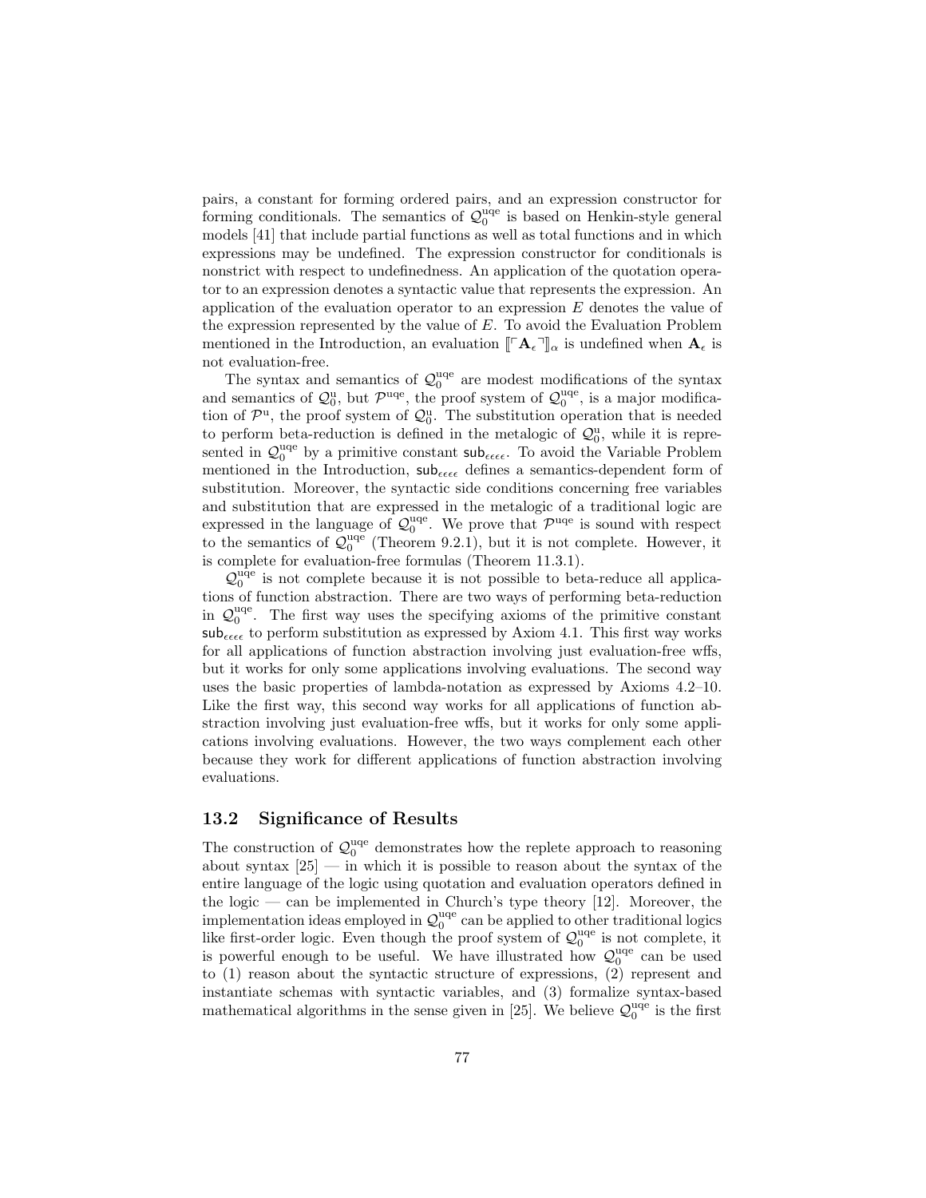pairs, a constant for forming ordered pairs, and an expression constructor for forming conditionals. The semantics of $\mathcal{Q}_0^{\rm uqe}$ is based on Henkin-style general models [41] that include partial functions as well as total functions and in which expressions may be undefined. The expression constructor for conditionals is nonstrict with respect to undefinedness. An application of the quotation operator to an expression denotes a syntactic value that represents the expression. An application of the evaluation operator to an expression $E$ denotes the value of the expression represented by the value of $E$. To avoid the Evaluation Problem mentioned in the Introduction, an evaluation $[\![\ulcorner \mathbf{A}_\epsilon \urcorner]\!]_\alpha$ is undefined when $\mathbf{A}_\epsilon$ is not evaluation-free.

The syntax and semantics of $\mathcal{Q}_0^{\rm uqe}$ are modest modifications of the syntax and semantics of $\mathcal{Q}_0^{\rm u}$, but $\mathcal{P}^{\rm uqe}$, the proof system of $\mathcal{Q}_0^{\rm uqe}$, is a major modification of $\mathcal{P}^{\rm u}$, the proof system of $\mathcal{Q}_0^{\rm u}$. The substitution operation that is needed to perform beta-reduction is defined in the metalogic of $\mathcal{Q}_0^{\rm u}$, while it is represented in $\mathcal{Q}_0^{\rm uqe}$ by a primitive constant $\mathsf{sub}_{\epsilon\epsilon\epsilon\epsilon}$. To avoid the Variable Problem mentioned in the Introduction, $\mathsf{sub}_{\epsilon\epsilon\epsilon\epsilon}$ defines a semantics-dependent form of substitution. Moreover, the syntactic side conditions concerning free variables and substitution that are expressed in the metalogic of a traditional logic are expressed in the language of $\mathcal{Q}_0^{\rm uqe}$. We prove that $\mathcal{P}^{\rm uqe}$ is sound with respect to the semantics of $\mathcal{Q}_0^{\rm uqe}$ (Theorem 9.2.1), but it is not complete. However, it is complete for evaluation-free formulas (Theorem 11.3.1).

$\mathcal{Q}_0^{\rm uqe}$ is not complete because it is not possible to beta-reduce all applications of function abstraction. There are two ways of performing beta-reduction in $\mathcal{Q}_0^{\rm uqe}$. The first way uses the specifying axioms of the primitive constant $\mathsf{sub}_{\epsilon\epsilon\epsilon\epsilon}$ to perform substitution as expressed by Axiom 4.1. This first way works for all applications of function abstraction involving just evaluation-free wffs, but it works for only some applications involving evaluations. The second way uses the basic properties of lambda-notation as expressed by Axioms 4.2–10. Like the first way, this second way works for all applications of function abstraction involving just evaluation-free wffs, but it works for only some applications involving evaluations. However, the two ways complement each other because they work for different applications of function abstraction involving evaluations.

### 13.2 Significance of Results

The construction of $\mathcal{Q}_0^{\rm uqe}$ demonstrates how the replete approach to reasoning about syntax [25] — in which it is possible to reason about the syntax of the entire language of the logic using quotation and evaluation operators defined in the logic — can be implemented in Church's type theory [12]. Moreover, the implementation ideas employed in $\mathcal{Q}_0^{\rm uqe}$ can be applied to other traditional logics like first-order logic. Even though the proof system of $\mathcal{Q}_0^{\rm uqe}$ is not complete, it is powerful enough to be useful. We have illustrated how $\mathcal{Q}_0^{\rm uqe}$ can be used to (1) reason about the syntactic structure of expressions, (2) represent and instantiate schemas with syntactic variables, and (3) formalize syntax-based mathematical algorithms in the sense given in [25]. We believe $\mathcal{Q}_0^{\rm uqe}$ is the first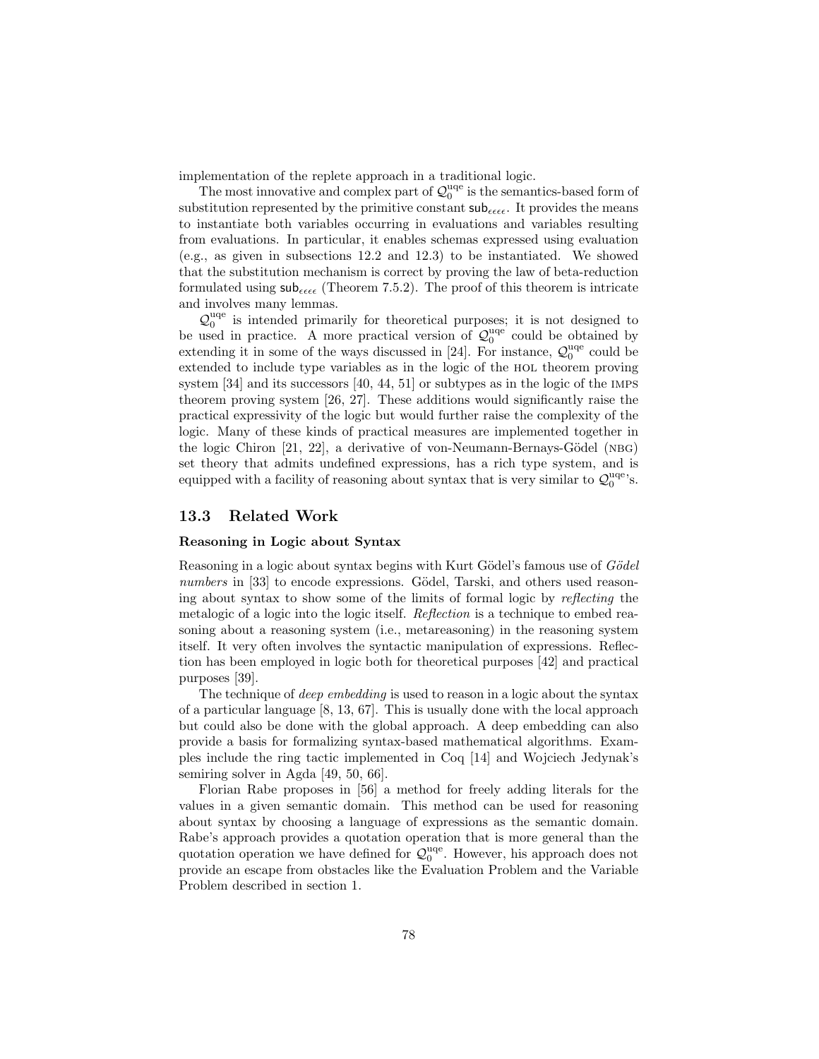implementation of the replete approach in a traditional logic.

The most innovative and complex part of $\mathcal{Q}_0^{\text{uqe}}$ is the semantics-based form of substitution represented by the primitive constant $\mathsf{sub}_{\epsilon\epsilon\epsilon\epsilon}$. It provides the means to instantiate both variables occurring in evaluations and variables resulting from evaluations. In particular, it enables schemas expressed using evaluation (e.g., as given in subsections 12.2 and 12.3) to be instantiated. We showed that the substitution mechanism is correct by proving the law of beta-reduction formulated using $\mathsf{sub}_{\epsilon\epsilon\epsilon\epsilon}$ (Theorem 7.5.2). The proof of this theorem is intricate and involves many lemmas.

$\mathcal{Q}_0^{\text{uqe}}$ is intended primarily for theoretical purposes; it is not designed to be used in practice. A more practical version of $\mathcal{Q}_0^{\text{uqe}}$ could be obtained by extending it in some of the ways discussed in [24]. For instance, $\mathcal{Q}_0^{\text{uqe}}$ could be extended to include type variables as in the logic of the HOL theorem proving system [34] and its successors [40, 44, 51] or subtypes as in the logic of the IMPS theorem proving system [26, 27]. These additions would significantly raise the practical expressivity of the logic but would further raise the complexity of the logic. Many of these kinds of practical measures are implemented together in the logic Chiron [21, 22], a derivative of von-Neumann-Bernays-Gödel (NBG) set theory that admits undefined expressions, has a rich type system, and is equipped with a facility of reasoning about syntax that is very similar to $\mathcal{Q}_0^{\text{uqe}}$'s.

## 13.3 Related Work

**Reasoning in Logic about Syntax**

Reasoning in a logic about syntax begins with Kurt Gödel's famous use of *Gödel numbers* in [33] to encode expressions. Gödel, Tarski, and others used reasoning about syntax to show some of the limits of formal logic by *reflecting* the metalogic of a logic into the logic itself. *Reflection* is a technique to embed reasoning about a reasoning system (i.e., metareasoning) in the reasoning system itself. It very often involves the syntactic manipulation of expressions. Reflection has been employed in logic both for theoretical purposes [42] and practical purposes [39].

The technique of *deep embedding* is used to reason in a logic about the syntax of a particular language [8, 13, 67]. This is usually done with the local approach but could also be done with the global approach. A deep embedding can also provide a basis for formalizing syntax-based mathematical algorithms. Examples include the ring tactic implemented in Coq [14] and Wojciech Jedynak's semiring solver in Agda [49, 50, 66].

Florian Rabe proposes in [56] a method for freely adding literals for the values in a given semantic domain. This method can be used for reasoning about syntax by choosing a language of expressions as the semantic domain. Rabe's approach provides a quotation operation that is more general than the quotation operation we have defined for $\mathcal{Q}_0^{\text{uqe}}$. However, his approach does not provide an escape from obstacles like the Evaluation Problem and the Variable Problem described in section 1.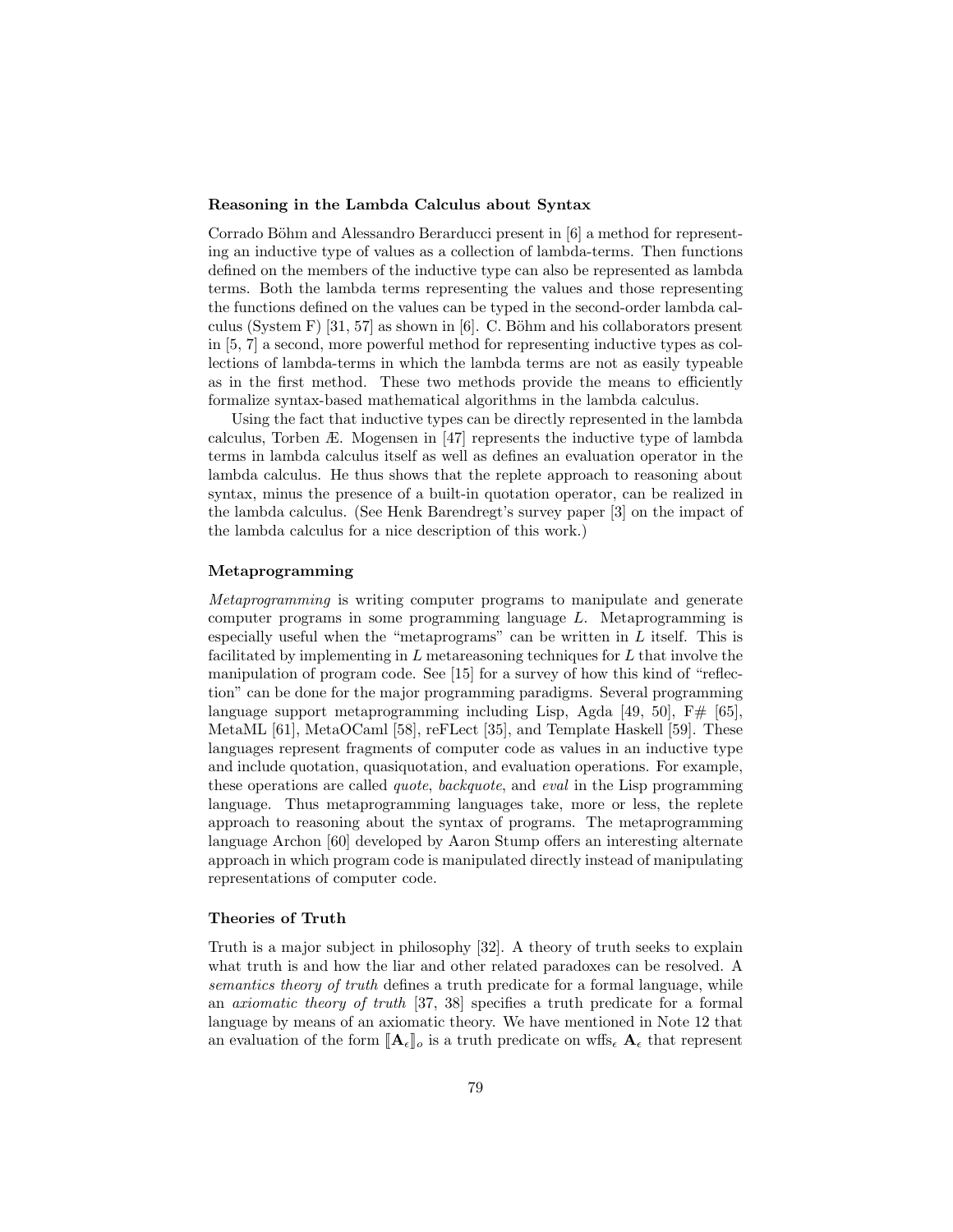### Reasoning in the Lambda Calculus about Syntax

Corrado Böhm and Alessandro Berarducci present in [6] a method for representing an inductive type of values as a collection of lambda-terms. Then functions defined on the members of the inductive type can also be represented as lambda terms. Both the lambda terms representing the values and those representing the functions defined on the values can be typed in the second-order lambda calculus (System F) [31, 57] as shown in [6]. C. Böhm and his collaborators present in [5, 7] a second, more powerful method for representing inductive types as collections of lambda-terms in which the lambda terms are not as easily typeable as in the first method. These two methods provide the means to efficiently formalize syntax-based mathematical algorithms in the lambda calculus.

Using the fact that inductive types can be directly represented in the lambda calculus, Torben Æ. Mogensen in [47] represents the inductive type of lambda terms in lambda calculus itself as well as defines an evaluation operator in the lambda calculus. He thus shows that the replete approach to reasoning about syntax, minus the presence of a built-in quotation operator, can be realized in the lambda calculus. (See Henk Barendregt's survey paper [3] on the impact of the lambda calculus for a nice description of this work.)

### Metaprogramming

*Metaprogramming* is writing computer programs to manipulate and generate computer programs in some programming language $L$. Metaprogramming is especially useful when the "metaprograms" can be written in $L$ itself. This is facilitated by implementing in $L$ metareasoning techniques for $L$ that involve the manipulation of program code. See [15] for a survey of how this kind of "reflection" can be done for the major programming paradigms. Several programming language support metaprogramming including Lisp, Agda [49, 50], F# [65], MetaML [61], MetaOCaml [58], reFLect [35], and Template Haskell [59]. These languages represent fragments of computer code as values in an inductive type and include quotation, quasiquotation, and evaluation operations. For example, these operations are called *quote*, *backquote*, and *eval* in the Lisp programming language. Thus metaprogramming languages take, more or less, the replete approach to reasoning about the syntax of programs. The metaprogramming language Archon [60] developed by Aaron Stump offers an interesting alternate approach in which program code is manipulated directly instead of manipulating representations of computer code.

### Theories of Truth

Truth is a major subject in philosophy [32]. A theory of truth seeks to explain what truth is and how the liar and other related paradoxes can be resolved. A *semantics theory of truth* defines a truth predicate for a formal language, while an *axiomatic theory of truth* [37, 38] specifies a truth predicate for a formal language by means of an axiomatic theory. We have mentioned in Note 12 that an evaluation of the form $[\![\mathbf{A}_\epsilon]\!]_o$ is a truth predicate on wffs$_\epsilon$ $\mathbf{A}_\epsilon$ that represent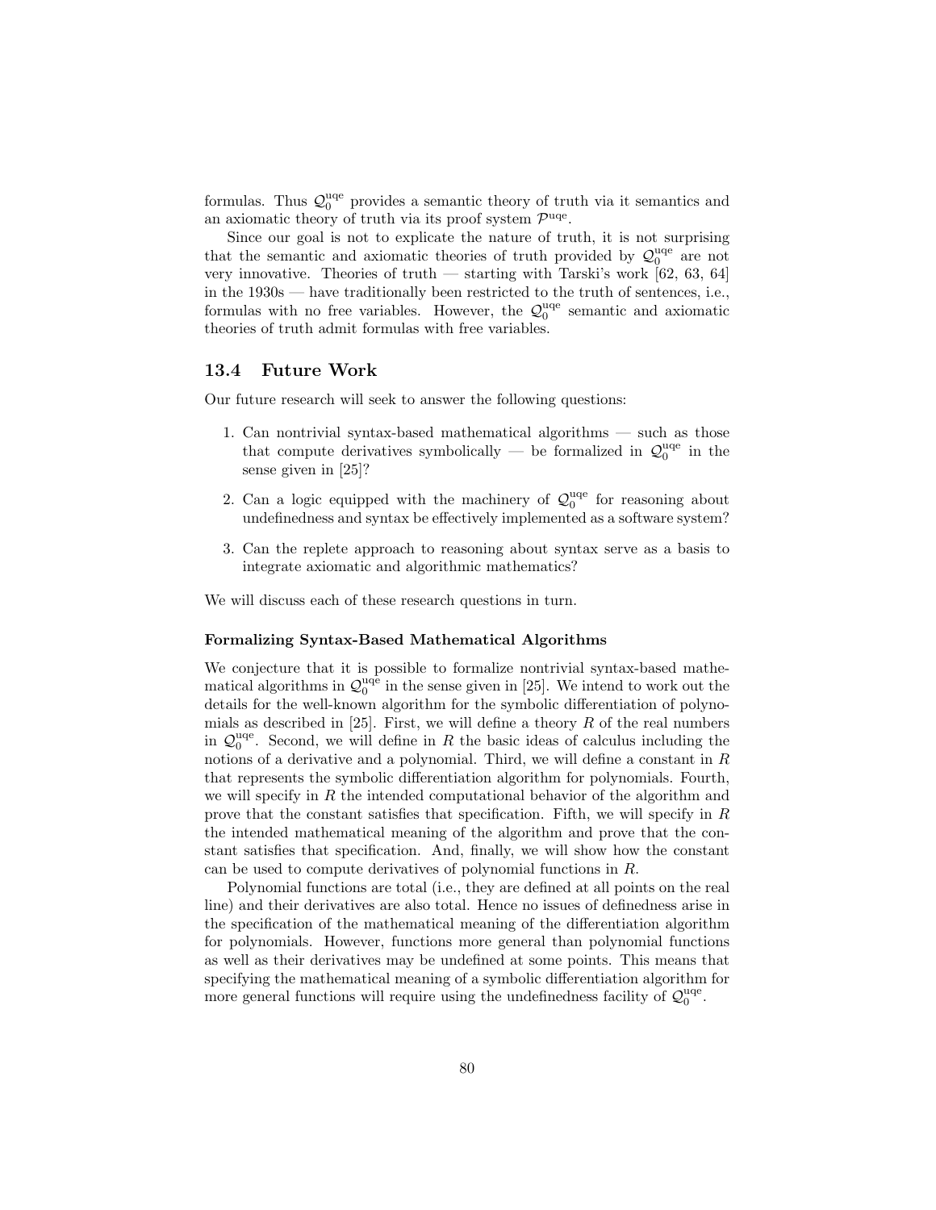formulas. Thus $\mathcal{Q}_0^{\rm uqe}$ provides a semantic theory of truth via it semantics and an axiomatic theory of truth via its proof system $\mathcal{P}^{\rm uqe}$.

Since our goal is not to explicate the nature of truth, it is not surprising that the semantic and axiomatic theories of truth provided by $\mathcal{Q}_0^{\rm uqe}$ are not very innovative. Theories of truth — starting with Tarski's work [62, 63, 64] in the 1930s — have traditionally been restricted to the truth of sentences, i.e., formulas with no free variables. However, the $\mathcal{Q}_0^{\rm uqe}$ semantic and axiomatic theories of truth admit formulas with free variables.

### 13.4 Future Work

Our future research will seek to answer the following questions:

1. Can nontrivial syntax-based mathematical algorithms — such as those that compute derivatives symbolically — be formalized in $\mathcal{Q}_0^{\rm uqe}$ in the sense given in [25]?
2. Can a logic equipped with the machinery of $\mathcal{Q}_0^{\rm uqe}$ for reasoning about undefinedness and syntax be effectively implemented as a software system?
3. Can the replete approach to reasoning about syntax serve as a basis to integrate axiomatic and algorithmic mathematics?

We will discuss each of these research questions in turn.

#### Formalizing Syntax-Based Mathematical Algorithms

We conjecture that it is possible to formalize nontrivial syntax-based mathematical algorithms in $\mathcal{Q}_0^{\rm uqe}$ in the sense given in [25]. We intend to work out the details for the well-known algorithm for the symbolic differentiation of polynomials as described in [25]. First, we will define a theory $R$ of the real numbers in $\mathcal{Q}_0^{\rm uqe}$. Second, we will define in $R$ the basic ideas of calculus including the notions of a derivative and a polynomial. Third, we will define a constant in $R$ that represents the symbolic differentiation algorithm for polynomials. Fourth, we will specify in $R$ the intended computational behavior of the algorithm and prove that the constant satisfies that specification. Fifth, we will specify in $R$ the intended mathematical meaning of the algorithm and prove that the constant satisfies that specification. And, finally, we will show how the constant can be used to compute derivatives of polynomial functions in $R$.

Polynomial functions are total (i.e., they are defined at all points on the real line) and their derivatives are also total. Hence no issues of definedness arise in the specification of the mathematical meaning of the differentiation algorithm for polynomials. However, functions more general than polynomial functions as well as their derivatives may be undefined at some points. This means that specifying the mathematical meaning of a symbolic differentiation algorithm for more general functions will require using the undefinedness facility of $\mathcal{Q}_0^{\rm uqe}$.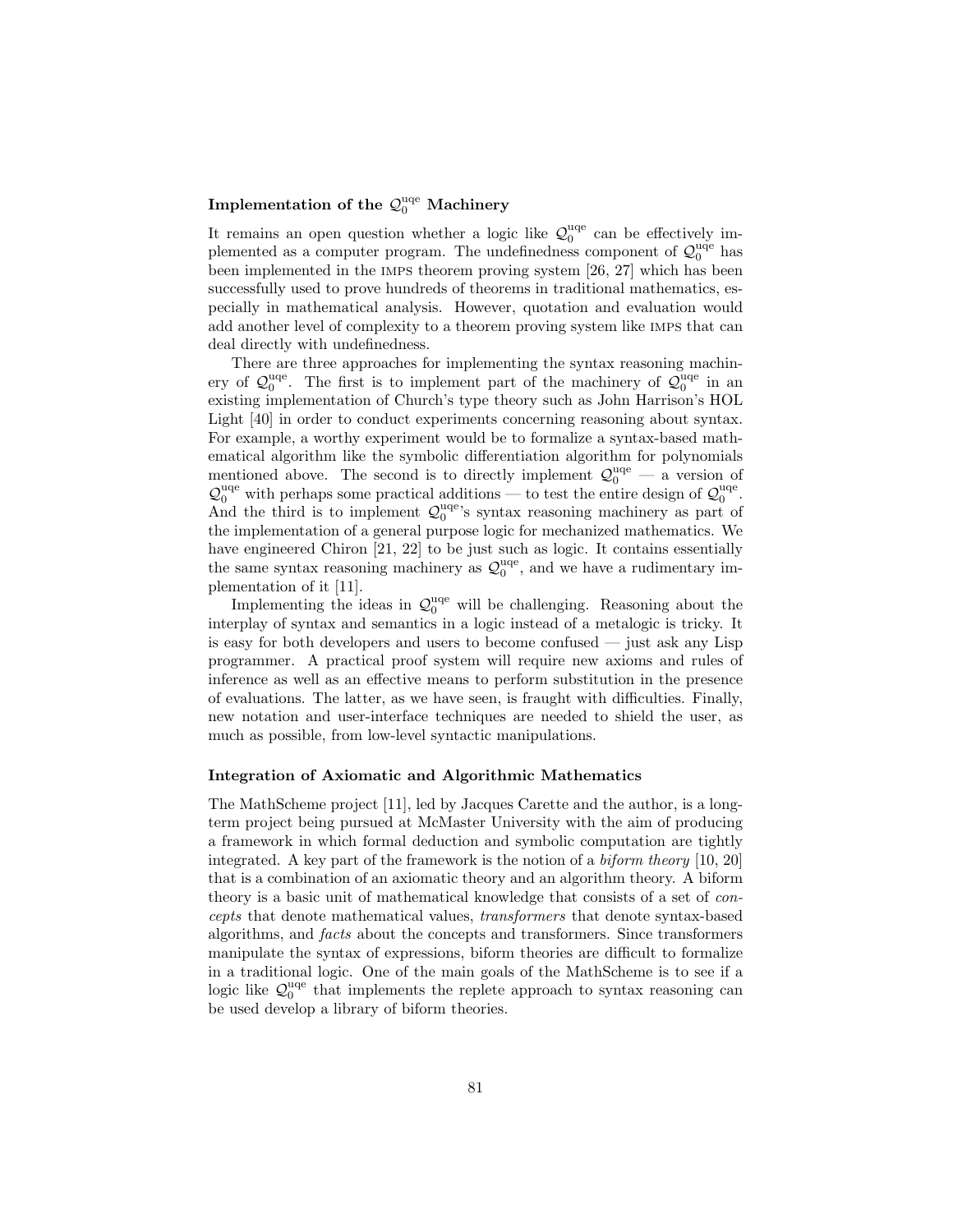### Implementation of the $\mathcal{Q}_0^{\rm uqe}$ Machinery

It remains an open question whether a logic like $\mathcal{Q}_0^{\rm uqe}$ can be effectively implemented as a computer program. The undefinedness component of $\mathcal{Q}_0^{\rm uqe}$ has been implemented in the IMPS theorem proving system [26, 27] which has been successfully used to prove hundreds of theorems in traditional mathematics, especially in mathematical analysis. However, quotation and evaluation would add another level of complexity to a theorem proving system like IMPS that can deal directly with undefinedness.

There are three approaches for implementing the syntax reasoning machinery of $\mathcal{Q}_0^{\rm uqe}$. The first is to implement part of the machinery of $\mathcal{Q}_0^{\rm uqe}$ in an existing implementation of Church's type theory such as John Harrison's HOL Light [40] in order to conduct experiments concerning reasoning about syntax. For example, a worthy experiment would be to formalize a syntax-based mathematical algorithm like the symbolic differentiation algorithm for polynomials mentioned above. The second is to directly implement $\mathcal{Q}_0^{\rm uqe}$ — a version of $\mathcal{Q}_0^{\rm uqe}$ with perhaps some practical additions — to test the entire design of $\mathcal{Q}_0^{\rm uqe}$. And the third is to implement $\mathcal{Q}_0^{\rm uqe}$'s syntax reasoning machinery as part of the implementation of a general purpose logic for mechanized mathematics. We have engineered Chiron [21, 22] to be just such as logic. It contains essentially the same syntax reasoning machinery as $\mathcal{Q}_0^{\rm uqe}$, and we have a rudimentary implementation of it [11].

Implementing the ideas in $\mathcal{Q}_0^{\rm uqe}$ will be challenging. Reasoning about the interplay of syntax and semantics in a logic instead of a metalogic is tricky. It is easy for both developers and users to become confused — just ask any Lisp programmer. A practical proof system will require new axioms and rules of inference as well as an effective means to perform substitution in the presence of evaluations. The latter, as we have seen, is fraught with difficulties. Finally, new notation and user-interface techniques are needed to shield the user, as much as possible, from low-level syntactic manipulations.

### Integration of Axiomatic and Algorithmic Mathematics

The MathScheme project [11], led by Jacques Carette and the author, is a long-term project being pursued at McMaster University with the aim of producing a framework in which formal deduction and symbolic computation are tightly integrated. A key part of the framework is the notion of a *biform theory* [10, 20] that is a combination of an axiomatic theory and an algorithm theory. A biform theory is a basic unit of mathematical knowledge that consists of a set of *concepts* that denote mathematical values, *transformers* that denote syntax-based algorithms, and *facts* about the concepts and transformers. Since transformers manipulate the syntax of expressions, biform theories are difficult to formalize in a traditional logic. One of the main goals of the MathScheme is to see if a logic like $\mathcal{Q}_0^{\rm uqe}$ that implements the replete approach to syntax reasoning can be used develop a library of biform theories.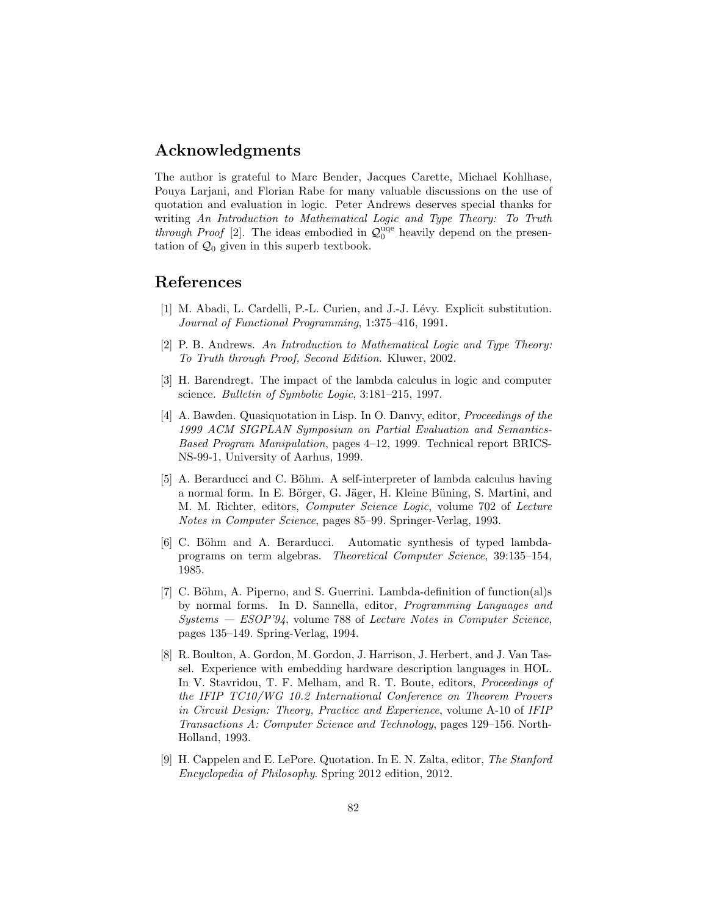## Acknowledgments

The author is grateful to Marc Bender, Jacques Carette, Michael Kohlhase, Pouya Larjani, and Florian Rabe for many valuable discussions on the use of quotation and evaluation in logic. Peter Andrews deserves special thanks for writing *An Introduction to Mathematical Logic and Type Theory: To Truth through Proof* [2]. The ideas embodied in $\mathcal{Q}_0^{\rm uqe}$ heavily depend on the presentation of $\mathcal{Q}_0$ given in this superb textbook.

## References

[1] M. Abadi, L. Cardelli, P.-L. Curien, and J.-J. Lévy. Explicit substitution. *Journal of Functional Programming*, 1:375–416, 1991.

[2] P. B. Andrews. *An Introduction to Mathematical Logic and Type Theory: To Truth through Proof, Second Edition*. Kluwer, 2002.

[3] H. Barendregt. The impact of the lambda calculus in logic and computer science. *Bulletin of Symbolic Logic*, 3:181–215, 1997.

[4] A. Bawden. Quasiquotation in Lisp. In O. Danvy, editor, *Proceedings of the 1999 ACM SIGPLAN Symposium on Partial Evaluation and Semantics-Based Program Manipulation*, pages 4–12, 1999. Technical report BRICS-NS-99-1, University of Aarhus, 1999.

[5] A. Berarducci and C. Böhm. A self-interpreter of lambda calculus having a normal form. In E. Börger, G. Jäger, H. Kleine Büning, S. Martini, and M. M. Richter, editors, *Computer Science Logic*, volume 702 of *Lecture Notes in Computer Science*, pages 85–99. Springer-Verlag, 1993.

[6] C. Böhm and A. Berarducci. Automatic synthesis of typed lambda-programs on term algebras. *Theoretical Computer Science*, 39:135–154, 1985.

[7] C. Böhm, A. Piperno, and S. Guerrini. Lambda-definition of function(al)s by normal forms. In D. Sannella, editor, *Programming Languages and Systems — ESOP'94*, volume 788 of *Lecture Notes in Computer Science*, pages 135–149. Spring-Verlag, 1994.

[8] R. Boulton, A. Gordon, M. Gordon, J. Harrison, J. Herbert, and J. Van Tassel. Experience with embedding hardware description languages in HOL. In V. Stavridou, T. F. Melham, and R. T. Boute, editors, *Proceedings of the IFIP TC10/WG 10.2 International Conference on Theorem Provers in Circuit Design: Theory, Practice and Experience*, volume A-10 of *IFIP Transactions A: Computer Science and Technology*, pages 129–156. North-Holland, 1993.

[9] H. Cappelen and E. LePore. Quotation. In E. N. Zalta, editor, *The Stanford Encyclopedia of Philosophy*. Spring 2012 edition, 2012.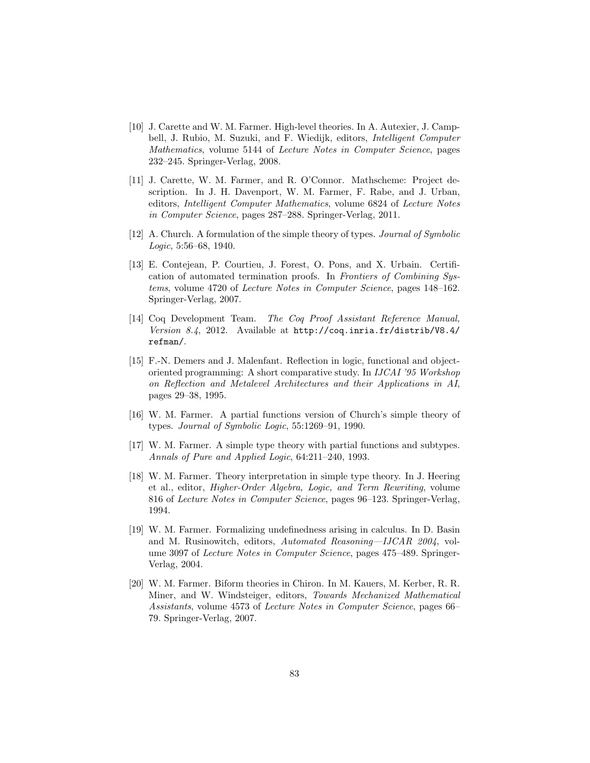[10] J. Carette and W. M. Farmer. High-level theories. In A. Autexier, J. Campbell, J. Rubio, M. Suzuki, and F. Wiedijk, editors, *Intelligent Computer Mathematics*, volume 5144 of *Lecture Notes in Computer Science*, pages 232–245. Springer-Verlag, 2008.

[11] J. Carette, W. M. Farmer, and R. O'Connor. Mathscheme: Project description. In J. H. Davenport, W. M. Farmer, F. Rabe, and J. Urban, editors, *Intelligent Computer Mathematics*, volume 6824 of *Lecture Notes in Computer Science*, pages 287–288. Springer-Verlag, 2011.

[12] A. Church. A formulation of the simple theory of types. *Journal of Symbolic Logic*, 5:56–68, 1940.

[13] E. Contejean, P. Courtieu, J. Forest, O. Pons, and X. Urbain. Certification of automated termination proofs. In *Frontiers of Combining Systems*, volume 4720 of *Lecture Notes in Computer Science*, pages 148–162. Springer-Verlag, 2007.

[14] Coq Development Team. *The Coq Proof Assistant Reference Manual, Version 8.4*, 2012. Available at `http://coq.inria.fr/distrib/V8.4/refman/`.

[15] F.-N. Demers and J. Malenfant. Reflection in logic, functional and object-oriented programming: A short comparative study. In *IJCAI '95 Workshop on Reflection and Metalevel Architectures and their Applications in AI*, pages 29–38, 1995.

[16] W. M. Farmer. A partial functions version of Church's simple theory of types. *Journal of Symbolic Logic*, 55:1269–91, 1990.

[17] W. M. Farmer. A simple type theory with partial functions and subtypes. *Annals of Pure and Applied Logic*, 64:211–240, 1993.

[18] W. M. Farmer. Theory interpretation in simple type theory. In J. Heering et al., editor, *Higher-Order Algebra, Logic, and Term Rewriting*, volume 816 of *Lecture Notes in Computer Science*, pages 96–123. Springer-Verlag, 1994.

[19] W. M. Farmer. Formalizing undefinedness arising in calculus. In D. Basin and M. Rusinowitch, editors, *Automated Reasoning—IJCAR 2004*, volume 3097 of *Lecture Notes in Computer Science*, pages 475–489. Springer-Verlag, 2004.

[20] W. M. Farmer. Biform theories in Chiron. In M. Kauers, M. Kerber, R. R. Miner, and W. Windsteiger, editors, *Towards Mechanized Mathematical Assistants*, volume 4573 of *Lecture Notes in Computer Science*, pages 66–79. Springer-Verlag, 2007.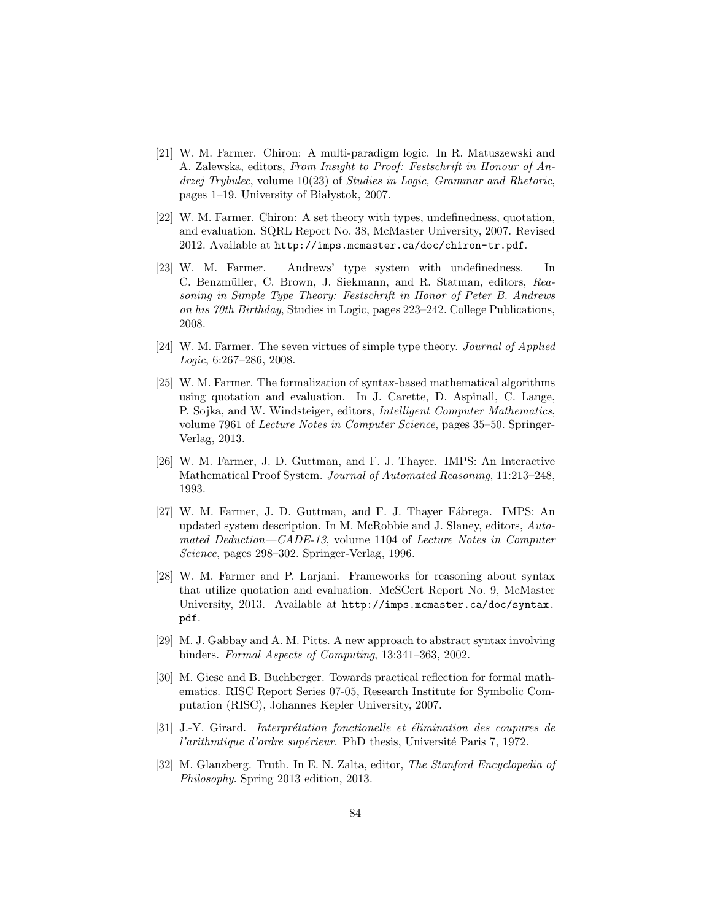[21] W. M. Farmer. Chiron: A multi-paradigm logic. In R. Matuszewski and A. Zalewska, editors, *From Insight to Proof: Festschrift in Honour of Andrzej Trybulec*, volume 10(23) of *Studies in Logic, Grammar and Rhetoric*, pages 1–19. University of Białystok, 2007.

[22] W. M. Farmer. Chiron: A set theory with types, undefinedness, quotation, and evaluation. SQRL Report No. 38, McMaster University, 2007. Revised 2012. Available at `http://imps.mcmaster.ca/doc/chiron-tr.pdf`.

[23] W. M. Farmer. Andrews' type system with undefinedness. In C. Benzmüller, C. Brown, J. Siekmann, and R. Statman, editors, *Reasoning in Simple Type Theory: Festschrift in Honor of Peter B. Andrews on his 70th Birthday*, Studies in Logic, pages 223–242. College Publications, 2008.

[24] W. M. Farmer. The seven virtues of simple type theory. *Journal of Applied Logic*, 6:267–286, 2008.

[25] W. M. Farmer. The formalization of syntax-based mathematical algorithms using quotation and evaluation. In J. Carette, D. Aspinall, C. Lange, P. Sojka, and W. Windsteiger, editors, *Intelligent Computer Mathematics*, volume 7961 of *Lecture Notes in Computer Science*, pages 35–50. Springer-Verlag, 2013.

[26] W. M. Farmer, J. D. Guttman, and F. J. Thayer. IMPS: An Interactive Mathematical Proof System. *Journal of Automated Reasoning*, 11:213–248, 1993.

[27] W. M. Farmer, J. D. Guttman, and F. J. Thayer Fábrega. IMPS: An updated system description. In M. McRobbie and J. Slaney, editors, *Automated Deduction—CADE-13*, volume 1104 of *Lecture Notes in Computer Science*, pages 298–302. Springer-Verlag, 1996.

[28] W. M. Farmer and P. Larjani. Frameworks for reasoning about syntax that utilize quotation and evaluation. McSCert Report No. 9, McMaster University, 2013. Available at `http://imps.mcmaster.ca/doc/syntax.pdf`.

[29] M. J. Gabbay and A. M. Pitts. A new approach to abstract syntax involving binders. *Formal Aspects of Computing*, 13:341–363, 2002.

[30] M. Giese and B. Buchberger. Towards practical reflection for formal mathematics. RISC Report Series 07-05, Research Institute for Symbolic Computation (RISC), Johannes Kepler University, 2007.

[31] J.-Y. Girard. *Interprétation fonctionelle et élimination des coupures de l'arithmtique d'ordre supérieur*. PhD thesis, Université Paris 7, 1972.

[32] M. Glanzberg. Truth. In E. N. Zalta, editor, *The Stanford Encyclopedia of Philosophy*. Spring 2013 edition, 2013.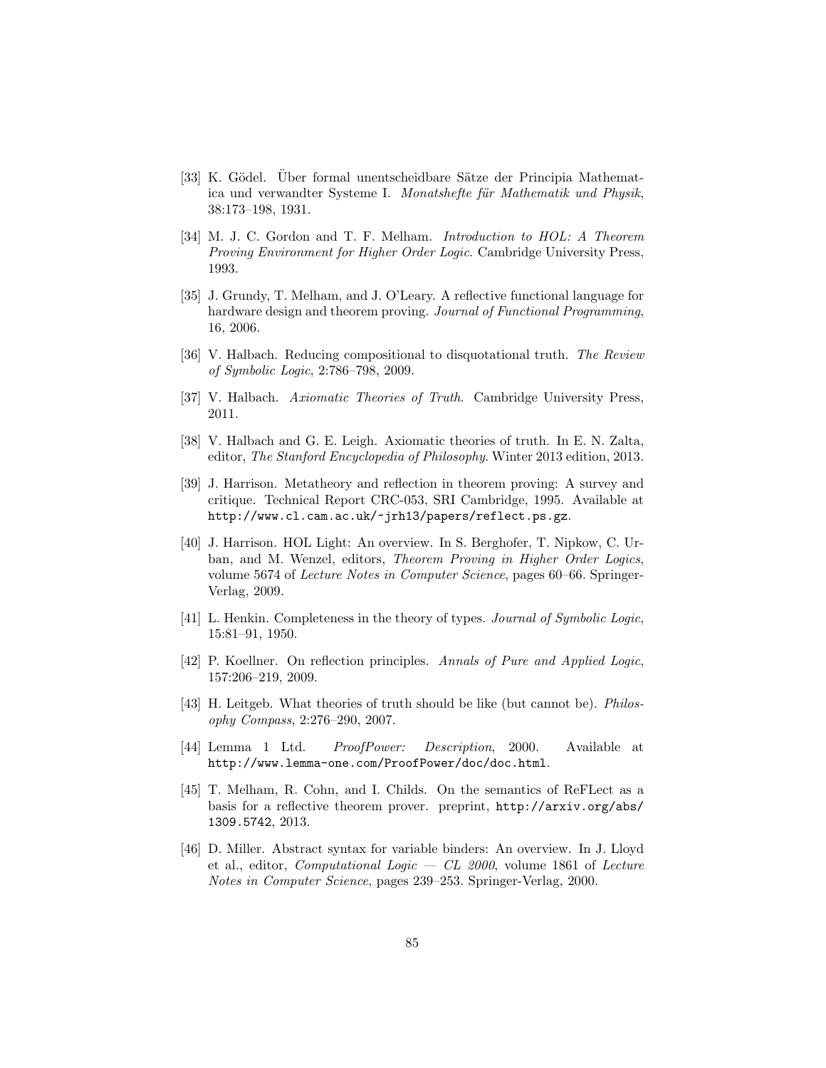[33] K. Gödel. Über formal unentscheidbare Sätze der Principia Mathematica und verwandter Systeme I. *Monatshefte für Mathematik und Physik*, 38:173–198, 1931.

[34] M. J. C. Gordon and T. F. Melham. *Introduction to HOL: A Theorem Proving Environment for Higher Order Logic*. Cambridge University Press, 1993.

[35] J. Grundy, T. Melham, and J. O'Leary. A reflective functional language for hardware design and theorem proving. *Journal of Functional Programming*, 16, 2006.

[36] V. Halbach. Reducing compositional to disquotational truth. *The Review of Symbolic Logic*, 2:786–798, 2009.

[37] V. Halbach. *Axiomatic Theories of Truth*. Cambridge University Press, 2011.

[38] V. Halbach and G. E. Leigh. Axiomatic theories of truth. In E. N. Zalta, editor, *The Stanford Encyclopedia of Philosophy*. Winter 2013 edition, 2013.

[39] J. Harrison. Metatheory and reflection in theorem proving: A survey and critique. Technical Report CRC-053, SRI Cambridge, 1995. Available at `http://www.cl.cam.ac.uk/~jrh13/papers/reflect.ps.gz`.

[40] J. Harrison. HOL Light: An overview. In S. Berghofer, T. Nipkow, C. Urban, and M. Wenzel, editors, *Theorem Proving in Higher Order Logics*, volume 5674 of *Lecture Notes in Computer Science*, pages 60–66. Springer-Verlag, 2009.

[41] L. Henkin. Completeness in the theory of types. *Journal of Symbolic Logic*, 15:81–91, 1950.

[42] P. Koellner. On reflection principles. *Annals of Pure and Applied Logic*, 157:206–219, 2009.

[43] H. Leitgeb. What theories of truth should be like (but cannot be). *Philosophy Compass*, 2:276–290, 2007.

[44] Lemma 1 Ltd. *ProofPower: Description*, 2000. Available at `http://www.lemma-one.com/ProofPower/doc/doc.html`.

[45] T. Melham, R. Cohn, and I. Childs. On the semantics of ReFLect as a basis for a reflective theorem prover. preprint, `http://arxiv.org/abs/1309.5742`, 2013.

[46] D. Miller. Abstract syntax for variable binders: An overview. In J. Lloyd et al., editor, *Computational Logic — CL 2000*, volume 1861 of *Lecture Notes in Computer Science*, pages 239–253. Springer-Verlag, 2000.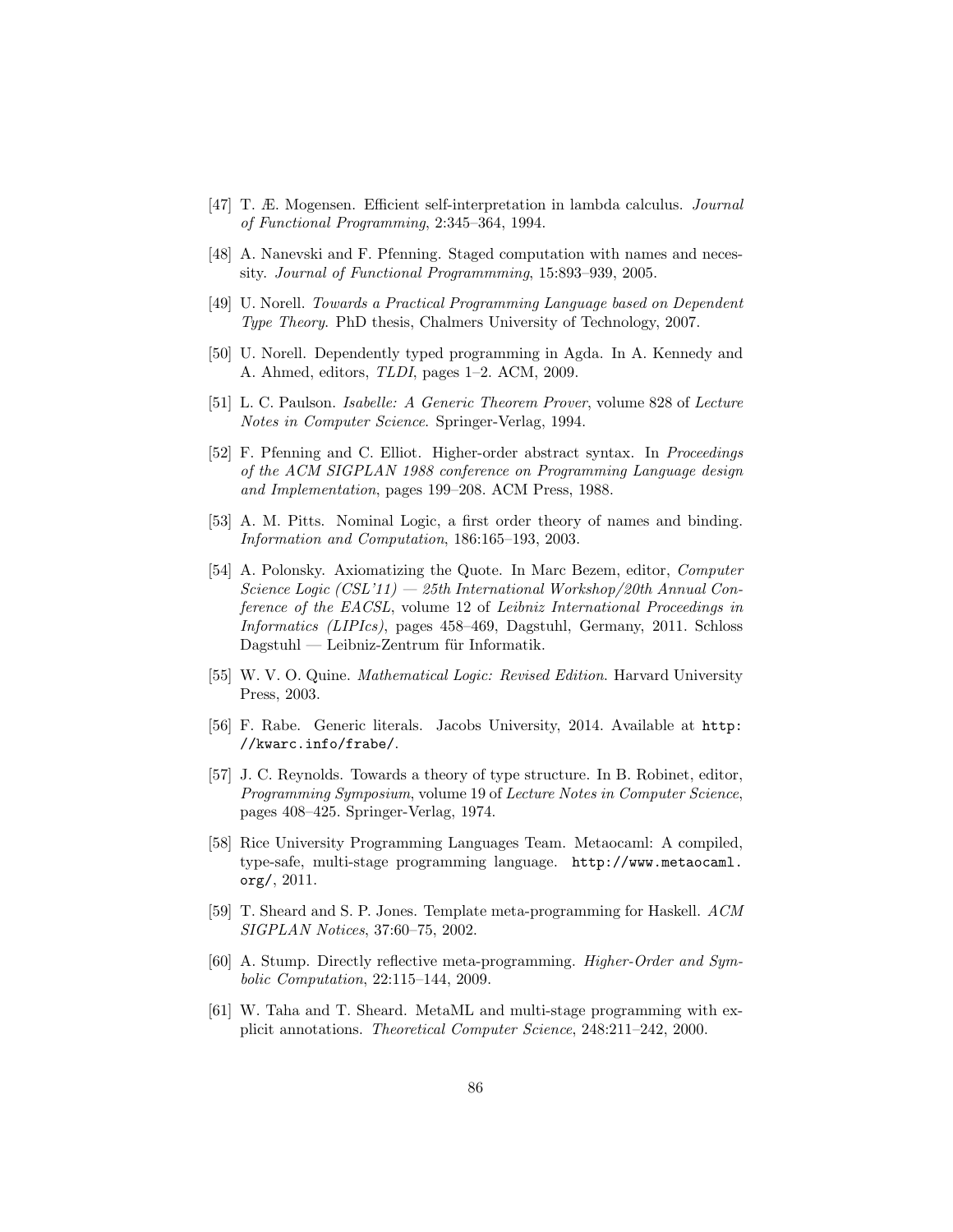[47] T. Æ. Mogensen. Efficient self-interpretation in lambda calculus. *Journal of Functional Programming*, 2:345–364, 1994.

[48] A. Nanevski and F. Pfenning. Staged computation with names and necessity. *Journal of Functional Programmming*, 15:893–939, 2005.

[49] U. Norell. *Towards a Practical Programming Language based on Dependent Type Theory*. PhD thesis, Chalmers University of Technology, 2007.

[50] U. Norell. Dependently typed programming in Agda. In A. Kennedy and A. Ahmed, editors, *TLDI*, pages 1–2. ACM, 2009.

[51] L. C. Paulson. *Isabelle: A Generic Theorem Prover*, volume 828 of *Lecture Notes in Computer Science*. Springer-Verlag, 1994.

[52] F. Pfenning and C. Elliot. Higher-order abstract syntax. In *Proceedings of the ACM SIGPLAN 1988 conference on Programming Language design and Implementation*, pages 199–208. ACM Press, 1988.

[53] A. M. Pitts. Nominal Logic, a first order theory of names and binding. *Information and Computation*, 186:165–193, 2003.

[54] A. Polonsky. Axiomatizing the Quote. In Marc Bezem, editor, *Computer Science Logic (CSL'11) — 25th International Workshop/20th Annual Conference of the EACSL*, volume 12 of *Leibniz International Proceedings in Informatics (LIPIcs)*, pages 458–469, Dagstuhl, Germany, 2011. Schloss Dagstuhl — Leibniz-Zentrum für Informatik.

[55] W. V. O. Quine. *Mathematical Logic: Revised Edition*. Harvard University Press, 2003.

[56] F. Rabe. Generic literals. Jacobs University, 2014. Available at `http://kwarc.info/frabe/`.

[57] J. C. Reynolds. Towards a theory of type structure. In B. Robinet, editor, *Programming Symposium*, volume 19 of *Lecture Notes in Computer Science*, pages 408–425. Springer-Verlag, 1974.

[58] Rice University Programming Languages Team. Metaocaml: A compiled, type-safe, multi-stage programming language. `http://www.metaocaml.org/`, 2011.

[59] T. Sheard and S. P. Jones. Template meta-programming for Haskell. *ACM SIGPLAN Notices*, 37:60–75, 2002.

[60] A. Stump. Directly reflective meta-programming. *Higher-Order and Symbolic Computation*, 22:115–144, 2009.

[61] W. Taha and T. Sheard. MetaML and multi-stage programming with explicit annotations. *Theoretical Computer Science*, 248:211–242, 2000.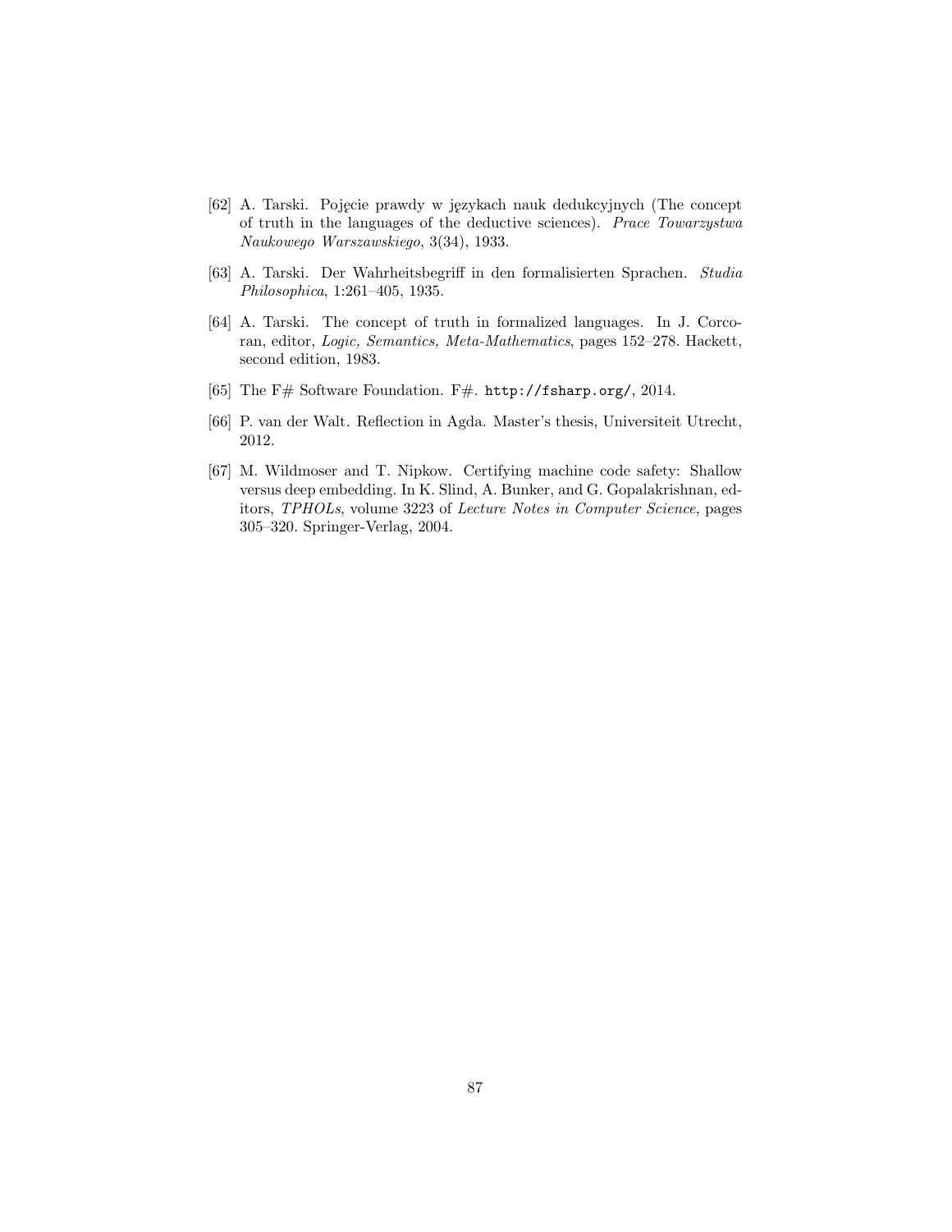[62] A. Tarski. Pojęcie prawdy w językach nauk dedukcyjnych (The concept of truth in the languages of the deductive sciences). *Prace Towarzystwa Naukowego Warszawskiego*, 3(34), 1933.

[63] A. Tarski. Der Wahrheitsbegriff in den formalisierten Sprachen. *Studia Philosophica*, 1:261–405, 1935.

[64] A. Tarski. The concept of truth in formalized languages. In J. Corcoran, editor, *Logic, Semantics, Meta-Mathematics*, pages 152–278. Hackett, second edition, 1983.

[65] The F# Software Foundation. F#. `http://fsharp.org/`, 2014.

[66] P. van der Walt. Reflection in Agda. Master's thesis, Universiteit Utrecht, 2012.

[67] M. Wildmoser and T. Nipkow. Certifying machine code safety: Shallow versus deep embedding. In K. Slind, A. Bunker, and G. Gopalakrishnan, editors, *TPHOLs*, volume 3223 of *Lecture Notes in Computer Science*, pages 305–320. Springer-Verlag, 2004.